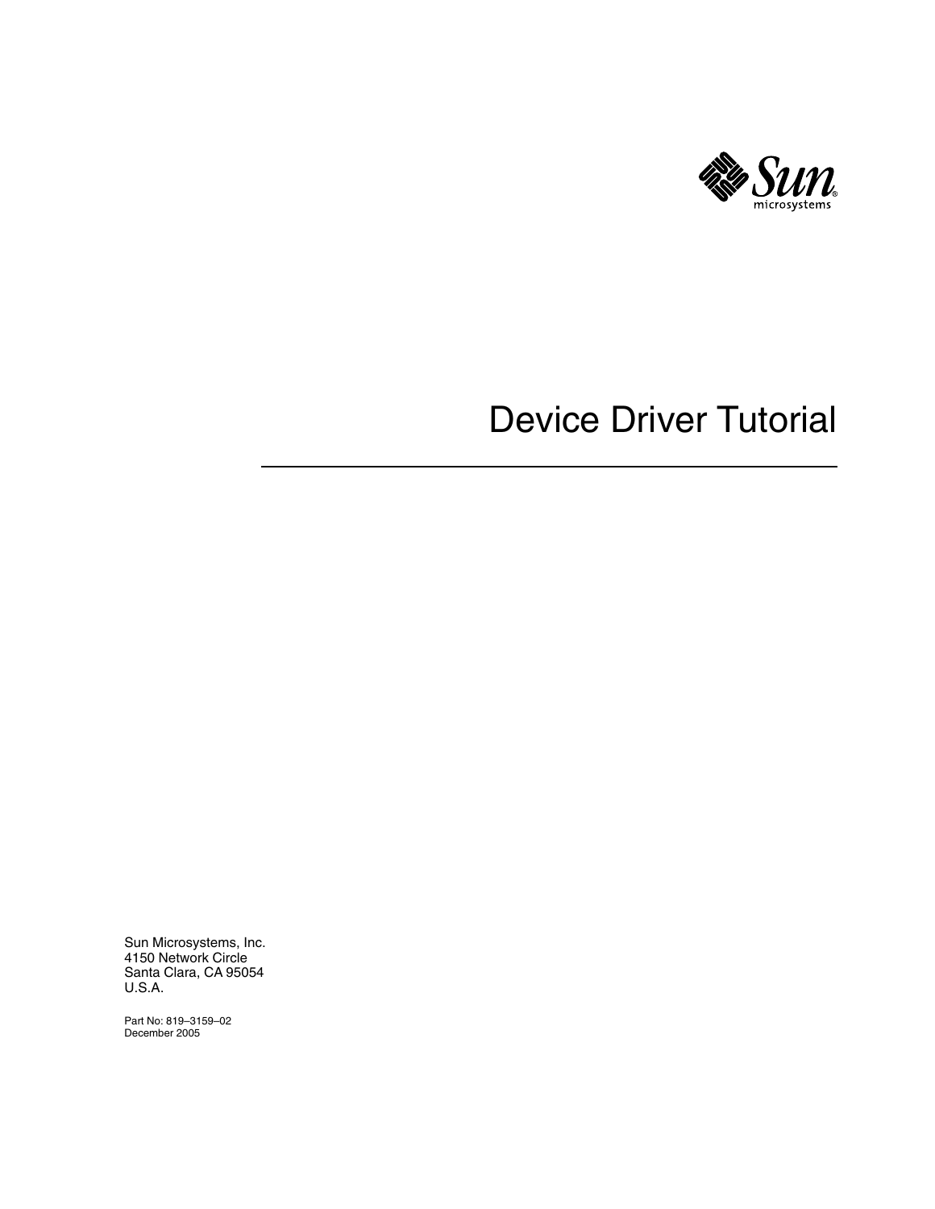# Device Driver Tutorial

Sun Microsystems, Inc.
4150 Network Circle
Santa Clara, CA 95054
U.S.A.

Part No: 819–3159–02
December 2005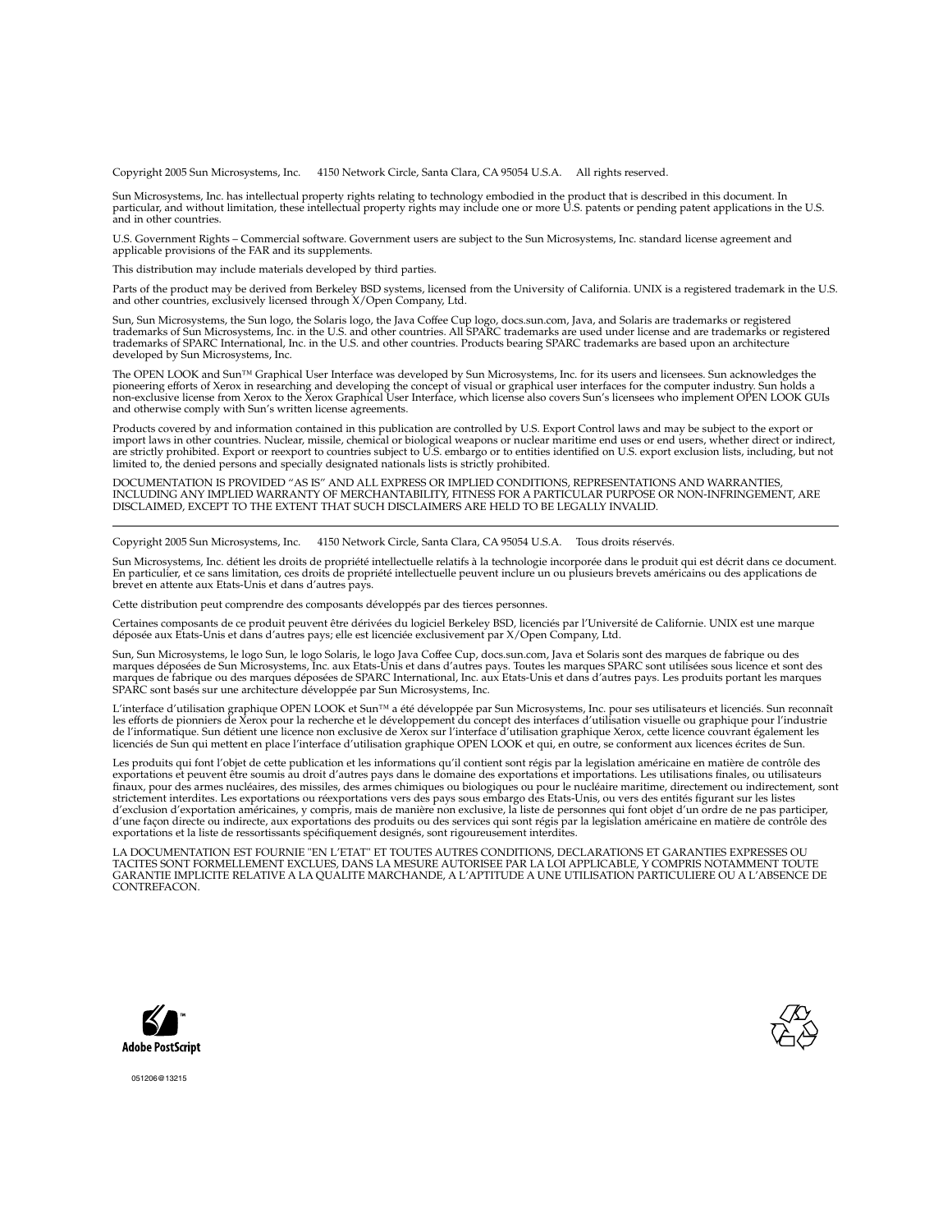Copyright 2005 Sun Microsystems, Inc. 4150 Network Circle, Santa Clara, CA 95054 U.S.A. All rights reserved.

Sun Microsystems, Inc. has intellectual property rights relating to technology embodied in the product that is described in this document. In particular, and without limitation, these intellectual property rights may include one or more U.S. patents or pending patent applications in the U.S. and in other countries.

U.S. Government Rights – Commercial software. Government users are subject to the Sun Microsystems, Inc. standard license agreement and applicable provisions of the FAR and its supplements.

This distribution may include materials developed by third parties.

Parts of the product may be derived from Berkeley BSD systems, licensed from the University of California. UNIX is a registered trademark in the U.S. and other countries, exclusively licensed through X/Open Company, Ltd.

Sun, Sun Microsystems, the Sun logo, the Solaris logo, the Java Coffee Cup logo, docs.sun.com, Java, and Solaris are trademarks or registered trademarks of Sun Microsystems, Inc. in the U.S. and other countries. All SPARC trademarks are used under license and are trademarks or registered trademarks of SPARC International, Inc. in the U.S. and other countries. Products bearing SPARC trademarks are based upon an architecture developed by Sun Microsystems, Inc.

The OPEN LOOK and Sun™ Graphical User Interface was developed by Sun Microsystems, Inc. for its users and licensees. Sun acknowledges the pioneering efforts of Xerox in researching and developing the concept of visual or graphical user interfaces for the computer industry. Sun holds a non-exclusive license from Xerox to the Xerox Graphical User Interface, which license also covers Sun's licensees who implement OPEN LOOK GUIs and otherwise comply with Sun's written license agreements.

Products covered by and information contained in this publication are controlled by U.S. Export Control laws and may be subject to the export or import laws in other countries. Nuclear, missile, chemical or biological weapons or nuclear maritime end uses or end users, whether direct or indirect, are strictly prohibited. Export or reexport to countries subject to U.S. embargo or to entities identified on U.S. export exclusion lists, including, but not limited to, the denied persons and specially designated nationals lists is strictly prohibited.

DOCUMENTATION IS PROVIDED "AS IS" AND ALL EXPRESS OR IMPLIED CONDITIONS, REPRESENTATIONS AND WARRANTIES, INCLUDING ANY IMPLIED WARRANTY OF MERCHANTABILITY, FITNESS FOR A PARTICULAR PURPOSE OR NON-INFRINGEMENT, ARE DISCLAIMED, EXCEPT TO THE EXTENT THAT SUCH DISCLAIMERS ARE HELD TO BE LEGALLY INVALID.

---

Copyright 2005 Sun Microsystems, Inc. 4150 Network Circle, Santa Clara, CA 95054 U.S.A. Tous droits réservés.

Sun Microsystems, Inc. détient les droits de propriété intellectuelle relatifs à la technologie incorporée dans le produit qui est décrit dans ce document. En particulier, et ce sans limitation, ces droits de propriété intellectuelle peuvent inclure un ou plusieurs brevets américains ou des applications de brevet en attente aux Etats-Unis et dans d'autres pays.

Cette distribution peut comprendre des composants développés par des tierces personnes.

Certaines composants de ce produit peuvent être dérivées du logiciel Berkeley BSD, licenciés par l'Université de Californie. UNIX est une marque déposée aux Etats-Unis et dans d'autres pays; elle est licenciée exclusivement par X/Open Company, Ltd.

Sun, Sun Microsystems, le logo Sun, le logo Solaris, le logo Java Coffee Cup, docs.sun.com, Java et Solaris sont des marques de fabrique ou des marques déposées de Sun Microsystems, Inc. aux Etats-Unis et dans d'autres pays. Toutes les marques SPARC sont utilisées sous licence et sont des marques de fabrique ou des marques déposées de SPARC International, Inc. aux Etats-Unis et dans d'autres pays. Les produits portant les marques SPARC sont basés sur une architecture développée par Sun Microsystems, Inc.

L'interface d'utilisation graphique OPEN LOOK et Sun™ a été développée par Sun Microsystems, Inc. pour ses utilisateurs et licenciés. Sun reconnaît les efforts de pionniers de Xerox pour la recherche et le développement du concept des interfaces d'utilisation visuelle ou graphique pour l'industrie de l'informatique. Sun détient une licence non exclusive de Xerox sur l'interface d'utilisation graphique Xerox, cette licence couvrant également les licenciés de Sun qui mettent en place l'interface d'utilisation graphique OPEN LOOK et qui, en outre, se conforment aux licences écrites de Sun.

Les produits qui font l'objet de cette publication et les informations qu'il contient sont régis par la legislation américaine en matière de contrôle des exportations et peuvent être soumis au droit d'autres pays dans le domaine des exportations et importations. Les utilisations finales, ou utilisateurs finaux, pour des armes nucléaires, des missiles, des armes chimiques ou biologiques ou pour le nucléaire maritime, directement ou indirectement, sont strictement interdites. Les exportations ou réexportations vers des pays sous embargo des Etats-Unis, ou vers des entités figurant sur les listes d'exclusion d'exportation américaines, y compris, mais de manière non exclusive, la liste de personnes qui font objet d'un ordre de ne pas participer, d'une façon directe ou indirecte, aux exportations des produits ou des services qui sont régis par la legislation américaine en matière de contrôle des exportations et la liste de ressortissants spécifiquement designés, sont rigoureusement interdites.

LA DOCUMENTATION EST FOURNIE "EN L'ETAT" ET TOUTES AUTRES CONDITIONS, DECLARATIONS ET GARANTIES EXPRESSES OU TACITES SONT FORMELLEMENT EXCLUES, DANS LA MESURE AUTORISEE PAR LA LOI APPLICABLE, Y COMPRIS NOTAMMENT TOUTE GARANTIE IMPLICITE RELATIVE A LA QUALITE MARCHANDE, A L'APTITUDE A UNE UTILISATION PARTICULIERE OU A L'ABSENCE DE CONTREFACON.

Adobe PostScript

051206@13215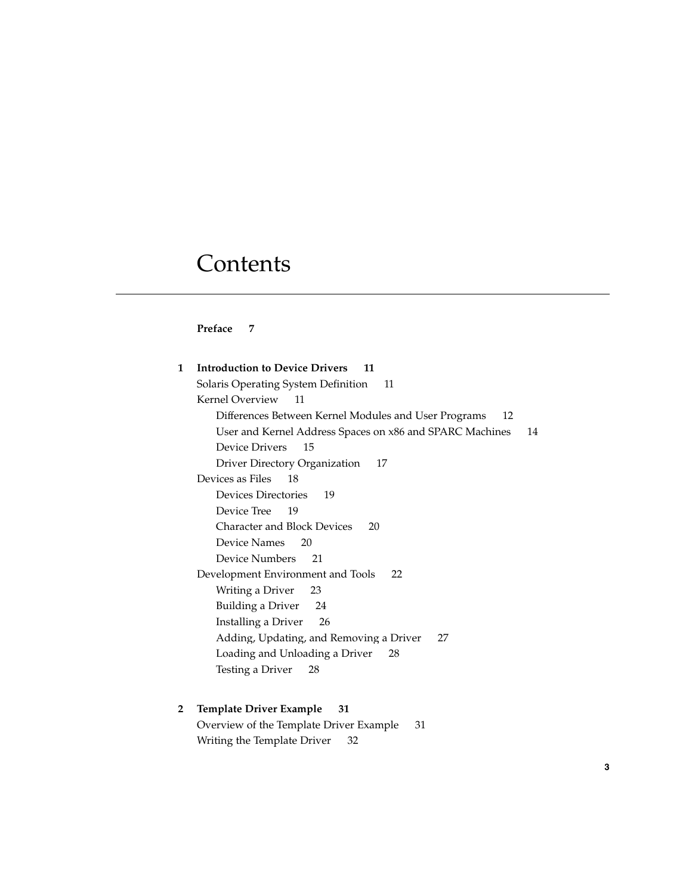# Contents

**Preface 7**

**1 Introduction to Device Drivers 11**

- Solaris Operating System Definition 11
- Kernel Overview 11
  - Differences Between Kernel Modules and User Programs 12
  - User and Kernel Address Spaces on x86 and SPARC Machines 14
  - Device Drivers 15
  - Driver Directory Organization 17
- Devices as Files 18
  - Devices Directories 19
  - Device Tree 19
  - Character and Block Devices 20
  - Device Names 20
  - Device Numbers 21
- Development Environment and Tools 22
  - Writing a Driver 23
  - Building a Driver 24
  - Installing a Driver 26
  - Adding, Updating, and Removing a Driver 27
  - Loading and Unloading a Driver 28
  - Testing a Driver 28

**2 Template Driver Example 31**

- Overview of the Template Driver Example 31
- Writing the Template Driver 32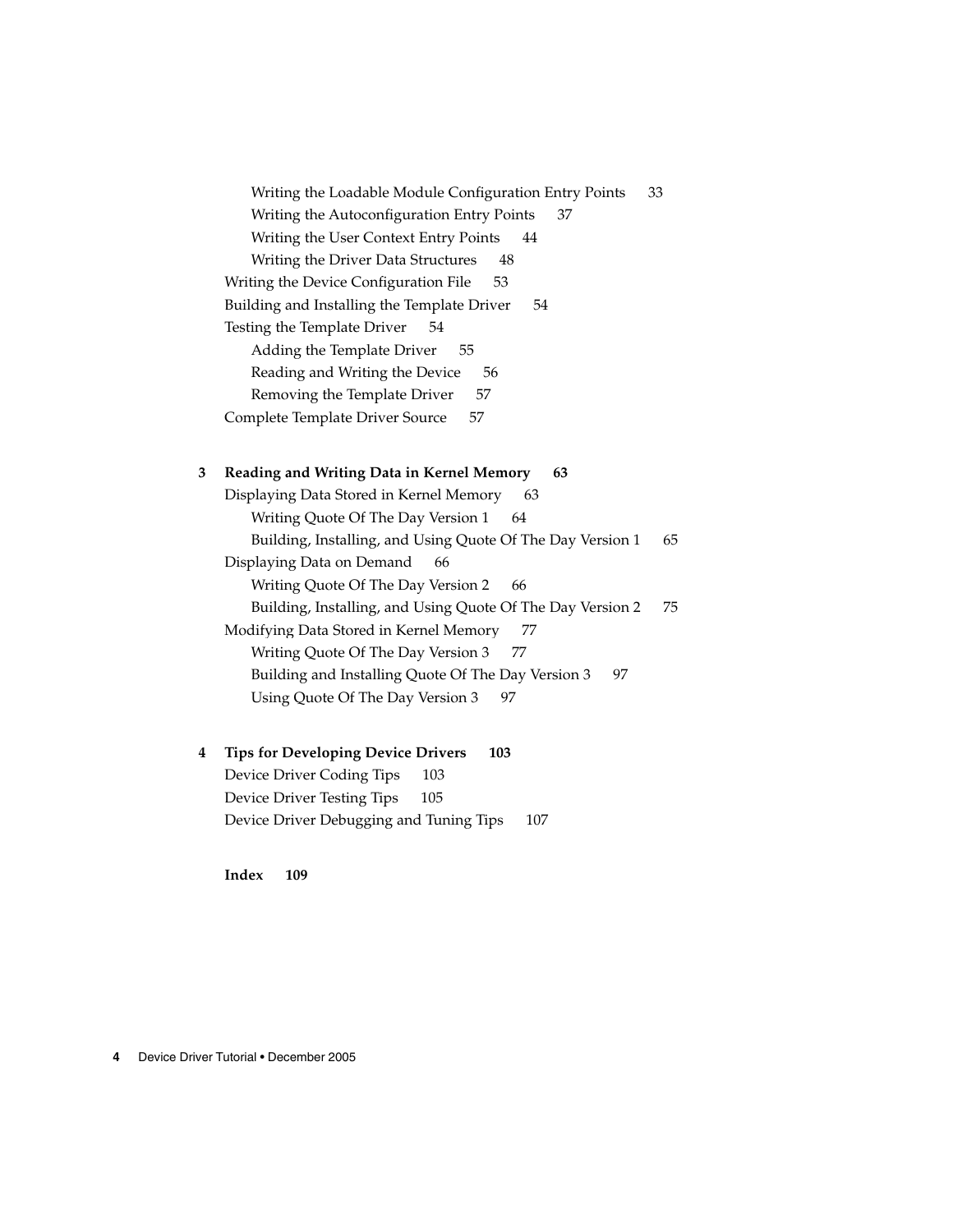Writing the Loadable Module Configuration Entry Points 33
Writing the Autoconfiguration Entry Points 37
Writing the User Context Entry Points 44
Writing the Driver Data Structures 48
Writing the Device Configuration File 53
Building and Installing the Template Driver 54
Testing the Template Driver 54
Adding the Template Driver 55
Reading and Writing the Device 56
Removing the Template Driver 57
Complete Template Driver Source 57

**3 Reading and Writing Data in Kernel Memory 63**
Displaying Data Stored in Kernel Memory 63
Writing Quote Of The Day Version 1 64
Building, Installing, and Using Quote Of The Day Version 1 65
Displaying Data on Demand 66
Writing Quote Of The Day Version 2 66
Building, Installing, and Using Quote Of The Day Version 2 75
Modifying Data Stored in Kernel Memory 77
Writing Quote Of The Day Version 3 77
Building and Installing Quote Of The Day Version 3 97
Using Quote Of The Day Version 3 97

**4 Tips for Developing Device Drivers 103**
Device Driver Coding Tips 103
Device Driver Testing Tips 105
Device Driver Debugging and Tuning Tips 107

**Index 109**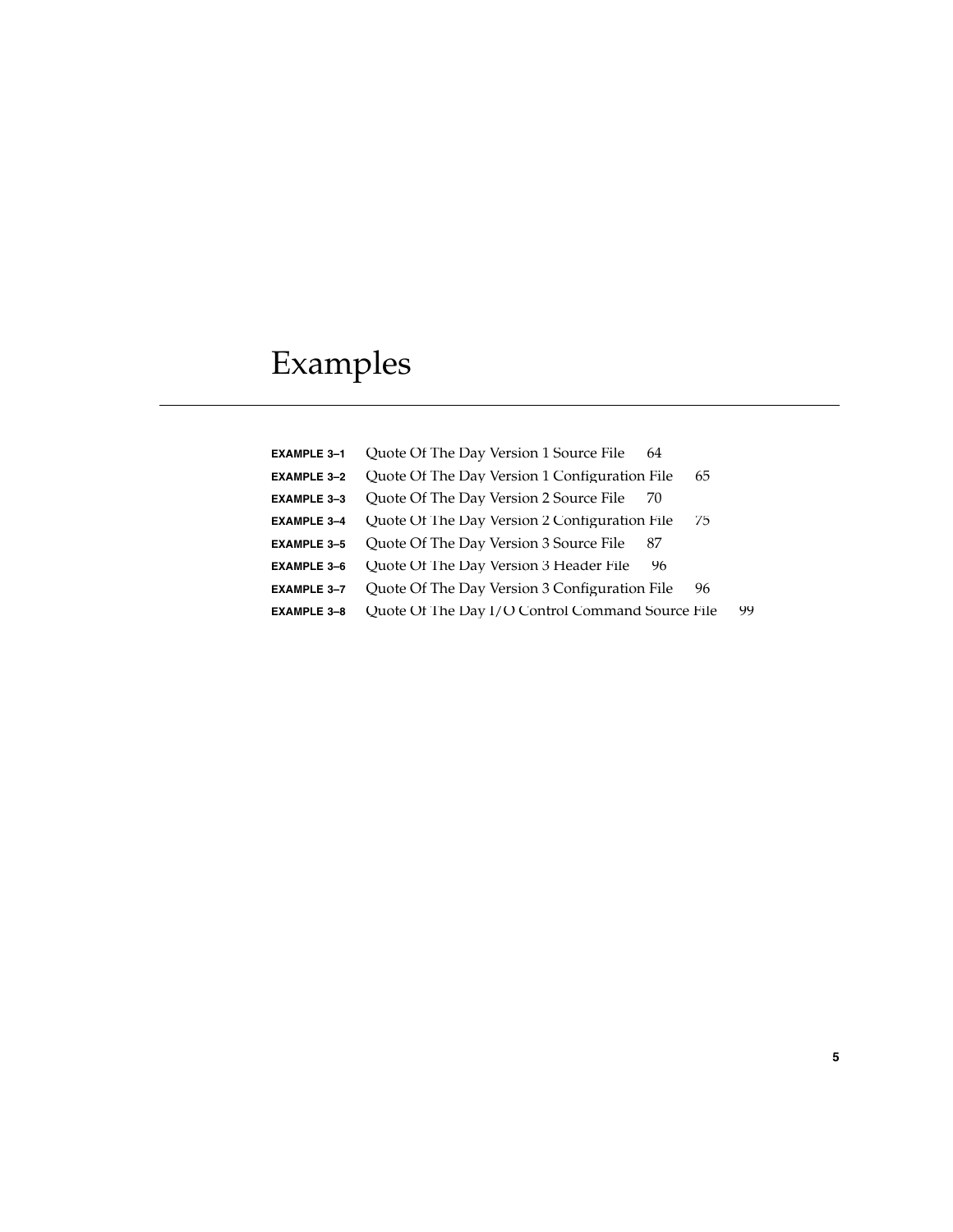# Examples

| | | |
|---|---|---|
| **EXAMPLE 3–1** | Quote Of The Day Version 1 Source File | 64 |
| **EXAMPLE 3–2** | Quote Of The Day Version 1 Configuration File | 65 |
| **EXAMPLE 3–3** | Quote Of The Day Version 2 Source File | 70 |
| **EXAMPLE 3–4** | Quote Of The Day Version 2 Configuration File | 75 |
| **EXAMPLE 3–5** | Quote Of The Day Version 3 Source File | 87 |
| **EXAMPLE 3–6** | Quote Of The Day Version 3 Header File | 96 |
| **EXAMPLE 3–7** | Quote Of The Day Version 3 Configuration File | 96 |
| **EXAMPLE 3–8** | Quote Of The Day I/O Control Command Source File | 99 |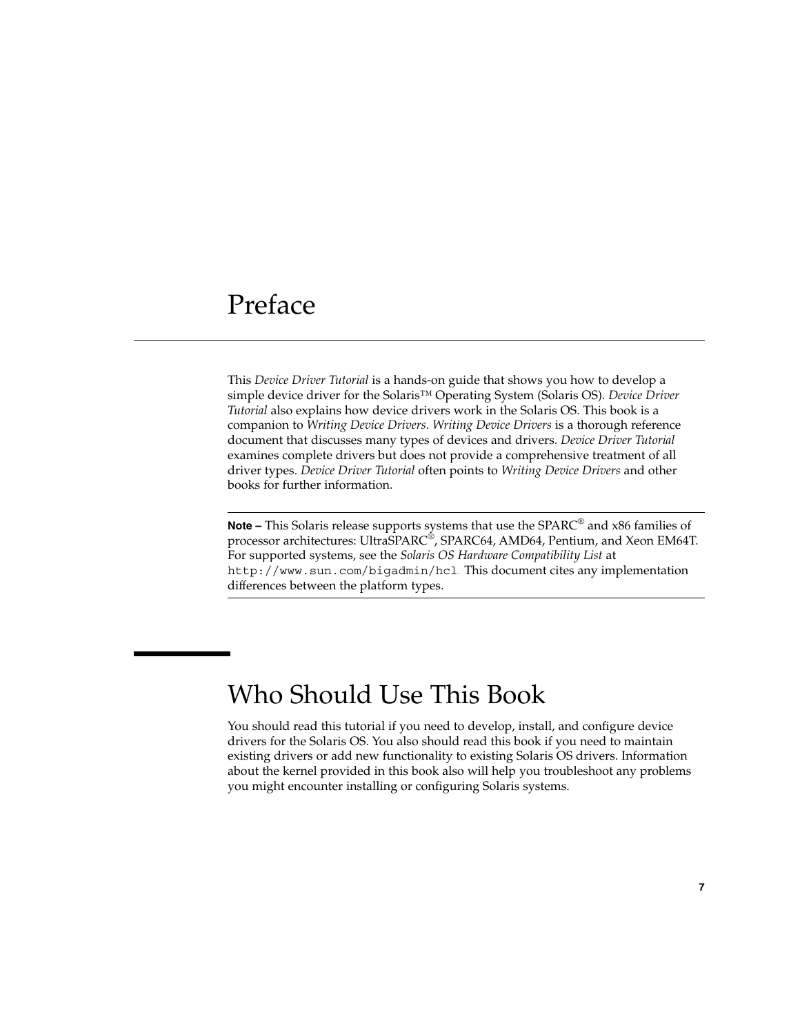# Preface

This *Device Driver Tutorial* is a hands-on guide that shows you how to develop a simple device driver for the Solaris™ Operating System (Solaris OS). *Device Driver Tutorial* also explains how device drivers work in the Solaris OS. This book is a companion to *Writing Device Drivers*. *Writing Device Drivers* is a thorough reference document that discusses many types of devices and drivers. *Device Driver Tutorial* examines complete drivers but does not provide a comprehensive treatment of all driver types. *Device Driver Tutorial* often points to *Writing Device Drivers* and other books for further information.

---

**Note –** This Solaris release supports systems that use the SPARC® and x86 families of processor architectures: UltraSPARC®, SPARC64, AMD64, Pentium, and Xeon EM64T. For supported systems, see the *Solaris OS Hardware Compatibility List* at `http://www.sun.com/bigadmin/hcl`. This document cites any implementation differences between the platform types.

---

## Who Should Use This Book

You should read this tutorial if you need to develop, install, and configure device drivers for the Solaris OS. You also should read this book if you need to maintain existing drivers or add new functionality to existing Solaris OS drivers. Information about the kernel provided in this book also will help you troubleshoot any problems you might encounter installing or configuring Solaris systems.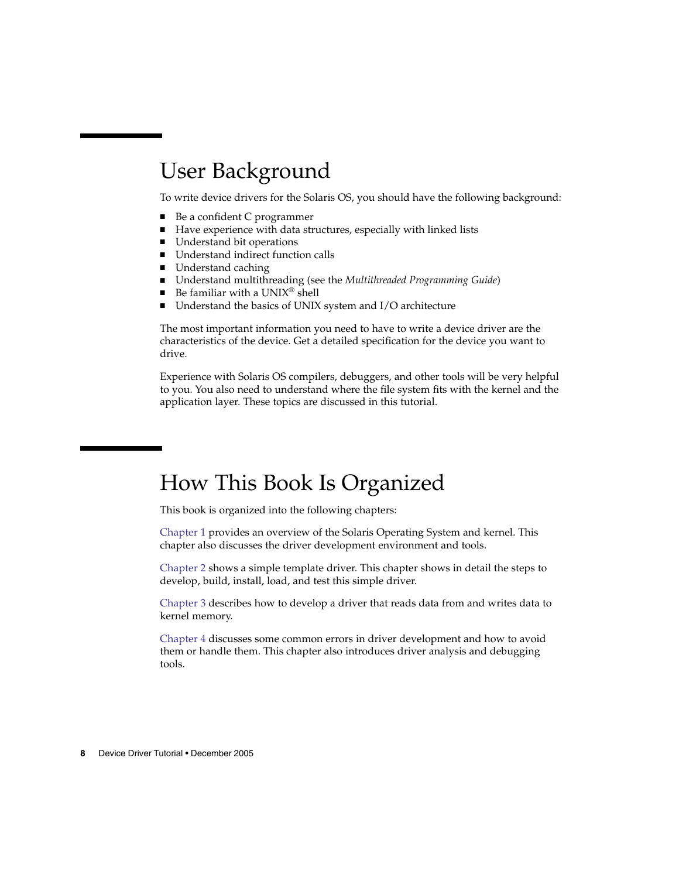## User Background

To write device drivers for the Solaris OS, you should have the following background:

- Be a confident C programmer
- Have experience with data structures, especially with linked lists
- Understand bit operations
- Understand indirect function calls
- Understand caching
- Understand multithreading (see the *Multithreaded Programming Guide*)
- Be familiar with a UNIX® shell
- Understand the basics of UNIX system and I/O architecture

The most important information you need to have to write a device driver are the characteristics of the device. Get a detailed specification for the device you want to drive.

Experience with Solaris OS compilers, debuggers, and other tools will be very helpful to you. You also need to understand where the file system fits with the kernel and the application layer. These topics are discussed in this tutorial.

## How This Book Is Organized

This book is organized into the following chapters:

Chapter 1 provides an overview of the Solaris Operating System and kernel. This chapter also discusses the driver development environment and tools.

Chapter 2 shows a simple template driver. This chapter shows in detail the steps to develop, build, install, load, and test this simple driver.

Chapter 3 describes how to develop a driver that reads data from and writes data to kernel memory.

Chapter 4 discusses some common errors in driver development and how to avoid them or handle them. This chapter also introduces driver analysis and debugging tools.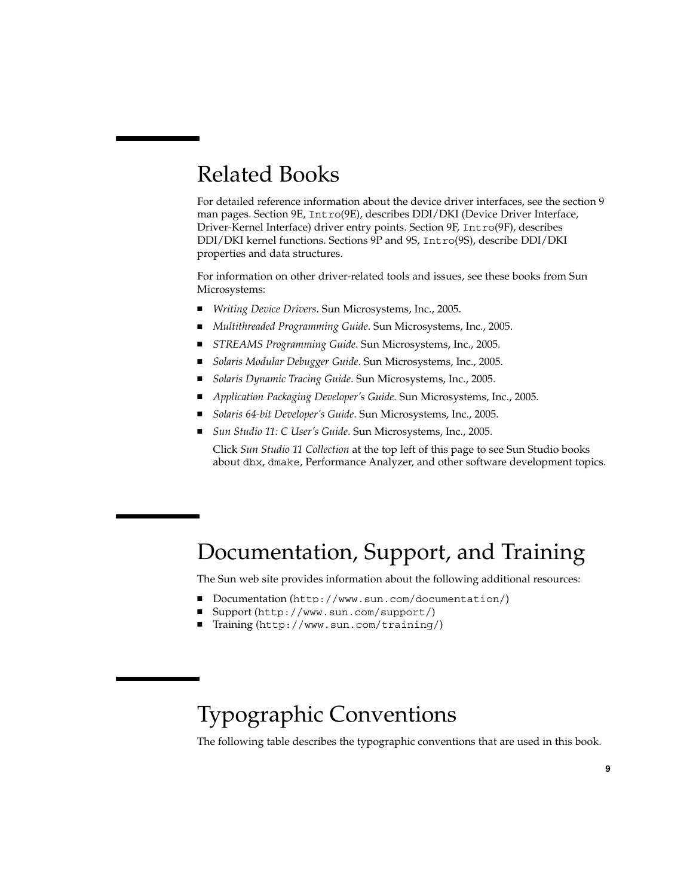## Related Books

For detailed reference information about the device driver interfaces, see the section 9 man pages. Section 9E, `Intro`(9E), describes DDI/DKI (Device Driver Interface, Driver-Kernel Interface) driver entry points. Section 9F, `Intro`(9F), describes DDI/DKI kernel functions. Sections 9P and 9S, `Intro`(9S), describe DDI/DKI properties and data structures.

For information on other driver-related tools and issues, see these books from Sun Microsystems:

- *Writing Device Drivers*. Sun Microsystems, Inc., 2005.
- *Multithreaded Programming Guide*. Sun Microsystems, Inc., 2005.
- *STREAMS Programming Guide*. Sun Microsystems, Inc., 2005.
- *Solaris Modular Debugger Guide*. Sun Microsystems, Inc., 2005.
- *Solaris Dynamic Tracing Guide*. Sun Microsystems, Inc., 2005.
- *Application Packaging Developer's Guide*. Sun Microsystems, Inc., 2005.
- *Solaris 64-bit Developer's Guide*. Sun Microsystems, Inc., 2005.
- *Sun Studio 11: C User's Guide*. Sun Microsystems, Inc., 2005.

  Click *Sun Studio 11 Collection* at the top left of this page to see Sun Studio books about `dbx`, `dmake`, Performance Analyzer, and other software development topics.

## Documentation, Support, and Training

The Sun web site provides information about the following additional resources:

- Documentation (`http://www.sun.com/documentation/`)
- Support (`http://www.sun.com/support/`)
- Training (`http://www.sun.com/training/`)

## Typographic Conventions

The following table describes the typographic conventions that are used in this book.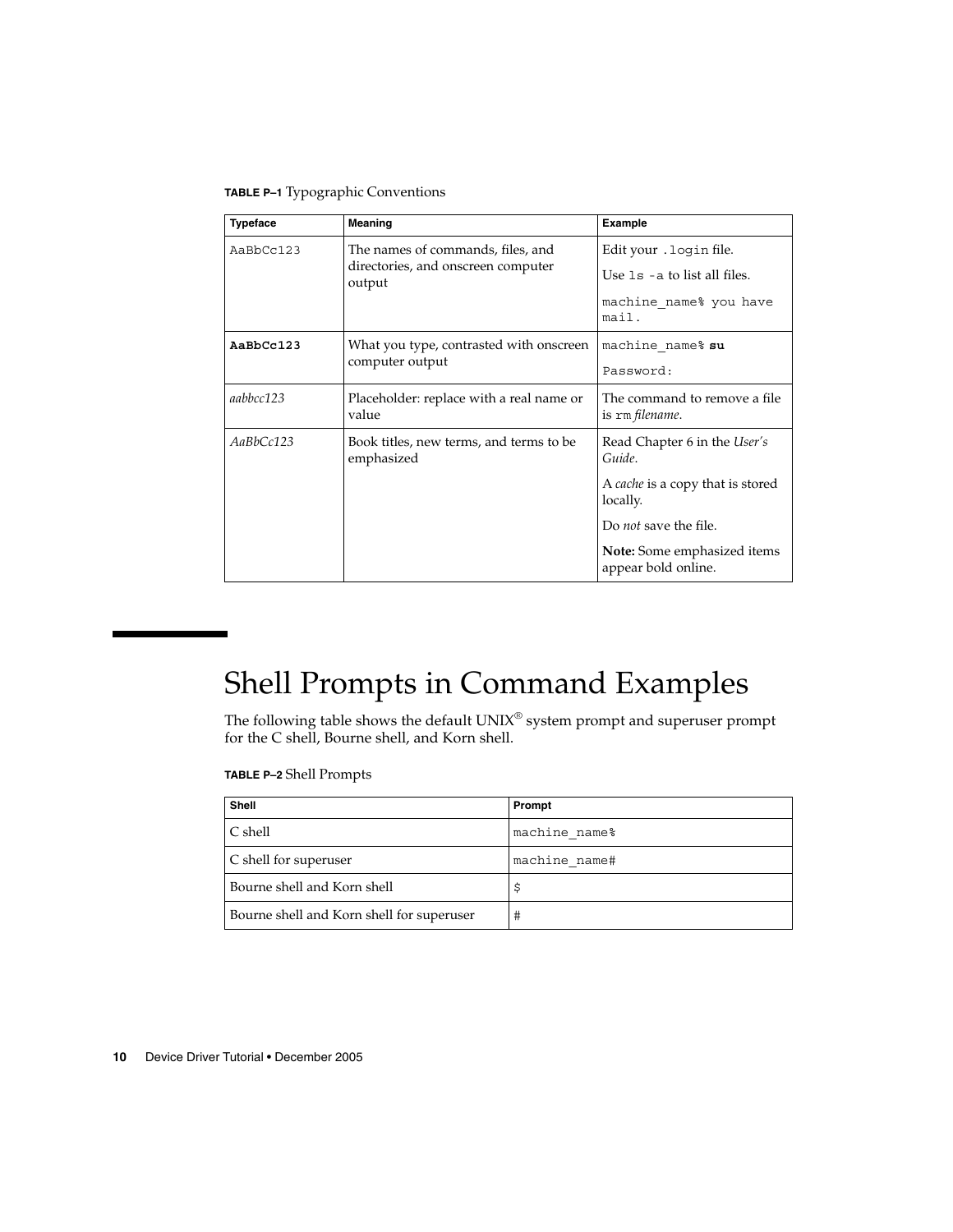**TABLE P–1** Typographic Conventions

| Typeface | Meaning | Example |
| --- | --- | --- |
| `AaBbCc123` | The names of commands, files, and directories, and onscreen computer output | Edit your `.login` file.<br>Use `ls -a` to list all files.<br>`machine_name% you have mail.` |
| **`AaBbCc123`** | What you type, contrasted with onscreen computer output | `machine_name%` **`su`**<br>`Password:` |
| *aabbcc123* | Placeholder: replace with a real name or value | The command to remove a file is `rm` *filename*. |
| *AaBbCc123* | Book titles, new terms, and terms to be emphasized | Read Chapter 6 in the *User's Guide*.<br>A *cache* is a copy that is stored locally.<br>Do *not* save the file.<br>**Note:** Some emphasized items appear bold online. |

## Shell Prompts in Command Examples

The following table shows the default UNIX® system prompt and superuser prompt for the C shell, Bourne shell, and Korn shell.

**TABLE P–2** Shell Prompts

| Shell | Prompt |
| --- | --- |
| C shell | `machine_name%` |
| C shell for superuser | `machine_name#` |
| Bourne shell and Korn shell | `$` |
| Bourne shell and Korn shell for superuser | `#` |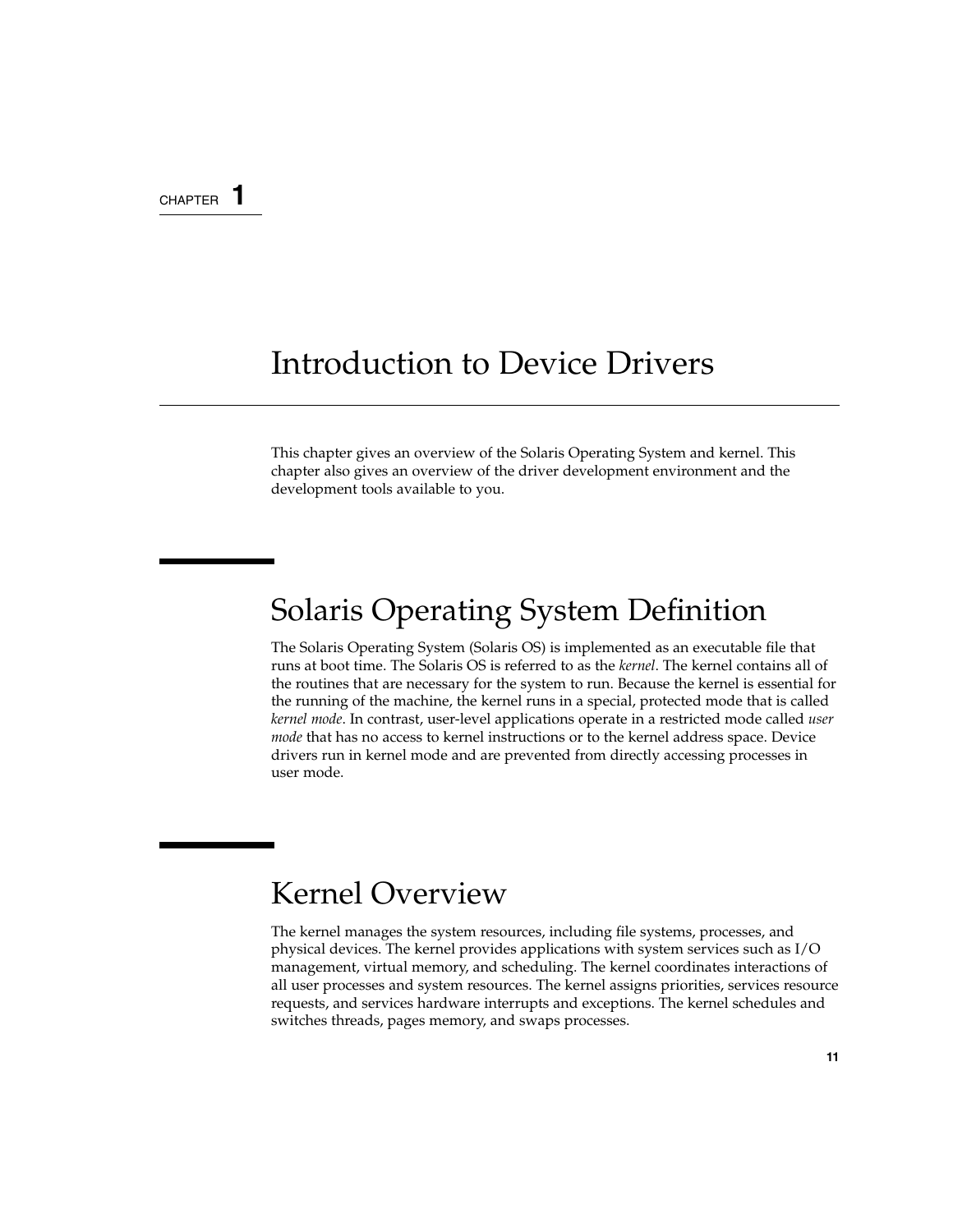CHAPTER 1

# Introduction to Device Drivers

This chapter gives an overview of the Solaris Operating System and kernel. This chapter also gives an overview of the driver development environment and the development tools available to you.

## Solaris Operating System Definition

The Solaris Operating System (Solaris OS) is implemented as an executable file that runs at boot time. The Solaris OS is referred to as the *kernel*. The kernel contains all of the routines that are necessary for the system to run. Because the kernel is essential for the running of the machine, the kernel runs in a special, protected mode that is called *kernel mode*. In contrast, user-level applications operate in a restricted mode called *user mode* that has no access to kernel instructions or to the kernel address space. Device drivers run in kernel mode and are prevented from directly accessing processes in user mode.

## Kernel Overview

The kernel manages the system resources, including file systems, processes, and physical devices. The kernel provides applications with system services such as I/O management, virtual memory, and scheduling. The kernel coordinates interactions of all user processes and system resources. The kernel assigns priorities, services resource requests, and services hardware interrupts and exceptions. The kernel schedules and switches threads, pages memory, and swaps processes.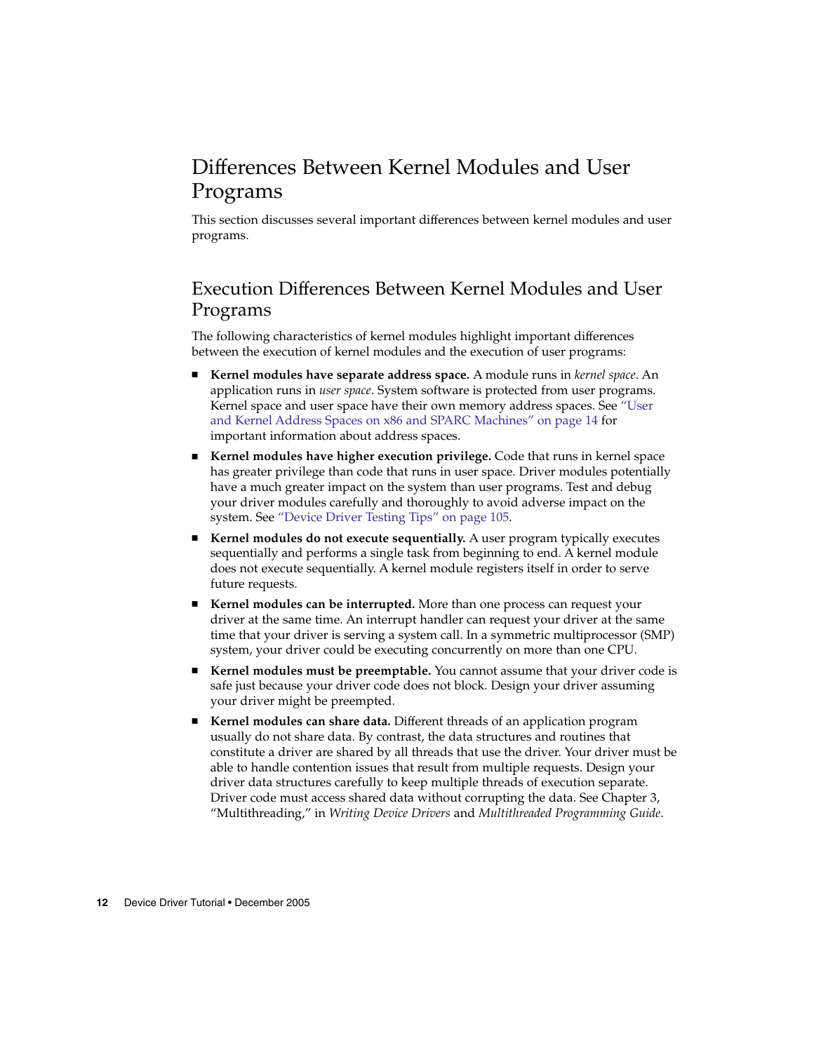# Differences Between Kernel Modules and User Programs

This section discusses several important differences between kernel modules and user programs.

## Execution Differences Between Kernel Modules and User Programs

The following characteristics of kernel modules highlight important differences between the execution of kernel modules and the execution of user programs:

- **Kernel modules have separate address space.** A module runs in *kernel space*. An application runs in *user space*. System software is protected from user programs. Kernel space and user space have their own memory address spaces. See "User and Kernel Address Spaces on x86 and SPARC Machines" on page 14 for important information about address spaces.
- **Kernel modules have higher execution privilege.** Code that runs in kernel space has greater privilege than code that runs in user space. Driver modules potentially have a much greater impact on the system than user programs. Test and debug your driver modules carefully and thoroughly to avoid adverse impact on the system. See "Device Driver Testing Tips" on page 105.
- **Kernel modules do not execute sequentially.** A user program typically executes sequentially and performs a single task from beginning to end. A kernel module does not execute sequentially. A kernel module registers itself in order to serve future requests.
- **Kernel modules can be interrupted.** More than one process can request your driver at the same time. An interrupt handler can request your driver at the same time that your driver is serving a system call. In a symmetric multiprocessor (SMP) system, your driver could be executing concurrently on more than one CPU.
- **Kernel modules must be preemptable.** You cannot assume that your driver code is safe just because your driver code does not block. Design your driver assuming your driver might be preempted.
- **Kernel modules can share data.** Different threads of an application program usually do not share data. By contrast, the data structures and routines that constitute a driver are shared by all threads that use the driver. Your driver must be able to handle contention issues that result from multiple requests. Design your driver data structures carefully to keep multiple threads of execution separate. Driver code must access shared data without corrupting the data. See Chapter 3, "Multithreading," in *Writing Device Drivers* and *Multithreaded Programming Guide*.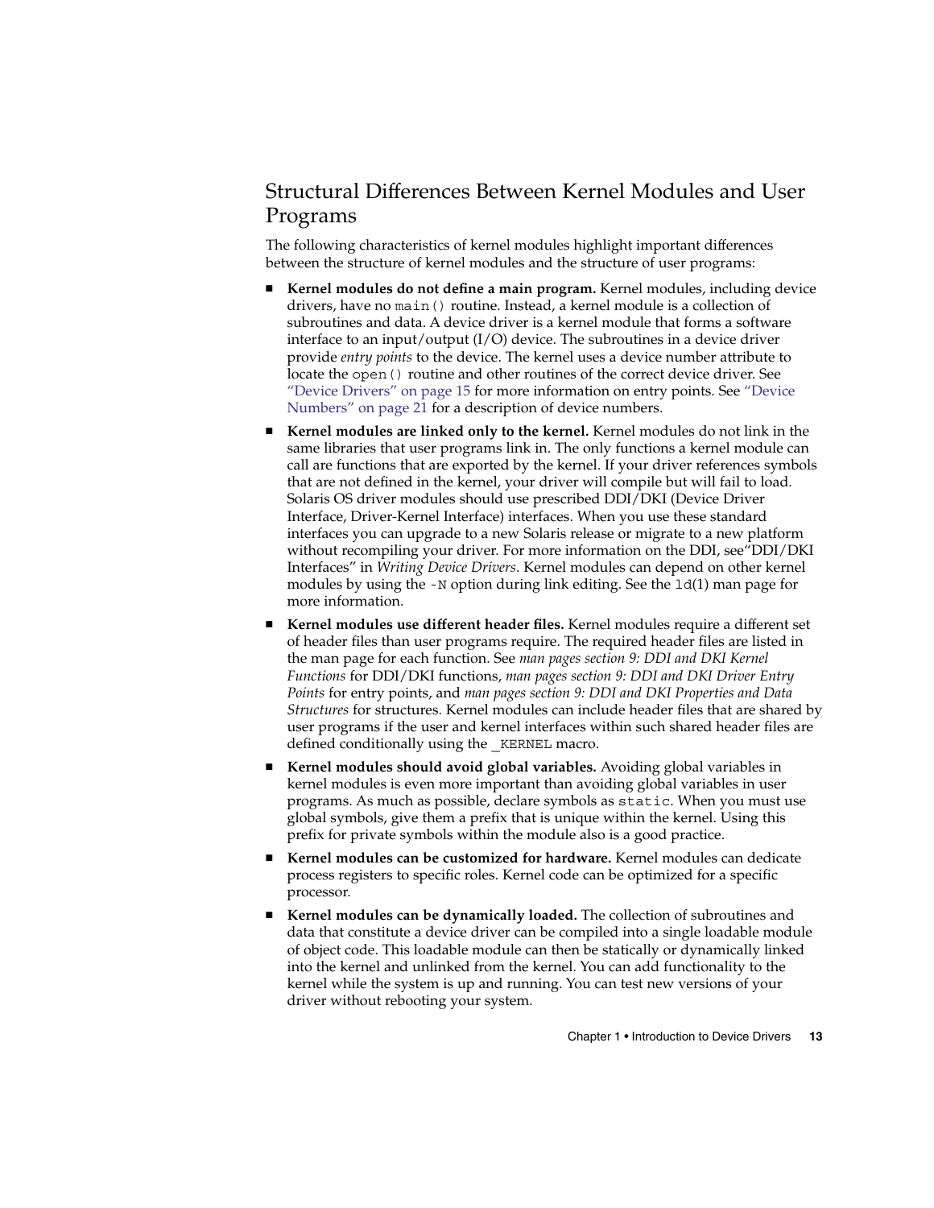## Structural Differences Between Kernel Modules and User Programs

The following characteristics of kernel modules highlight important differences between the structure of kernel modules and the structure of user programs:

- **Kernel modules do not define a main program.** Kernel modules, including device drivers, have no `main()` routine. Instead, a kernel module is a collection of subroutines and data. A device driver is a kernel module that forms a software interface to an input/output (I/O) device. The subroutines in a device driver provide *entry points* to the device. The kernel uses a device number attribute to locate the `open()` routine and other routines of the correct device driver. See "Device Drivers" on page 15 for more information on entry points. See "Device Numbers" on page 21 for a description of device numbers.
- **Kernel modules are linked only to the kernel.** Kernel modules do not link in the same libraries that user programs link in. The only functions a kernel module can call are functions that are exported by the kernel. If your driver references symbols that are not defined in the kernel, your driver will compile but will fail to load. Solaris OS driver modules should use prescribed DDI/DKI (Device Driver Interface, Driver-Kernel Interface) interfaces. When you use these standard interfaces you can upgrade to a new Solaris release or migrate to a new platform without recompiling your driver. For more information on the DDI, see"DDI/DKI Interfaces" in *Writing Device Drivers*. Kernel modules can depend on other kernel modules by using the `-N` option during link editing. See the `ld`(1) man page for more information.
- **Kernel modules use different header files.** Kernel modules require a different set of header files than user programs require. The required header files are listed in the man page for each function. See *man pages section 9: DDI and DKI Kernel Functions* for DDI/DKI functions, *man pages section 9: DDI and DKI Driver Entry Points* for entry points, and *man pages section 9: DDI and DKI Properties and Data Structures* for structures. Kernel modules can include header files that are shared by user programs if the user and kernel interfaces within such shared header files are defined conditionally using the `_KERNEL` macro.
- **Kernel modules should avoid global variables.** Avoiding global variables in kernel modules is even more important than avoiding global variables in user programs. As much as possible, declare symbols as `static`. When you must use global symbols, give them a prefix that is unique within the kernel. Using this prefix for private symbols within the module also is a good practice.
- **Kernel modules can be customized for hardware.** Kernel modules can dedicate process registers to specific roles. Kernel code can be optimized for a specific processor.
- **Kernel modules can be dynamically loaded.** The collection of subroutines and data that constitute a device driver can be compiled into a single loadable module of object code. This loadable module can then be statically or dynamically linked into the kernel and unlinked from the kernel. You can add functionality to the kernel while the system is up and running. You can test new versions of your driver without rebooting your system.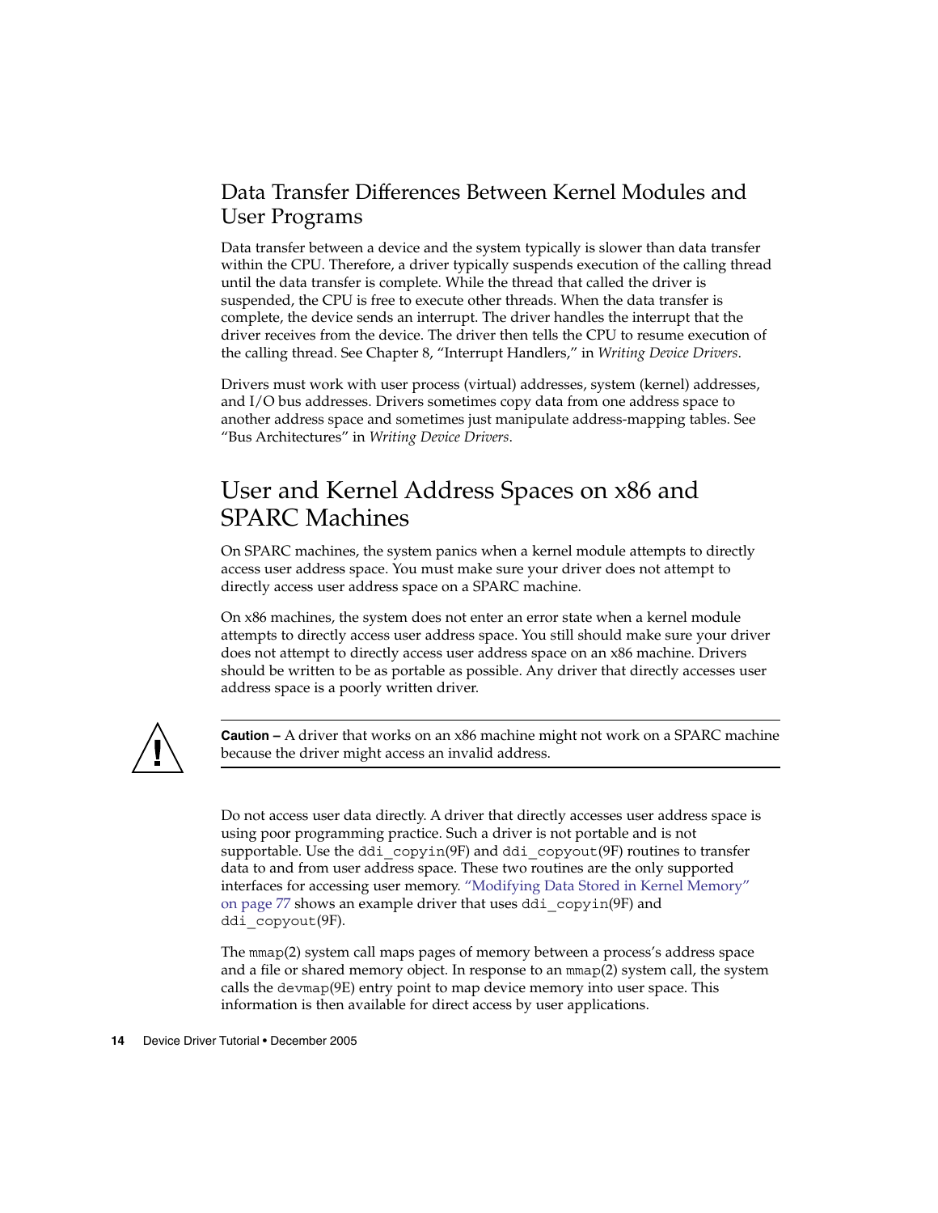## Data Transfer Differences Between Kernel Modules and User Programs

Data transfer between a device and the system typically is slower than data transfer within the CPU. Therefore, a driver typically suspends execution of the calling thread until the data transfer is complete. While the thread that called the driver is suspended, the CPU is free to execute other threads. When the data transfer is complete, the device sends an interrupt. The driver handles the interrupt that the driver receives from the device. The driver then tells the CPU to resume execution of the calling thread. See Chapter 8, "Interrupt Handlers," in *Writing Device Drivers*.

Drivers must work with user process (virtual) addresses, system (kernel) addresses, and I/O bus addresses. Drivers sometimes copy data from one address space to another address space and sometimes just manipulate address-mapping tables. See "Bus Architectures" in *Writing Device Drivers*.

## User and Kernel Address Spaces on x86 and SPARC Machines

On SPARC machines, the system panics when a kernel module attempts to directly access user address space. You must make sure your driver does not attempt to directly access user address space on a SPARC machine.

On x86 machines, the system does not enter an error state when a kernel module attempts to directly access user address space. You still should make sure your driver does not attempt to directly access user address space on an x86 machine. Drivers should be written to be as portable as possible. Any driver that directly accesses user address space is a poorly written driver.

---

**Caution –** A driver that works on an x86 machine might not work on a SPARC machine because the driver might access an invalid address.

---

Do not access user data directly. A driver that directly accesses user address space is using poor programming practice. Such a driver is not portable and is not supportable. Use the `ddi_copyin`(9F) and `ddi_copyout`(9F) routines to transfer data to and from user address space. These two routines are the only supported interfaces for accessing user memory. "Modifying Data Stored in Kernel Memory" on page 77 shows an example driver that uses `ddi_copyin`(9F) and `ddi_copyout`(9F).

The `mmap`(2) system call maps pages of memory between a process's address space and a file or shared memory object. In response to an `mmap`(2) system call, the system calls the `devmap`(9E) entry point to map device memory into user space. This information is then available for direct access by user applications.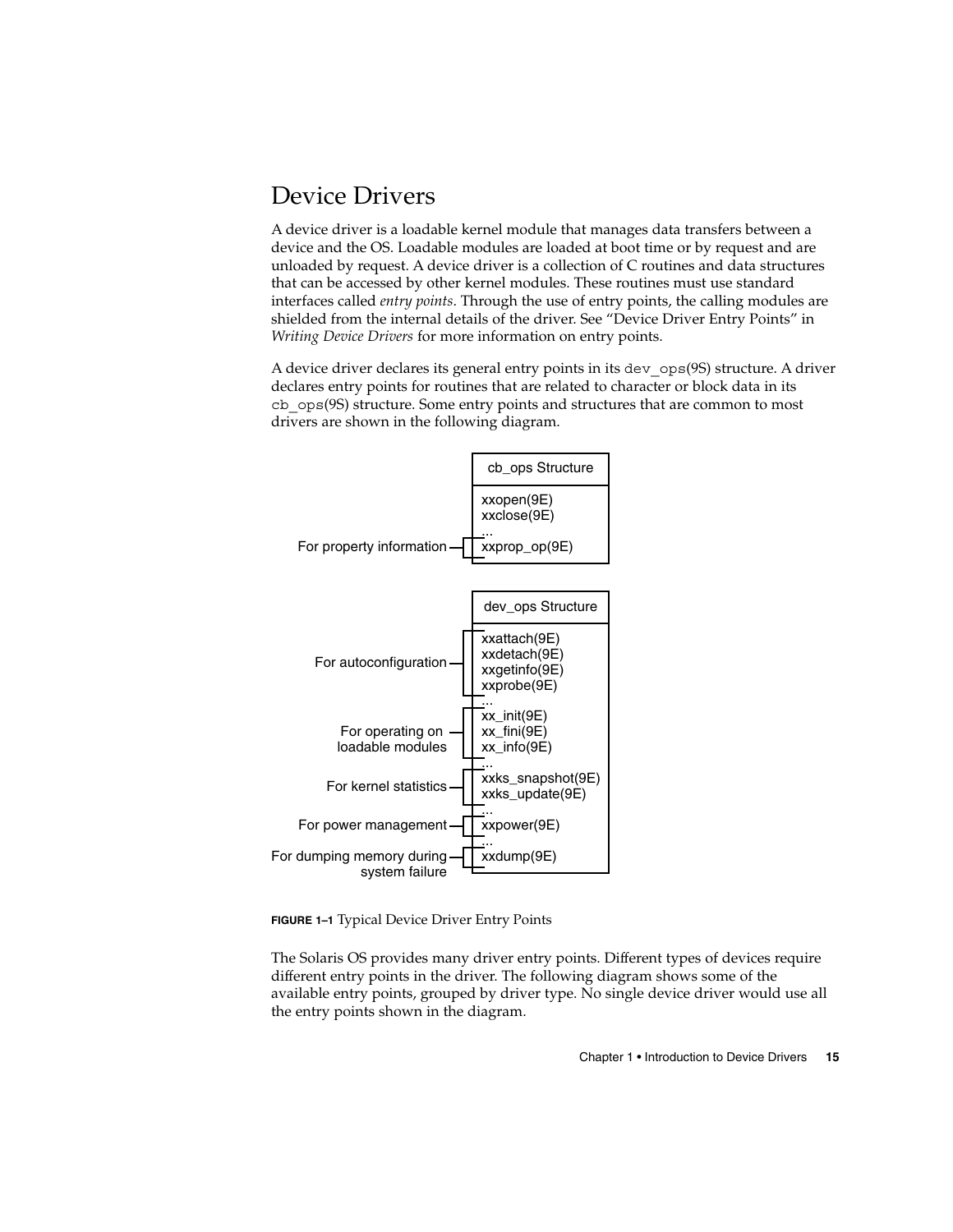## Device Drivers

A device driver is a loadable kernel module that manages data transfers between a device and the OS. Loadable modules are loaded at boot time or by request and are unloaded by request. A device driver is a collection of C routines and data structures that can be accessed by other kernel modules. These routines must use standard interfaces called *entry points*. Through the use of entry points, the calling modules are shielded from the internal details of the driver. See "Device Driver Entry Points" in *Writing Device Drivers* for more information on entry points.

A device driver declares its general entry points in its `dev_ops`(9S) structure. A driver declares entry points for routines that are related to character or block data in its `cb_ops`(9S) structure. Some entry points and structures that are common to most drivers are shown in the following diagram.

cb_ops Structure

xxopen(9E)
xxclose(9E)
...
For property information — xxprop_op(9E)

dev_ops Structure

For autoconfiguration — xxattach(9E)
xxdetach(9E)
xxgetinfo(9E)
xxprobe(9E)
...
For operating on loadable modules — xx_init(9E)
xx_fini(9E)
xx_info(9E)
...
For kernel statistics — xxks_snapshot(9E)
xxks_update(9E)
...
For power management — xxpower(9E)
...
For dumping memory during system failure — xxdump(9E)

**FIGURE 1–1** Typical Device Driver Entry Points

The Solaris OS provides many driver entry points. Different types of devices require different entry points in the driver. The following diagram shows some of the available entry points, grouped by driver type. No single device driver would use all the entry points shown in the diagram.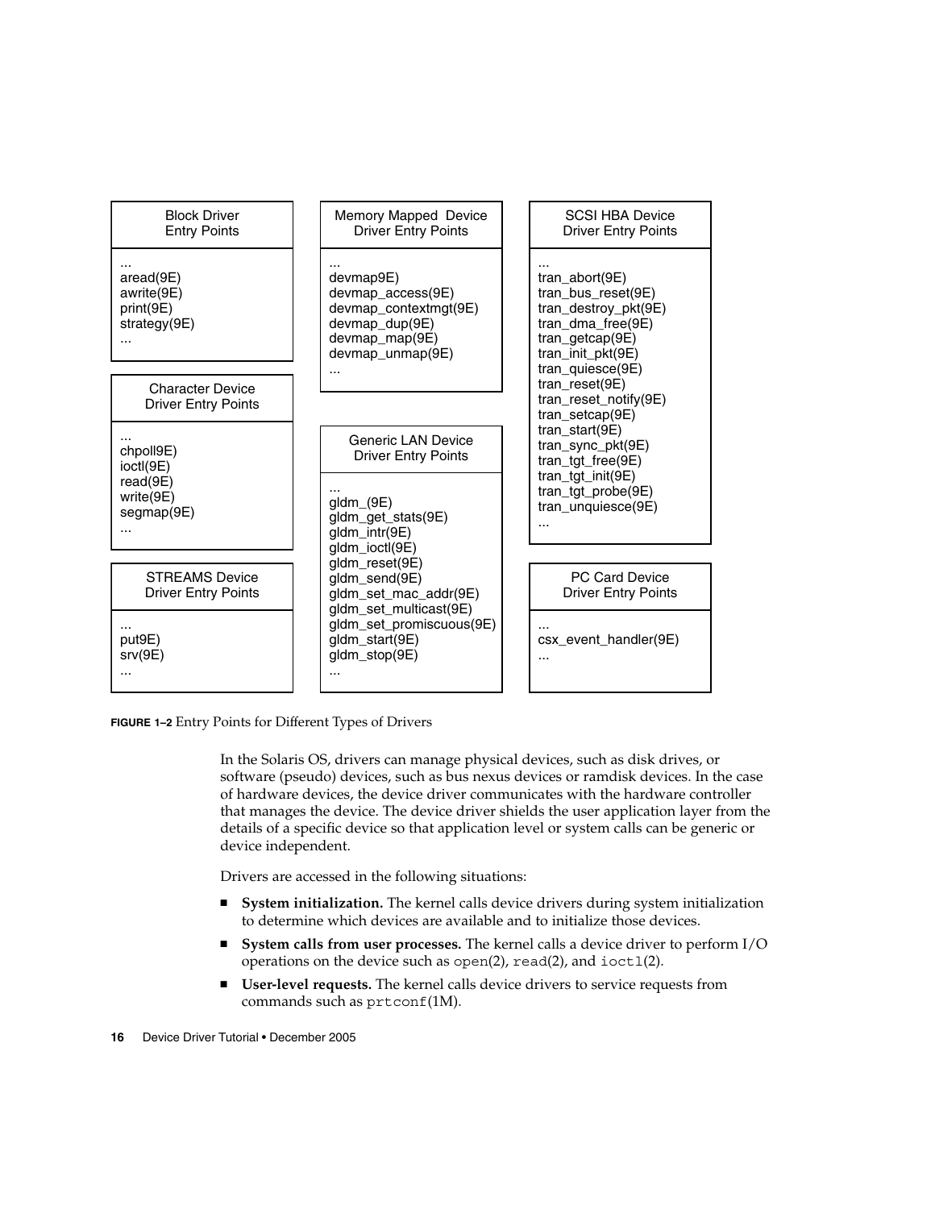Block Driver
Entry Points

...
aread(9E)
awrite(9E)
print(9E)
strategy(9E)
...

Character Device
Driver Entry Points

...
chpoll9E)
ioctl(9E)
read(9E)
write(9E)
segmap(9E)
...

STREAMS Device
Driver Entry Points

...
put9E)
srv(9E)
...

Memory Mapped Device
Driver Entry Points

...
devmap9E)
devmap_access(9E)
devmap_contextmgt(9E)
devmap_dup(9E)
devmap_map(9E)
devmap_unmap(9E)
...

Generic LAN Device
Driver Entry Points

...
gldm_(9E)
gldm_get_stats(9E)
gldm_intr(9E)
gldm_ioctl(9E)
gldm_reset(9E)
gldm_send(9E)
gldm_set_mac_addr(9E)
gldm_set_multicast(9E)
gldm_set_promiscuous(9E)
gldm_start(9E)
gldm_stop(9E)
...

SCSI HBA Device
Driver Entry Points

...
tran_abort(9E)
tran_bus_reset(9E)
tran_destroy_pkt(9E)
tran_dma_free(9E)
tran_getcap(9E)
tran_init_pkt(9E)
tran_quiesce(9E)
tran_reset(9E)
tran_reset_notify(9E)
tran_setcap(9E)
tran_start(9E)
tran_sync_pkt(9E)
tran_tgt_free(9E)
tran_tgt_init(9E)
tran_tgt_probe(9E)
tran_unquiesce(9E)
...

PC Card Device
Driver Entry Points

...
csx_event_handler(9E)
...

**FIGURE 1–2** Entry Points for Different Types of Drivers

In the Solaris OS, drivers can manage physical devices, such as disk drives, or software (pseudo) devices, such as bus nexus devices or ramdisk devices. In the case of hardware devices, the device driver communicates with the hardware controller that manages the device. The device driver shields the user application layer from the details of a specific device so that application level or system calls can be generic or device independent.

Drivers are accessed in the following situations:

- **System initialization.** The kernel calls device drivers during system initialization to determine which devices are available and to initialize those devices.
- **System calls from user processes.** The kernel calls a device driver to perform I/O operations on the device such as `open`(2), `read`(2), and `ioctl`(2).
- **User-level requests.** The kernel calls device drivers to service requests from commands such as `prtconf`(1M).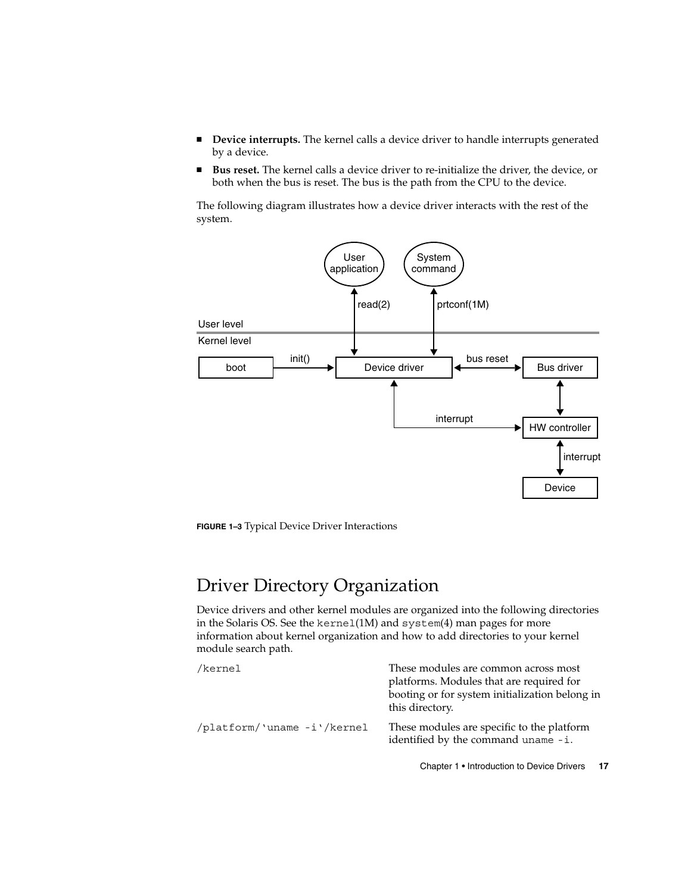- **Device interrupts.** The kernel calls a device driver to handle interrupts generated by a device.
- **Bus reset.** The kernel calls a device driver to re-initialize the driver, the device, or both when the bus is reset. The bus is the path from the CPU to the device.

The following diagram illustrates how a device driver interacts with the rest of the system.

User application

System command

read(2)

prtconf(1M)

User level

Kernel level

boot

init()

Device driver

bus reset

Bus driver

interrupt

HW controller

interrupt

Device

**FIGURE 1–3** Typical Device Driver Interactions

## Driver Directory Organization

Device drivers and other kernel modules are organized into the following directories in the Solaris OS. See the `kernel`(1M) and `system`(4) man pages for more information about kernel organization and how to add directories to your kernel module search path.

| | |
|---|---|
| `/kernel` | These modules are common across most platforms. Modules that are required for booting or for system initialization belong in this directory. |
| `/platform/‘uname -i‘/kernel` | These modules are specific to the platform identified by the command `uname -i`. |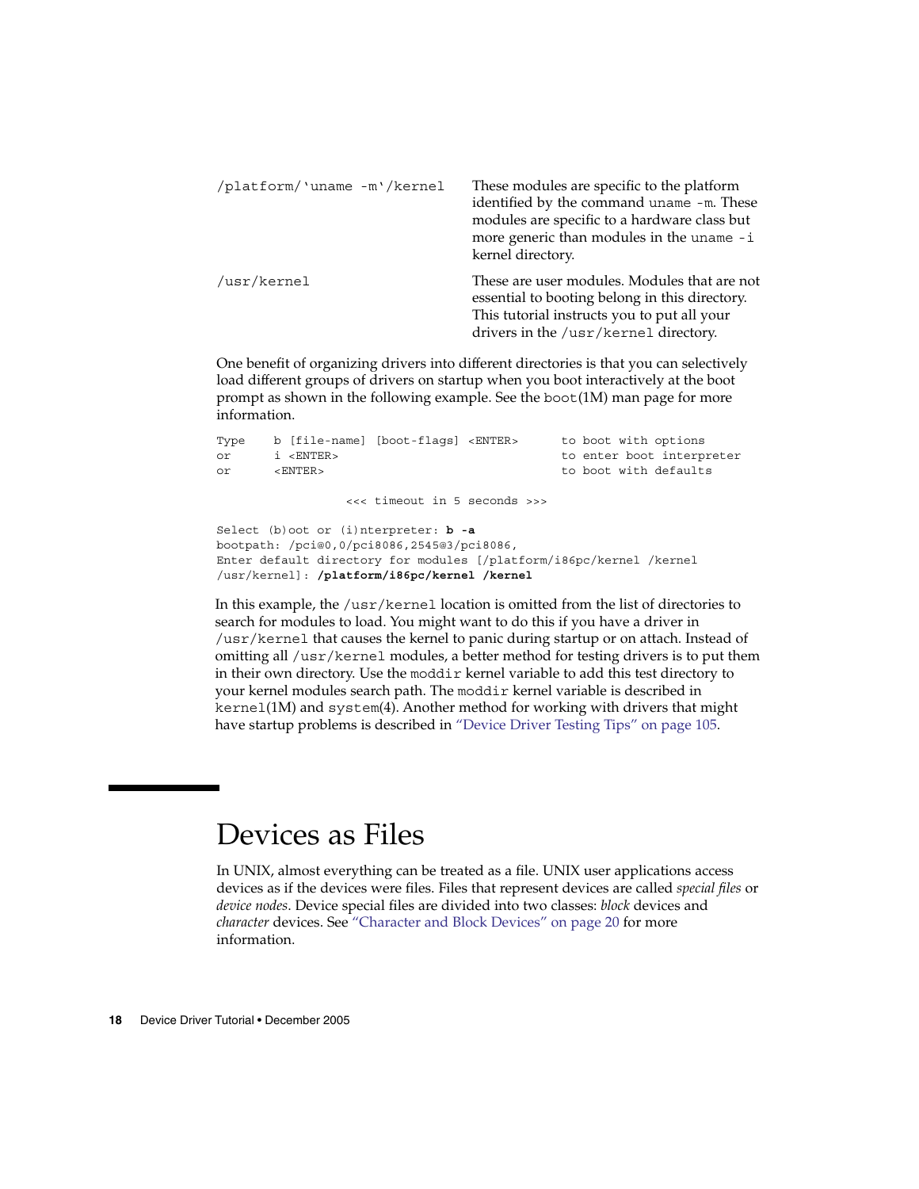| | |
|---|---|
| `/platform/`uname -m`/kernel` | These modules are specific to the platform identified by the command `uname -m`. These modules are specific to a hardware class but more generic than modules in the `uname -i` kernel directory. |
| `/usr/kernel` | These are user modules. Modules that are not essential to booting belong in this directory. This tutorial instructs you to put all your drivers in the `/usr/kernel` directory. |

One benefit of organizing drivers into different directories is that you can selectively load different groups of drivers on startup when you boot interactively at the boot prompt as shown in the following example. See the `boot`(1M) man page for more information.

```
Type    b [file-name] [boot-flags] <ENTER>      to boot with options
or      i <ENTER>                               to enter boot interpreter
or      <ENTER>                                 to boot with defaults

                  <<< timeout in 5 seconds >>>

Select (b)oot or (i)nterpreter: b -a
bootpath: /pci@0,0/pci8086,2545@3/pci8086,
Enter default directory for modules [/platform/i86pc/kernel /kernel
/usr/kernel]: /platform/i86pc/kernel /kernel
```

In this example, the `/usr/kernel` location is omitted from the list of directories to search for modules to load. You might want to do this if you have a driver in `/usr/kernel` that causes the kernel to panic during startup or on attach. Instead of omitting all `/usr/kernel` modules, a better method for testing drivers is to put them in their own directory. Use the `moddir` kernel variable to add this test directory to your kernel modules search path. The `moddir` kernel variable is described in `kernel`(1M) and `system`(4). Another method for working with drivers that might have startup problems is described in "Device Driver Testing Tips" on page 105.

# Devices as Files

In UNIX, almost everything can be treated as a file. UNIX user applications access devices as if the devices were files. Files that represent devices are called *special files* or *device nodes*. Device special files are divided into two classes: *block* devices and *character* devices. See "Character and Block Devices" on page 20 for more information.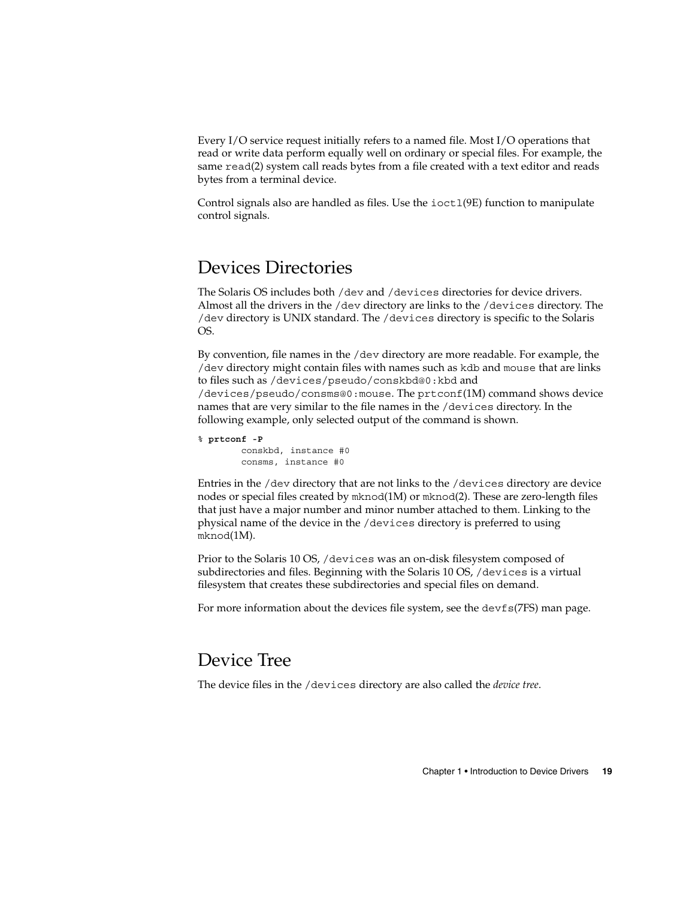Every I/O service request initially refers to a named file. Most I/O operations that read or write data perform equally well on ordinary or special files. For example, the same `read`(2) system call reads bytes from a file created with a text editor and reads bytes from a terminal device.

Control signals also are handled as files. Use the `ioctl`(9E) function to manipulate control signals.

## Devices Directories

The Solaris OS includes both `/dev` and `/devices` directories for device drivers. Almost all the drivers in the `/dev` directory are links to the `/devices` directory. The `/dev` directory is UNIX standard. The `/devices` directory is specific to the Solaris OS.

By convention, file names in the `/dev` directory are more readable. For example, the `/dev` directory might contain files with names such as `kdb` and `mouse` that are links to files such as `/devices/pseudo/conskbd@0:kbd` and `/devices/pseudo/consms@0:mouse`. The `prtconf`(1M) command shows device names that are very similar to the file names in the `/devices` directory. In the following example, only selected output of the command is shown.

```
% prtconf -P
        conskbd, instance #0
        consms, instance #0
```

Entries in the `/dev` directory that are not links to the `/devices` directory are device nodes or special files created by `mknod`(1M) or `mknod`(2). These are zero-length files that just have a major number and minor number attached to them. Linking to the physical name of the device in the `/devices` directory is preferred to using `mknod`(1M).

Prior to the Solaris 10 OS, `/devices` was an on-disk filesystem composed of subdirectories and files. Beginning with the Solaris 10 OS, `/devices` is a virtual filesystem that creates these subdirectories and special files on demand.

For more information about the devices file system, see the `devfs`(7FS) man page.

## Device Tree

The device files in the `/devices` directory are also called the *device tree*.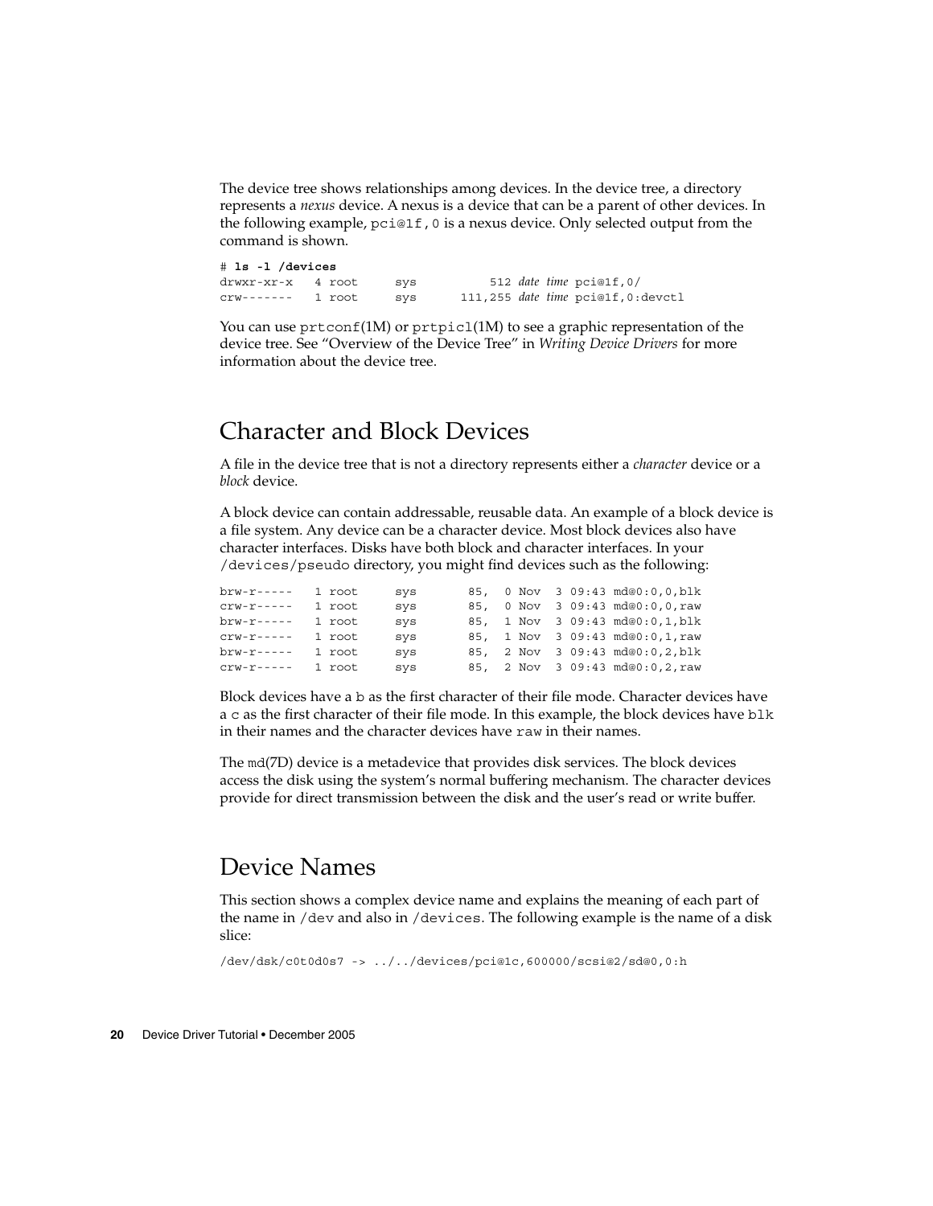The device tree shows relationships among devices. In the device tree, a directory represents a *nexus* device. A nexus is a device that can be a parent of other devices. In the following example, `pci@1f,0` is a nexus device. Only selected output from the command is shown.

```
# ls -l /devices
drwxr-xr-x   4 root     sys          512 date time pci@1f,0/
crw-------   1 root     sys      111,255 date time pci@1f,0:devctl
```

You can use `prtconf`(1M) or `prtpicl`(1M) to see a graphic representation of the device tree. See "Overview of the Device Tree" in *Writing Device Drivers* for more information about the device tree.

## Character and Block Devices

A file in the device tree that is not a directory represents either a *character* device or a *block* device.

A block device can contain addressable, reusable data. An example of a block device is a file system. Any device can be a character device. Most block devices also have character interfaces. Disks have both block and character interfaces. In your `/devices/pseudo` directory, you might find devices such as the following:

```
brw-r-----   1 root     sys       85,  0 Nov  3 09:43 md@0:0,0,blk
crw-r-----   1 root     sys       85,  0 Nov  3 09:43 md@0:0,0,raw
brw-r-----   1 root     sys       85,  1 Nov  3 09:43 md@0:0,1,blk
crw-r-----   1 root     sys       85,  1 Nov  3 09:43 md@0:0,1,raw
brw-r-----   1 root     sys       85,  2 Nov  3 09:43 md@0:0,2,blk
crw-r-----   1 root     sys       85,  2 Nov  3 09:43 md@0:0,2,raw
```

Block devices have a `b` as the first character of their file mode. Character devices have a `c` as the first character of their file mode. In this example, the block devices have `blk` in their names and the character devices have `raw` in their names.

The `md`(7D) device is a metadevice that provides disk services. The block devices access the disk using the system's normal buffering mechanism. The character devices provide for direct transmission between the disk and the user's read or write buffer.

## Device Names

This section shows a complex device name and explains the meaning of each part of the name in `/dev` and also in `/devices`. The following example is the name of a disk slice:

```
/dev/dsk/c0t0d0s7 -> ../../devices/pci@1c,600000/scsi@2/sd@0,0:h
```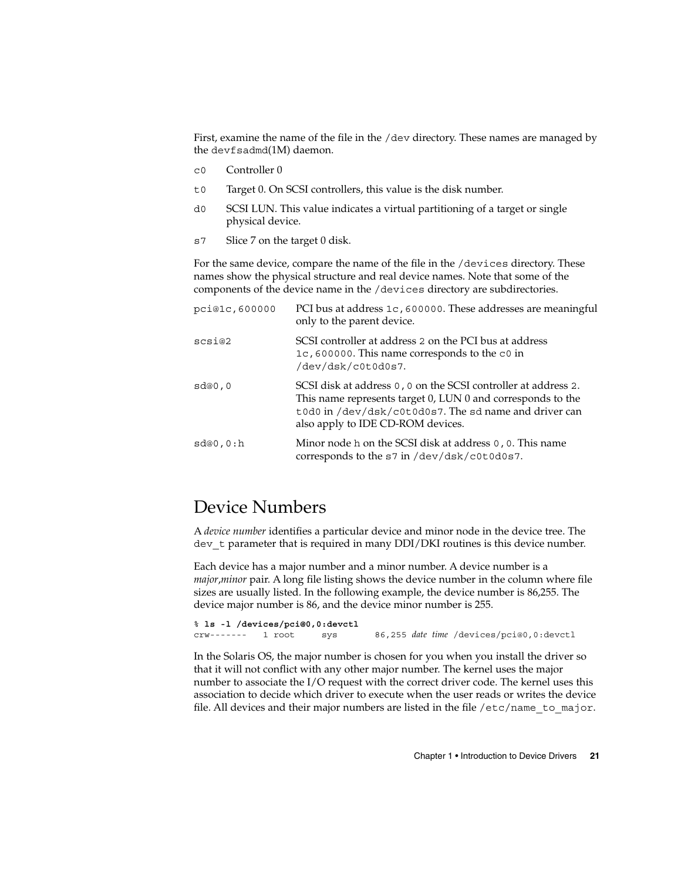First, examine the name of the file in the `/dev` directory. These names are managed by the `devfsadmd`(1M) daemon.

| | |
|---|---|
| `c0` | Controller 0 |
| `t0` | Target 0. On SCSI controllers, this value is the disk number. |
| `d0` | SCSI LUN. This value indicates a virtual partitioning of a target or single physical device. |
| `s7` | Slice 7 on the target 0 disk. |

For the same device, compare the name of the file in the `/devices` directory. These names show the physical structure and real device names. Note that some of the components of the device name in the `/devices` directory are subdirectories.

| | |
|---|---|
| `pci@1c,600000` | PCI bus at address `1c,600000`. These addresses are meaningful only to the parent device. |
| `scsi@2` | SCSI controller at address `2` on the PCI bus at address `1c,600000`. This name corresponds to the `c0` in `/dev/dsk/c0t0d0s7`. |
| `sd@0,0` | SCSI disk at address `0,0` on the SCSI controller at address `2`. This name represents target 0, LUN 0 and corresponds to the `t0d0` in `/dev/dsk/c0t0d0s7`. The `sd` name and driver can also apply to IDE CD-ROM devices. |
| `sd@0,0:h` | Minor node `h` on the SCSI disk at address `0,0`. This name corresponds to the `s7` in `/dev/dsk/c0t0d0s7`. |

## Device Numbers

A *device number* identifies a particular device and minor node in the device tree. The `dev_t` parameter that is required in many DDI/DKI routines is this device number.

Each device has a major number and a minor number. A device number is a *major*,*minor* pair. A long file listing shows the device number in the column where file sizes are usually listed. In the following example, the device number is 86,255. The device major number is 86, and the device minor number is 255.

```
% ls -l /devices/pci@0,0:devctl
crw-------   1 root     sys       86,255 date time /devices/pci@0,0:devctl
```

In the Solaris OS, the major number is chosen for you when you install the driver so that it will not conflict with any other major number. The kernel uses the major number to associate the I/O request with the correct driver code. The kernel uses this association to decide which driver to execute when the user reads or writes the device file. All devices and their major numbers are listed in the file `/etc/name_to_major`.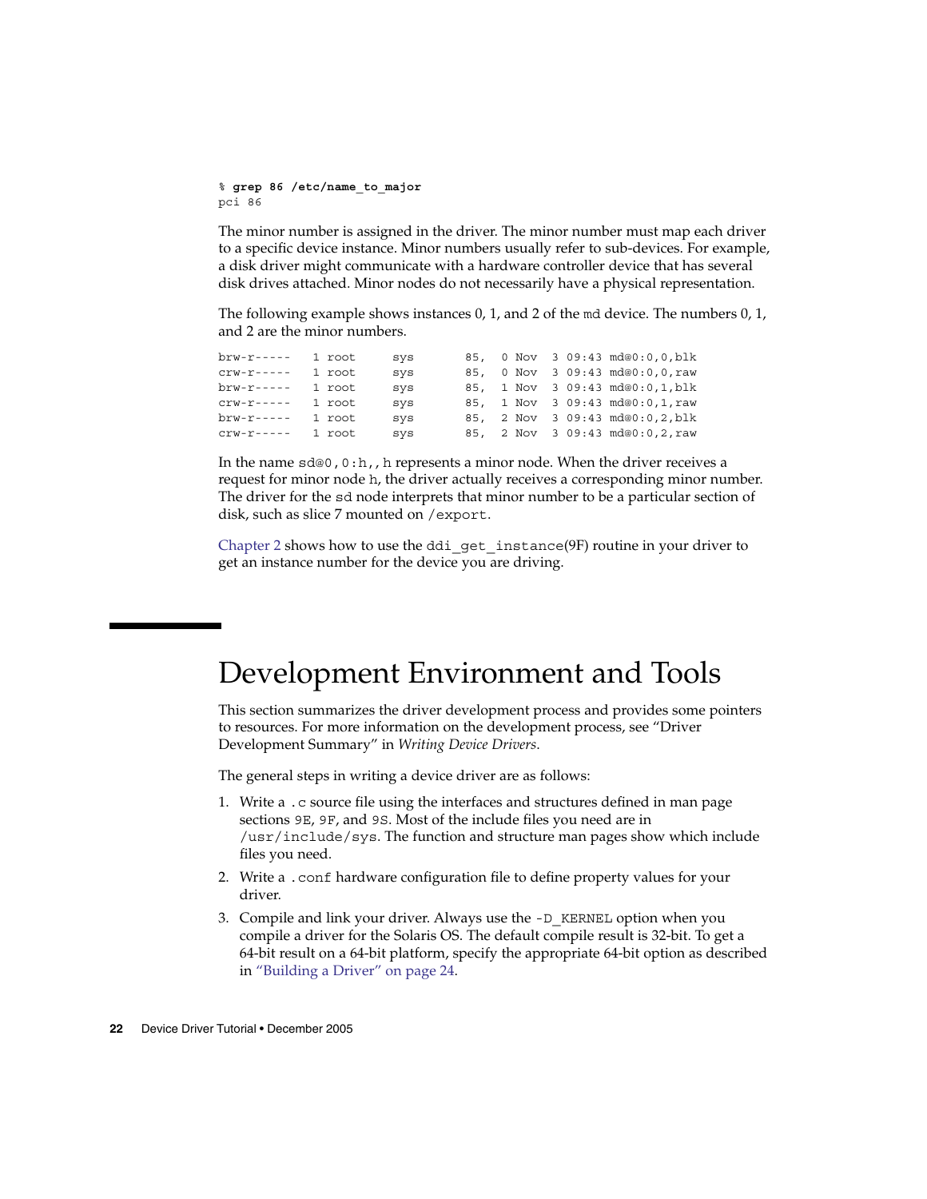```
% grep 86 /etc/name_to_major
pci 86
```

The minor number is assigned in the driver. The minor number must map each driver to a specific device instance. Minor numbers usually refer to sub-devices. For example, a disk driver might communicate with a hardware controller device that has several disk drives attached. Minor nodes do not necessarily have a physical representation.

The following example shows instances 0, 1, and 2 of the `md` device. The numbers 0, 1, and 2 are the minor numbers.

```
brw-r-----   1 root     sys       85,  0 Nov  3 09:43 md@0:0,0,blk
crw-r-----   1 root     sys       85,  0 Nov  3 09:43 md@0:0,0,raw
brw-r-----   1 root     sys       85,  1 Nov  3 09:43 md@0:0,1,blk
crw-r-----   1 root     sys       85,  1 Nov  3 09:43 md@0:0,1,raw
brw-r-----   1 root     sys       85,  2 Nov  3 09:43 md@0:0,2,blk
crw-r-----   1 root     sys       85,  2 Nov  3 09:43 md@0:0,2,raw
```

In the name `sd@0,0:h,`, `h` represents a minor node. When the driver receives a request for minor node `h`, the driver actually receives a corresponding minor number. The driver for the `sd` node interprets that minor number to be a particular section of disk, such as slice 7 mounted on `/export`.

Chapter 2 shows how to use the `ddi_get_instance`(9F) routine in your driver to get an instance number for the device you are driving.

## Development Environment and Tools

This section summarizes the driver development process and provides some pointers to resources. For more information on the development process, see "Driver Development Summary" in *Writing Device Drivers*.

The general steps in writing a device driver are as follows:

1. Write a `.c` source file using the interfaces and structures defined in man page sections `9E`, `9F`, and `9S`. Most of the include files you need are in `/usr/include/sys`. The function and structure man pages show which include files you need.
2. Write a `.conf` hardware configuration file to define property values for your driver.
3. Compile and link your driver. Always use the `-D_KERNEL` option when you compile a driver for the Solaris OS. The default compile result is 32-bit. To get a 64-bit result on a 64-bit platform, specify the appropriate 64-bit option as described in "Building a Driver" on page 24.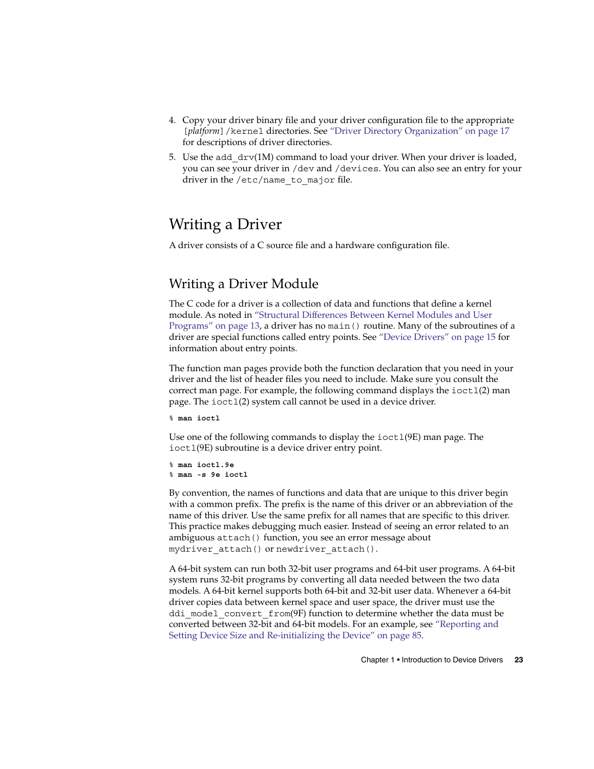4. Copy your driver binary file and your driver configuration file to the appropriate [*platform*]/kernel directories. See "Driver Directory Organization" on page 17 for descriptions of driver directories.
5. Use the add_drv(1M) command to load your driver. When your driver is loaded, you can see your driver in /dev and /devices. You can also see an entry for your driver in the /etc/name_to_major file.

# Writing a Driver

A driver consists of a C source file and a hardware configuration file.

## Writing a Driver Module

The C code for a driver is a collection of data and functions that define a kernel module. As noted in "Structural Differences Between Kernel Modules and User Programs" on page 13, a driver has no main() routine. Many of the subroutines of a driver are special functions called entry points. See "Device Drivers" on page 15 for information about entry points.

The function man pages provide both the function declaration that you need in your driver and the list of header files you need to include. Make sure you consult the correct man page. For example, the following command displays the ioctl(2) man page. The ioctl(2) system call cannot be used in a device driver.

```
% man ioctl
```

Use one of the following commands to display the ioctl(9E) man page. The ioctl(9E) subroutine is a device driver entry point.

```
% man ioctl.9e
% man -s 9e ioctl
```

By convention, the names of functions and data that are unique to this driver begin with a common prefix. The prefix is the name of this driver or an abbreviation of the name of this driver. Use the same prefix for all names that are specific to this driver. This practice makes debugging much easier. Instead of seeing an error related to an ambiguous attach() function, you see an error message about mydriver_attach() or newdriver_attach().

A 64-bit system can run both 32-bit user programs and 64-bit user programs. A 64-bit system runs 32-bit programs by converting all data needed between the two data models. A 64-bit kernel supports both 64-bit and 32-bit user data. Whenever a 64-bit driver copies data between kernel space and user space, the driver must use the ddi_model_convert_from(9F) function to determine whether the data must be converted between 32-bit and 64-bit models. For an example, see "Reporting and Setting Device Size and Re-initializing the Device" on page 85.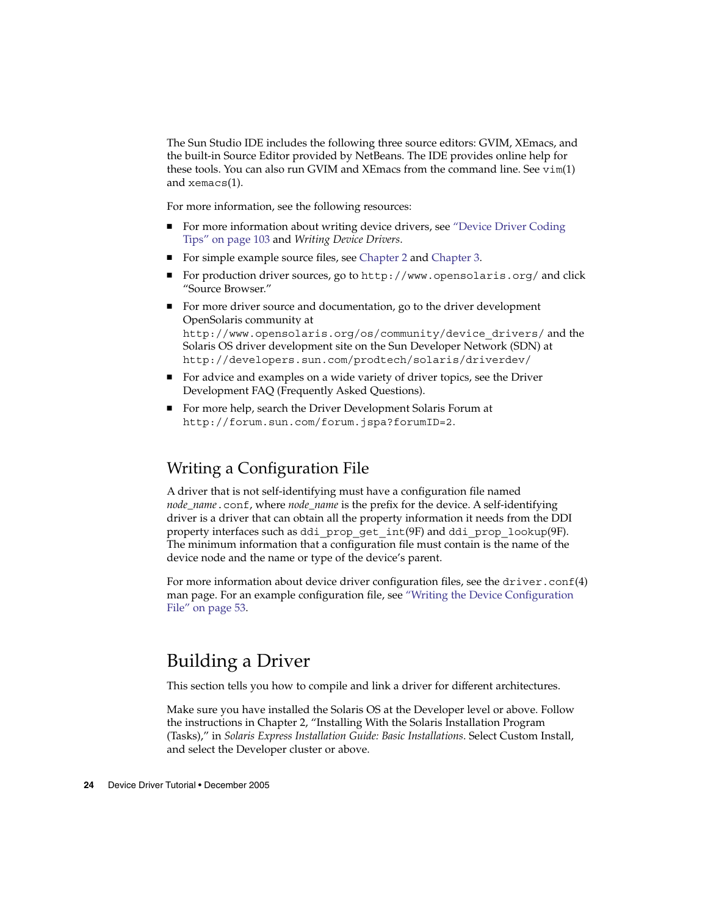The Sun Studio IDE includes the following three source editors: GVIM, XEmacs, and the built-in Source Editor provided by NetBeans. The IDE provides online help for these tools. You can also run GVIM and XEmacs from the command line. See `vim`(1) and `xemacs`(1).

For more information, see the following resources:

- For more information about writing device drivers, see "Device Driver Coding Tips" on page 103 and *Writing Device Drivers*.
- For simple example source files, see Chapter 2 and Chapter 3.
- For production driver sources, go to `http://www.opensolaris.org/` and click "Source Browser."
- For more driver source and documentation, go to the driver development OpenSolaris community at `http://www.opensolaris.org/os/community/device_drivers/` and the Solaris OS driver development site on the Sun Developer Network (SDN) at `http://developers.sun.com/prodtech/solaris/driverdev/`
- For advice and examples on a wide variety of driver topics, see the Driver Development FAQ (Frequently Asked Questions).
- For more help, search the Driver Development Solaris Forum at `http://forum.sun.com/forum.jspa?forumID=2`.

## Writing a Configuration File

A driver that is not self-identifying must have a configuration file named *node_name*`.conf`, where *node_name* is the prefix for the device. A self-identifying driver is a driver that can obtain all the property information it needs from the DDI property interfaces such as `ddi_prop_get_int`(9F) and `ddi_prop_lookup`(9F). The minimum information that a configuration file must contain is the name of the device node and the name or type of the device's parent.

For more information about device driver configuration files, see the `driver.conf`(4) man page. For an example configuration file, see "Writing the Device Configuration File" on page 53.

# Building a Driver

This section tells you how to compile and link a driver for different architectures.

Make sure you have installed the Solaris OS at the Developer level or above. Follow the instructions in Chapter 2, "Installing With the Solaris Installation Program (Tasks)," in *Solaris Express Installation Guide: Basic Installations*. Select Custom Install, and select the Developer cluster or above.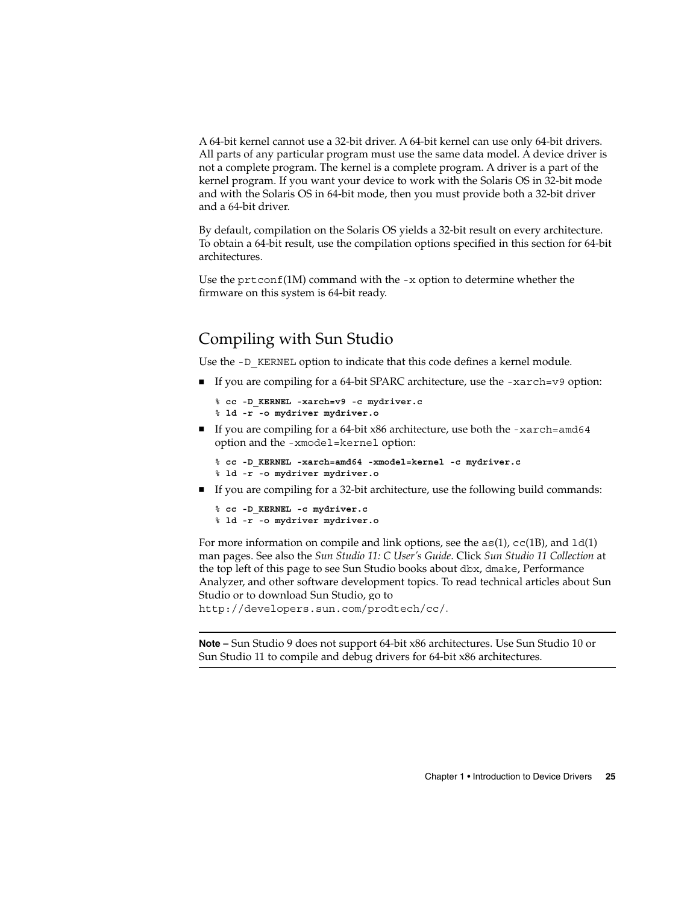A 64-bit kernel cannot use a 32-bit driver. A 64-bit kernel can use only 64-bit drivers. All parts of any particular program must use the same data model. A device driver is not a complete program. The kernel is a complete program. A driver is a part of the kernel program. If you want your device to work with the Solaris OS in 32-bit mode and with the Solaris OS in 64-bit mode, then you must provide both a 32-bit driver and a 64-bit driver.

By default, compilation on the Solaris OS yields a 32-bit result on every architecture. To obtain a 64-bit result, use the compilation options specified in this section for 64-bit architectures.

Use the `prtconf`(1M) command with the `-x` option to determine whether the firmware on this system is 64-bit ready.

## Compiling with Sun Studio

Use the `-D_KERNEL` option to indicate that this code defines a kernel module.

- If you are compiling for a 64-bit SPARC architecture, use the `-xarch=v9` option:

  ```
  % cc -D_KERNEL -xarch=v9 -c mydriver.c
  % ld -r -o mydriver mydriver.o
  ```

- If you are compiling for a 64-bit x86 architecture, use both the `-xarch=amd64` option and the `-xmodel=kernel` option:

  ```
  % cc -D_KERNEL -xarch=amd64 -xmodel=kernel -c mydriver.c
  % ld -r -o mydriver mydriver.o
  ```

- If you are compiling for a 32-bit architecture, use the following build commands:

  ```
  % cc -D_KERNEL -c mydriver.c
  % ld -r -o mydriver mydriver.o
  ```

For more information on compile and link options, see the `as`(1), `cc`(1B), and `ld`(1) man pages. See also the *Sun Studio 11: C User's Guide*. Click *Sun Studio 11 Collection* at the top left of this page to see Sun Studio books about `dbx`, `dmake`, Performance Analyzer, and other software development topics. To read technical articles about Sun Studio or to download Sun Studio, go to `http://developers.sun.com/prodtech/cc/`.

---

**Note –** Sun Studio 9 does not support 64-bit x86 architectures. Use Sun Studio 10 or Sun Studio 11 to compile and debug drivers for 64-bit x86 architectures.

---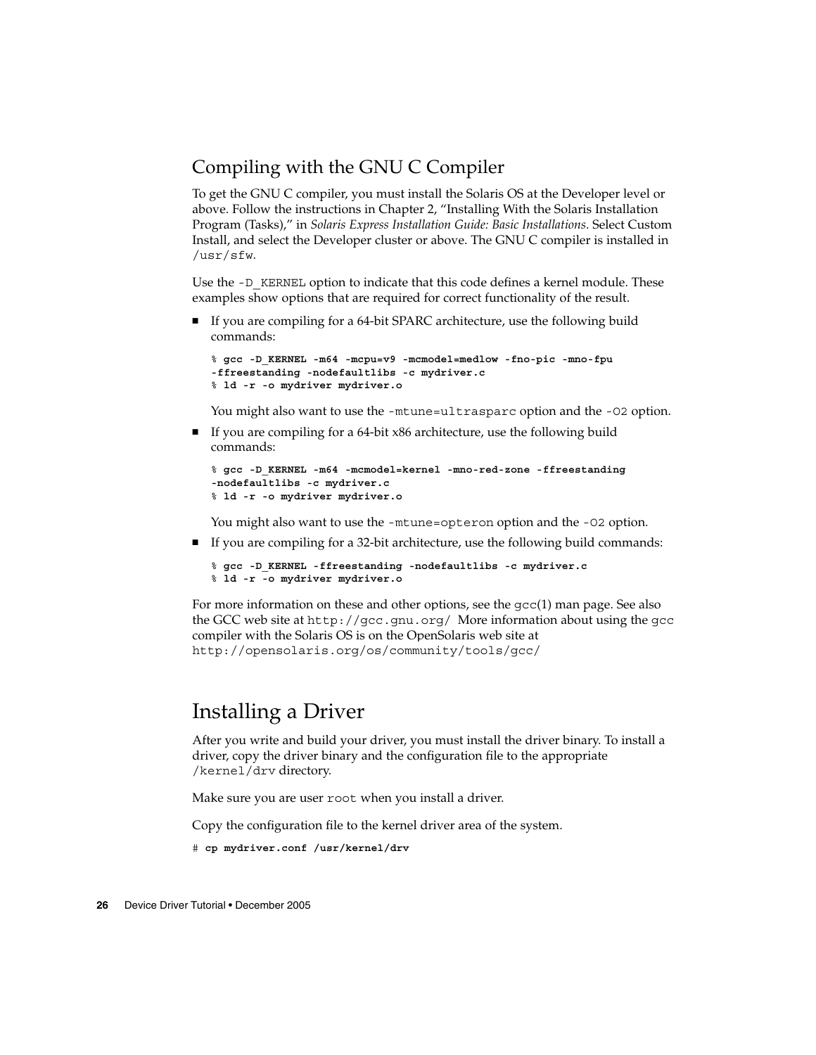## Compiling with the GNU C Compiler

To get the GNU C compiler, you must install the Solaris OS at the Developer level or above. Follow the instructions in Chapter 2, "Installing With the Solaris Installation Program (Tasks)," in *Solaris Express Installation Guide: Basic Installations*. Select Custom Install, and select the Developer cluster or above. The GNU C compiler is installed in `/usr/sfw`.

Use the `-D_KERNEL` option to indicate that this code defines a kernel module. These examples show options that are required for correct functionality of the result.

- If you are compiling for a 64-bit SPARC architecture, use the following build commands:

  ```
  % gcc -D_KERNEL -m64 -mcpu=v9 -mcmodel=medlow -fno-pic -mno-fpu
  -ffreestanding -nodefaultlibs -c mydriver.c
  % ld -r -o mydriver mydriver.o
  ```

  You might also want to use the `-mtune=ultrasparc` option and the `-O2` option.

- If you are compiling for a 64-bit x86 architecture, use the following build commands:

  ```
  % gcc -D_KERNEL -m64 -mcmodel=kernel -mno-red-zone -ffreestanding
  -nodefaultlibs -c mydriver.c
  % ld -r -o mydriver mydriver.o
  ```

  You might also want to use the `-mtune=opteron` option and the `-O2` option.

- If you are compiling for a 32-bit architecture, use the following build commands:

  ```
  % gcc -D_KERNEL -ffreestanding -nodefaultlibs -c mydriver.c
  % ld -r -o mydriver mydriver.o
  ```

For more information on these and other options, see the `gcc`(1) man page. See also the GCC web site at `http://gcc.gnu.org/` More information about using the `gcc` compiler with the Solaris OS is on the OpenSolaris web site at `http://opensolaris.org/os/community/tools/gcc/`

# Installing a Driver

After you write and build your driver, you must install the driver binary. To install a driver, copy the driver binary and the configuration file to the appropriate `/kernel/drv` directory.

Make sure you are user `root` when you install a driver.

Copy the configuration file to the kernel driver area of the system.

```
# cp mydriver.conf /usr/kernel/drv
```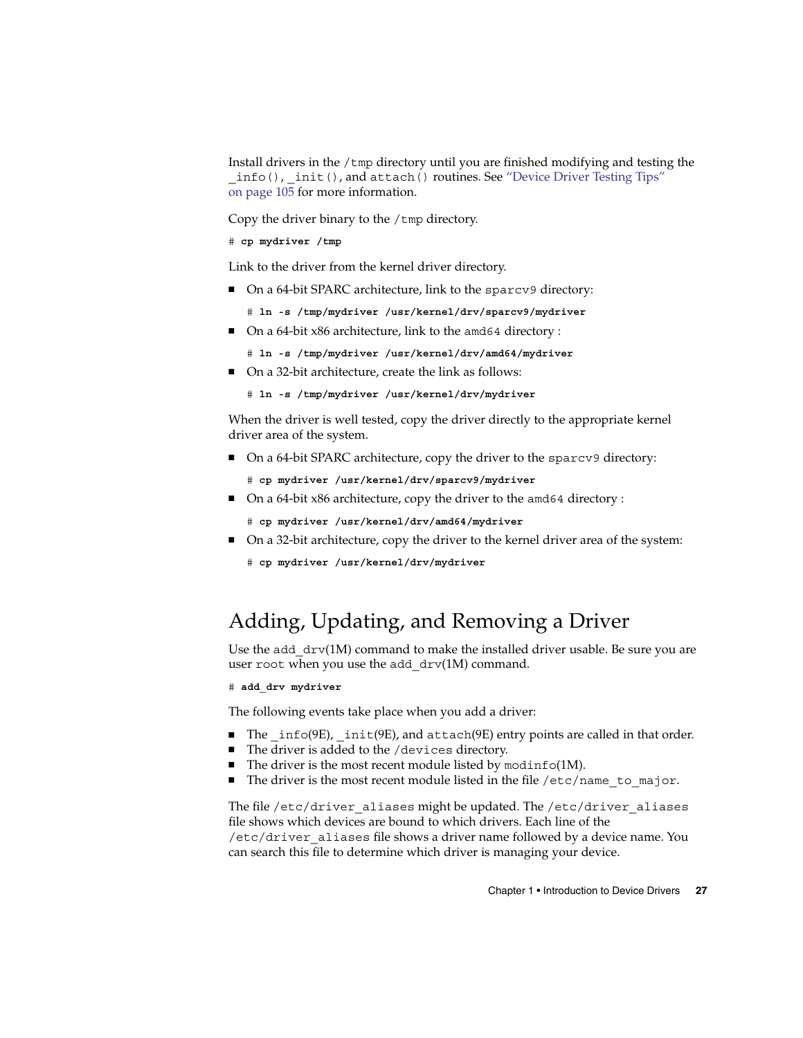Install drivers in the `/tmp` directory until you are finished modifying and testing the `_info()`, `_init()`, and `attach()` routines. See "Device Driver Testing Tips" on page 105 for more information.

Copy the driver binary to the `/tmp` directory.

```
# cp mydriver /tmp
```

Link to the driver from the kernel driver directory.

- On a 64-bit SPARC architecture, link to the `sparcv9` directory:

  ```
  # ln -s /tmp/mydriver /usr/kernel/drv/sparcv9/mydriver
  ```

- On a 64-bit x86 architecture, link to the `amd64` directory :

  ```
  # ln -s /tmp/mydriver /usr/kernel/drv/amd64/mydriver
  ```

- On a 32-bit architecture, create the link as follows:

  ```
  # ln -s /tmp/mydriver /usr/kernel/drv/mydriver
  ```

When the driver is well tested, copy the driver directly to the appropriate kernel driver area of the system.

- On a 64-bit SPARC architecture, copy the driver to the `sparcv9` directory:

  ```
  # cp mydriver /usr/kernel/drv/sparcv9/mydriver
  ```

- On a 64-bit x86 architecture, copy the driver to the `amd64` directory :

  ```
  # cp mydriver /usr/kernel/drv/amd64/mydriver
  ```

- On a 32-bit architecture, copy the driver to the kernel driver area of the system:

  ```
  # cp mydriver /usr/kernel/drv/mydriver
  ```

## Adding, Updating, and Removing a Driver

Use the `add_drv`(1M) command to make the installed driver usable. Be sure you are user `root` when you use the `add_drv`(1M) command.

```
# add_drv mydriver
```

The following events take place when you add a driver:

- The `_info`(9E), `_init`(9E), and `attach`(9E) entry points are called in that order.
- The driver is added to the `/devices` directory.
- The driver is the most recent module listed by `modinfo`(1M).
- The driver is the most recent module listed in the file `/etc/name_to_major`.

The file `/etc/driver_aliases` might be updated. The `/etc/driver_aliases` file shows which devices are bound to which drivers. Each line of the `/etc/driver_aliases` file shows a driver name followed by a device name. You can search this file to determine which driver is managing your device.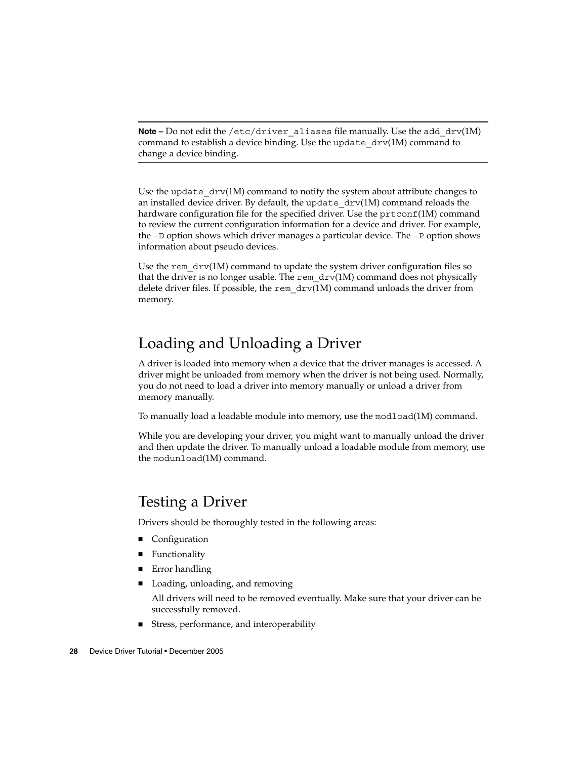**Note –** Do not edit the `/etc/driver_aliases` file manually. Use the `add_drv`(1M) command to establish a device binding. Use the `update_drv`(1M) command to change a device binding.

Use the `update_drv`(1M) command to notify the system about attribute changes to an installed device driver. By default, the `update_drv`(1M) command reloads the hardware configuration file for the specified driver. Use the `prtconf`(1M) command to review the current configuration information for a device and driver. For example, the `-D` option shows which driver manages a particular device. The `-P` option shows information about pseudo devices.

Use the `rem_drv`(1M) command to update the system driver configuration files so that the driver is no longer usable. The `rem_drv`(1M) command does not physically delete driver files. If possible, the `rem_drv`(1M) command unloads the driver from memory.

## Loading and Unloading a Driver

A driver is loaded into memory when a device that the driver manages is accessed. A driver might be unloaded from memory when the driver is not being used. Normally, you do not need to load a driver into memory manually or unload a driver from memory manually.

To manually load a loadable module into memory, use the `modload`(1M) command.

While you are developing your driver, you might want to manually unload the driver and then update the driver. To manually unload a loadable module from memory, use the `modunload`(1M) command.

## Testing a Driver

Drivers should be thoroughly tested in the following areas:

- Configuration
- Functionality
- Error handling
- Loading, unloading, and removing

  All drivers will need to be removed eventually. Make sure that your driver can be successfully removed.
- Stress, performance, and interoperability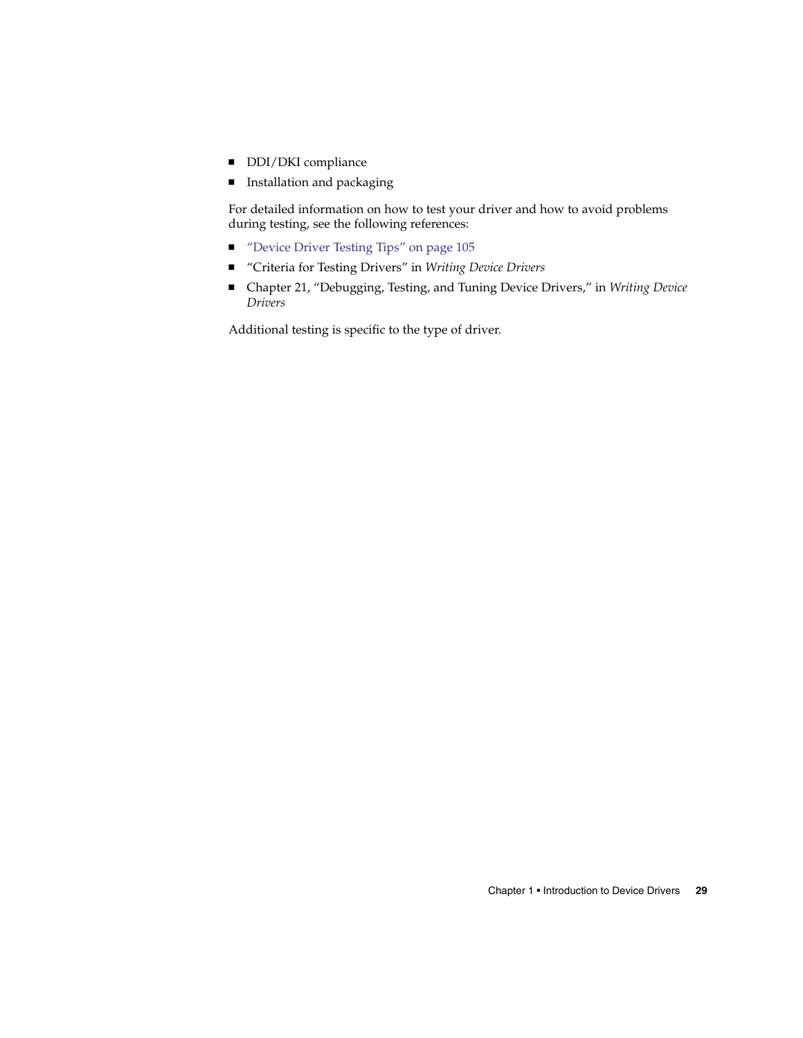- DDI/DKI compliance
- Installation and packaging

For detailed information on how to test your driver and how to avoid problems during testing, see the following references:

- "Device Driver Testing Tips" on page 105
- "Criteria for Testing Drivers" in *Writing Device Drivers*
- Chapter 21, "Debugging, Testing, and Tuning Device Drivers," in *Writing Device Drivers*

Additional testing is specific to the type of driver.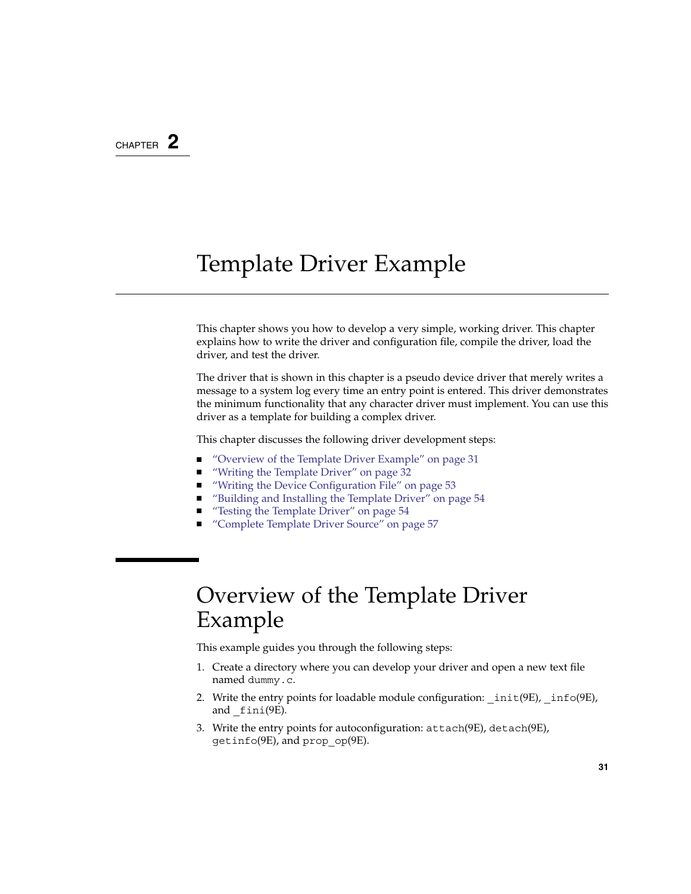CHAPTER 2

# Template Driver Example

This chapter shows you how to develop a very simple, working driver. This chapter explains how to write the driver and configuration file, compile the driver, load the driver, and test the driver.

The driver that is shown in this chapter is a pseudo device driver that merely writes a message to a system log every time an entry point is entered. This driver demonstrates the minimum functionality that any character driver must implement. You can use this driver as a template for building a complex driver.

This chapter discusses the following driver development steps:

- "Overview of the Template Driver Example" on page 31
- "Writing the Template Driver" on page 32
- "Writing the Device Configuration File" on page 53
- "Building and Installing the Template Driver" on page 54
- "Testing the Template Driver" on page 54
- "Complete Template Driver Source" on page 57

## Overview of the Template Driver Example

This example guides you through the following steps:

1. Create a directory where you can develop your driver and open a new text file named `dummy.c`.
2. Write the entry points for loadable module configuration: `_init`(9E), `_info`(9E), and `_fini`(9E).
3. Write the entry points for autoconfiguration: `attach`(9E), `detach`(9E), `getinfo`(9E), and `prop_op`(9E).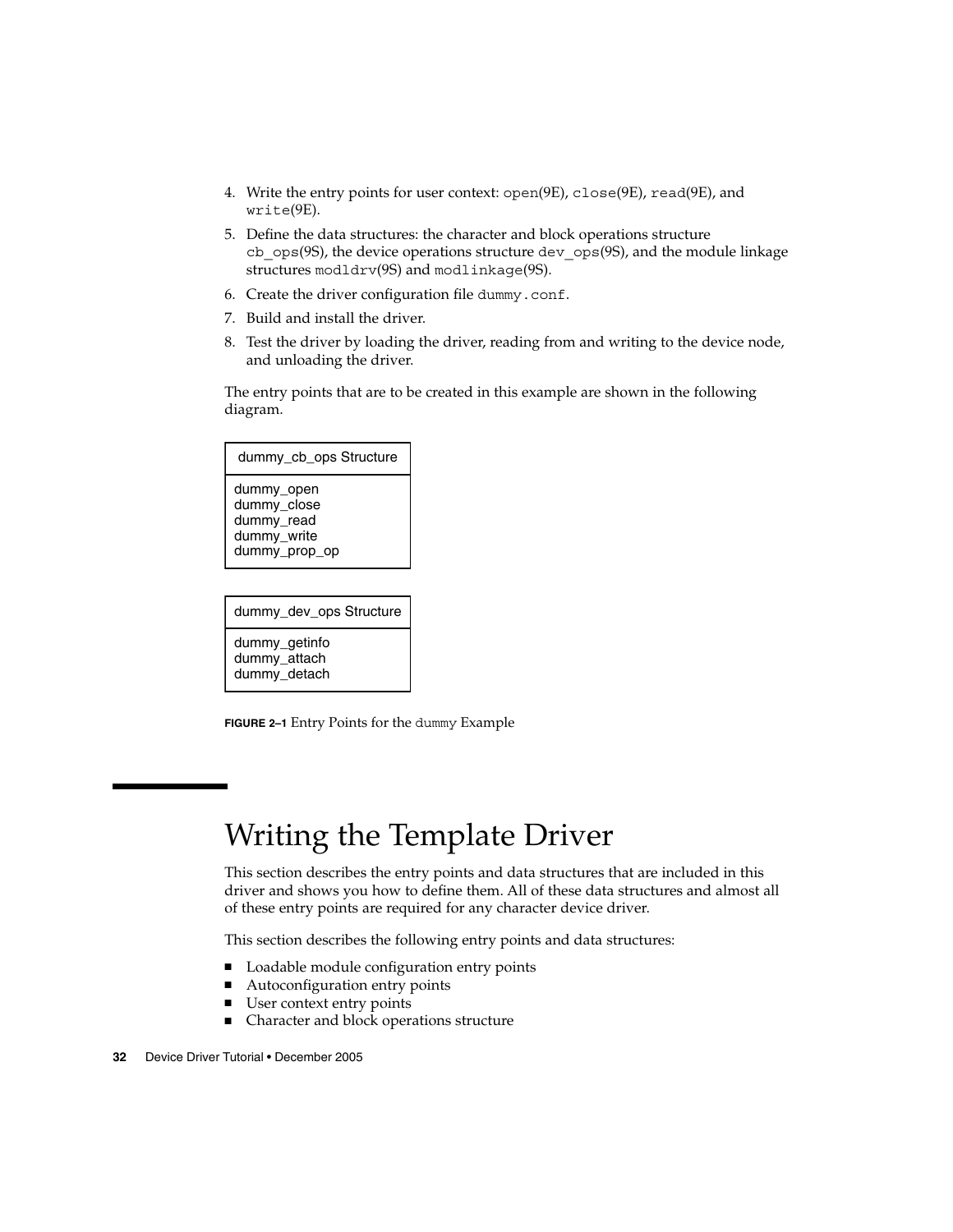4. Write the entry points for user context: open(9E), close(9E), read(9E), and write(9E).
5. Define the data structures: the character and block operations structure cb_ops(9S), the device operations structure dev_ops(9S), and the module linkage structures modldrv(9S) and modlinkage(9S).
6. Create the driver configuration file dummy.conf.
7. Build and install the driver.
8. Test the driver by loading the driver, reading from and writing to the device node, and unloading the driver.

The entry points that are to be created in this example are shown in the following diagram.

| dummy_cb_ops Structure |
|---|
| dummy_open<br>dummy_close<br>dummy_read<br>dummy_write<br>dummy_prop_op |

| dummy_dev_ops Structure |
|---|
| dummy_getinfo<br>dummy_attach<br>dummy_detach |

**FIGURE 2–1** Entry Points for the dummy Example

# Writing the Template Driver

This section describes the entry points and data structures that are included in this driver and shows you how to define them. All of these data structures and almost all of these entry points are required for any character device driver.

This section describes the following entry points and data structures:

- Loadable module configuration entry points
- Autoconfiguration entry points
- User context entry points
- Character and block operations structure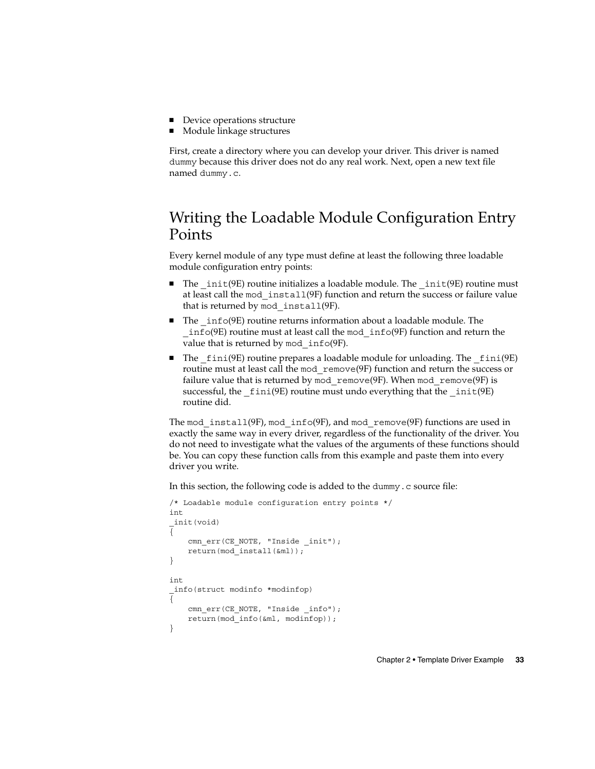- Device operations structure
- Module linkage structures

First, create a directory where you can develop your driver. This driver is named dummy because this driver does not do any real work. Next, open a new text file named dummy.c.

## Writing the Loadable Module Configuration Entry Points

Every kernel module of any type must define at least the following three loadable module configuration entry points:

- The _init(9E) routine initializes a loadable module. The _init(9E) routine must at least call the mod_install(9F) function and return the success or failure value that is returned by mod_install(9F).
- The _info(9E) routine returns information about a loadable module. The _info(9E) routine must at least call the mod_info(9F) function and return the value that is returned by mod_info(9F).
- The _fini(9E) routine prepares a loadable module for unloading. The _fini(9E) routine must at least call the mod_remove(9F) function and return the success or failure value that is returned by mod_remove(9F). When mod_remove(9F) is successful, the _fini(9E) routine must undo everything that the _init(9E) routine did.

The mod_install(9F), mod_info(9F), and mod_remove(9F) functions are used in exactly the same way in every driver, regardless of the functionality of the driver. You do not need to investigate what the values of the arguments of these functions should be. You can copy these function calls from this example and paste them into every driver you write.

In this section, the following code is added to the dummy.c source file:

```
/* Loadable module configuration entry points */
int
_init(void)
{
    cmn_err(CE_NOTE, "Inside _init");
    return(mod_install(&ml));
}

int
_info(struct modinfo *modinfop)
{
    cmn_err(CE_NOTE, "Inside _info");
    return(mod_info(&ml, modinfop));
}
```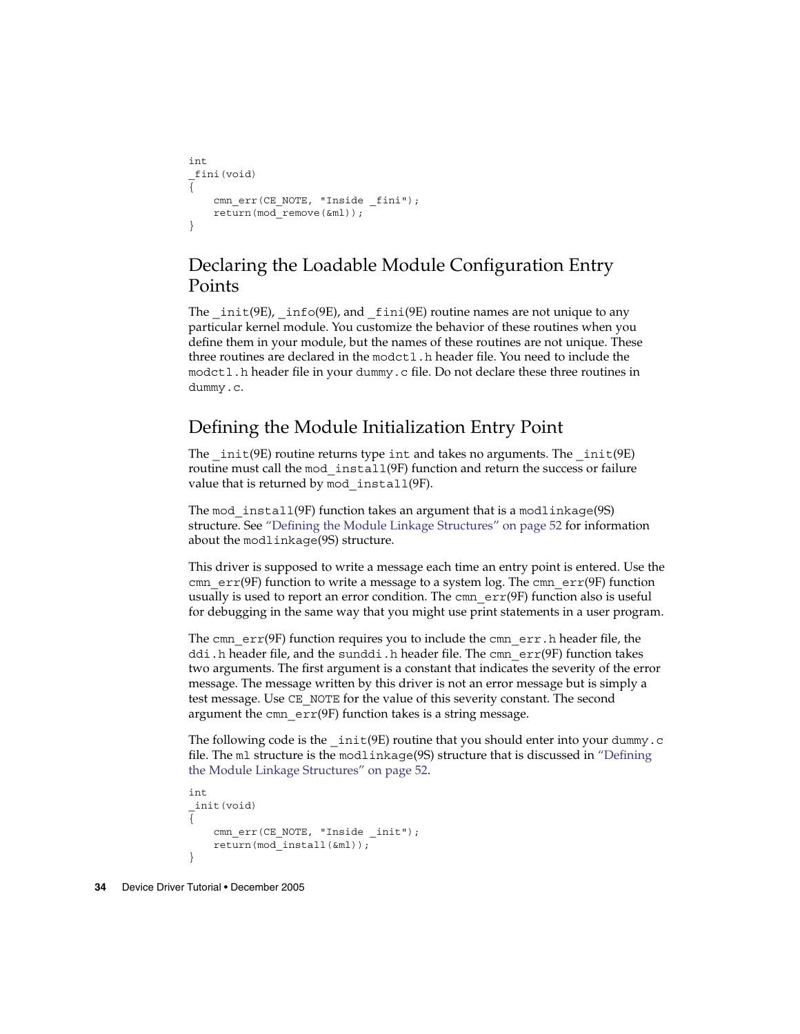```
int
_fini(void)
{
    cmn_err(CE_NOTE, "Inside _fini");
    return(mod_remove(&ml));
}
```

## Declaring the Loadable Module Configuration Entry Points

The `_init`(9E), `_info`(9E), and `_fini`(9E) routine names are not unique to any particular kernel module. You customize the behavior of these routines when you define them in your module, but the names of these routines are not unique. These three routines are declared in the `modctl.h` header file. You need to include the `modctl.h` header file in your `dummy.c` file. Do not declare these three routines in `dummy.c`.

## Defining the Module Initialization Entry Point

The `_init`(9E) routine returns type `int` and takes no arguments. The `_init`(9E) routine must call the `mod_install`(9F) function and return the success or failure value that is returned by `mod_install`(9F).

The `mod_install`(9F) function takes an argument that is a `modlinkage`(9S) structure. See "Defining the Module Linkage Structures" on page 52 for information about the `modlinkage`(9S) structure.

This driver is supposed to write a message each time an entry point is entered. Use the `cmn_err`(9F) function to write a message to a system log. The `cmn_err`(9F) function usually is used to report an error condition. The `cmn_err`(9F) function also is useful for debugging in the same way that you might use print statements in a user program.

The `cmn_err`(9F) function requires you to include the `cmn_err.h` header file, the `ddi.h` header file, and the `sunddi.h` header file. The `cmn_err`(9F) function takes two arguments. The first argument is a constant that indicates the severity of the error message. The message written by this driver is not an error message but is simply a test message. Use `CE_NOTE` for the value of this severity constant. The second argument the `cmn_err`(9F) function takes is a string message.

The following code is the `_init`(9E) routine that you should enter into your `dummy.c` file. The `ml` structure is the `modlinkage`(9S) structure that is discussed in "Defining the Module Linkage Structures" on page 52.

```
int
_init(void)
{
    cmn_err(CE_NOTE, "Inside _init");
    return(mod_install(&ml));
}
```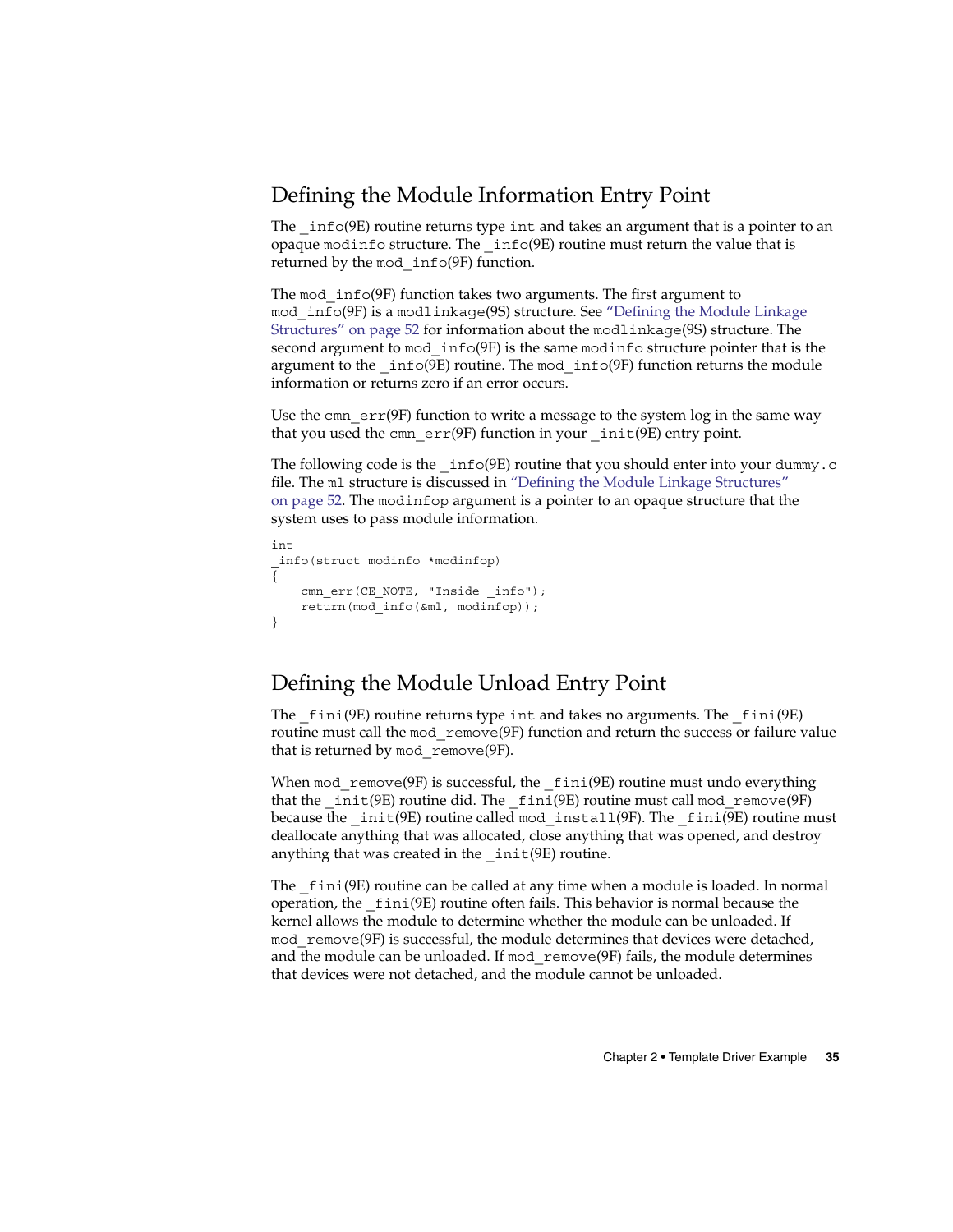## Defining the Module Information Entry Point

The _info(9E) routine returns type int and takes an argument that is a pointer to an opaque modinfo structure. The _info(9E) routine must return the value that is returned by the mod_info(9F) function.

The mod_info(9F) function takes two arguments. The first argument to mod_info(9F) is a modlinkage(9S) structure. See "Defining the Module Linkage Structures" on page 52 for information about the modlinkage(9S) structure. The second argument to mod_info(9F) is the same modinfo structure pointer that is the argument to the _info(9E) routine. The mod_info(9F) function returns the module information or returns zero if an error occurs.

Use the cmn_err(9F) function to write a message to the system log in the same way that you used the cmn_err(9F) function in your _init(9E) entry point.

The following code is the _info(9E) routine that you should enter into your dummy.c file. The ml structure is discussed in "Defining the Module Linkage Structures" on page 52. The modinfop argument is a pointer to an opaque structure that the system uses to pass module information.

```
int
_info(struct modinfo *modinfop)
{
    cmn_err(CE_NOTE, "Inside _info");
    return(mod_info(&ml, modinfop));
}
```

## Defining the Module Unload Entry Point

The _fini(9E) routine returns type int and takes no arguments. The _fini(9E) routine must call the mod_remove(9F) function and return the success or failure value that is returned by mod_remove(9F).

When mod_remove(9F) is successful, the _fini(9E) routine must undo everything that the _init(9E) routine did. The _fini(9E) routine must call mod_remove(9F) because the _init(9E) routine called mod_install(9F). The _fini(9E) routine must deallocate anything that was allocated, close anything that was opened, and destroy anything that was created in the _init(9E) routine.

The _fini(9E) routine can be called at any time when a module is loaded. In normal operation, the _fini(9E) routine often fails. This behavior is normal because the kernel allows the module to determine whether the module can be unloaded. If mod_remove(9F) is successful, the module determines that devices were detached, and the module can be unloaded. If mod_remove(9F) fails, the module determines that devices were not detached, and the module cannot be unloaded.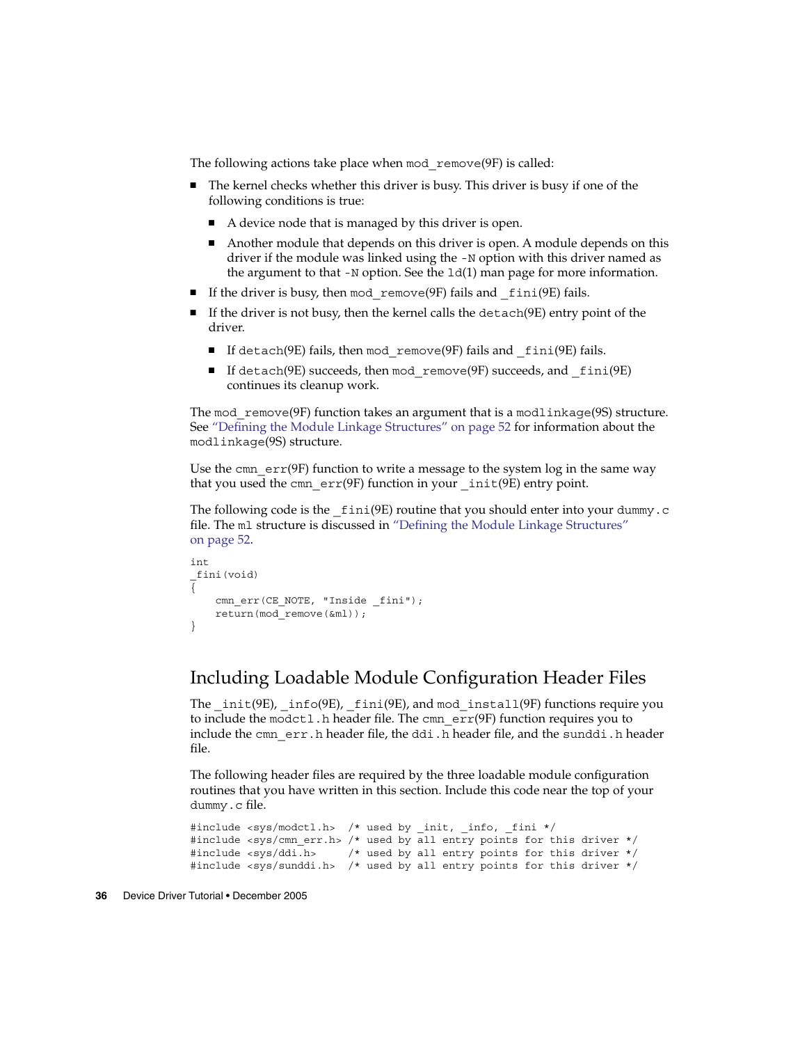The following actions take place when mod_remove(9F) is called:

- The kernel checks whether this driver is busy. This driver is busy if one of the following conditions is true:
  - A device node that is managed by this driver is open.
  - Another module that depends on this driver is open. A module depends on this driver if the module was linked using the -N option with this driver named as the argument to that -N option. See the ld(1) man page for more information.
- If the driver is busy, then mod_remove(9F) fails and _fini(9E) fails.
- If the driver is not busy, then the kernel calls the detach(9E) entry point of the driver.
  - If detach(9E) fails, then mod_remove(9F) fails and _fini(9E) fails.
  - If detach(9E) succeeds, then mod_remove(9F) succeeds, and _fini(9E) continues its cleanup work.

The mod_remove(9F) function takes an argument that is a modlinkage(9S) structure. See "Defining the Module Linkage Structures" on page 52 for information about the modlinkage(9S) structure.

Use the cmn_err(9F) function to write a message to the system log in the same way that you used the cmn_err(9F) function in your _init(9E) entry point.

The following code is the _fini(9E) routine that you should enter into your dummy.c file. The ml structure is discussed in "Defining the Module Linkage Structures" on page 52.

```
int
_fini(void)
{
    cmn_err(CE_NOTE, "Inside _fini");
    return(mod_remove(&ml));
}
```

## Including Loadable Module Configuration Header Files

The _init(9E), _info(9E), _fini(9E), and mod_install(9F) functions require you to include the modctl.h header file. The cmn_err(9F) function requires you to include the cmn_err.h header file, the ddi.h header file, and the sunddi.h header file.

The following header files are required by the three loadable module configuration routines that you have written in this section. Include this code near the top of your dummy.c file.

```
#include <sys/modctl.h>  /* used by _init, _info, _fini */
#include <sys/cmn_err.h> /* used by all entry points for this driver */
#include <sys/ddi.h>     /* used by all entry points for this driver */
#include <sys/sunddi.h>  /* used by all entry points for this driver */
```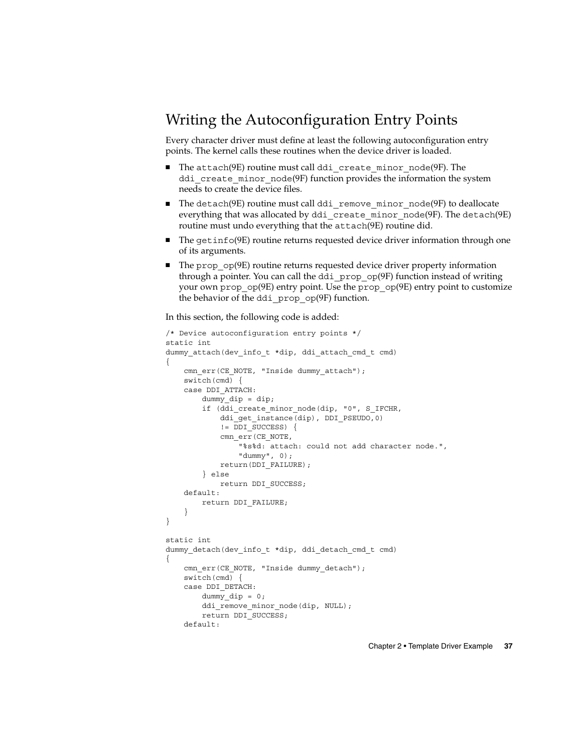## Writing the Autoconfiguration Entry Points

Every character driver must define at least the following autoconfiguration entry points. The kernel calls these routines when the device driver is loaded.

- The attach(9E) routine must call ddi_create_minor_node(9F). The ddi_create_minor_node(9F) function provides the information the system needs to create the device files.
- The detach(9E) routine must call ddi_remove_minor_node(9F) to deallocate everything that was allocated by ddi_create_minor_node(9F). The detach(9E) routine must undo everything that the attach(9E) routine did.
- The getinfo(9E) routine returns requested device driver information through one of its arguments.
- The prop_op(9E) routine returns requested device driver property information through a pointer. You can call the ddi_prop_op(9F) function instead of writing your own prop_op(9E) entry point. Use the prop_op(9E) entry point to customize the behavior of the ddi_prop_op(9F) function.

In this section, the following code is added:

```
/* Device autoconfiguration entry points */
static int
dummy_attach(dev_info_t *dip, ddi_attach_cmd_t cmd)
{
    cmn_err(CE_NOTE, "Inside dummy_attach");
    switch(cmd) {
    case DDI_ATTACH:
        dummy_dip = dip;
        if (ddi_create_minor_node(dip, "0", S_IFCHR,
            ddi_get_instance(dip), DDI_PSEUDO,0)
            != DDI_SUCCESS) {
            cmn_err(CE_NOTE,
                "%s%d: attach: could not add character node.",
                "dummy", 0);
            return(DDI_FAILURE);
        } else
            return DDI_SUCCESS;
    default:
        return DDI_FAILURE;
    }
}

static int
dummy_detach(dev_info_t *dip, ddi_detach_cmd_t cmd)
{
    cmn_err(CE_NOTE, "Inside dummy_detach");
    switch(cmd) {
    case DDI_DETACH:
        dummy_dip = 0;
        ddi_remove_minor_node(dip, NULL);
        return DDI_SUCCESS;
    default:
```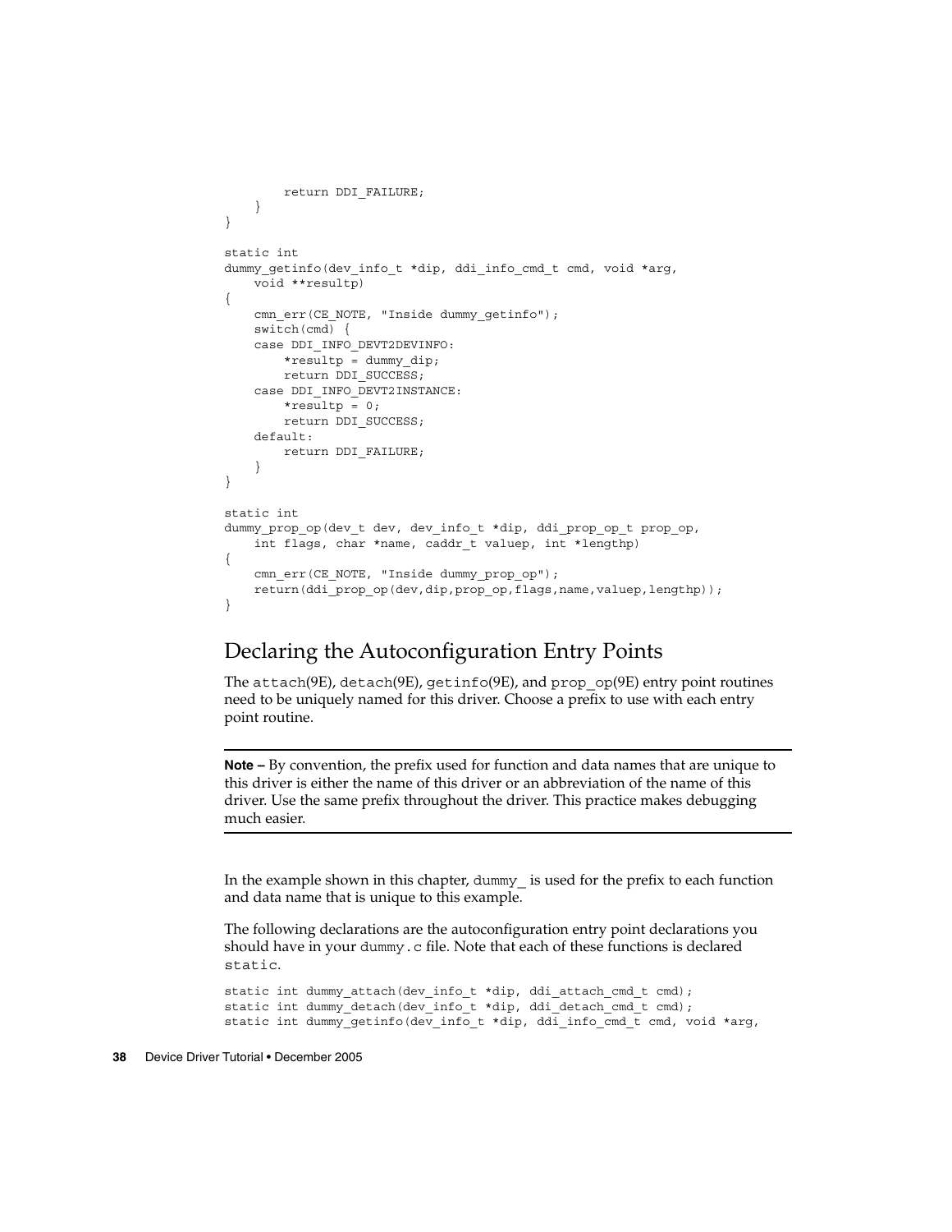```
        return DDI_FAILURE;
    }
}

static int
dummy_getinfo(dev_info_t *dip, ddi_info_cmd_t cmd, void *arg,
    void **resultp)
{
    cmn_err(CE_NOTE, "Inside dummy_getinfo");
    switch(cmd) {
    case DDI_INFO_DEVT2DEVINFO:
        *resultp = dummy_dip;
        return DDI_SUCCESS;
    case DDI_INFO_DEVT2INSTANCE:
        *resultp = 0;
        return DDI_SUCCESS;
    default:
        return DDI_FAILURE;
    }
}

static int
dummy_prop_op(dev_t dev, dev_info_t *dip, ddi_prop_op_t prop_op,
    int flags, char *name, caddr_t valuep, int *lengthp)
{
    cmn_err(CE_NOTE, "Inside dummy_prop_op");
    return(ddi_prop_op(dev,dip,prop_op,flags,name,valuep,lengthp));
}
```

## Declaring the Autoconfiguration Entry Points

The `attach`(9E), `detach`(9E), `getinfo`(9E), and `prop_op`(9E) entry point routines need to be uniquely named for this driver. Choose a prefix to use with each entry point routine.

---

**Note –** By convention, the prefix used for function and data names that are unique to this driver is either the name of this driver or an abbreviation of the name of this driver. Use the same prefix throughout the driver. This practice makes debugging much easier.

---

In the example shown in this chapter, `dummy_` is used for the prefix to each function and data name that is unique to this example.

The following declarations are the autoconfiguration entry point declarations you should have in your `dummy.c` file. Note that each of these functions is declared `static`.

```
static int dummy_attach(dev_info_t *dip, ddi_attach_cmd_t cmd);
static int dummy_detach(dev_info_t *dip, ddi_detach_cmd_t cmd);
static int dummy_getinfo(dev_info_t *dip, ddi_info_cmd_t cmd, void *arg,
```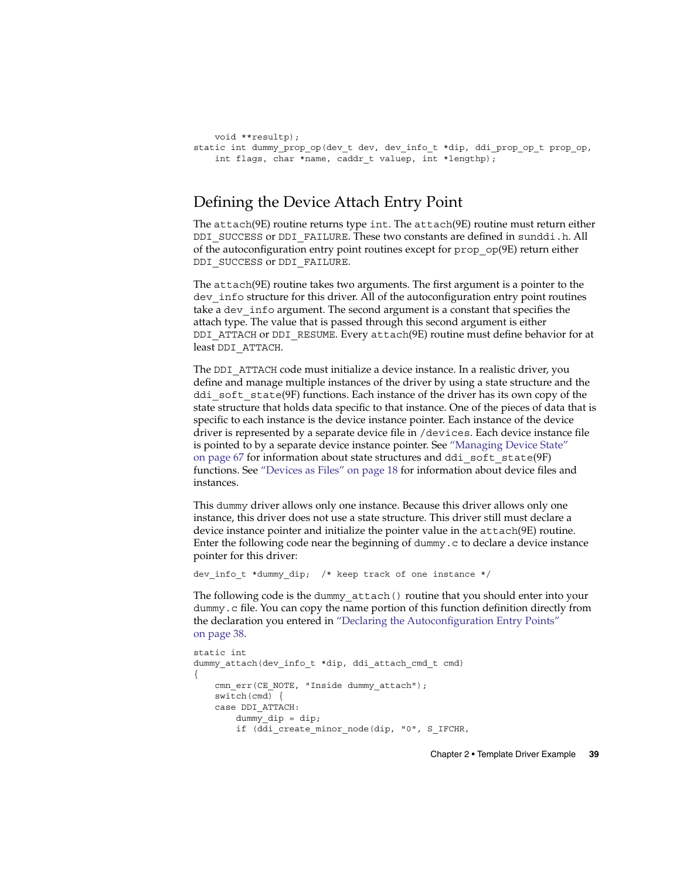```
    void **resultp);
static int dummy_prop_op(dev_t dev, dev_info_t *dip, ddi_prop_op_t prop_op,
    int flags, char *name, caddr_t valuep, int *lengthp);
```

## Defining the Device Attach Entry Point

The attach(9E) routine returns type int. The attach(9E) routine must return either DDI_SUCCESS or DDI_FAILURE. These two constants are defined in sunddi.h. All of the autoconfiguration entry point routines except for prop_op(9E) return either DDI_SUCCESS or DDI_FAILURE.

The attach(9E) routine takes two arguments. The first argument is a pointer to the dev_info structure for this driver. All of the autoconfiguration entry point routines take a dev_info argument. The second argument is a constant that specifies the attach type. The value that is passed through this second argument is either DDI_ATTACH or DDI_RESUME. Every attach(9E) routine must define behavior for at least DDI_ATTACH.

The DDI_ATTACH code must initialize a device instance. In a realistic driver, you define and manage multiple instances of the driver by using a state structure and the ddi_soft_state(9F) functions. Each instance of the driver has its own copy of the state structure that holds data specific to that instance. One of the pieces of data that is specific to each instance is the device instance pointer. Each instance of the device driver is represented by a separate device file in /devices. Each device instance file is pointed to by a separate device instance pointer. See "Managing Device State" on page 67 for information about state structures and ddi_soft_state(9F) functions. See "Devices as Files" on page 18 for information about device files and instances.

This dummy driver allows only one instance. Because this driver allows only one instance, this driver does not use a state structure. This driver still must declare a device instance pointer and initialize the pointer value in the attach(9E) routine. Enter the following code near the beginning of dummy.c to declare a device instance pointer for this driver:

```
dev_info_t *dummy_dip;  /* keep track of one instance */
```

The following code is the dummy_attach() routine that you should enter into your dummy.c file. You can copy the name portion of this function definition directly from the declaration you entered in "Declaring the Autoconfiguration Entry Points" on page 38.

```
static int
dummy_attach(dev_info_t *dip, ddi_attach_cmd_t cmd)
{
    cmn_err(CE_NOTE, "Inside dummy_attach");
    switch(cmd) {
    case DDI_ATTACH:
        dummy_dip = dip;
        if (ddi_create_minor_node(dip, "0", S_IFCHR,
```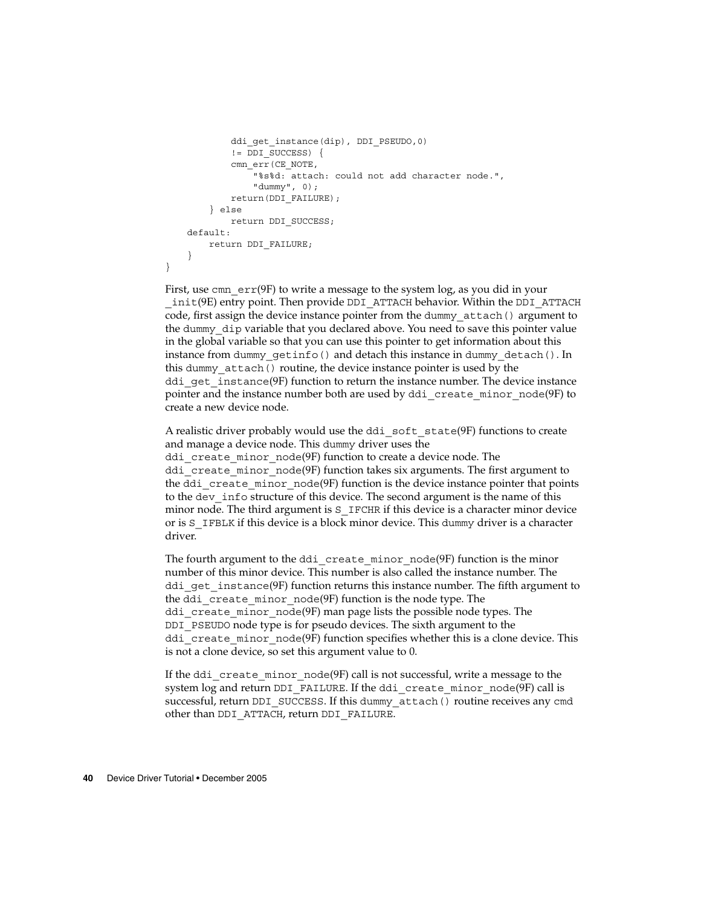```
            ddi_get_instance(dip), DDI_PSEUDO,0)
            != DDI_SUCCESS) {
            cmn_err(CE_NOTE,
                "%s%d: attach: could not add character node.",
                "dummy", 0);
            return(DDI_FAILURE);
        } else
            return DDI_SUCCESS;
    default:
        return DDI_FAILURE;
    }
}
```

First, use `cmn_err`(9F) to write a message to the system log, as you did in your `_init`(9E) entry point. Then provide `DDI_ATTACH` behavior. Within the `DDI_ATTACH` code, first assign the device instance pointer from the `dummy_attach()` argument to the `dummy_dip` variable that you declared above. You need to save this pointer value in the global variable so that you can use this pointer to get information about this instance from `dummy_getinfo()` and detach this instance in `dummy_detach()`. In this `dummy_attach()` routine, the device instance pointer is used by the `ddi_get_instance`(9F) function to return the instance number. The device instance pointer and the instance number both are used by `ddi_create_minor_node`(9F) to create a new device node.

A realistic driver probably would use the `ddi_soft_state`(9F) functions to create and manage a device node. This `dummy` driver uses the `ddi_create_minor_node`(9F) function to create a device node. The `ddi_create_minor_node`(9F) function takes six arguments. The first argument to the `ddi_create_minor_node`(9F) function is the device instance pointer that points to the `dev_info` structure of this device. The second argument is the name of this minor node. The third argument is `S_IFCHR` if this device is a character minor device or is `S_IFBLK` if this device is a block minor device. This `dummy` driver is a character driver.

The fourth argument to the `ddi_create_minor_node`(9F) function is the minor number of this minor device. This number is also called the instance number. The `ddi_get_instance`(9F) function returns this instance number. The fifth argument to the `ddi_create_minor_node`(9F) function is the node type. The `ddi_create_minor_node`(9F) man page lists the possible node types. The `DDI_PSEUDO` node type is for pseudo devices. The sixth argument to the `ddi_create_minor_node`(9F) function specifies whether this is a clone device. This is not a clone device, so set this argument value to 0.

If the `ddi_create_minor_node`(9F) call is not successful, write a message to the system log and return `DDI_FAILURE`. If the `ddi_create_minor_node`(9F) call is successful, return `DDI_SUCCESS`. If this `dummy_attach()` routine receives any `cmd` other than `DDI_ATTACH`, return `DDI_FAILURE`.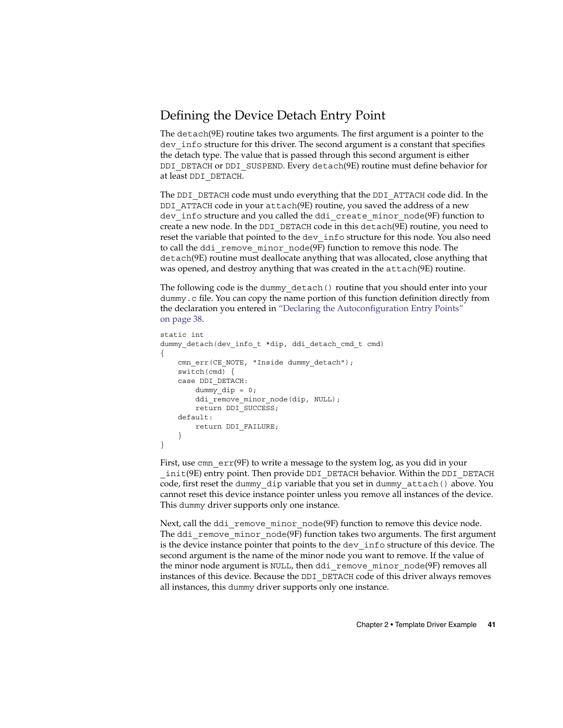## Defining the Device Detach Entry Point

The detach(9E) routine takes two arguments. The first argument is a pointer to the dev_info structure for this driver. The second argument is a constant that specifies the detach type. The value that is passed through this second argument is either DDI_DETACH or DDI_SUSPEND. Every detach(9E) routine must define behavior for at least DDI_DETACH.

The DDI_DETACH code must undo everything that the DDI_ATTACH code did. In the DDI_ATTACH code in your attach(9E) routine, you saved the address of a new dev_info structure and you called the ddi_create_minor_node(9F) function to create a new node. In the DDI_DETACH code in this detach(9E) routine, you need to reset the variable that pointed to the dev_info structure for this node. You also need to call the ddi_remove_minor_node(9F) function to remove this node. The detach(9E) routine must deallocate anything that was allocated, close anything that was opened, and destroy anything that was created in the attach(9E) routine.

The following code is the dummy_detach() routine that you should enter into your dummy.c file. You can copy the name portion of this function definition directly from the declaration you entered in "Declaring the Autoconfiguration Entry Points" on page 38.

```
static int
dummy_detach(dev_info_t *dip, ddi_detach_cmd_t cmd)
{
    cmn_err(CE_NOTE, "Inside dummy_detach");
    switch(cmd) {
    case DDI_DETACH:
        dummy_dip = 0;
        ddi_remove_minor_node(dip, NULL);
        return DDI_SUCCESS;
    default:
        return DDI_FAILURE;
    }
}
```

First, use cmn_err(9F) to write a message to the system log, as you did in your _init(9E) entry point. Then provide DDI_DETACH behavior. Within the DDI_DETACH code, first reset the dummy_dip variable that you set in dummy_attach() above. You cannot reset this device instance pointer unless you remove all instances of the device. This dummy driver supports only one instance.

Next, call the ddi_remove_minor_node(9F) function to remove this device node. The ddi_remove_minor_node(9F) function takes two arguments. The first argument is the device instance pointer that points to the dev_info structure of this device. The second argument is the name of the minor node you want to remove. If the value of the minor node argument is NULL, then ddi_remove_minor_node(9F) removes all instances of this device. Because the DDI_DETACH code of this driver always removes all instances, this dummy driver supports only one instance.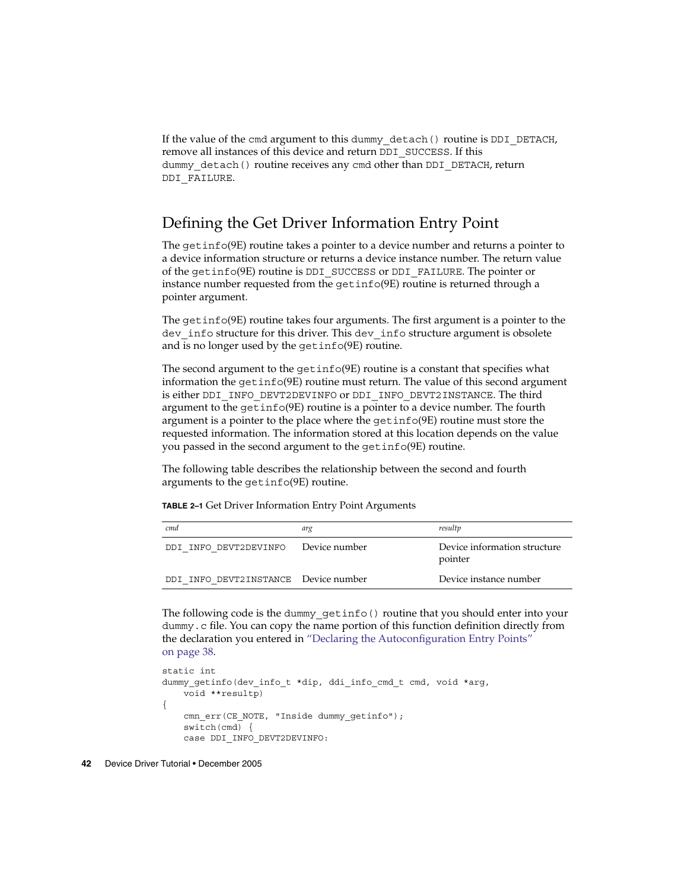If the value of the cmd argument to this dummy_detach() routine is DDI_DETACH, remove all instances of this device and return DDI_SUCCESS. If this dummy_detach() routine receives any cmd other than DDI_DETACH, return DDI_FAILURE.

## Defining the Get Driver Information Entry Point

The getinfo(9E) routine takes a pointer to a device number and returns a pointer to a device information structure or returns a device instance number. The return value of the getinfo(9E) routine is DDI_SUCCESS or DDI_FAILURE. The pointer or instance number requested from the getinfo(9E) routine is returned through a pointer argument.

The getinfo(9E) routine takes four arguments. The first argument is a pointer to the dev_info structure for this driver. This dev_info structure argument is obsolete and is no longer used by the getinfo(9E) routine.

The second argument to the getinfo(9E) routine is a constant that specifies what information the getinfo(9E) routine must return. The value of this second argument is either DDI_INFO_DEVT2DEVINFO or DDI_INFO_DEVT2INSTANCE. The third argument to the getinfo(9E) routine is a pointer to a device number. The fourth argument is a pointer to the place where the getinfo(9E) routine must store the requested information. The information stored at this location depends on the value you passed in the second argument to the getinfo(9E) routine.

The following table describes the relationship between the second and fourth arguments to the getinfo(9E) routine.

**TABLE 2–1** Get Driver Information Entry Point Arguments

| *cmd* | *arg* | *resultp* |
|---|---|---|
| DDI_INFO_DEVT2DEVINFO | Device number | Device information structure pointer |
| DDI_INFO_DEVT2INSTANCE | Device number | Device instance number |

The following code is the dummy_getinfo() routine that you should enter into your dummy.c file. You can copy the name portion of this function definition directly from the declaration you entered in "Declaring the Autoconfiguration Entry Points" on page 38.

```
static int
dummy_getinfo(dev_info_t *dip, ddi_info_cmd_t cmd, void *arg,
    void **resultp)
{
    cmn_err(CE_NOTE, "Inside dummy_getinfo");
    switch(cmd) {
    case DDI_INFO_DEVT2DEVINFO:
```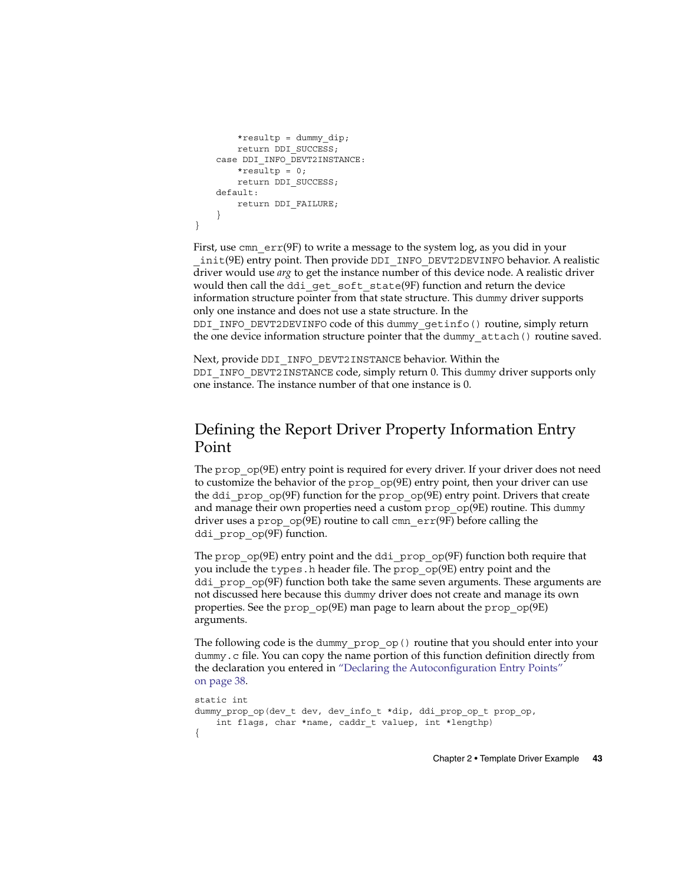```
        *resultp = dummy_dip;
        return DDI_SUCCESS;
    case DDI_INFO_DEVT2INSTANCE:
        *resultp = 0;
        return DDI_SUCCESS;
    default:
        return DDI_FAILURE;
    }
}
```

First, use `cmn_err`(9F) to write a message to the system log, as you did in your `_init`(9E) entry point. Then provide `DDI_INFO_DEVT2DEVINFO` behavior. A realistic driver would use *arg* to get the instance number of this device node. A realistic driver would then call the `ddi_get_soft_state`(9F) function and return the device information structure pointer from that state structure. This `dummy` driver supports only one instance and does not use a state structure. In the `DDI_INFO_DEVT2DEVINFO` code of this `dummy_getinfo()` routine, simply return the one device information structure pointer that the `dummy_attach()` routine saved.

Next, provide `DDI_INFO_DEVT2INSTANCE` behavior. Within the `DDI_INFO_DEVT2INSTANCE` code, simply return 0. This `dummy` driver supports only one instance. The instance number of that one instance is 0.

## Defining the Report Driver Property Information Entry Point

The `prop_op`(9E) entry point is required for every driver. If your driver does not need to customize the behavior of the `prop_op`(9E) entry point, then your driver can use the `ddi_prop_op`(9F) function for the `prop_op`(9E) entry point. Drivers that create and manage their own properties need a custom `prop_op`(9E) routine. This `dummy` driver uses a `prop_op`(9E) routine to call `cmn_err`(9F) before calling the `ddi_prop_op`(9F) function.

The `prop_op`(9E) entry point and the `ddi_prop_op`(9F) function both require that you include the `types.h` header file. The `prop_op`(9E) entry point and the `ddi_prop_op`(9F) function both take the same seven arguments. These arguments are not discussed here because this `dummy` driver does not create and manage its own properties. See the `prop_op`(9E) man page to learn about the `prop_op`(9E) arguments.

The following code is the `dummy_prop_op()` routine that you should enter into your `dummy.c` file. You can copy the name portion of this function definition directly from the declaration you entered in "Declaring the Autoconfiguration Entry Points" on page 38.

```
static int
dummy_prop_op(dev_t dev, dev_info_t *dip, ddi_prop_op_t prop_op,
    int flags, char *name, caddr_t valuep, int *lengthp)
{
```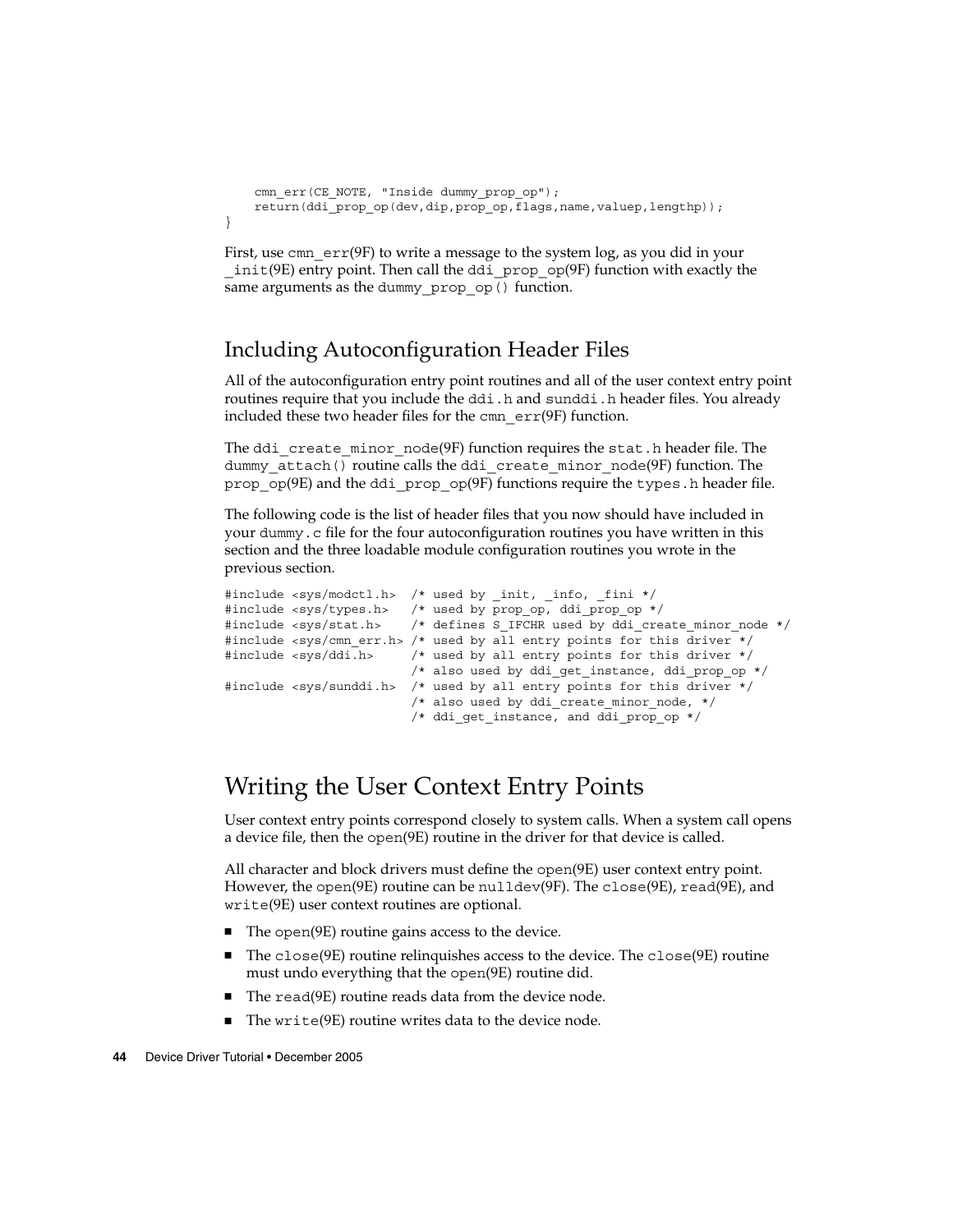```
    cmn_err(CE_NOTE, "Inside dummy_prop_op");
    return(ddi_prop_op(dev,dip,prop_op,flags,name,valuep,lengthp));
}
```

First, use `cmn_err`(9F) to write a message to the system log, as you did in your `_init`(9E) entry point. Then call the `ddi_prop_op`(9F) function with exactly the same arguments as the `dummy_prop_op()` function.

## Including Autoconfiguration Header Files

All of the autoconfiguration entry point routines and all of the user context entry point routines require that you include the `ddi.h` and `sunddi.h` header files. You already included these two header files for the `cmn_err`(9F) function.

The `ddi_create_minor_node`(9F) function requires the `stat.h` header file. The `dummy_attach()` routine calls the `ddi_create_minor_node`(9F) function. The `prop_op`(9E) and the `ddi_prop_op`(9F) functions require the `types.h` header file.

The following code is the list of header files that you now should have included in your `dummy.c` file for the four autoconfiguration routines you have written in this section and the three loadable module configuration routines you wrote in the previous section.

```
#include <sys/modctl.h>  /* used by _init, _info, _fini */
#include <sys/types.h>   /* used by prop_op, ddi_prop_op */
#include <sys/stat.h>    /* defines S_IFCHR used by ddi_create_minor_node */
#include <sys/cmn_err.h> /* used by all entry points for this driver */
#include <sys/ddi.h>     /* used by all entry points for this driver */
                         /* also used by ddi_get_instance, ddi_prop_op */
#include <sys/sunddi.h>  /* used by all entry points for this driver */
                         /* also used by ddi_create_minor_node, */
                         /* ddi_get_instance, and ddi_prop_op */
```

# Writing the User Context Entry Points

User context entry points correspond closely to system calls. When a system call opens a device file, then the `open`(9E) routine in the driver for that device is called.

All character and block drivers must define the `open`(9E) user context entry point. However, the `open`(9E) routine can be `nulldev`(9F). The `close`(9E), `read`(9E), and `write`(9E) user context routines are optional.

- The `open`(9E) routine gains access to the device.
- The `close`(9E) routine relinquishes access to the device. The `close`(9E) routine must undo everything that the `open`(9E) routine did.
- The `read`(9E) routine reads data from the device node.
- The `write`(9E) routine writes data to the device node.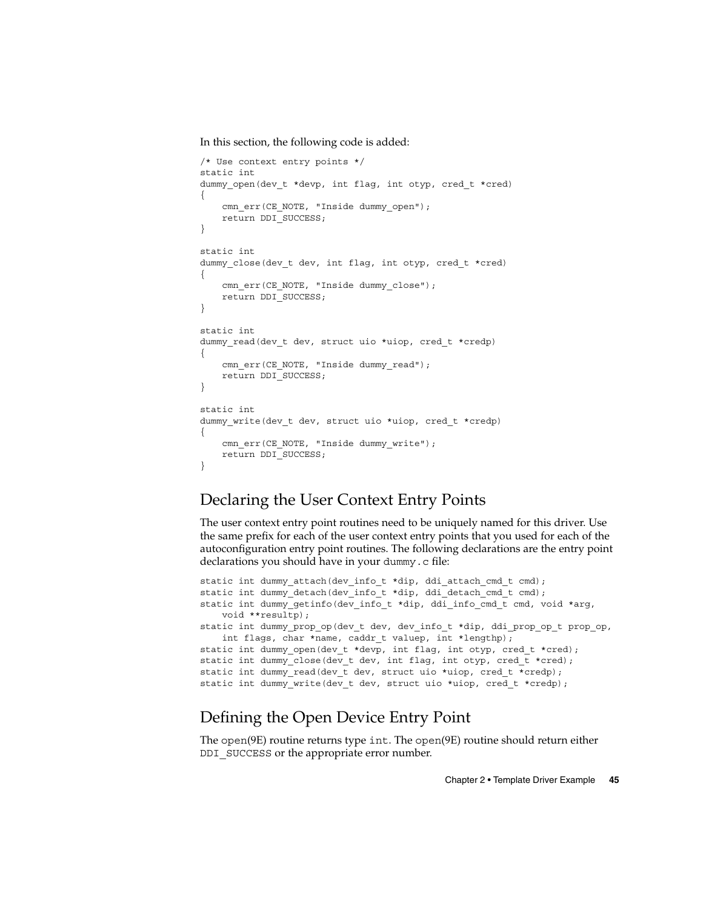In this section, the following code is added:

```
/* Use context entry points */
static int
dummy_open(dev_t *devp, int flag, int otyp, cred_t *cred)
{
    cmn_err(CE_NOTE, "Inside dummy_open");
    return DDI_SUCCESS;
}

static int
dummy_close(dev_t dev, int flag, int otyp, cred_t *cred)
{
    cmn_err(CE_NOTE, "Inside dummy_close");
    return DDI_SUCCESS;
}

static int
dummy_read(dev_t dev, struct uio *uiop, cred_t *credp)
{
    cmn_err(CE_NOTE, "Inside dummy_read");
    return DDI_SUCCESS;
}

static int
dummy_write(dev_t dev, struct uio *uiop, cred_t *credp)
{
    cmn_err(CE_NOTE, "Inside dummy_write");
    return DDI_SUCCESS;
}
```

## Declaring the User Context Entry Points

The user context entry point routines need to be uniquely named for this driver. Use the same prefix for each of the user context entry points that you used for each of the autoconfiguration entry point routines. The following declarations are the entry point declarations you should have in your `dummy.c` file:

```
static int dummy_attach(dev_info_t *dip, ddi_attach_cmd_t cmd);
static int dummy_detach(dev_info_t *dip, ddi_detach_cmd_t cmd);
static int dummy_getinfo(dev_info_t *dip, ddi_info_cmd_t cmd, void *arg,
    void **resultp);
static int dummy_prop_op(dev_t dev, dev_info_t *dip, ddi_prop_op_t prop_op,
    int flags, char *name, caddr_t valuep, int *lengthp);
static int dummy_open(dev_t *devp, int flag, int otyp, cred_t *cred);
static int dummy_close(dev_t dev, int flag, int otyp, cred_t *cred);
static int dummy_read(dev_t dev, struct uio *uiop, cred_t *credp);
static int dummy_write(dev_t dev, struct uio *uiop, cred_t *credp);
```

## Defining the Open Device Entry Point

The `open`(9E) routine returns type `int`. The `open`(9E) routine should return either `DDI_SUCCESS` or the appropriate error number.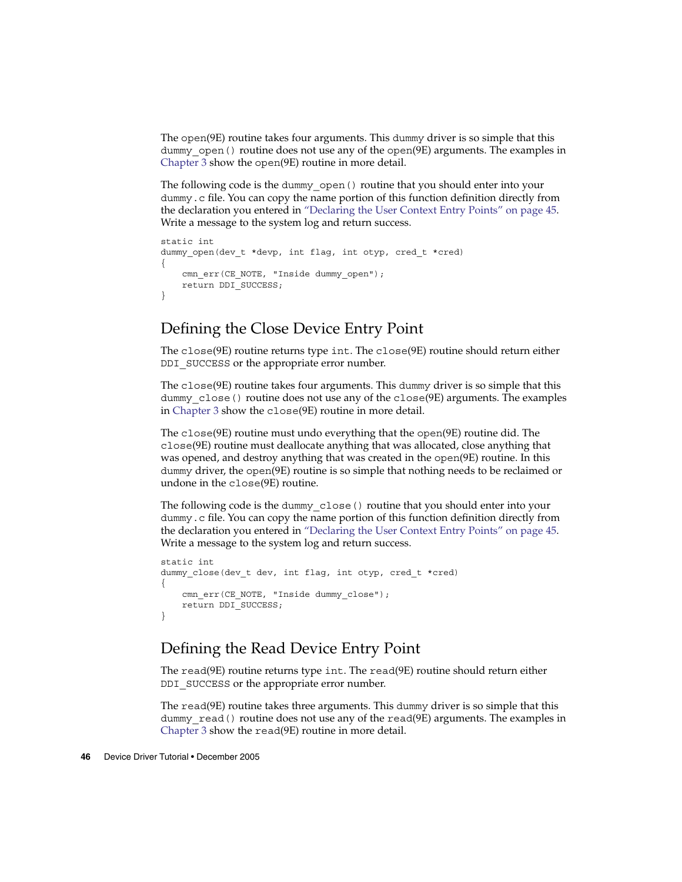The open(9E) routine takes four arguments. This dummy driver is so simple that this dummy_open() routine does not use any of the open(9E) arguments. The examples in Chapter 3 show the open(9E) routine in more detail.

The following code is the dummy_open() routine that you should enter into your dummy.c file. You can copy the name portion of this function definition directly from the declaration you entered in "Declaring the User Context Entry Points" on page 45. Write a message to the system log and return success.

```
static int
dummy_open(dev_t *devp, int flag, int otyp, cred_t *cred)
{
    cmn_err(CE_NOTE, "Inside dummy_open");
    return DDI_SUCCESS;
}
```

## Defining the Close Device Entry Point

The close(9E) routine returns type int. The close(9E) routine should return either DDI_SUCCESS or the appropriate error number.

The close(9E) routine takes four arguments. This dummy driver is so simple that this dummy_close() routine does not use any of the close(9E) arguments. The examples in Chapter 3 show the close(9E) routine in more detail.

The close(9E) routine must undo everything that the open(9E) routine did. The close(9E) routine must deallocate anything that was allocated, close anything that was opened, and destroy anything that was created in the open(9E) routine. In this dummy driver, the open(9E) routine is so simple that nothing needs to be reclaimed or undone in the close(9E) routine.

The following code is the dummy_close() routine that you should enter into your dummy.c file. You can copy the name portion of this function definition directly from the declaration you entered in "Declaring the User Context Entry Points" on page 45. Write a message to the system log and return success.

```
static int
dummy_close(dev_t dev, int flag, int otyp, cred_t *cred)
{
    cmn_err(CE_NOTE, "Inside dummy_close");
    return DDI_SUCCESS;
}
```

## Defining the Read Device Entry Point

The read(9E) routine returns type int. The read(9E) routine should return either DDI_SUCCESS or the appropriate error number.

The read(9E) routine takes three arguments. This dummy driver is so simple that this dummy_read() routine does not use any of the read(9E) arguments. The examples in Chapter 3 show the read(9E) routine in more detail.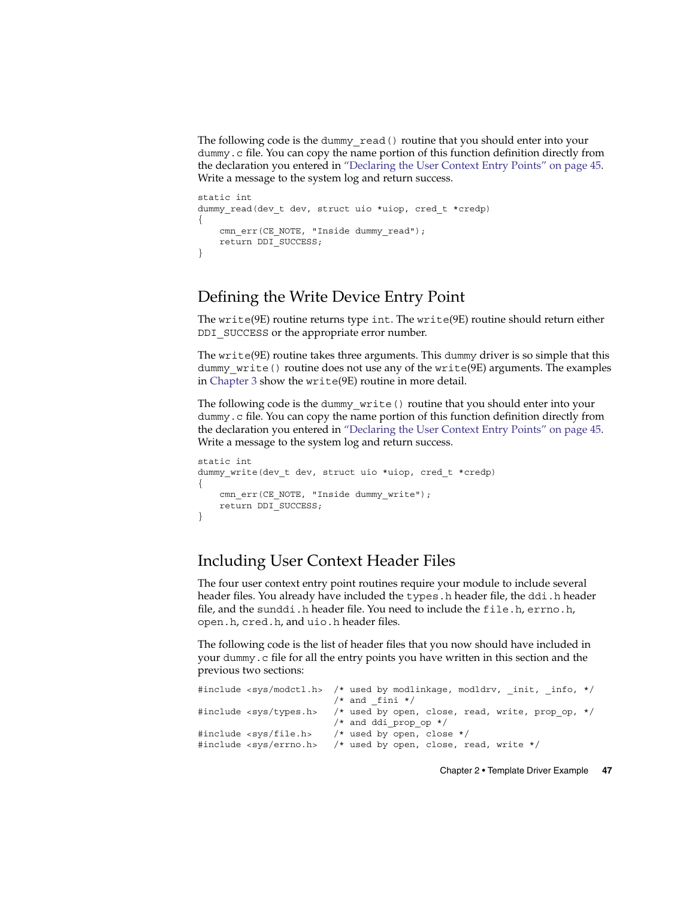The following code is the `dummy_read()` routine that you should enter into your `dummy.c` file. You can copy the name portion of this function definition directly from the declaration you entered in "Declaring the User Context Entry Points" on page 45. Write a message to the system log and return success.

```
static int
dummy_read(dev_t dev, struct uio *uiop, cred_t *credp)
{
    cmn_err(CE_NOTE, "Inside dummy_read");
    return DDI_SUCCESS;
}
```

## Defining the Write Device Entry Point

The `write`(9E) routine returns type `int`. The `write`(9E) routine should return either `DDI_SUCCESS` or the appropriate error number.

The `write`(9E) routine takes three arguments. This `dummy` driver is so simple that this `dummy_write()` routine does not use any of the `write`(9E) arguments. The examples in Chapter 3 show the `write`(9E) routine in more detail.

The following code is the `dummy_write()` routine that you should enter into your `dummy.c` file. You can copy the name portion of this function definition directly from the declaration you entered in "Declaring the User Context Entry Points" on page 45. Write a message to the system log and return success.

```
static int
dummy_write(dev_t dev, struct uio *uiop, cred_t *credp)
{
    cmn_err(CE_NOTE, "Inside dummy_write");
    return DDI_SUCCESS;
}
```

## Including User Context Header Files

The four user context entry point routines require your module to include several header files. You already have included the `types.h` header file, the `ddi.h` header file, and the `sunddi.h` header file. You need to include the `file.h`, `errno.h`, `open.h`, `cred.h`, and `uio.h` header files.

The following code is the list of header files that you now should have included in your `dummy.c` file for all the entry points you have written in this section and the previous two sections:

```
#include <sys/modctl.h>  /* used by modlinkage, modldrv, _init, _info, */
                         /* and _fini */
#include <sys/types.h>   /* used by open, close, read, write, prop_op, */
                         /* and ddi_prop_op */
#include <sys/file.h>    /* used by open, close */
#include <sys/errno.h>   /* used by open, close, read, write */
```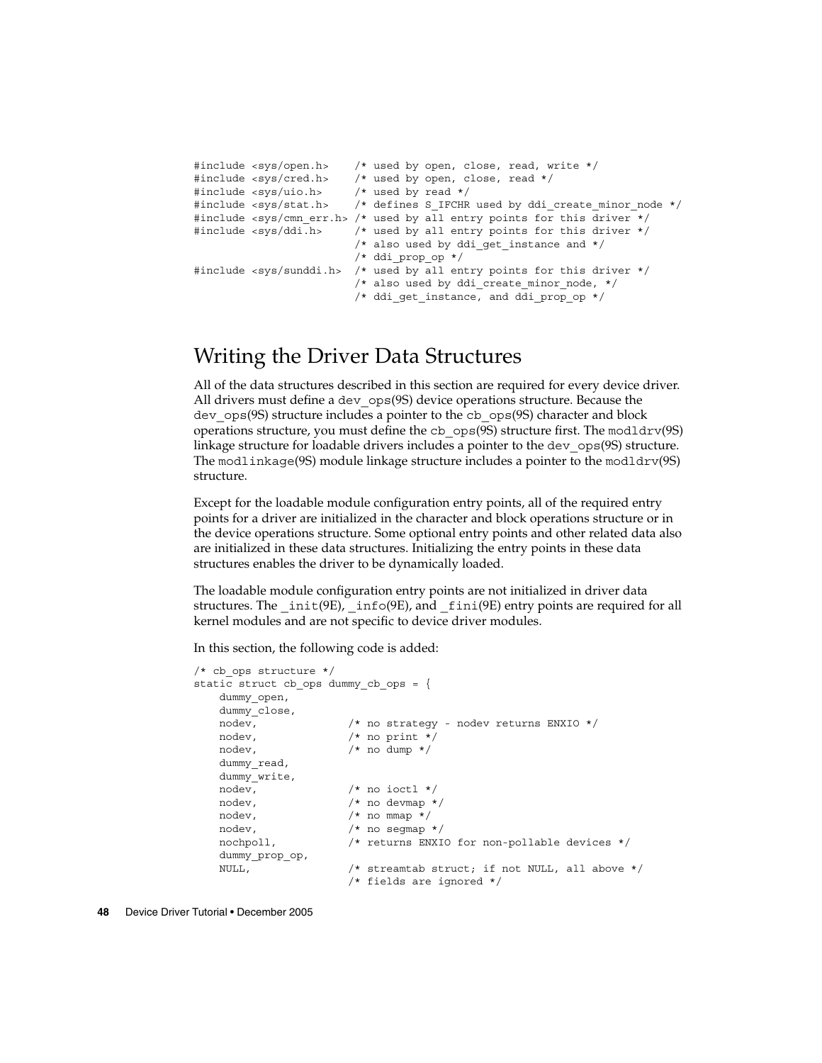```
#include <sys/open.h>    /* used by open, close, read, write */
#include <sys/cred.h>    /* used by open, close, read */
#include <sys/uio.h>     /* used by read */
#include <sys/stat.h>    /* defines S_IFCHR used by ddi_create_minor_node */
#include <sys/cmn_err.h> /* used by all entry points for this driver */
#include <sys/ddi.h>     /* used by all entry points for this driver */
                         /* also used by ddi_get_instance and */
                         /* ddi_prop_op */
#include <sys/sunddi.h>  /* used by all entry points for this driver */
                         /* also used by ddi_create_minor_node, */
                         /* ddi_get_instance, and ddi_prop_op */
```

## Writing the Driver Data Structures

All of the data structures described in this section are required for every device driver. All drivers must define a `dev_ops`(9S) device operations structure. Because the `dev_ops`(9S) structure includes a pointer to the `cb_ops`(9S) character and block operations structure, you must define the `cb_ops`(9S) structure first. The `modldrv`(9S) linkage structure for loadable drivers includes a pointer to the `dev_ops`(9S) structure. The `modlinkage`(9S) module linkage structure includes a pointer to the `modldrv`(9S) structure.

Except for the loadable module configuration entry points, all of the required entry points for a driver are initialized in the character and block operations structure or in the device operations structure. Some optional entry points and other related data also are initialized in these data structures. Initializing the entry points in these data structures enables the driver to be dynamically loaded.

The loadable module configuration entry points are not initialized in driver data structures. The `_init`(9E), `_info`(9E), and `_fini`(9E) entry points are required for all kernel modules and are not specific to device driver modules.

In this section, the following code is added:

```
/* cb_ops structure */
static struct cb_ops dummy_cb_ops = {
    dummy_open,
    dummy_close,
    nodev,              /* no strategy - nodev returns ENXIO */
    nodev,              /* no print */
    nodev,              /* no dump */
    dummy_read,
    dummy_write,
    nodev,              /* no ioctl */
    nodev,              /* no devmap */
    nodev,              /* no mmap */
    nodev,              /* no segmap */
    nochpoll,           /* returns ENXIO for non-pollable devices */
    dummy_prop_op,
    NULL,               /* streamtab struct; if not NULL, all above */
                        /* fields are ignored */
```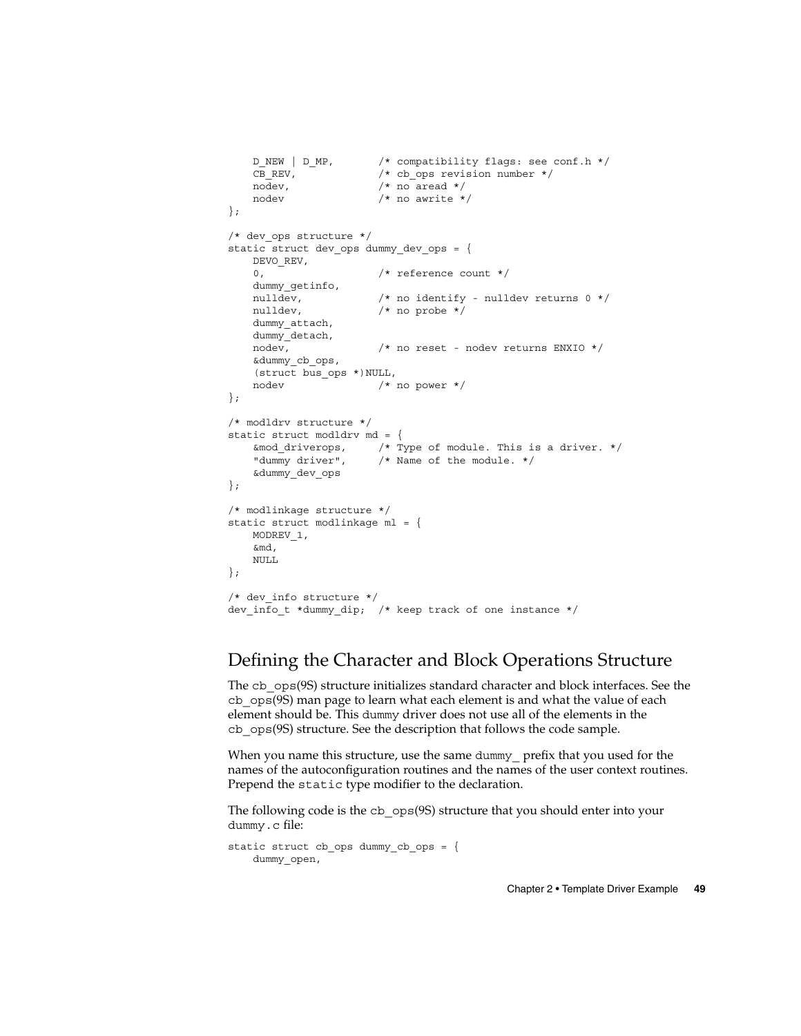```
    D_NEW | D_MP,       /* compatibility flags: see conf.h */
    CB_REV,             /* cb_ops revision number */
    nodev,              /* no aread */
    nodev               /* no awrite */
};

/* dev_ops structure */
static struct dev_ops dummy_dev_ops = {
    DEVO_REV,
    0,                  /* reference count */
    dummy_getinfo,
    nulldev,            /* no identify - nulldev returns 0 */
    nulldev,            /* no probe */
    dummy_attach,
    dummy_detach,
    nodev,              /* no reset - nodev returns ENXIO */
    &dummy_cb_ops,
    (struct bus_ops *)NULL,
    nodev               /* no power */
};

/* modldrv structure */
static struct modldrv md = {
    &mod_driverops,     /* Type of module. This is a driver. */
    "dummy driver",     /* Name of the module. */
    &dummy_dev_ops
};

/* modlinkage structure */
static struct modlinkage ml = {
    MODREV_1,
    &md,
    NULL
};

/* dev_info structure */
dev_info_t *dummy_dip;  /* keep track of one instance */
```

## Defining the Character and Block Operations Structure

The cb_ops(9S) structure initializes standard character and block interfaces. See the cb_ops(9S) man page to learn what each element is and what the value of each element should be. This dummy driver does not use all of the elements in the cb_ops(9S) structure. See the description that follows the code sample.

When you name this structure, use the same dummy_ prefix that you used for the names of the autoconfiguration routines and the names of the user context routines. Prepend the static type modifier to the declaration.

The following code is the cb_ops(9S) structure that you should enter into your dummy.c file:

```
static struct cb_ops dummy_cb_ops = {
    dummy_open,
```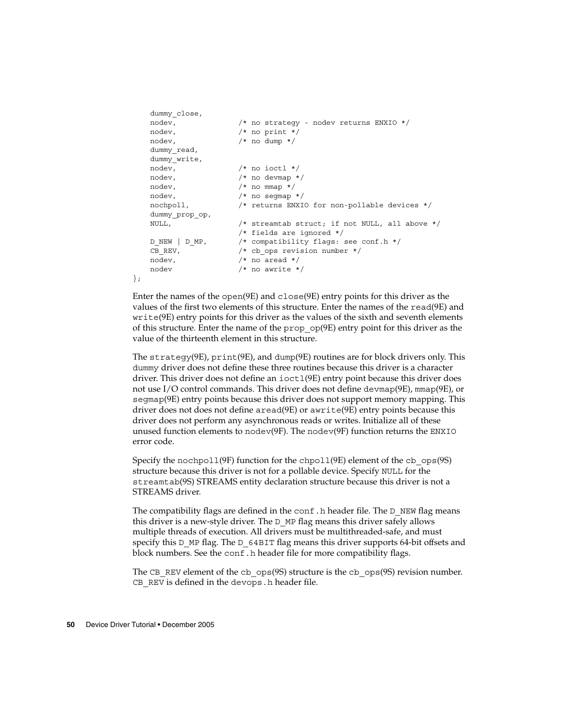```
    dummy_close,
    nodev,              /* no strategy - nodev returns ENXIO */
    nodev,              /* no print */
    nodev,              /* no dump */
    dummy_read,
    dummy_write,
    nodev,              /* no ioctl */
    nodev,              /* no devmap */
    nodev,              /* no mmap */
    nodev,              /* no segmap */
    nochpoll,           /* returns ENXIO for non-pollable devices */
    dummy_prop_op,
    NULL,               /* streamtab struct; if not NULL, all above */
                        /* fields are ignored */
    D_NEW | D_MP,       /* compatibility flags: see conf.h */
    CB_REV,             /* cb_ops revision number */
    nodev,              /* no aread */
    nodev               /* no awrite */
};
```

Enter the names of the `open`(9E) and `close`(9E) entry points for this driver as the values of the first two elements of this structure. Enter the names of the `read`(9E) and `write`(9E) entry points for this driver as the values of the sixth and seventh elements of this structure. Enter the name of the `prop_op`(9E) entry point for this driver as the value of the thirteenth element in this structure.

The `strategy`(9E), `print`(9E), and `dump`(9E) routines are for block drivers only. This `dummy` driver does not define these three routines because this driver is a character driver. This driver does not define an `ioctl`(9E) entry point because this driver does not use I/O control commands. This driver does not define `devmap`(9E), `mmap`(9E), or `segmap`(9E) entry points because this driver does not support memory mapping. This driver does not does not define `aread`(9E) or `awrite`(9E) entry points because this driver does not perform any asynchronous reads or writes. Initialize all of these unused function elements to `nodev`(9F). The `nodev`(9F) function returns the `ENXIO` error code.

Specify the `nochpoll`(9F) function for the `chpoll`(9E) element of the `cb_ops`(9S) structure because this driver is not for a pollable device. Specify `NULL` for the `streamtab`(9S) STREAMS entity declaration structure because this driver is not a STREAMS driver.

The compatibility flags are defined in the `conf.h` header file. The `D_NEW` flag means this driver is a new-style driver. The `D_MP` flag means this driver safely allows multiple threads of execution. All drivers must be multithreaded-safe, and must specify this `D_MP` flag. The `D_64BIT` flag means this driver supports 64-bit offsets and block numbers. See the `conf.h` header file for more compatibility flags.

The `CB_REV` element of the `cb_ops`(9S) structure is the `cb_ops`(9S) revision number. `CB_REV` is defined in the `devops.h` header file.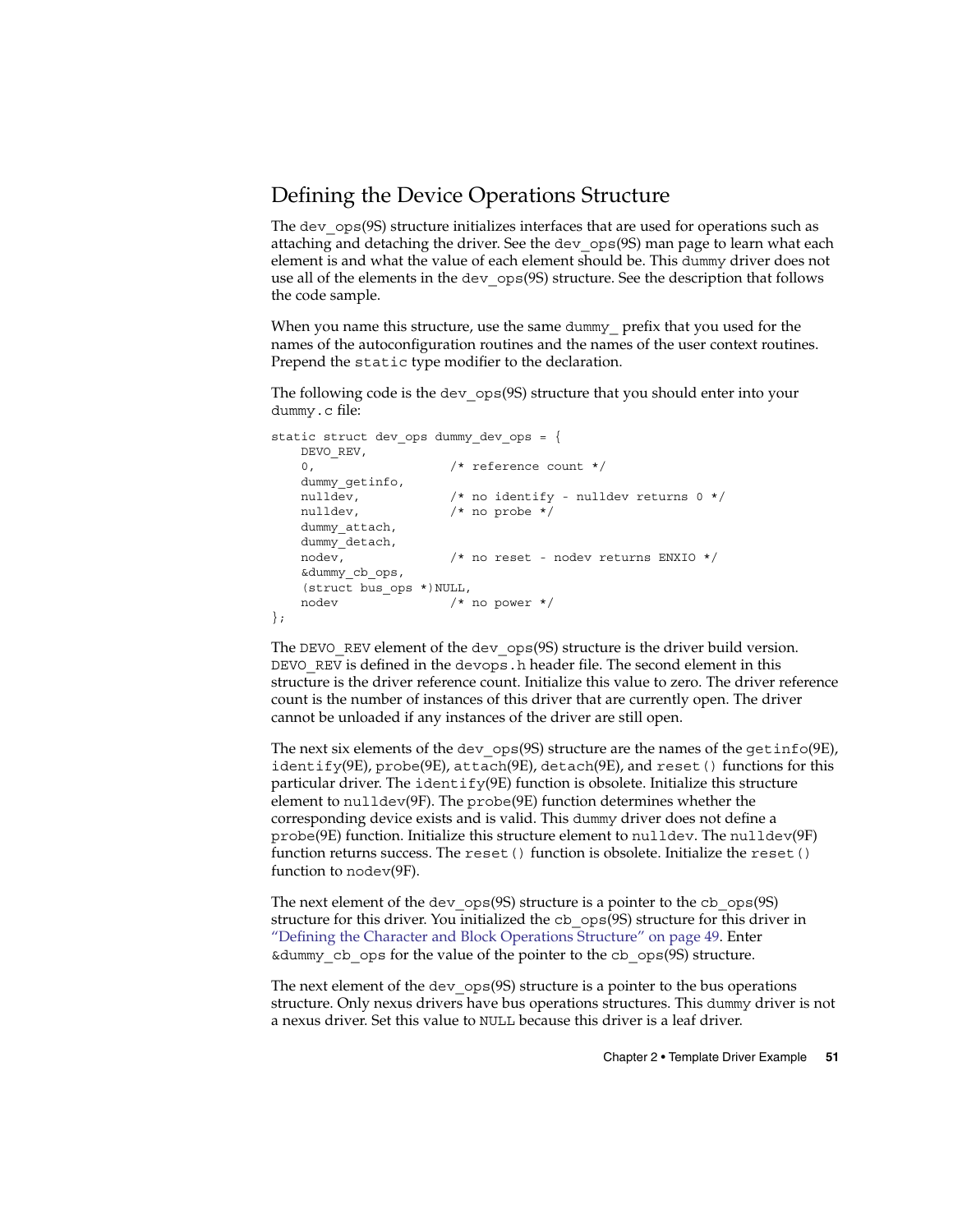## Defining the Device Operations Structure

The `dev_ops`(9S) structure initializes interfaces that are used for operations such as attaching and detaching the driver. See the `dev_ops`(9S) man page to learn what each element is and what the value of each element should be. This `dummy` driver does not use all of the elements in the `dev_ops`(9S) structure. See the description that follows the code sample.

When you name this structure, use the same `dummy_` prefix that you used for the names of the autoconfiguration routines and the names of the user context routines. Prepend the `static` type modifier to the declaration.

The following code is the `dev_ops`(9S) structure that you should enter into your `dummy.c` file:

```
static struct dev_ops dummy_dev_ops = {
    DEVO_REV,
    0,                  /* reference count */
    dummy_getinfo,
    nulldev,            /* no identify - nulldev returns 0 */
    nulldev,            /* no probe */
    dummy_attach,
    dummy_detach,
    nodev,              /* no reset - nodev returns ENXIO */
    &dummy_cb_ops,
    (struct bus_ops *)NULL,
    nodev               /* no power */
};
```

The `DEVO_REV` element of the `dev_ops`(9S) structure is the driver build version. `DEVO_REV` is defined in the `devops.h` header file. The second element in this structure is the driver reference count. Initialize this value to zero. The driver reference count is the number of instances of this driver that are currently open. The driver cannot be unloaded if any instances of the driver are still open.

The next six elements of the `dev_ops`(9S) structure are the names of the `getinfo`(9E), `identify`(9E), `probe`(9E), `attach`(9E), `detach`(9E), and `reset()` functions for this particular driver. The `identify`(9E) function is obsolete. Initialize this structure element to `nulldev`(9F). The `probe`(9E) function determines whether the corresponding device exists and is valid. This `dummy` driver does not define a `probe`(9E) function. Initialize this structure element to `nulldev`. The `nulldev`(9F) function returns success. The `reset()` function is obsolete. Initialize the `reset()` function to `nodev`(9F).

The next element of the `dev_ops`(9S) structure is a pointer to the `cb_ops`(9S) structure for this driver. You initialized the `cb_ops`(9S) structure for this driver in "Defining the Character and Block Operations Structure" on page 49. Enter `&dummy_cb_ops` for the value of the pointer to the `cb_ops`(9S) structure.

The next element of the `dev_ops`(9S) structure is a pointer to the bus operations structure. Only nexus drivers have bus operations structures. This `dummy` driver is not a nexus driver. Set this value to `NULL` because this driver is a leaf driver.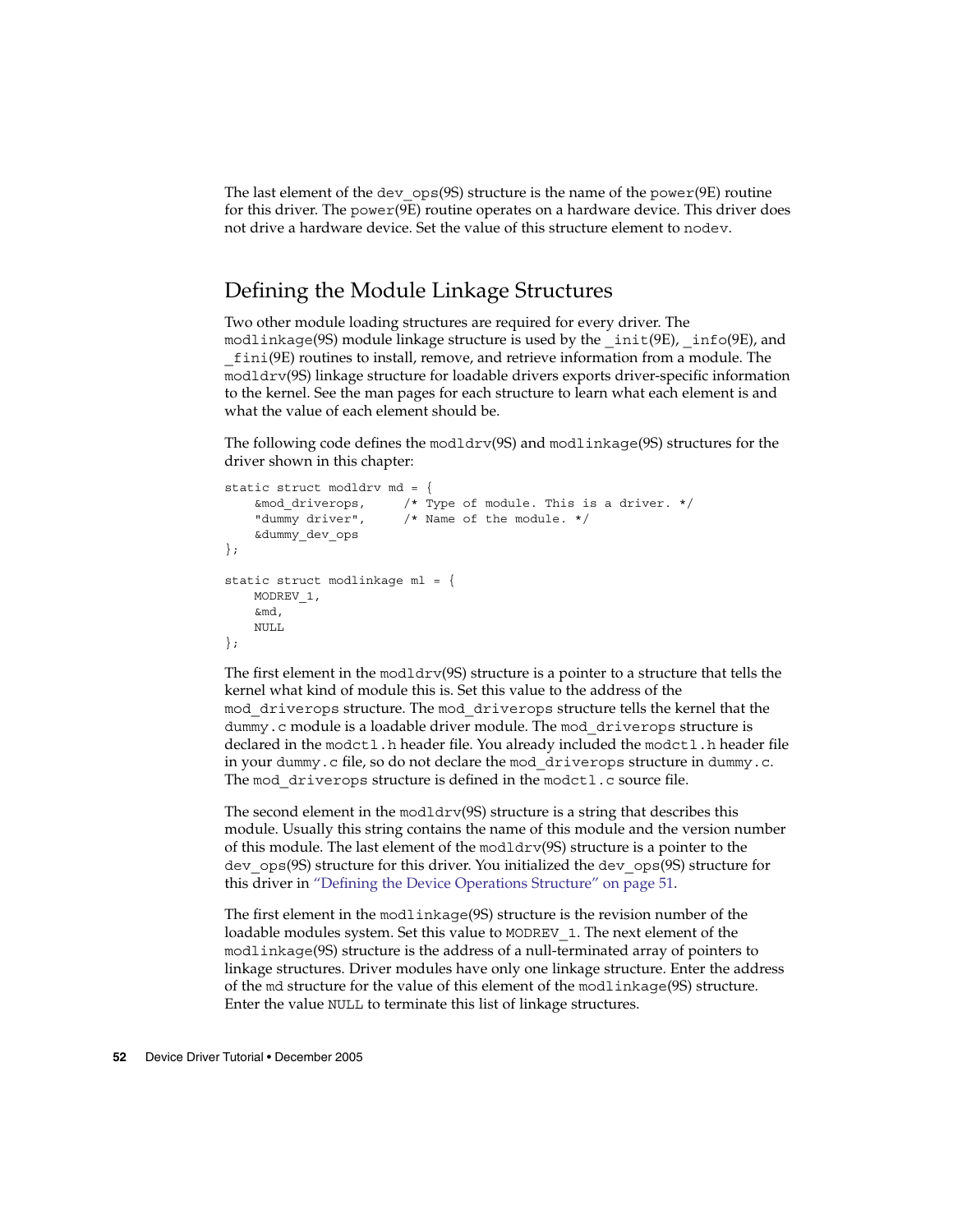The last element of the dev_ops(9S) structure is the name of the power(9E) routine for this driver. The power(9E) routine operates on a hardware device. This driver does not drive a hardware device. Set the value of this structure element to nodev.

## Defining the Module Linkage Structures

Two other module loading structures are required for every driver. The modlinkage(9S) module linkage structure is used by the _init(9E), _info(9E), and _fini(9E) routines to install, remove, and retrieve information from a module. The modldrv(9S) linkage structure for loadable drivers exports driver-specific information to the kernel. See the man pages for each structure to learn what each element is and what the value of each element should be.

The following code defines the modldrv(9S) and modlinkage(9S) structures for the driver shown in this chapter:

```
static struct modldrv md = {
    &mod_driverops,      /* Type of module. This is a driver. */
    "dummy driver",      /* Name of the module. */
    &dummy_dev_ops
};

static struct modlinkage ml = {
    MODREV_1,
    &md,
    NULL
};
```

The first element in the modldrv(9S) structure is a pointer to a structure that tells the kernel what kind of module this is. Set this value to the address of the mod_driverops structure. The mod_driverops structure tells the kernel that the dummy.c module is a loadable driver module. The mod_driverops structure is declared in the modctl.h header file. You already included the modctl.h header file in your dummy.c file, so do not declare the mod_driverops structure in dummy.c. The mod_driverops structure is defined in the modctl.c source file.

The second element in the modldrv(9S) structure is a string that describes this module. Usually this string contains the name of this module and the version number of this module. The last element of the modldrv(9S) structure is a pointer to the dev_ops(9S) structure for this driver. You initialized the dev_ops(9S) structure for this driver in "Defining the Device Operations Structure" on page 51.

The first element in the modlinkage(9S) structure is the revision number of the loadable modules system. Set this value to MODREV_1. The next element of the modlinkage(9S) structure is the address of a null-terminated array of pointers to linkage structures. Driver modules have only one linkage structure. Enter the address of the md structure for the value of this element of the modlinkage(9S) structure. Enter the value NULL to terminate this list of linkage structures.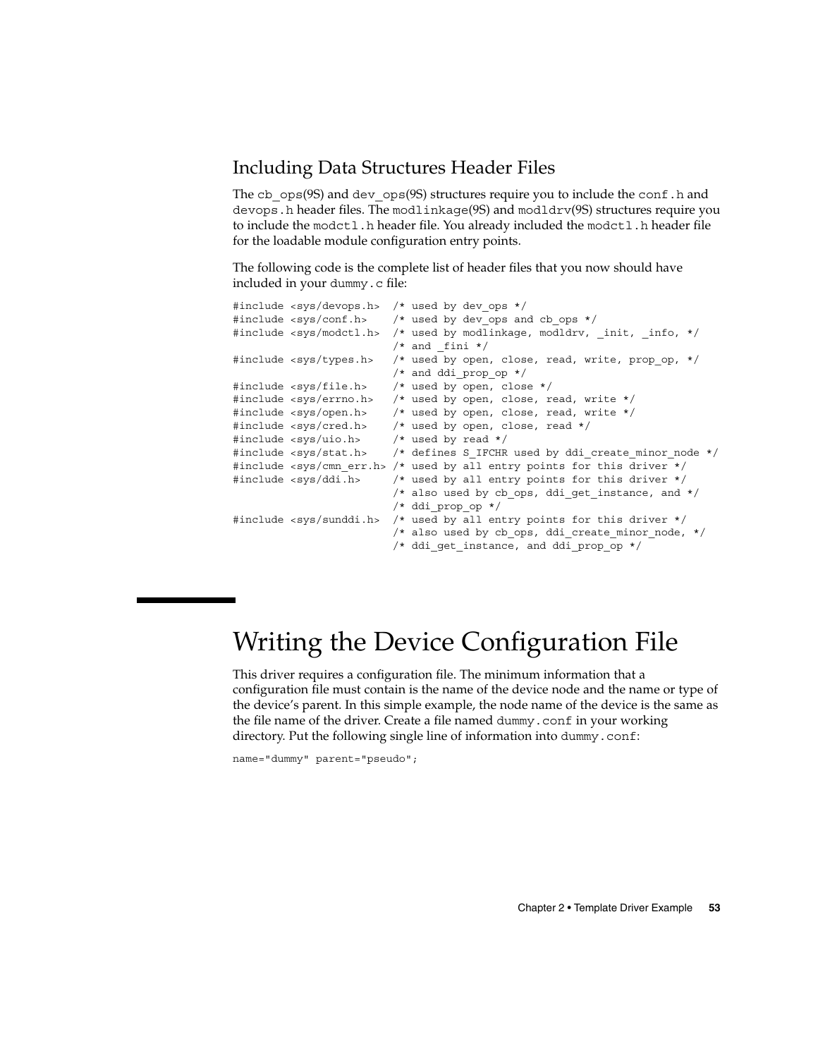## Including Data Structures Header Files

The `cb_ops`(9S) and `dev_ops`(9S) structures require you to include the `conf.h` and `devops.h` header files. The `modlinkage`(9S) and `modldrv`(9S) structures require you to include the `modctl.h` header file. You already included the `modctl.h` header file for the loadable module configuration entry points.

The following code is the complete list of header files that you now should have included in your `dummy.c` file:

```
#include <sys/devops.h>  /* used by dev_ops */
#include <sys/conf.h>    /* used by dev_ops and cb_ops */
#include <sys/modctl.h>  /* used by modlinkage, modldrv, _init, _info, */
                         /* and _fini */
#include <sys/types.h>   /* used by open, close, read, write, prop_op, */
                         /* and ddi_prop_op */
#include <sys/file.h>    /* used by open, close */
#include <sys/errno.h>   /* used by open, close, read, write */
#include <sys/open.h>    /* used by open, close, read, write */
#include <sys/cred.h>    /* used by open, close, read */
#include <sys/uio.h>     /* used by read */
#include <sys/stat.h>    /* defines S_IFCHR used by ddi_create_minor_node */
#include <sys/cmn_err.h> /* used by all entry points for this driver */
#include <sys/ddi.h>     /* used by all entry points for this driver */
                         /* also used by cb_ops, ddi_get_instance, and */
                         /* ddi_prop_op */
#include <sys/sunddi.h>  /* used by all entry points for this driver */
                         /* also used by cb_ops, ddi_create_minor_node, */
                         /* ddi_get_instance, and ddi_prop_op */
```

# Writing the Device Configuration File

This driver requires a configuration file. The minimum information that a configuration file must contain is the name of the device node and the name or type of the device's parent. In this simple example, the node name of the device is the same as the file name of the driver. Create a file named `dummy.conf` in your working directory. Put the following single line of information into `dummy.conf`:

```
name="dummy" parent="pseudo";
```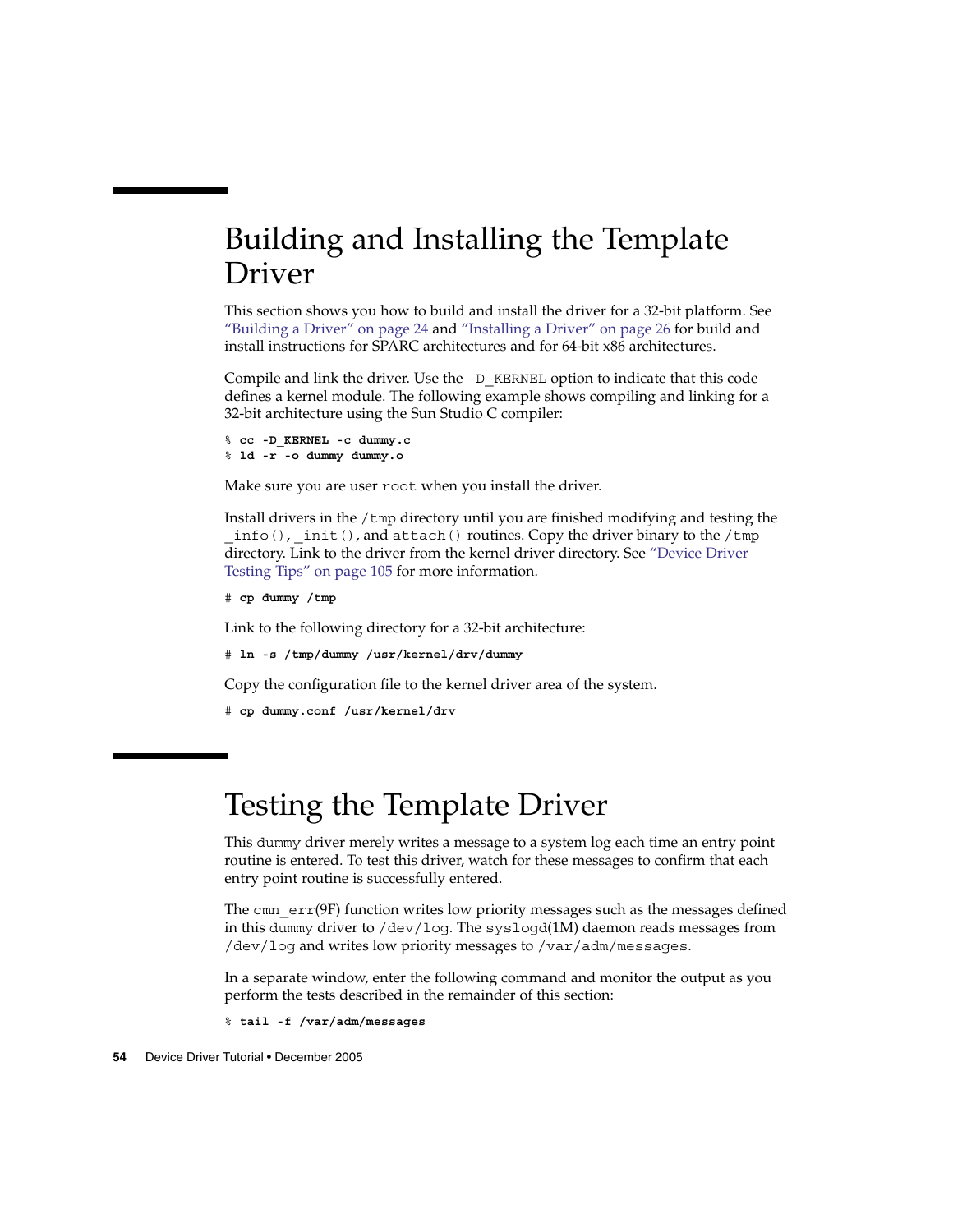# Building and Installing the Template Driver

This section shows you how to build and install the driver for a 32-bit platform. See "Building a Driver" on page 24 and "Installing a Driver" on page 26 for build and install instructions for SPARC architectures and for 64-bit x86 architectures.

Compile and link the driver. Use the `-D_KERNEL` option to indicate that this code defines a kernel module. The following example shows compiling and linking for a 32-bit architecture using the Sun Studio C compiler:

```
% cc -D_KERNEL -c dummy.c
% ld -r -o dummy dummy.o
```

Make sure you are user `root` when you install the driver.

Install drivers in the `/tmp` directory until you are finished modifying and testing the `_info()`, `_init()`, and `attach()` routines. Copy the driver binary to the `/tmp` directory. Link to the driver from the kernel driver directory. See "Device Driver Testing Tips" on page 105 for more information.

```
# cp dummy /tmp
```

Link to the following directory for a 32-bit architecture:

```
# ln -s /tmp/dummy /usr/kernel/drv/dummy
```

Copy the configuration file to the kernel driver area of the system.

```
# cp dummy.conf /usr/kernel/drv
```

# Testing the Template Driver

This `dummy` driver merely writes a message to a system log each time an entry point routine is entered. To test this driver, watch for these messages to confirm that each entry point routine is successfully entered.

The `cmn_err`(9F) function writes low priority messages such as the messages defined in this `dummy` driver to `/dev/log`. The `syslogd`(1M) daemon reads messages from `/dev/log` and writes low priority messages to `/var/adm/messages`.

In a separate window, enter the following command and monitor the output as you perform the tests described in the remainder of this section:

```
% tail -f /var/adm/messages
```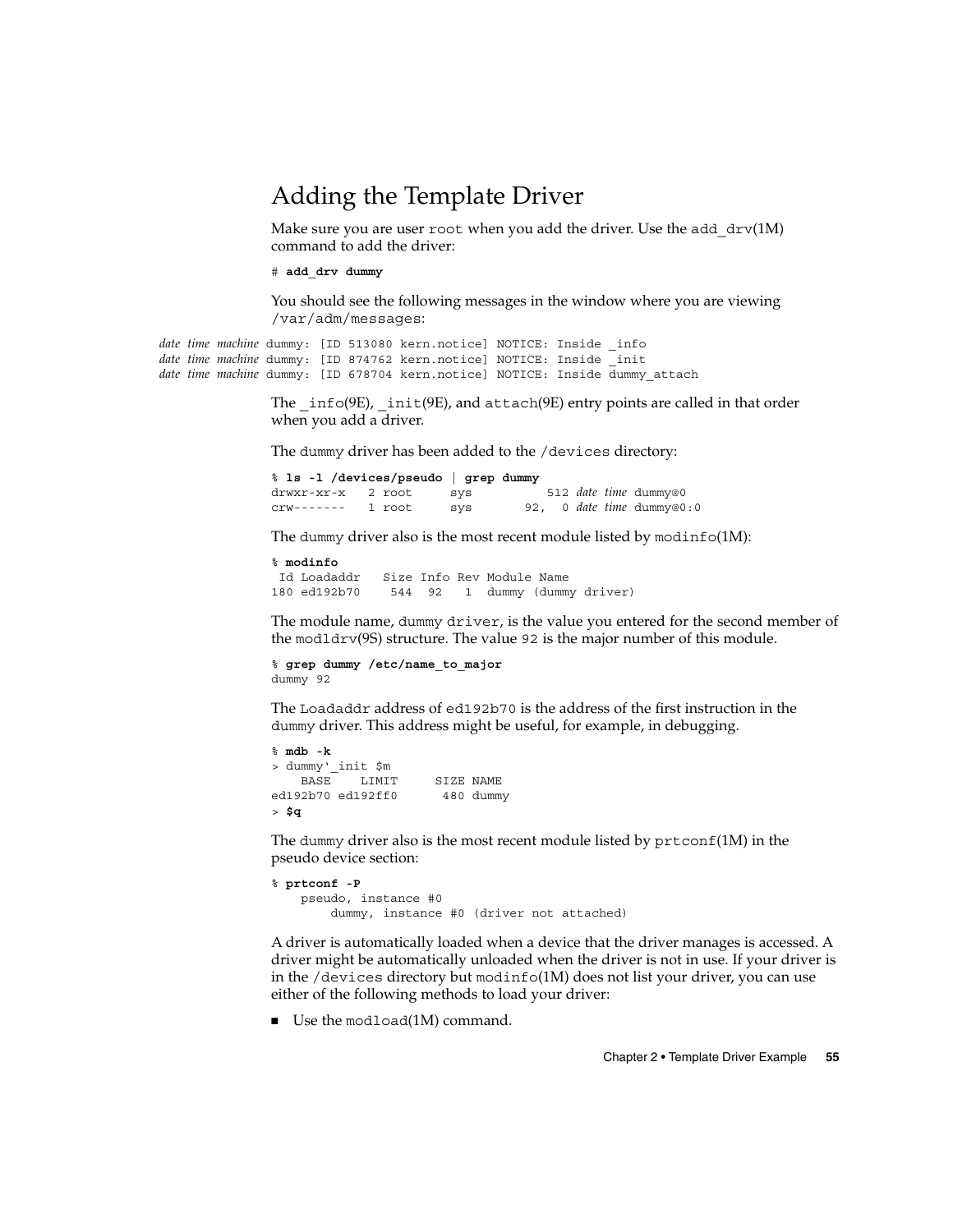# Adding the Template Driver

Make sure you are user `root` when you add the driver. Use the `add_drv`(1M) command to add the driver:

```
# add_drv dummy
```

You should see the following messages in the window where you are viewing `/var/adm/messages`:

```
date time machine dummy: [ID 513080 kern.notice] NOTICE: Inside _info
date time machine dummy: [ID 874762 kern.notice] NOTICE: Inside _init
date time machine dummy: [ID 678704 kern.notice] NOTICE: Inside dummy_attach
```

The `_info`(9E), `_init`(9E), and `attach`(9E) entry points are called in that order when you add a driver.

The `dummy` driver has been added to the `/devices` directory:

```
% ls -l /devices/pseudo | grep dummy
drwxr-xr-x   2 root     sys          512 date time dummy@0
crw-------   1 root     sys        92,  0 date time dummy@0:0
```

The `dummy` driver also is the most recent module listed by `modinfo`(1M):

```
% modinfo
 Id Loadaddr   Size Info Rev Module Name
180 ed192b70    544  92   1  dummy (dummy driver)
```

The module name, `dummy driver`, is the value you entered for the second member of the `modldrv`(9S) structure. The value `92` is the major number of this module.

```
% grep dummy /etc/name_to_major
dummy 92
```

The `Loadaddr` address of `ed192b70` is the address of the first instruction in the `dummy` driver. This address might be useful, for example, in debugging.

```
% mdb -k
> dummy`_init $m
    BASE    LIMIT     SIZE NAME
ed192b70 ed192ff0      480 dummy
> $q
```

The `dummy` driver also is the most recent module listed by `prtconf`(1M) in the pseudo device section:

```
% prtconf -P
    pseudo, instance #0
        dummy, instance #0 (driver not attached)
```

A driver is automatically loaded when a device that the driver manages is accessed. A driver might be automatically unloaded when the driver is not in use. If your driver is in the `/devices` directory but `modinfo`(1M) does not list your driver, you can use either of the following methods to load your driver:

- Use the `modload`(1M) command.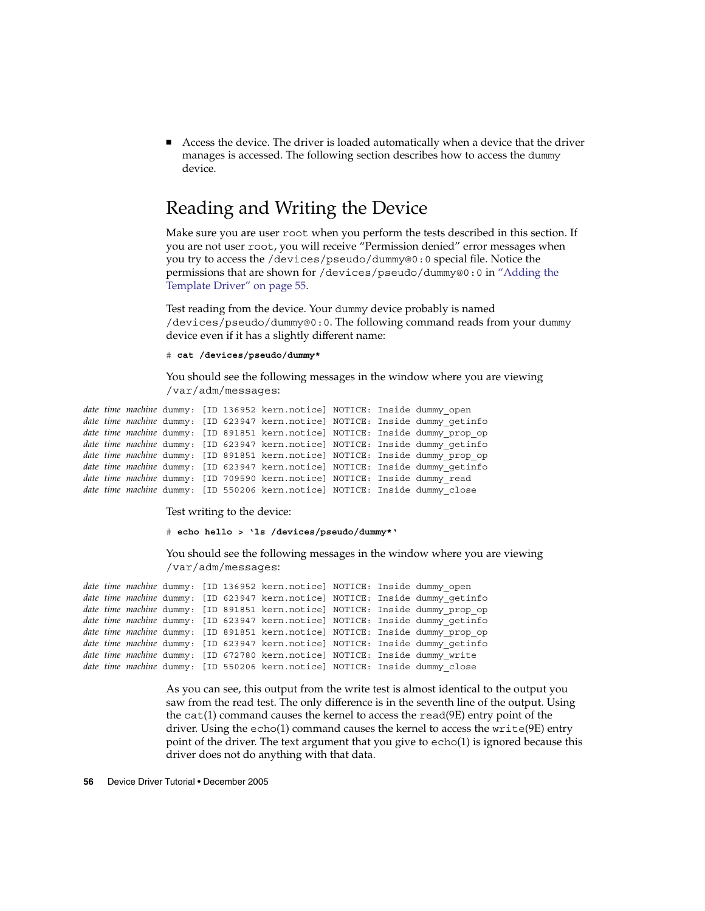- Access the device. The driver is loaded automatically when a device that the driver manages is accessed. The following section describes how to access the dummy device.

## Reading and Writing the Device

Make sure you are user root when you perform the tests described in this section. If you are not user root, you will receive "Permission denied" error messages when you try to access the /devices/pseudo/dummy@0:0 special file. Notice the permissions that are shown for /devices/pseudo/dummy@0:0 in "Adding the Template Driver" on page 55.

Test reading from the device. Your dummy device probably is named /devices/pseudo/dummy@0:0. The following command reads from your dummy device even if it has a slightly different name:

```
# cat /devices/pseudo/dummy*
```

You should see the following messages in the window where you are viewing /var/adm/messages:

```
date time machine dummy: [ID 136952 kern.notice] NOTICE: Inside dummy_open
date time machine dummy: [ID 623947 kern.notice] NOTICE: Inside dummy_getinfo
date time machine dummy: [ID 891851 kern.notice] NOTICE: Inside dummy_prop_op
date time machine dummy: [ID 623947 kern.notice] NOTICE: Inside dummy_getinfo
date time machine dummy: [ID 891851 kern.notice] NOTICE: Inside dummy_prop_op
date time machine dummy: [ID 623947 kern.notice] NOTICE: Inside dummy_getinfo
date time machine dummy: [ID 709590 kern.notice] NOTICE: Inside dummy_read
date time machine dummy: [ID 550206 kern.notice] NOTICE: Inside dummy_close
```

Test writing to the device:

```
# echo hello > `ls /devices/pseudo/dummy*`
```

You should see the following messages in the window where you are viewing /var/adm/messages:

```
date time machine dummy: [ID 136952 kern.notice] NOTICE: Inside dummy_open
date time machine dummy: [ID 623947 kern.notice] NOTICE: Inside dummy_getinfo
date time machine dummy: [ID 891851 kern.notice] NOTICE: Inside dummy_prop_op
date time machine dummy: [ID 623947 kern.notice] NOTICE: Inside dummy_getinfo
date time machine dummy: [ID 891851 kern.notice] NOTICE: Inside dummy_prop_op
date time machine dummy: [ID 623947 kern.notice] NOTICE: Inside dummy_getinfo
date time machine dummy: [ID 672780 kern.notice] NOTICE: Inside dummy_write
date time machine dummy: [ID 550206 kern.notice] NOTICE: Inside dummy_close
```

As you can see, this output from the write test is almost identical to the output you saw from the read test. The only difference is in the seventh line of the output. Using the cat(1) command causes the kernel to access the read(9E) entry point of the driver. Using the echo(1) command causes the kernel to access the write(9E) entry point of the driver. The text argument that you give to echo(1) is ignored because this driver does not do anything with that data.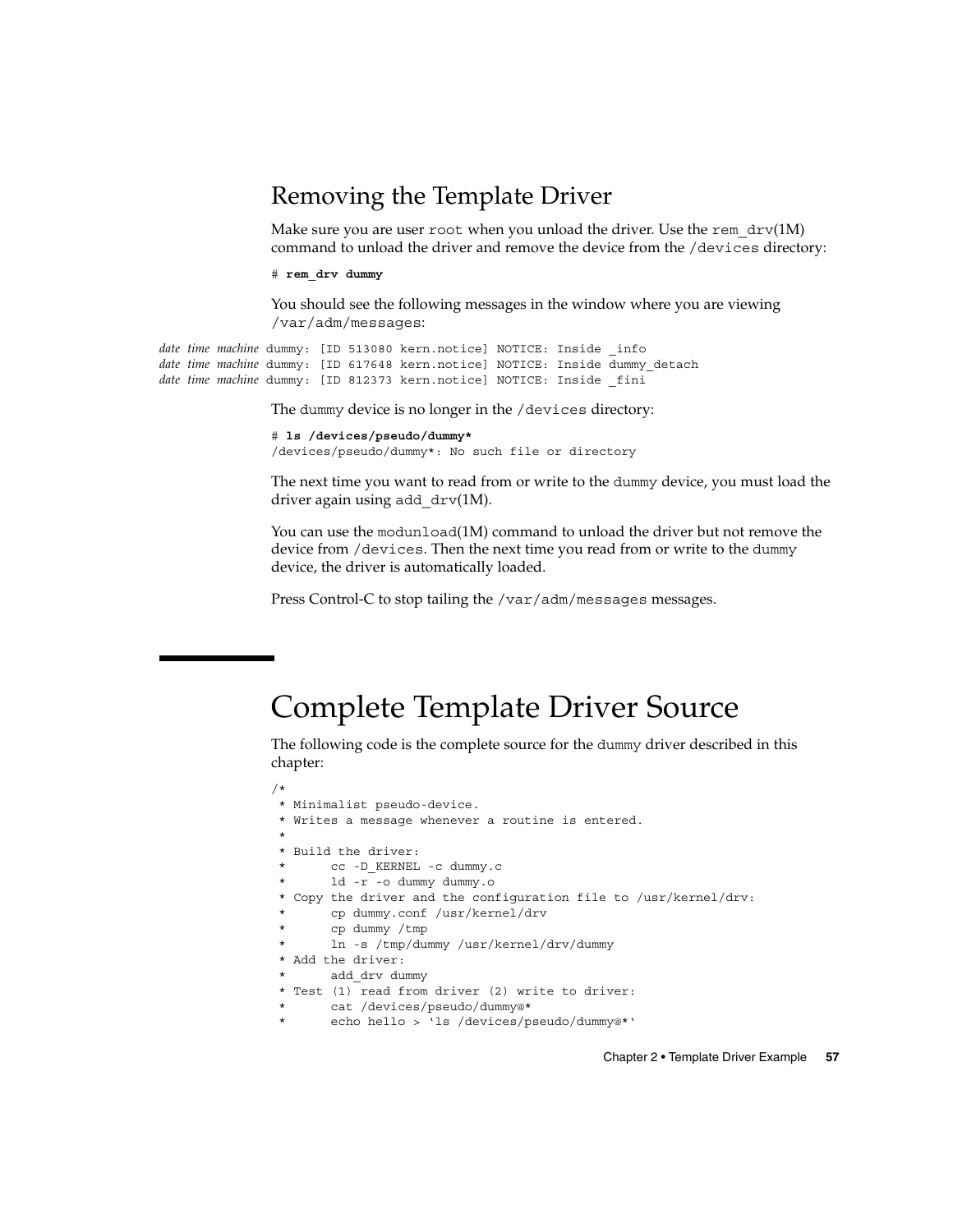## Removing the Template Driver

Make sure you are user `root` when you unload the driver. Use the `rem_drv`(1M) command to unload the driver and remove the device from the `/devices` directory:

```
# rem_drv dummy
```

You should see the following messages in the window where you are viewing `/var/adm/messages`:

```
date time machine dummy: [ID 513080 kern.notice] NOTICE: Inside _info
date time machine dummy: [ID 617648 kern.notice] NOTICE: Inside dummy_detach
date time machine dummy: [ID 812373 kern.notice] NOTICE: Inside _fini
```

The `dummy` device is no longer in the `/devices` directory:

```
# ls /devices/pseudo/dummy*
/devices/pseudo/dummy*: No such file or directory
```

The next time you want to read from or write to the `dummy` device, you must load the driver again using `add_drv`(1M).

You can use the `modunload`(1M) command to unload the driver but not remove the device from `/devices`. Then the next time you read from or write to the `dummy` device, the driver is automatically loaded.

Press Control-C to stop tailing the `/var/adm/messages` messages.

# Complete Template Driver Source

The following code is the complete source for the `dummy` driver described in this chapter:

```
/*
 * Minimalist pseudo-device.
 * Writes a message whenever a routine is entered.
 *
 * Build the driver:
 *      cc -D_KERNEL -c dummy.c
 *      ld -r -o dummy dummy.o
 * Copy the driver and the configuration file to /usr/kernel/drv:
 *      cp dummy.conf /usr/kernel/drv
 *      cp dummy /tmp
 *      ln -s /tmp/dummy /usr/kernel/drv/dummy
 * Add the driver:
 *      add_drv dummy
 * Test (1) read from driver (2) write to driver:
 *      cat /devices/pseudo/dummy@*
 *      echo hello > `ls /devices/pseudo/dummy@*`
```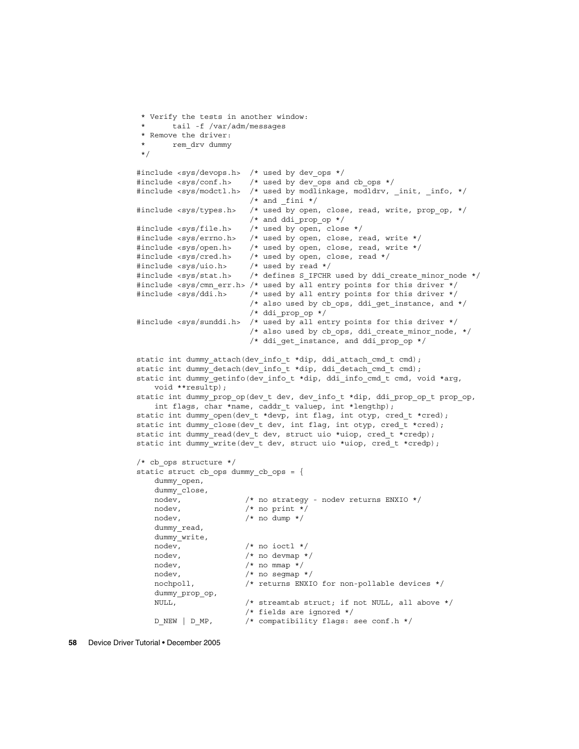```
 * Verify the tests in another window:
 *      tail -f /var/adm/messages
 * Remove the driver:
 *      rem_drv dummy
 */

#include <sys/devops.h>  /* used by dev_ops */
#include <sys/conf.h>    /* used by dev_ops and cb_ops */
#include <sys/modctl.h>  /* used by modlinkage, modldrv, _init, _info, */
                         /* and _fini */
#include <sys/types.h>   /* used by open, close, read, write, prop_op, */
                         /* and ddi_prop_op */
#include <sys/file.h>    /* used by open, close */
#include <sys/errno.h>   /* used by open, close, read, write */
#include <sys/open.h>    /* used by open, close, read, write */
#include <sys/cred.h>    /* used by open, close, read */
#include <sys/uio.h>     /* used by read */
#include <sys/stat.h>    /* defines S_IFCHR used by ddi_create_minor_node */
#include <sys/cmn_err.h> /* used by all entry points for this driver */
#include <sys/ddi.h>     /* used by all entry points for this driver */
                         /* also used by cb_ops, ddi_get_instance, and */
                         /* ddi_prop_op */
#include <sys/sunddi.h>  /* used by all entry points for this driver */
                         /* also used by cb_ops, ddi_create_minor_node, */
                         /* ddi_get_instance, and ddi_prop_op */

static int dummy_attach(dev_info_t *dip, ddi_attach_cmd_t cmd);
static int dummy_detach(dev_info_t *dip, ddi_detach_cmd_t cmd);
static int dummy_getinfo(dev_info_t *dip, ddi_info_cmd_t cmd, void *arg,
    void **resultp);
static int dummy_prop_op(dev_t dev, dev_info_t *dip, ddi_prop_op_t prop_op,
    int flags, char *name, caddr_t valuep, int *lengthp);
static int dummy_open(dev_t *devp, int flag, int otyp, cred_t *cred);
static int dummy_close(dev_t dev, int flag, int otyp, cred_t *cred);
static int dummy_read(dev_t dev, struct uio *uiop, cred_t *credp);
static int dummy_write(dev_t dev, struct uio *uiop, cred_t *credp);

/* cb_ops structure */
static struct cb_ops dummy_cb_ops = {
    dummy_open,
    dummy_close,
    nodev,              /* no strategy - nodev returns ENXIO */
    nodev,              /* no print */
    nodev,              /* no dump */
    dummy_read,
    dummy_write,
    nodev,              /* no ioctl */
    nodev,              /* no devmap */
    nodev,              /* no mmap */
    nodev,              /* no segmap */
    nochpoll,           /* returns ENXIO for non-pollable devices */
    dummy_prop_op,
    NULL,               /* streamtab struct; if not NULL, all above */
                        /* fields are ignored */
    D_NEW | D_MP,       /* compatibility flags: see conf.h */
```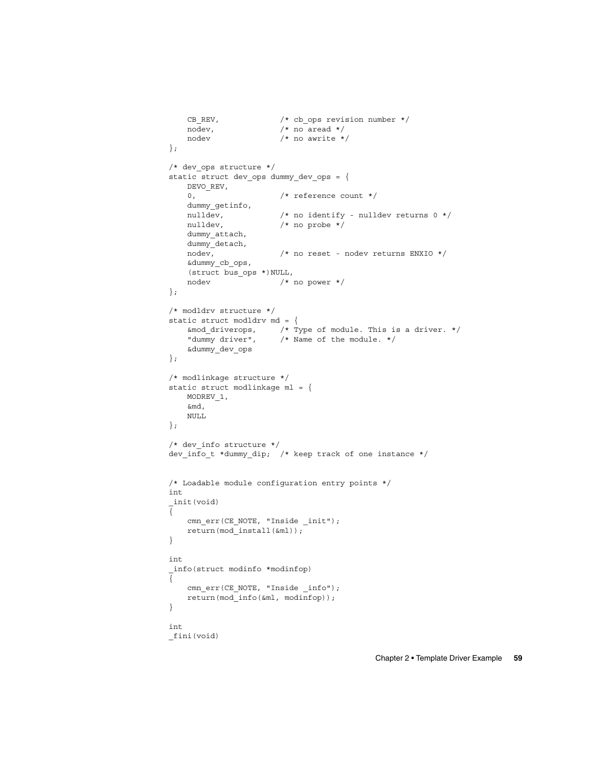```
    CB_REV,             /* cb_ops revision number */
    nodev,              /* no aread */
    nodev               /* no awrite */
};

/* dev_ops structure */
static struct dev_ops dummy_dev_ops = {
    DEVO_REV,
    0,                  /* reference count */
    dummy_getinfo,
    nulldev,            /* no identify - nulldev returns 0 */
    nulldev,            /* no probe */
    dummy_attach,
    dummy_detach,
    nodev,              /* no reset - nodev returns ENXIO */
    &dummy_cb_ops,
    (struct bus_ops *)NULL,
    nodev               /* no power */
};

/* modldrv structure */
static struct modldrv md = {
    &mod_driverops,     /* Type of module. This is a driver. */
    "dummy driver",     /* Name of the module. */
    &dummy_dev_ops
};

/* modlinkage structure */
static struct modlinkage ml = {
    MODREV_1,
    &md,
    NULL
};

/* dev_info structure */
dev_info_t *dummy_dip;  /* keep track of one instance */


/* Loadable module configuration entry points */
int
_init(void)
{
    cmn_err(CE_NOTE, "Inside _init");
    return(mod_install(&ml));
}

int
_info(struct modinfo *modinfop)
{
    cmn_err(CE_NOTE, "Inside _info");
    return(mod_info(&ml, modinfop));
}

int
_fini(void)
```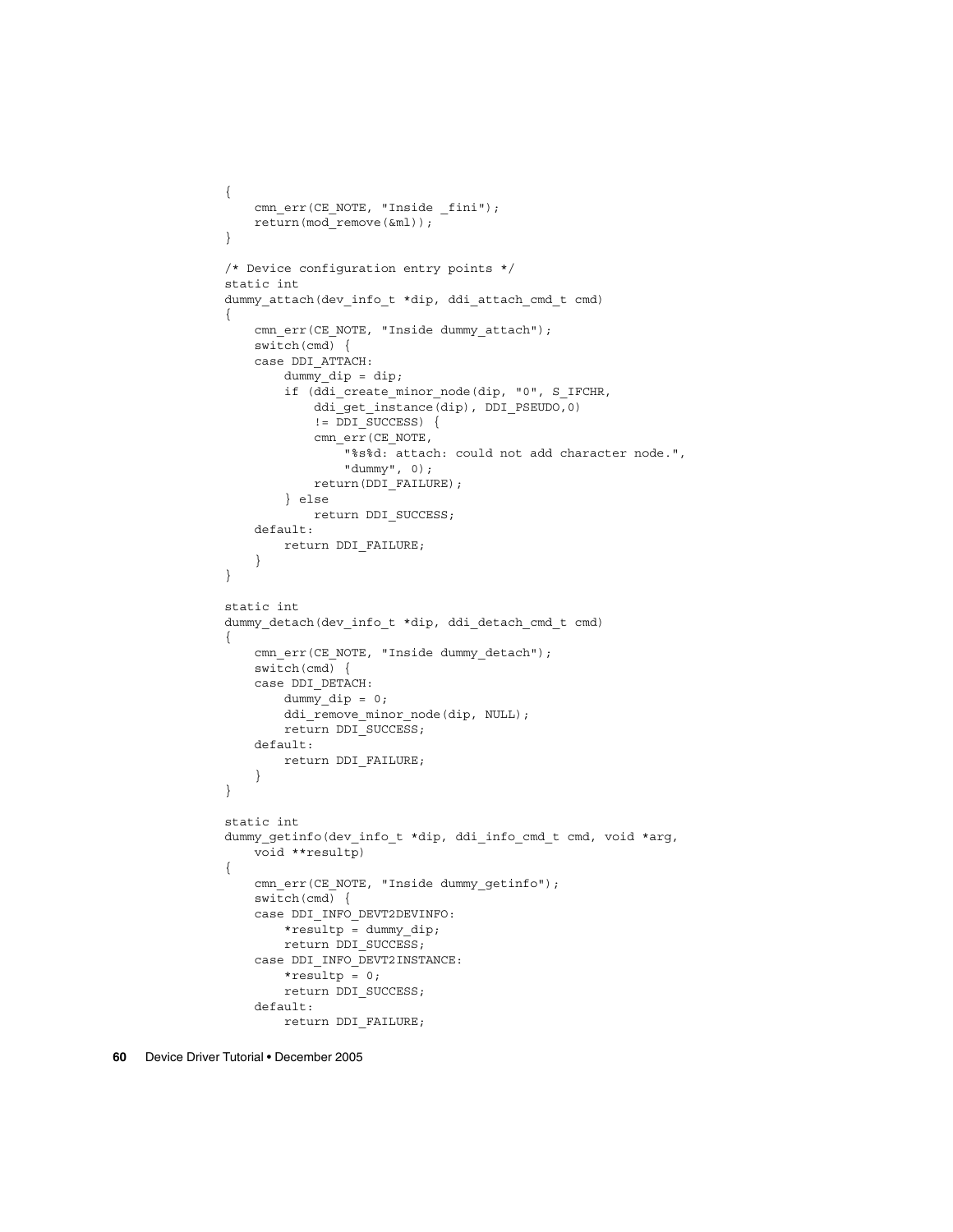```
{
    cmn_err(CE_NOTE, "Inside _fini");
    return(mod_remove(&ml));
}

/* Device configuration entry points */
static int
dummy_attach(dev_info_t *dip, ddi_attach_cmd_t cmd)
{
    cmn_err(CE_NOTE, "Inside dummy_attach");
    switch(cmd) {
    case DDI_ATTACH:
        dummy_dip = dip;
        if (ddi_create_minor_node(dip, "0", S_IFCHR,
            ddi_get_instance(dip), DDI_PSEUDO,0)
            != DDI_SUCCESS) {
            cmn_err(CE_NOTE,
                "%s%d: attach: could not add character node.",
                "dummy", 0);
            return(DDI_FAILURE);
        } else
            return DDI_SUCCESS;
    default:
        return DDI_FAILURE;
    }
}

static int
dummy_detach(dev_info_t *dip, ddi_detach_cmd_t cmd)
{
    cmn_err(CE_NOTE, "Inside dummy_detach");
    switch(cmd) {
    case DDI_DETACH:
        dummy_dip = 0;
        ddi_remove_minor_node(dip, NULL);
        return DDI_SUCCESS;
    default:
        return DDI_FAILURE;
    }
}

static int
dummy_getinfo(dev_info_t *dip, ddi_info_cmd_t cmd, void *arg,
    void **resultp)
{
    cmn_err(CE_NOTE, "Inside dummy_getinfo");
    switch(cmd) {
    case DDI_INFO_DEVT2DEVINFO:
        *resultp = dummy_dip;
        return DDI_SUCCESS;
    case DDI_INFO_DEVT2INSTANCE:
        *resultp = 0;
        return DDI_SUCCESS;
    default:
        return DDI_FAILURE;
```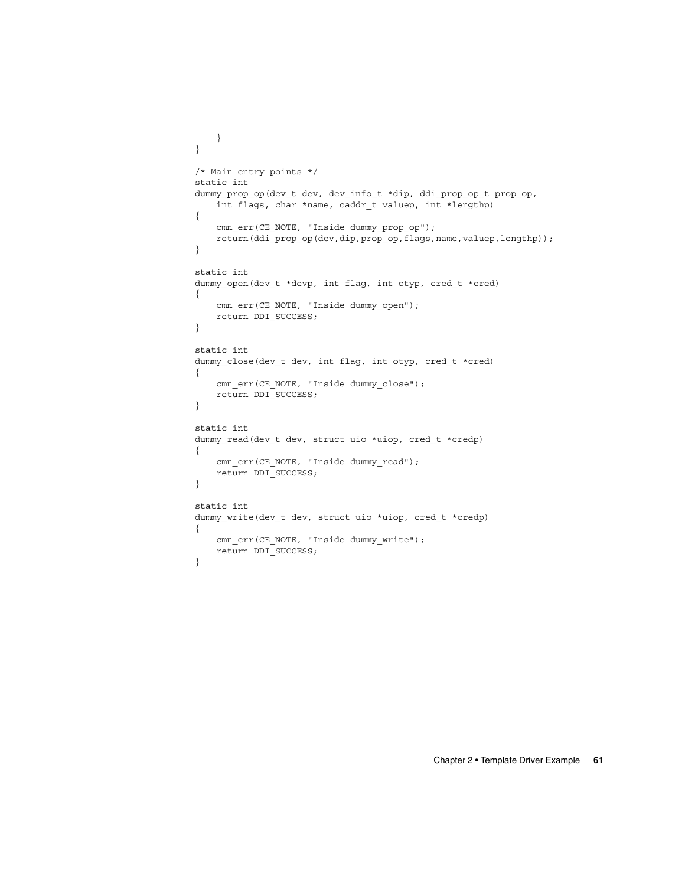```
    }
}

/* Main entry points */
static int
dummy_prop_op(dev_t dev, dev_info_t *dip, ddi_prop_op_t prop_op,
    int flags, char *name, caddr_t valuep, int *lengthp)
{
    cmn_err(CE_NOTE, "Inside dummy_prop_op");
    return(ddi_prop_op(dev,dip,prop_op,flags,name,valuep,lengthp));
}

static int
dummy_open(dev_t *devp, int flag, int otyp, cred_t *cred)
{
    cmn_err(CE_NOTE, "Inside dummy_open");
    return DDI_SUCCESS;
}

static int
dummy_close(dev_t dev, int flag, int otyp, cred_t *cred)
{
    cmn_err(CE_NOTE, "Inside dummy_close");
    return DDI_SUCCESS;
}

static int
dummy_read(dev_t dev, struct uio *uiop, cred_t *credp)
{
    cmn_err(CE_NOTE, "Inside dummy_read");
    return DDI_SUCCESS;
}

static int
dummy_write(dev_t dev, struct uio *uiop, cred_t *credp)
{
    cmn_err(CE_NOTE, "Inside dummy_write");
    return DDI_SUCCESS;
}
```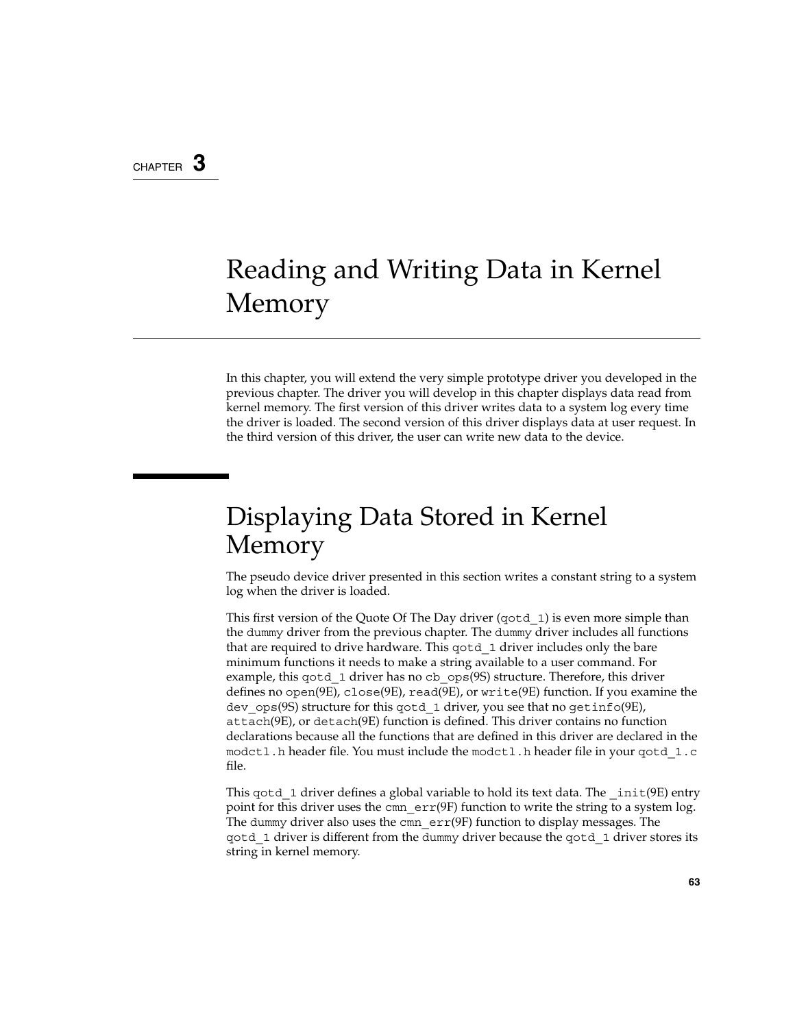CHAPTER 3

# Reading and Writing Data in Kernel Memory

In this chapter, you will extend the very simple prototype driver you developed in the previous chapter. The driver you will develop in this chapter displays data read from kernel memory. The first version of this driver writes data to a system log every time the driver is loaded. The second version of this driver displays data at user request. In the third version of this driver, the user can write new data to the device.

## Displaying Data Stored in Kernel Memory

The pseudo device driver presented in this section writes a constant string to a system log when the driver is loaded.

This first version of the Quote Of The Day driver (`qotd_1`) is even more simple than the `dummy` driver from the previous chapter. The `dummy` driver includes all functions that are required to drive hardware. This `qotd_1` driver includes only the bare minimum functions it needs to make a string available to a user command. For example, this `qotd_1` driver has no `cb_ops`(9S) structure. Therefore, this driver defines no `open`(9E), `close`(9E), `read`(9E), or `write`(9E) function. If you examine the `dev_ops`(9S) structure for this `qotd_1` driver, you see that no `getinfo`(9E), `attach`(9E), or `detach`(9E) function is defined. This driver contains no function declarations because all the functions that are defined in this driver are declared in the `modctl.h` header file. You must include the `modctl.h` header file in your `qotd_1.c` file.

This `qotd_1` driver defines a global variable to hold its text data. The `_init`(9E) entry point for this driver uses the `cmn_err`(9F) function to write the string to a system log. The `dummy` driver also uses the `cmn_err`(9F) function to display messages. The `qotd_1` driver is different from the `dummy` driver because the `qotd_1` driver stores its string in kernel memory.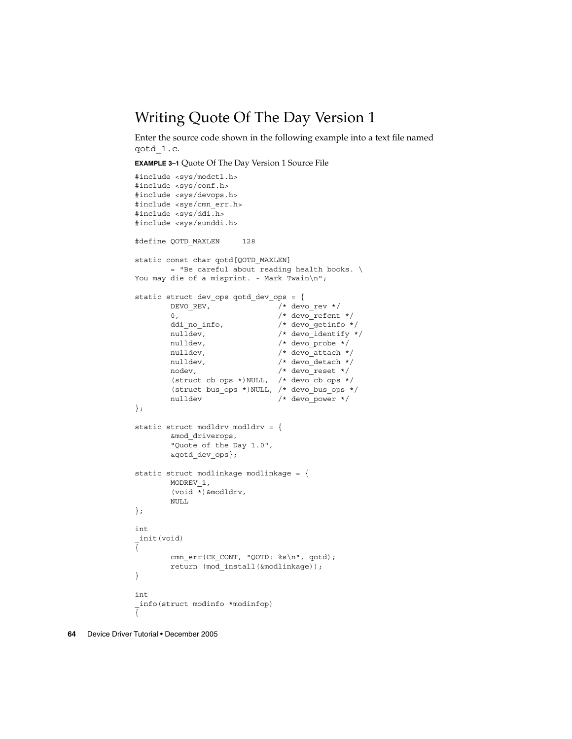# Writing Quote Of The Day Version 1

Enter the source code shown in the following example into a text file named `qotd_1.c`.

**EXAMPLE 3–1** Quote Of The Day Version 1 Source File

```
#include <sys/modctl.h>
#include <sys/conf.h>
#include <sys/devops.h>
#include <sys/cmn_err.h>
#include <sys/ddi.h>
#include <sys/sunddi.h>

#define QOTD_MAXLEN     128

static const char qotd[QOTD_MAXLEN]
        = "Be careful about reading health books. \
You may die of a misprint. - Mark Twain\n";

static struct dev_ops qotd_dev_ops = {
        DEVO_REV,               /* devo_rev */
        0,                      /* devo_refcnt */
        ddi_no_info,            /* devo_getinfo */
        nulldev,                /* devo_identify */
        nulldev,                /* devo_probe */
        nulldev,                /* devo_attach */
        nulldev,                /* devo_detach */
        nodev,                  /* devo_reset */
        (struct cb_ops *)NULL,  /* devo_cb_ops */
        (struct bus_ops *)NULL, /* devo_bus_ops */
        nulldev                 /* devo_power */
};

static struct modldrv modldrv = {
        &mod_driverops,
        "Quote of the Day 1.0",
        &qotd_dev_ops};

static struct modlinkage modlinkage = {
        MODREV_1,
        (void *)&modldrv,
        NULL
};

int
_init(void)
{
        cmn_err(CE_CONT, "QOTD: %s\n", qotd);
        return (mod_install(&modlinkage));
}

int
_info(struct modinfo *modinfop)
{
```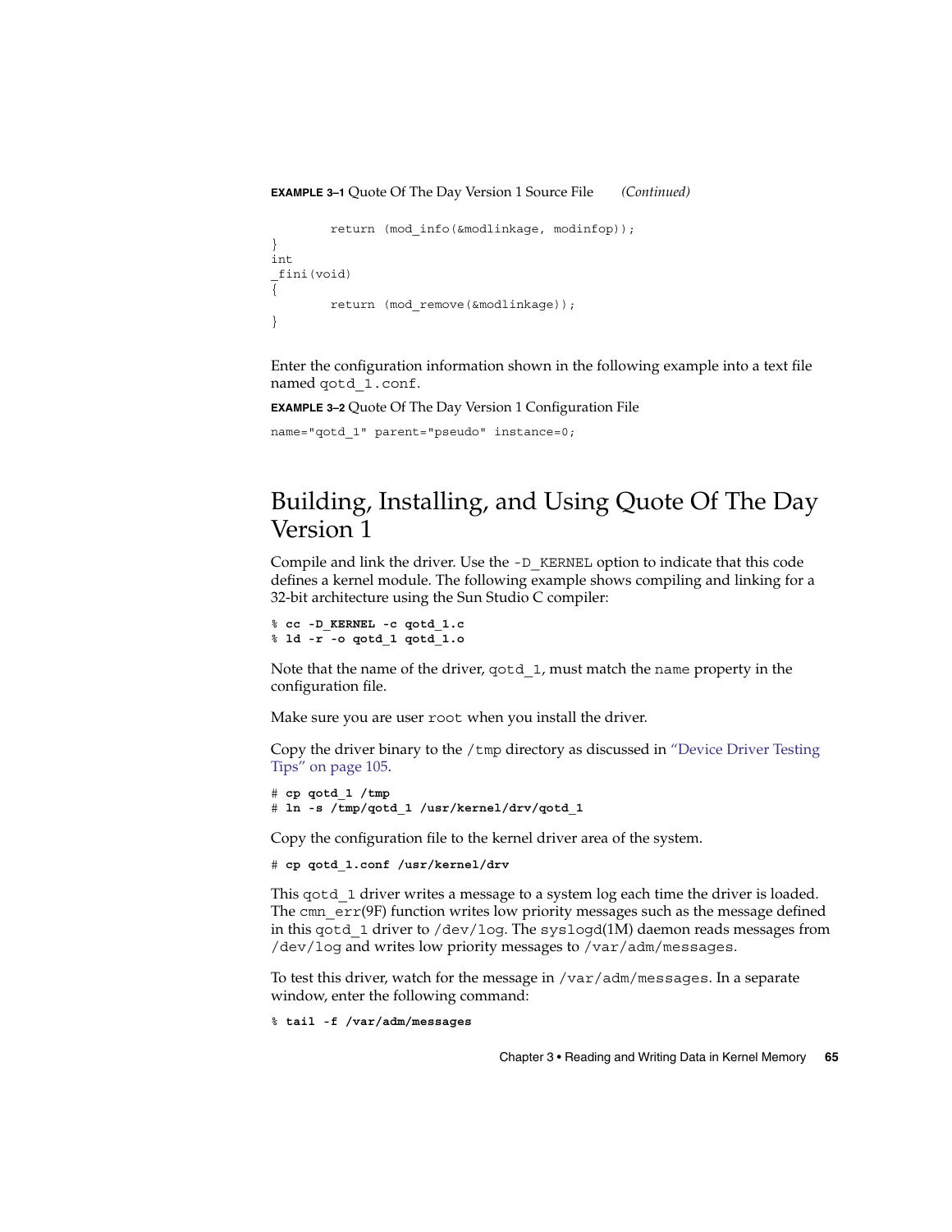**EXAMPLE 3–1** Quote Of The Day Version 1 Source File *(Continued)*

```
        return (mod_info(&modlinkage, modinfop));
}
int
_fini(void)
{
        return (mod_remove(&modlinkage));
}
```

Enter the configuration information shown in the following example into a text file named `qotd_1.conf`.

**EXAMPLE 3–2** Quote Of The Day Version 1 Configuration File

```
name="qotd_1" parent="pseudo" instance=0;
```

## Building, Installing, and Using Quote Of The Day Version 1

Compile and link the driver. Use the `-D_KERNEL` option to indicate that this code defines a kernel module. The following example shows compiling and linking for a 32-bit architecture using the Sun Studio C compiler:

```
% cc -D_KERNEL -c qotd_1.c
% ld -r -o qotd_1 qotd_1.o
```

Note that the name of the driver, `qotd_1`, must match the `name` property in the configuration file.

Make sure you are user `root` when you install the driver.

Copy the driver binary to the `/tmp` directory as discussed in "Device Driver Testing Tips" on page 105.

```
# cp qotd_1 /tmp
# ln -s /tmp/qotd_1 /usr/kernel/drv/qotd_1
```

Copy the configuration file to the kernel driver area of the system.

```
# cp qotd_1.conf /usr/kernel/drv
```

This `qotd_1` driver writes a message to a system log each time the driver is loaded. The `cmn_err`(9F) function writes low priority messages such as the message defined in this `qotd_1` driver to `/dev/log`. The `syslogd`(1M) daemon reads messages from `/dev/log` and writes low priority messages to `/var/adm/messages`.

To test this driver, watch for the message in `/var/adm/messages`. In a separate window, enter the following command:

```
% tail -f /var/adm/messages
```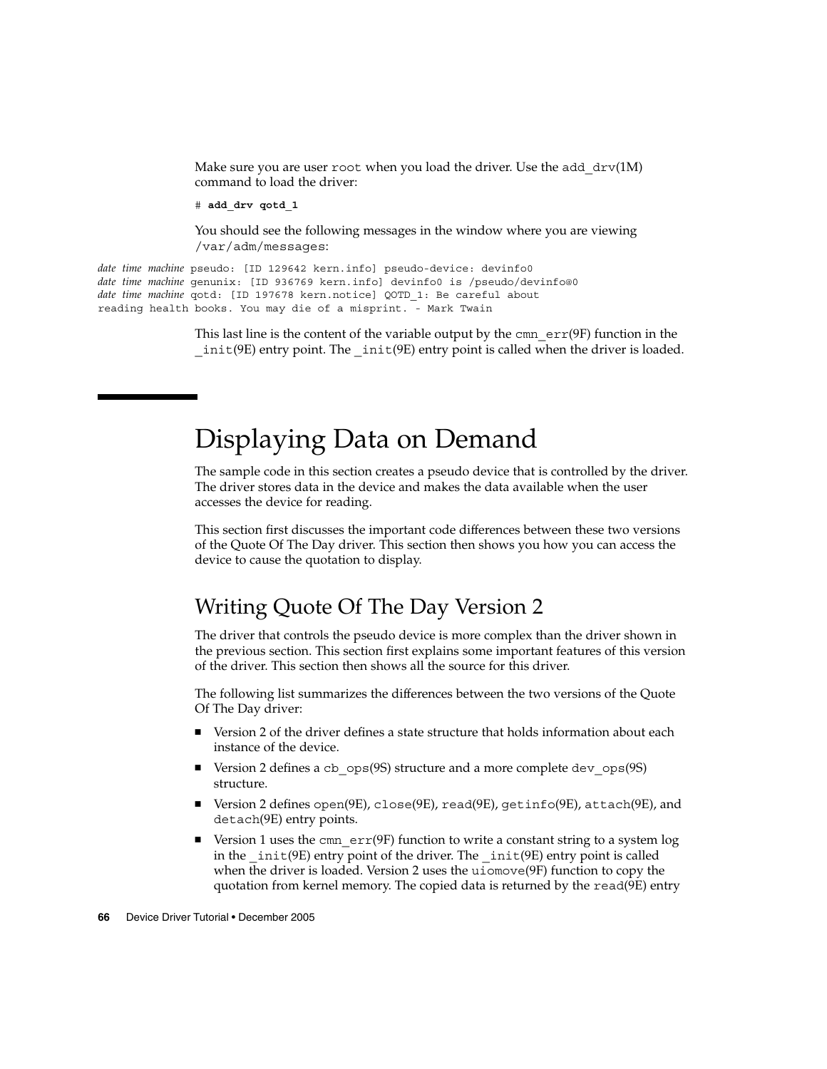Make sure you are user `root` when you load the driver. Use the `add_drv`(1M) command to load the driver:

```
# add_drv qotd_1
```

You should see the following messages in the window where you are viewing `/var/adm/messages`:

```
date time machine pseudo: [ID 129642 kern.info] pseudo-device: devinfo0
date time machine genunix: [ID 936769 kern.info] devinfo0 is /pseudo/devinfo@0
date time machine qotd: [ID 197678 kern.notice] QOTD_1: Be careful about
reading health books. You may die of a misprint. - Mark Twain
```

This last line is the content of the variable output by the `cmn_err`(9F) function in the `_init`(9E) entry point. The `_init`(9E) entry point is called when the driver is loaded.

# Displaying Data on Demand

The sample code in this section creates a pseudo device that is controlled by the driver. The driver stores data in the device and makes the data available when the user accesses the device for reading.

This section first discusses the important code differences between these two versions of the Quote Of The Day driver. This section then shows you how you can access the device to cause the quotation to display.

## Writing Quote Of The Day Version 2

The driver that controls the pseudo device is more complex than the driver shown in the previous section. This section first explains some important features of this version of the driver. This section then shows all the source for this driver.

The following list summarizes the differences between the two versions of the Quote Of The Day driver:

- Version 2 of the driver defines a state structure that holds information about each instance of the device.
- Version 2 defines a `cb_ops`(9S) structure and a more complete `dev_ops`(9S) structure.
- Version 2 defines `open`(9E), `close`(9E), `read`(9E), `getinfo`(9E), `attach`(9E), and `detach`(9E) entry points.
- Version 1 uses the `cmn_err`(9F) function to write a constant string to a system log in the `_init`(9E) entry point of the driver. The `_init`(9E) entry point is called when the driver is loaded. Version 2 uses the `uiomove`(9F) function to copy the quotation from kernel memory. The copied data is returned by the `read`(9E) entry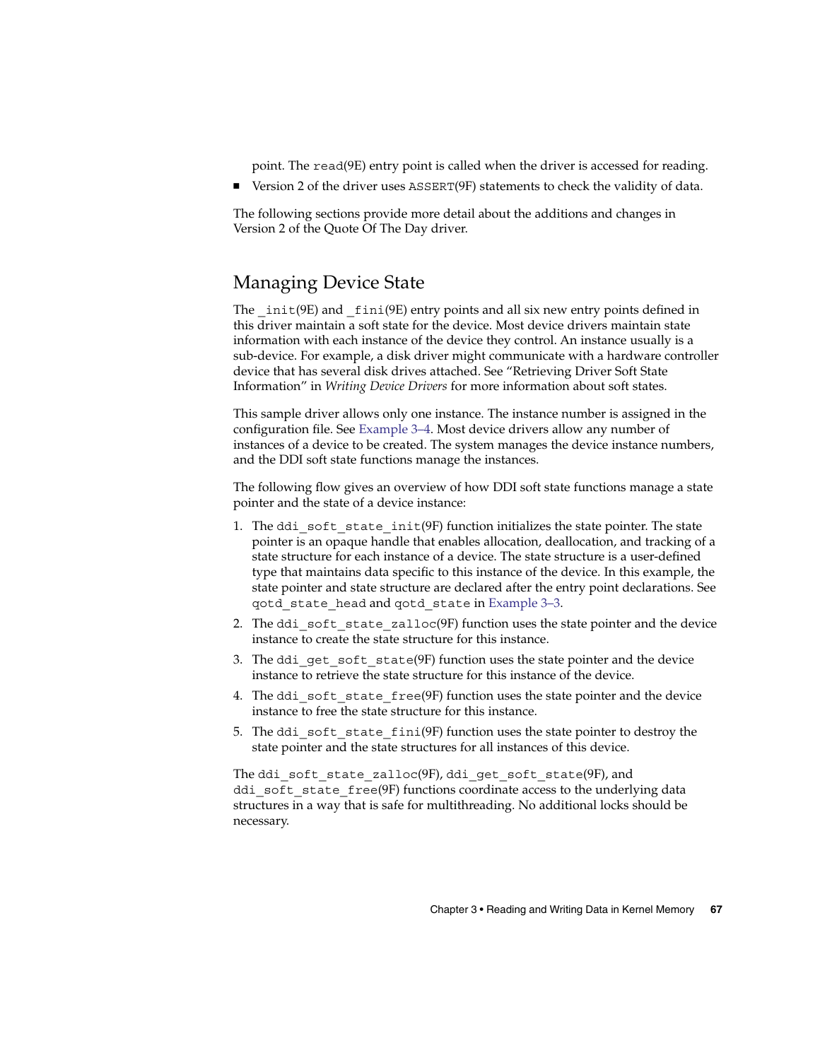point. The `read`(9E) entry point is called when the driver is accessed for reading.

- Version 2 of the driver uses `ASSERT`(9F) statements to check the validity of data.

The following sections provide more detail about the additions and changes in Version 2 of the Quote Of The Day driver.

## Managing Device State

The `_init`(9E) and `_fini`(9E) entry points and all six new entry points defined in this driver maintain a soft state for the device. Most device drivers maintain state information with each instance of the device they control. An instance usually is a sub-device. For example, a disk driver might communicate with a hardware controller device that has several disk drives attached. See "Retrieving Driver Soft State Information" in *Writing Device Drivers* for more information about soft states.

This sample driver allows only one instance. The instance number is assigned in the configuration file. See Example 3–4. Most device drivers allow any number of instances of a device to be created. The system manages the device instance numbers, and the DDI soft state functions manage the instances.

The following flow gives an overview of how DDI soft state functions manage a state pointer and the state of a device instance:

1. The `ddi_soft_state_init`(9F) function initializes the state pointer. The state pointer is an opaque handle that enables allocation, deallocation, and tracking of a state structure for each instance of a device. The state structure is a user-defined type that maintains data specific to this instance of the device. In this example, the state pointer and state structure are declared after the entry point declarations. See `qotd_state_head` and `qotd_state` in Example 3–3.
2. The `ddi_soft_state_zalloc`(9F) function uses the state pointer and the device instance to create the state structure for this instance.
3. The `ddi_get_soft_state`(9F) function uses the state pointer and the device instance to retrieve the state structure for this instance of the device.
4. The `ddi_soft_state_free`(9F) function uses the state pointer and the device instance to free the state structure for this instance.
5. The `ddi_soft_state_fini`(9F) function uses the state pointer to destroy the state pointer and the state structures for all instances of this device.

The `ddi_soft_state_zalloc`(9F), `ddi_get_soft_state`(9F), and `ddi_soft_state_free`(9F) functions coordinate access to the underlying data structures in a way that is safe for multithreading. No additional locks should be necessary.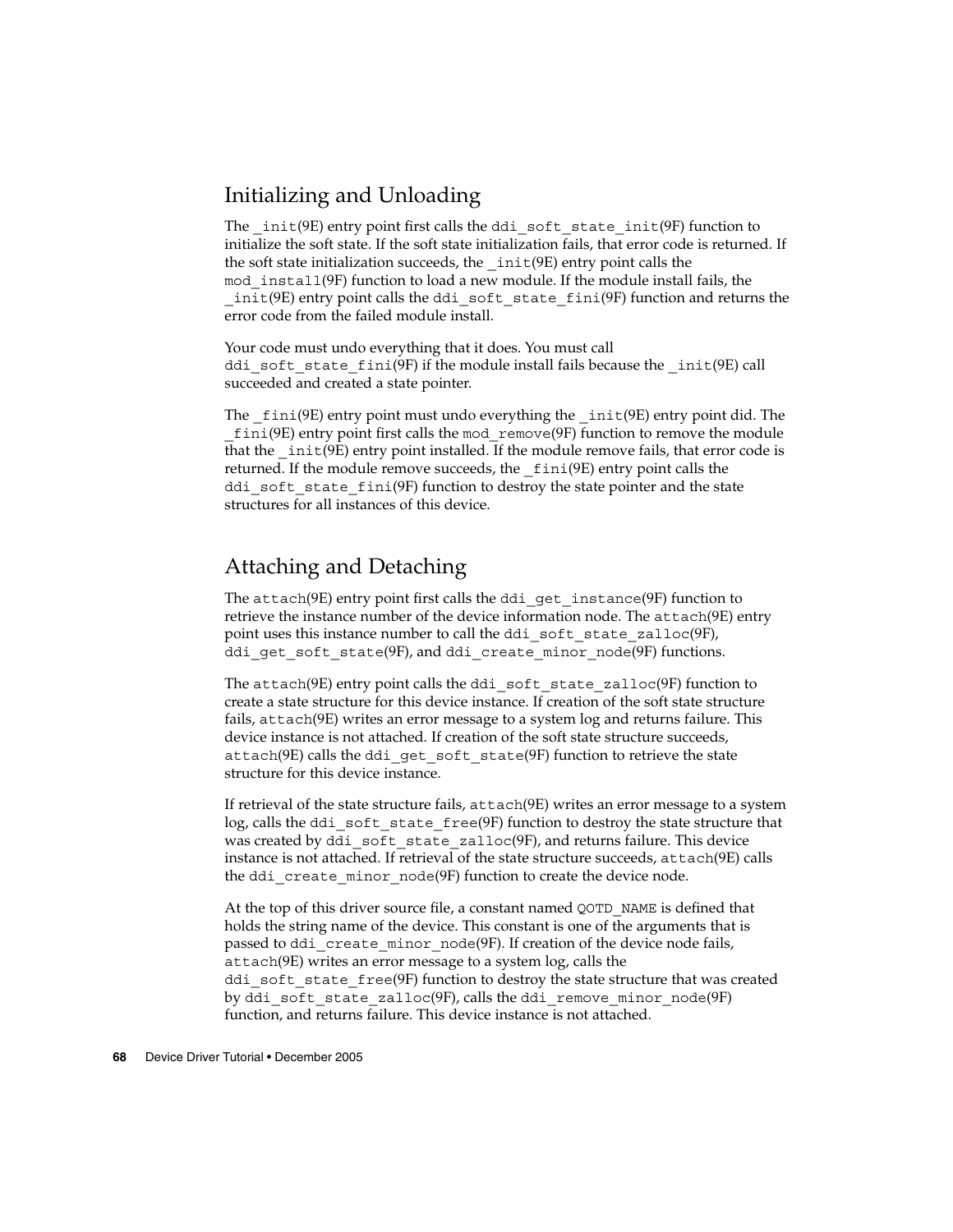## Initializing and Unloading

The _init(9E) entry point first calls the ddi_soft_state_init(9F) function to initialize the soft state. If the soft state initialization fails, that error code is returned. If the soft state initialization succeeds, the _init(9E) entry point calls the mod_install(9F) function to load a new module. If the module install fails, the _init(9E) entry point calls the ddi_soft_state_fini(9F) function and returns the error code from the failed module install.

Your code must undo everything that it does. You must call ddi_soft_state_fini(9F) if the module install fails because the _init(9E) call succeeded and created a state pointer.

The _fini(9E) entry point must undo everything the _init(9E) entry point did. The _fini(9E) entry point first calls the mod_remove(9F) function to remove the module that the _init(9E) entry point installed. If the module remove fails, that error code is returned. If the module remove succeeds, the _fini(9E) entry point calls the ddi_soft_state_fini(9F) function to destroy the state pointer and the state structures for all instances of this device.

## Attaching and Detaching

The attach(9E) entry point first calls the ddi_get_instance(9F) function to retrieve the instance number of the device information node. The attach(9E) entry point uses this instance number to call the ddi_soft_state_zalloc(9F), ddi_get_soft_state(9F), and ddi_create_minor_node(9F) functions.

The attach(9E) entry point calls the ddi_soft_state_zalloc(9F) function to create a state structure for this device instance. If creation of the soft state structure fails, attach(9E) writes an error message to a system log and returns failure. This device instance is not attached. If creation of the soft state structure succeeds, attach(9E) calls the ddi_get_soft_state(9F) function to retrieve the state structure for this device instance.

If retrieval of the state structure fails, attach(9E) writes an error message to a system log, calls the ddi_soft_state_free(9F) function to destroy the state structure that was created by ddi_soft_state_zalloc(9F), and returns failure. This device instance is not attached. If retrieval of the state structure succeeds, attach(9E) calls the ddi_create_minor_node(9F) function to create the device node.

At the top of this driver source file, a constant named QOTD_NAME is defined that holds the string name of the device. This constant is one of the arguments that is passed to ddi_create_minor_node(9F). If creation of the device node fails, attach(9E) writes an error message to a system log, calls the ddi_soft_state_free(9F) function to destroy the state structure that was created by ddi_soft_state_zalloc(9F), calls the ddi_remove_minor_node(9F) function, and returns failure. This device instance is not attached.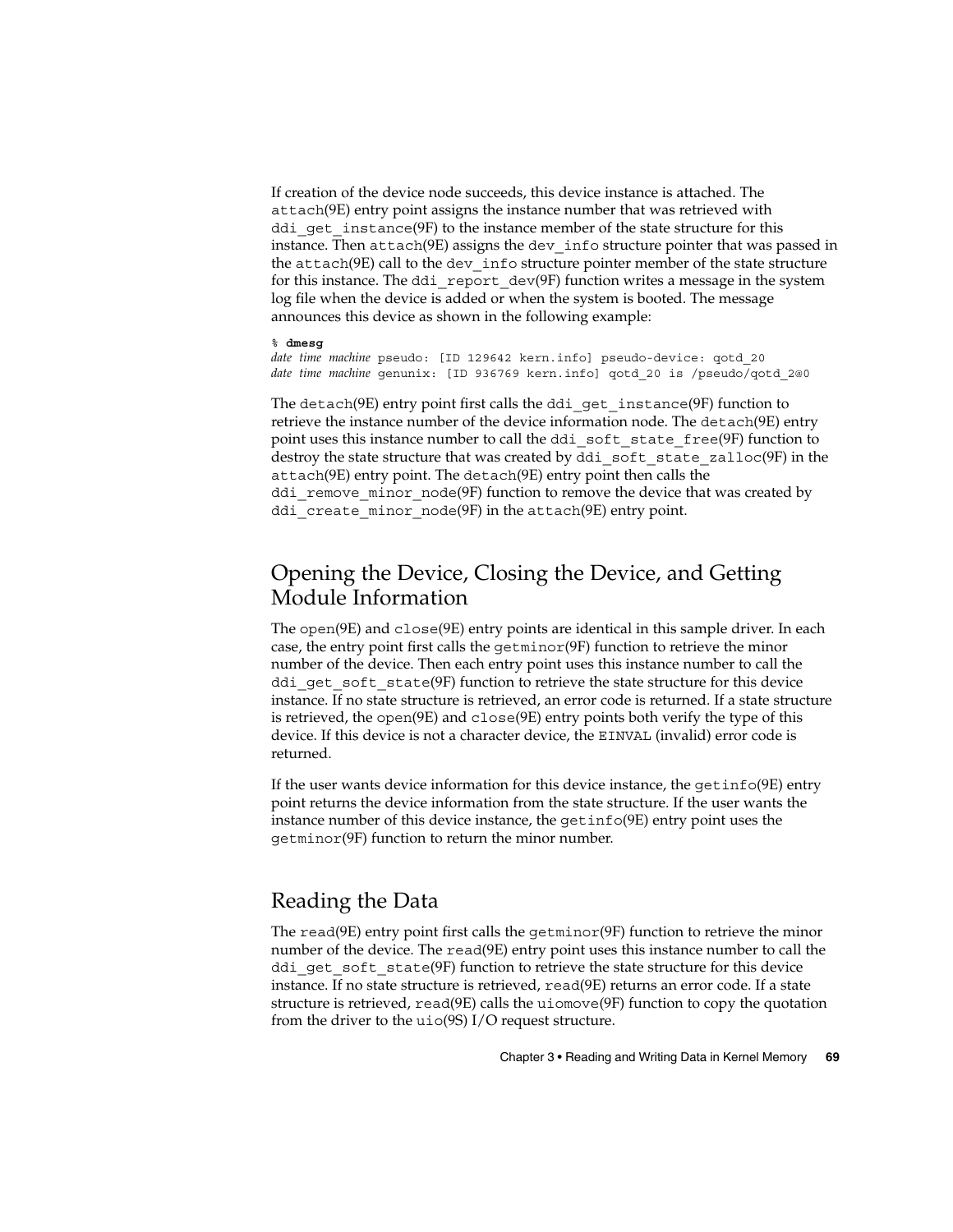If creation of the device node succeeds, this device instance is attached. The attach(9E) entry point assigns the instance number that was retrieved with ddi_get_instance(9F) to the instance member of the state structure for this instance. Then attach(9E) assigns the dev_info structure pointer that was passed in the attach(9E) call to the dev_info structure pointer member of the state structure for this instance. The ddi_report_dev(9F) function writes a message in the system log file when the device is added or when the system is booted. The message announces this device as shown in the following example:

```
% dmesg
date time machine pseudo: [ID 129642 kern.info] pseudo-device: qotd_20
date time machine genunix: [ID 936769 kern.info] qotd_20 is /pseudo/qotd_2@0
```

The detach(9E) entry point first calls the ddi_get_instance(9F) function to retrieve the instance number of the device information node. The detach(9E) entry point uses this instance number to call the ddi_soft_state_free(9F) function to destroy the state structure that was created by ddi_soft_state_zalloc(9F) in the attach(9E) entry point. The detach(9E) entry point then calls the ddi_remove_minor_node(9F) function to remove the device that was created by ddi_create_minor_node(9F) in the attach(9E) entry point.

## Opening the Device, Closing the Device, and Getting Module Information

The open(9E) and close(9E) entry points are identical in this sample driver. In each case, the entry point first calls the getminor(9F) function to retrieve the minor number of the device. Then each entry point uses this instance number to call the ddi_get_soft_state(9F) function to retrieve the state structure for this device instance. If no state structure is retrieved, an error code is returned. If a state structure is retrieved, the open(9E) and close(9E) entry points both verify the type of this device. If this device is not a character device, the EINVAL (invalid) error code is returned.

If the user wants device information for this device instance, the getinfo(9E) entry point returns the device information from the state structure. If the user wants the instance number of this device instance, the getinfo(9E) entry point uses the getminor(9F) function to return the minor number.

## Reading the Data

The read(9E) entry point first calls the getminor(9F) function to retrieve the minor number of the device. The read(9E) entry point uses this instance number to call the ddi_get_soft_state(9F) function to retrieve the state structure for this device instance. If no state structure is retrieved, read(9E) returns an error code. If a state structure is retrieved, read(9E) calls the uiomove(9F) function to copy the quotation from the driver to the uio(9S) I/O request structure.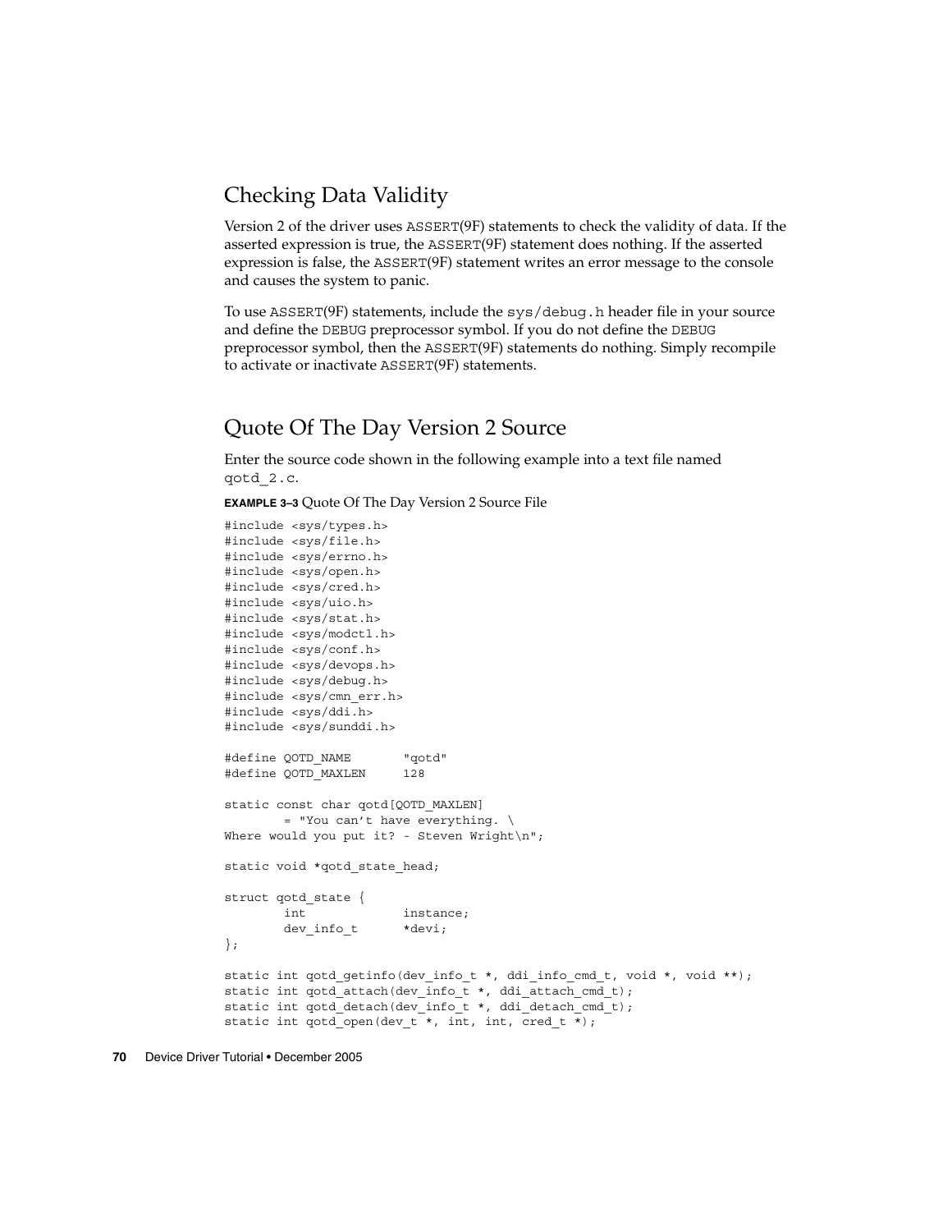## Checking Data Validity

Version 2 of the driver uses ASSERT(9F) statements to check the validity of data. If the asserted expression is true, the ASSERT(9F) statement does nothing. If the asserted expression is false, the ASSERT(9F) statement writes an error message to the console and causes the system to panic.

To use ASSERT(9F) statements, include the sys/debug.h header file in your source and define the DEBUG preprocessor symbol. If you do not define the DEBUG preprocessor symbol, then the ASSERT(9F) statements do nothing. Simply recompile to activate or inactivate ASSERT(9F) statements.

## Quote Of The Day Version 2 Source

Enter the source code shown in the following example into a text file named qotd_2.c.

**EXAMPLE 3–3** Quote Of The Day Version 2 Source File

```
#include <sys/types.h>
#include <sys/file.h>
#include <sys/errno.h>
#include <sys/open.h>
#include <sys/cred.h>
#include <sys/uio.h>
#include <sys/stat.h>
#include <sys/modctl.h>
#include <sys/conf.h>
#include <sys/devops.h>
#include <sys/debug.h>
#include <sys/cmn_err.h>
#include <sys/ddi.h>
#include <sys/sunddi.h>

#define QOTD_NAME       "qotd"
#define QOTD_MAXLEN     128

static const char qotd[QOTD_MAXLEN]
        = "You can't have everything. \
Where would you put it? - Steven Wright\n";

static void *qotd_state_head;

struct qotd_state {
        int             instance;
        dev_info_t      *devi;
};

static int qotd_getinfo(dev_info_t *, ddi_info_cmd_t, void *, void **);
static int qotd_attach(dev_info_t *, ddi_attach_cmd_t);
static int qotd_detach(dev_info_t *, ddi_detach_cmd_t);
static int qotd_open(dev_t *, int, int, cred_t *);
```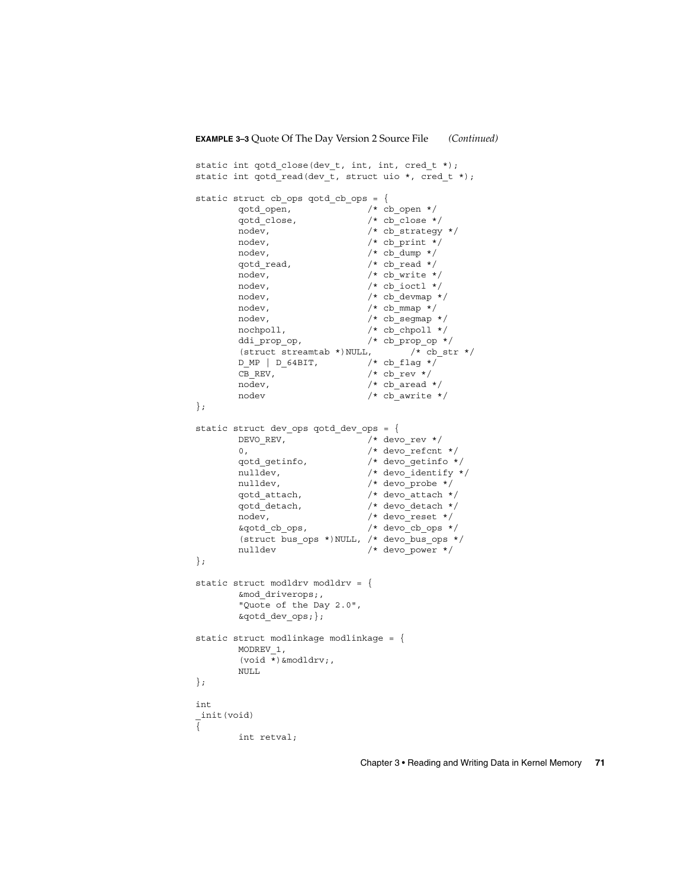**EXAMPLE 3–3** Quote Of The Day Version 2 Source File *(Continued)*

```
static int qotd_close(dev_t, int, int, cred_t *);
static int qotd_read(dev_t, struct uio *, cred_t *);

static struct cb_ops qotd_cb_ops = {
        qotd_open,              /* cb_open */
        qotd_close,             /* cb_close */
        nodev,                  /* cb_strategy */
        nodev,                  /* cb_print */
        nodev,                  /* cb_dump */
        qotd_read,              /* cb_read */
        nodev,                  /* cb_write */
        nodev,                  /* cb_ioctl */
        nodev,                  /* cb_devmap */
        nodev,                  /* cb_mmap */
        nodev,                  /* cb_segmap */
        nochpoll,               /* cb_chpoll */
        ddi_prop_op,            /* cb_prop_op */
        (struct streamtab *)NULL,       /* cb_str */
        D_MP | D_64BIT,         /* cb_flag */
        CB_REV,                 /* cb_rev */
        nodev,                  /* cb_aread */
        nodev                   /* cb_awrite */
};

static struct dev_ops qotd_dev_ops = {
        DEVO_REV,               /* devo_rev */
        0,                      /* devo_refcnt */
        qotd_getinfo,           /* devo_getinfo */
        nulldev,                /* devo_identify */
        nulldev,                /* devo_probe */
        qotd_attach,            /* devo_attach */
        qotd_detach,            /* devo_detach */
        nodev,                  /* devo_reset */
        &qotd_cb_ops,           /* devo_cb_ops */
        (struct bus_ops *)NULL, /* devo_bus_ops */
        nulldev                 /* devo_power */
};

static struct modldrv modldrv = {
        &mod_driverops;,
        "Quote of the Day 2.0",
        &qotd_dev_ops;};

static struct modlinkage modlinkage = {
        MODREV_1,
        (void *)&modldrv;,
        NULL
};

int
_init(void)
{
        int retval;
```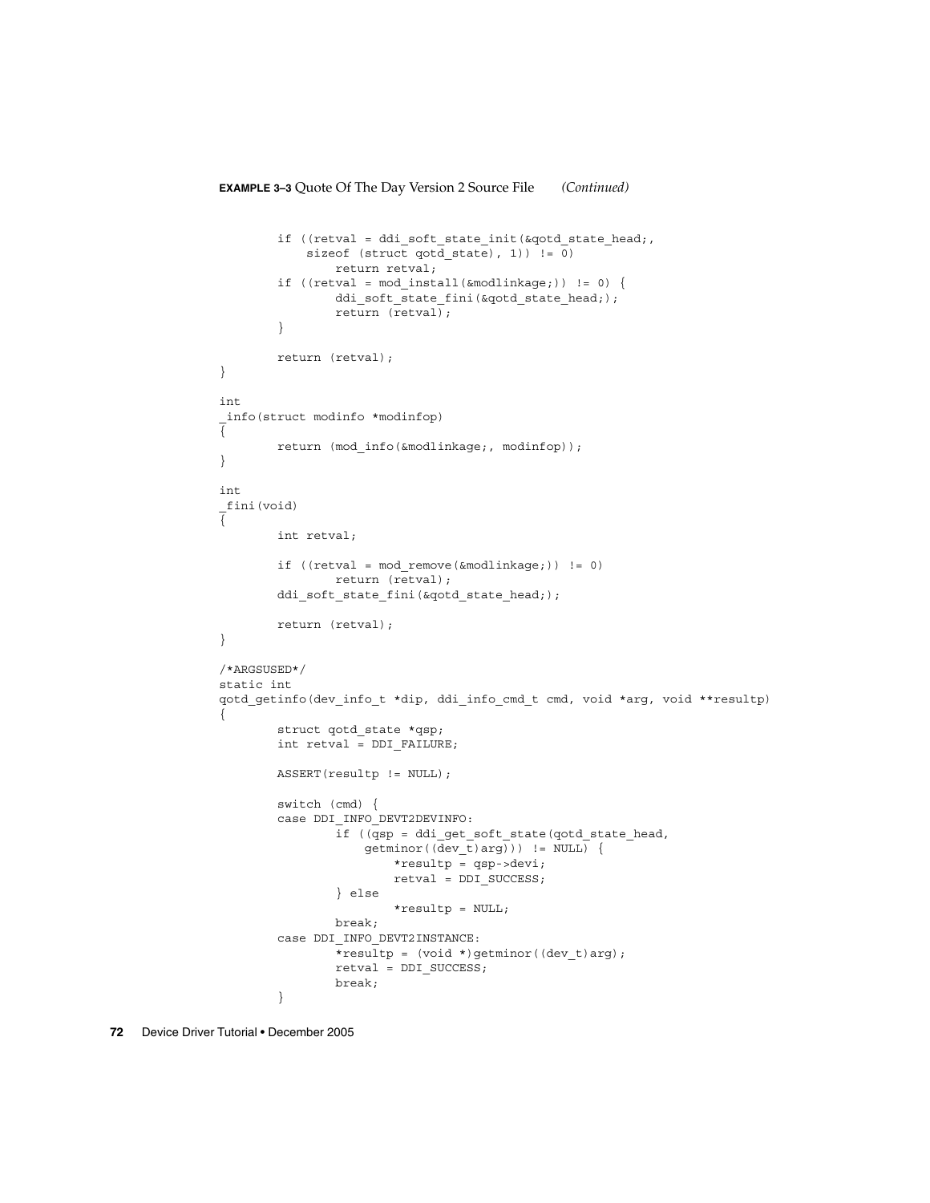**EXAMPLE 3–3** Quote Of The Day Version 2 Source File *(Continued)*

```
        if ((retval = ddi_soft_state_init(&qotd_state_head;,
            sizeof (struct qotd_state), 1)) != 0)
                return retval;
        if ((retval = mod_install(&modlinkage;)) != 0) {
                ddi_soft_state_fini(&qotd_state_head;);
                return (retval);
        }

        return (retval);
}

int
_info(struct modinfo *modinfop)
{
        return (mod_info(&modlinkage;, modinfop));
}

int
_fini(void)
{
        int retval;

        if ((retval = mod_remove(&modlinkage;)) != 0)
                return (retval);
        ddi_soft_state_fini(&qotd_state_head;);

        return (retval);
}

/*ARGSUSED*/
static int
qotd_getinfo(dev_info_t *dip, ddi_info_cmd_t cmd, void *arg, void **resultp)
{
        struct qotd_state *qsp;
        int retval = DDI_FAILURE;

        ASSERT(resultp != NULL);

        switch (cmd) {
        case DDI_INFO_DEVT2DEVINFO:
                if ((qsp = ddi_get_soft_state(qotd_state_head,
                    getminor((dev_t)arg))) != NULL) {
                        *resultp = qsp->devi;
                        retval = DDI_SUCCESS;
                } else
                        *resultp = NULL;
                break;
        case DDI_INFO_DEVT2INSTANCE:
                *resultp = (void *)getminor((dev_t)arg);
                retval = DDI_SUCCESS;
                break;
        }
```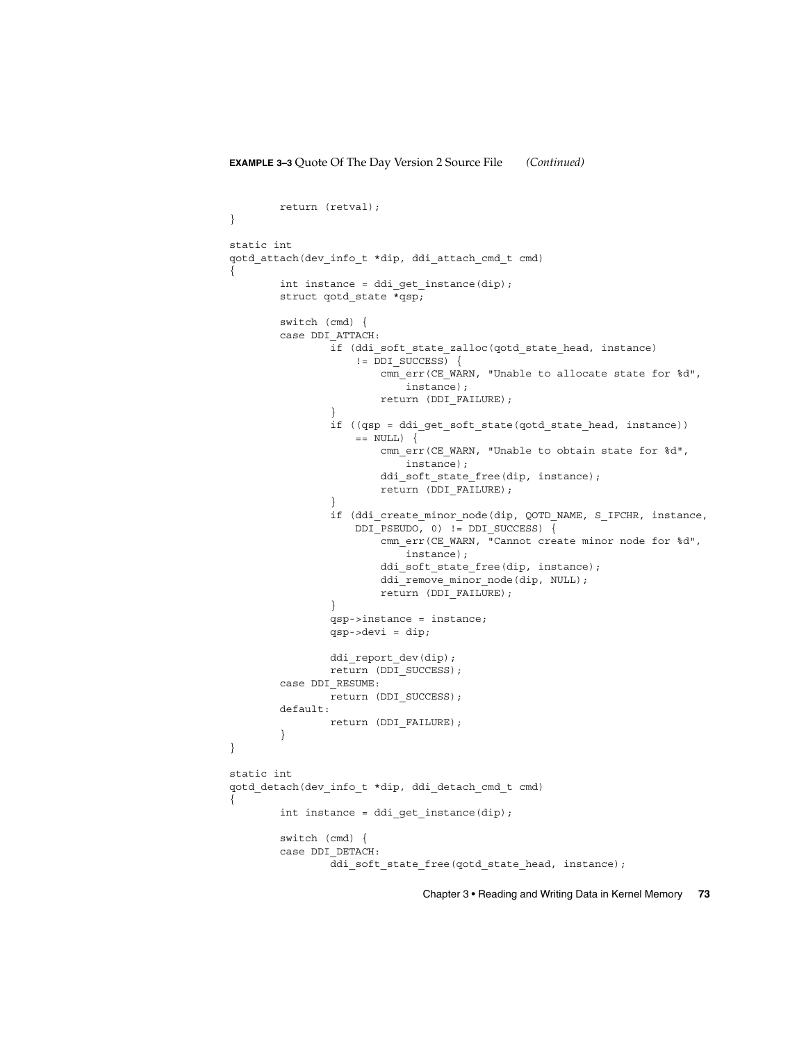**EXAMPLE 3–3** Quote Of The Day Version 2 Source File *(Continued)*

```
        return (retval);
}

static int
qotd_attach(dev_info_t *dip, ddi_attach_cmd_t cmd)
{
        int instance = ddi_get_instance(dip);
        struct qotd_state *qsp;

        switch (cmd) {
        case DDI_ATTACH:
                if (ddi_soft_state_zalloc(qotd_state_head, instance)
                    != DDI_SUCCESS) {
                        cmn_err(CE_WARN, "Unable to allocate state for %d",
                            instance);
                        return (DDI_FAILURE);
                }
                if ((qsp = ddi_get_soft_state(qotd_state_head, instance))
                    == NULL) {
                        cmn_err(CE_WARN, "Unable to obtain state for %d",
                            instance);
                        ddi_soft_state_free(dip, instance);
                        return (DDI_FAILURE);
                }
                if (ddi_create_minor_node(dip, QOTD_NAME, S_IFCHR, instance,
                    DDI_PSEUDO, 0) != DDI_SUCCESS) {
                        cmn_err(CE_WARN, "Cannot create minor node for %d",
                            instance);
                        ddi_soft_state_free(dip, instance);
                        ddi_remove_minor_node(dip, NULL);
                        return (DDI_FAILURE);
                }
                qsp->instance = instance;
                qsp->devi = dip;

                ddi_report_dev(dip);
                return (DDI_SUCCESS);
        case DDI_RESUME:
                return (DDI_SUCCESS);
        default:
                return (DDI_FAILURE);
        }
}

static int
qotd_detach(dev_info_t *dip, ddi_detach_cmd_t cmd)
{
        int instance = ddi_get_instance(dip);

        switch (cmd) {
        case DDI_DETACH:
                ddi_soft_state_free(qotd_state_head, instance);
```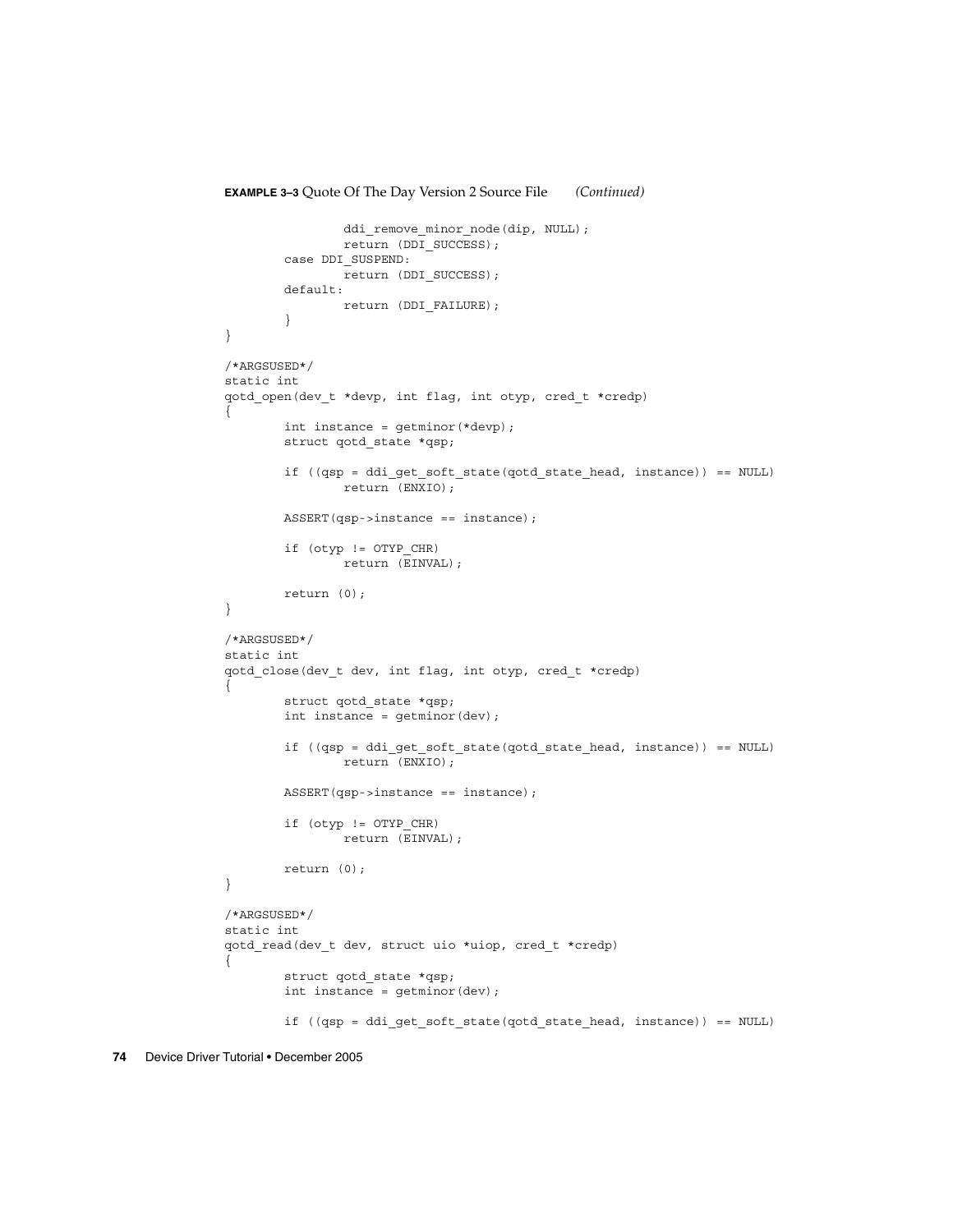**EXAMPLE 3–3** Quote Of The Day Version 2 Source File *(Continued)*

```
                ddi_remove_minor_node(dip, NULL);
                return (DDI_SUCCESS);
        case DDI_SUSPEND:
                return (DDI_SUCCESS);
        default:
                return (DDI_FAILURE);
        }
}

/*ARGSUSED*/
static int
qotd_open(dev_t *devp, int flag, int otyp, cred_t *credp)
{
        int instance = getminor(*devp);
        struct qotd_state *qsp;

        if ((qsp = ddi_get_soft_state(qotd_state_head, instance)) == NULL)
                return (ENXIO);

        ASSERT(qsp->instance == instance);

        if (otyp != OTYP_CHR)
                return (EINVAL);

        return (0);
}

/*ARGSUSED*/
static int
qotd_close(dev_t dev, int flag, int otyp, cred_t *credp)
{
        struct qotd_state *qsp;
        int instance = getminor(dev);

        if ((qsp = ddi_get_soft_state(qotd_state_head, instance)) == NULL)
                return (ENXIO);

        ASSERT(qsp->instance == instance);

        if (otyp != OTYP_CHR)
                return (EINVAL);

        return (0);
}

/*ARGSUSED*/
static int
qotd_read(dev_t dev, struct uio *uiop, cred_t *credp)
{
        struct qotd_state *qsp;
        int instance = getminor(dev);

        if ((qsp = ddi_get_soft_state(qotd_state_head, instance)) == NULL)
```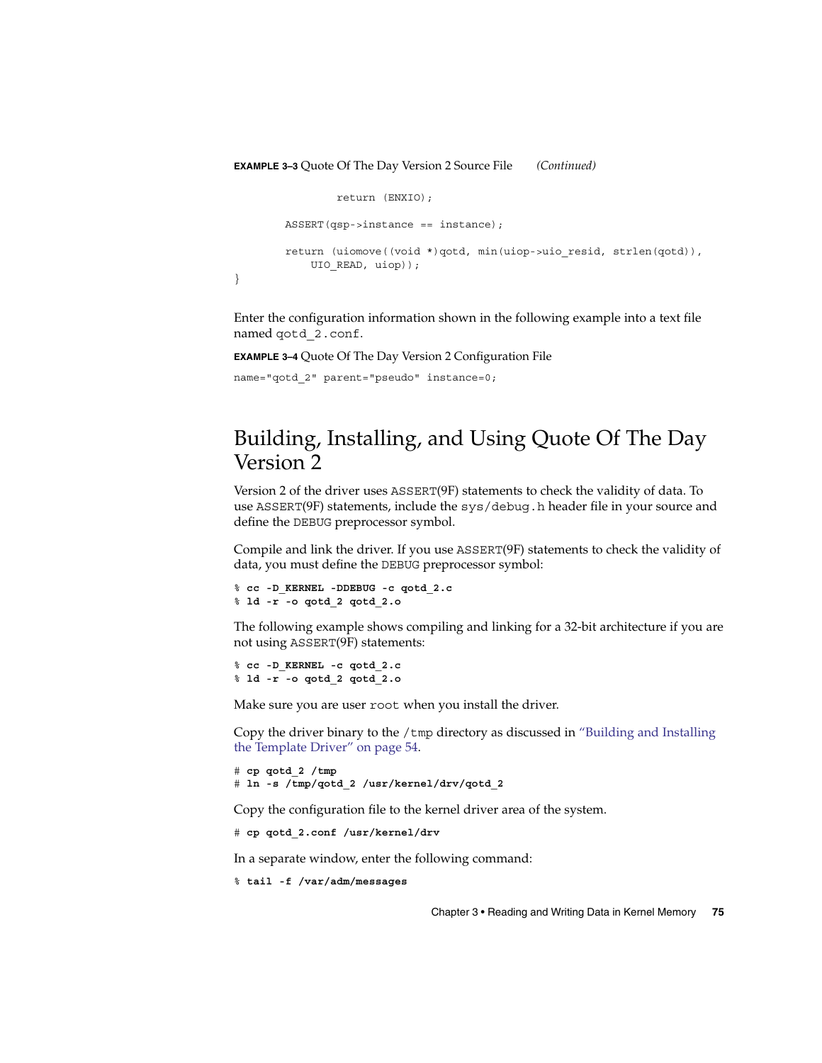**EXAMPLE 3–3** Quote Of The Day Version 2 Source File *(Continued)*

```
                return (ENXIO);

        ASSERT(qsp->instance == instance);

        return (uiomove((void *)qotd, min(uiop->uio_resid, strlen(qotd)),
            UIO_READ, uiop));
}
```

Enter the configuration information shown in the following example into a text file named `qotd_2.conf`.

**EXAMPLE 3–4** Quote Of The Day Version 2 Configuration File

```
name="qotd_2" parent="pseudo" instance=0;
```

## Building, Installing, and Using Quote Of The Day Version 2

Version 2 of the driver uses `ASSERT`(9F) statements to check the validity of data. To use `ASSERT`(9F) statements, include the `sys/debug.h` header file in your source and define the `DEBUG` preprocessor symbol.

Compile and link the driver. If you use `ASSERT`(9F) statements to check the validity of data, you must define the `DEBUG` preprocessor symbol:

```
% cc -D_KERNEL -DDEBUG -c qotd_2.c
% ld -r -o qotd_2 qotd_2.o
```

The following example shows compiling and linking for a 32-bit architecture if you are not using `ASSERT`(9F) statements:

```
% cc -D_KERNEL -c qotd_2.c
% ld -r -o qotd_2 qotd_2.o
```

Make sure you are user `root` when you install the driver.

Copy the driver binary to the `/tmp` directory as discussed in "Building and Installing the Template Driver" on page 54.

```
# cp qotd_2 /tmp
# ln -s /tmp/qotd_2 /usr/kernel/drv/qotd_2
```

Copy the configuration file to the kernel driver area of the system.

```
# cp qotd_2.conf /usr/kernel/drv
```

In a separate window, enter the following command:

```
% tail -f /var/adm/messages
```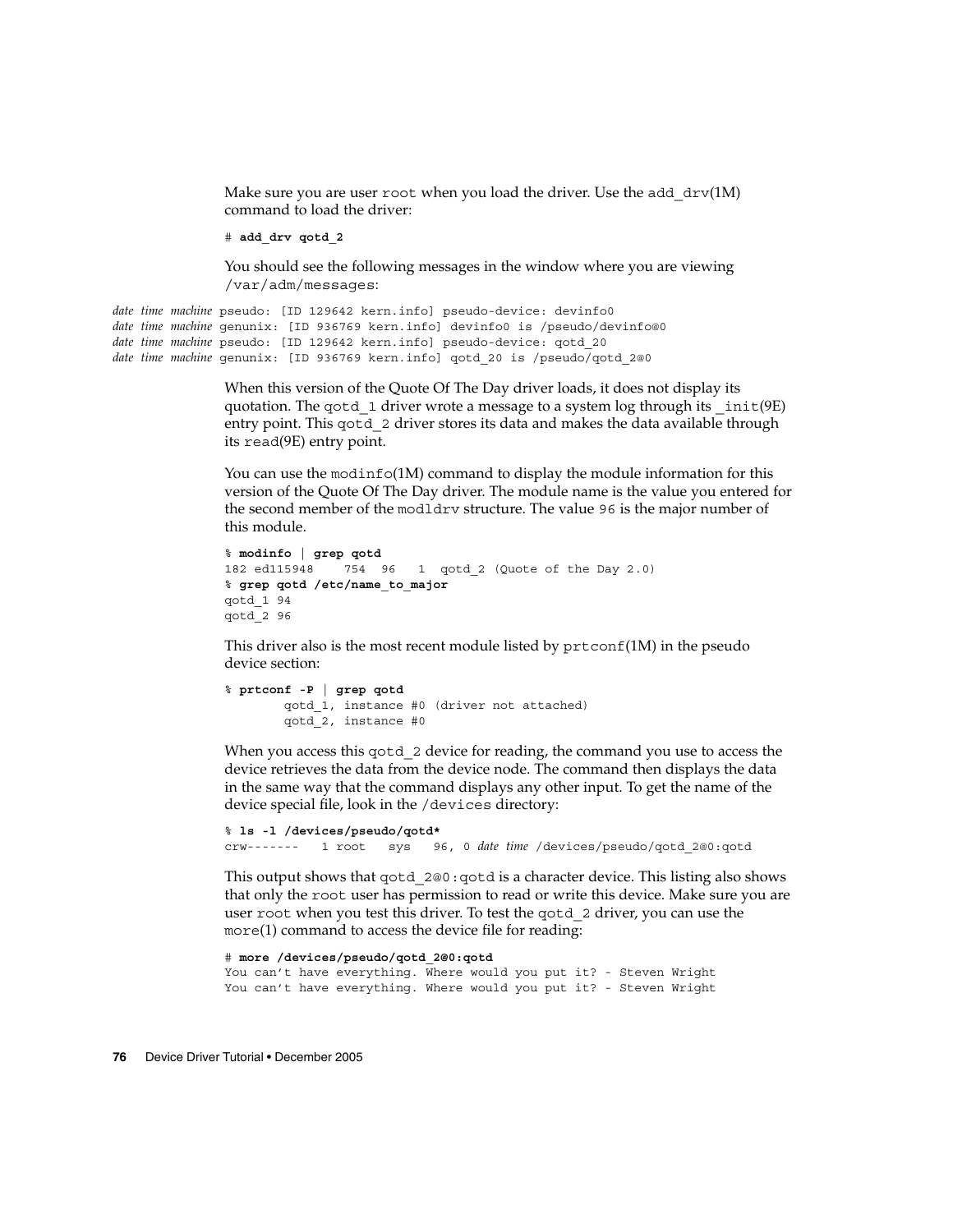Make sure you are user `root` when you load the driver. Use the `add_drv`(1M) command to load the driver:

```
# add_drv qotd_2
```

You should see the following messages in the window where you are viewing `/var/adm/messages`:

```
date time machine pseudo: [ID 129642 kern.info] pseudo-device: devinfo0
date time machine genunix: [ID 936769 kern.info] devinfo0 is /pseudo/devinfo@0
date time machine pseudo: [ID 129642 kern.info] pseudo-device: qotd_20
date time machine genunix: [ID 936769 kern.info] qotd_20 is /pseudo/qotd_2@0
```

When this version of the Quote Of The Day driver loads, it does not display its quotation. The `qotd_1` driver wrote a message to a system log through its `_init`(9E) entry point. This `qotd_2` driver stores its data and makes the data available through its `read`(9E) entry point.

You can use the `modinfo`(1M) command to display the module information for this version of the Quote Of The Day driver. The module name is the value you entered for the second member of the `modldrv` structure. The value `96` is the major number of this module.

```
% modinfo | grep qotd
182 ed115948    754  96   1  qotd_2 (Quote of the Day 2.0)
% grep qotd /etc/name_to_major
qotd_1 94
qotd_2 96
```

This driver also is the most recent module listed by `prtconf`(1M) in the pseudo device section:

```
% prtconf -P | grep qotd
        qotd_1, instance #0 (driver not attached)
        qotd_2, instance #0
```

When you access this `qotd_2` device for reading, the command you use to access the device retrieves the data from the device node. The command then displays the data in the same way that the command displays any other input. To get the name of the device special file, look in the `/devices` directory:

```
% ls -l /devices/pseudo/qotd*
crw-------   1 root   sys   96, 0 date time /devices/pseudo/qotd_2@0:qotd
```

This output shows that `qotd_2@0:qotd` is a character device. This listing also shows that only the `root` user has permission to read or write this device. Make sure you are user `root` when you test this driver. To test the `qotd_2` driver, you can use the `more`(1) command to access the device file for reading:

```
# more /devices/pseudo/qotd_2@0:qotd
You can't have everything. Where would you put it? - Steven Wright
You can't have everything. Where would you put it? - Steven Wright
```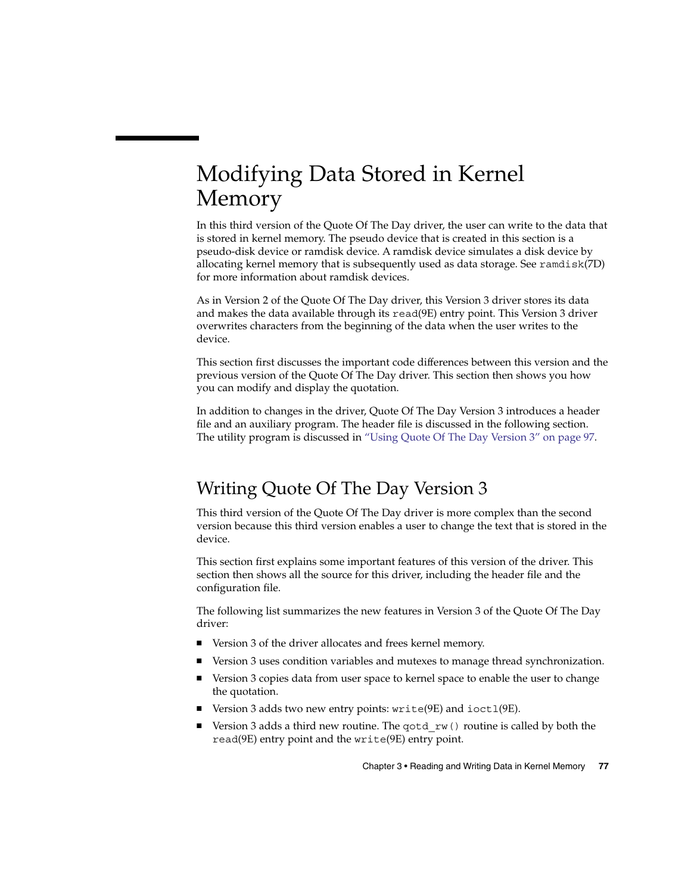# Modifying Data Stored in Kernel Memory

In this third version of the Quote Of The Day driver, the user can write to the data that is stored in kernel memory. The pseudo device that is created in this section is a pseudo-disk device or ramdisk device. A ramdisk device simulates a disk device by allocating kernel memory that is subsequently used as data storage. See `ramdisk`(7D) for more information about ramdisk devices.

As in Version 2 of the Quote Of The Day driver, this Version 3 driver stores its data and makes the data available through its `read`(9E) entry point. This Version 3 driver overwrites characters from the beginning of the data when the user writes to the device.

This section first discusses the important code differences between this version and the previous version of the Quote Of The Day driver. This section then shows you how you can modify and display the quotation.

In addition to changes in the driver, Quote Of The Day Version 3 introduces a header file and an auxiliary program. The header file is discussed in the following section. The utility program is discussed in "Using Quote Of The Day Version 3" on page 97.

## Writing Quote Of The Day Version 3

This third version of the Quote Of The Day driver is more complex than the second version because this third version enables a user to change the text that is stored in the device.

This section first explains some important features of this version of the driver. This section then shows all the source for this driver, including the header file and the configuration file.

The following list summarizes the new features in Version 3 of the Quote Of The Day driver:

- Version 3 of the driver allocates and frees kernel memory.
- Version 3 uses condition variables and mutexes to manage thread synchronization.
- Version 3 copies data from user space to kernel space to enable the user to change the quotation.
- Version 3 adds two new entry points: `write`(9E) and `ioctl`(9E).
- Version 3 adds a third new routine. The `qotd_rw()` routine is called by both the `read`(9E) entry point and the `write`(9E) entry point.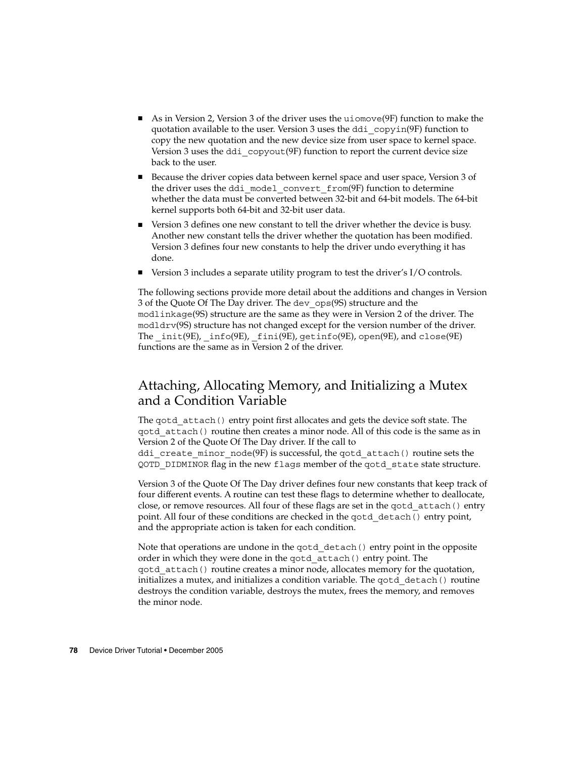- As in Version 2, Version 3 of the driver uses the `uiomove`(9F) function to make the quotation available to the user. Version 3 uses the `ddi_copyin`(9F) function to copy the new quotation and the new device size from user space to kernel space. Version 3 uses the `ddi_copyout`(9F) function to report the current device size back to the user.
- Because the driver copies data between kernel space and user space, Version 3 of the driver uses the `ddi_model_convert_from`(9F) function to determine whether the data must be converted between 32-bit and 64-bit models. The 64-bit kernel supports both 64-bit and 32-bit user data.
- Version 3 defines one new constant to tell the driver whether the device is busy. Another new constant tells the driver whether the quotation has been modified. Version 3 defines four new constants to help the driver undo everything it has done.
- Version 3 includes a separate utility program to test the driver's I/O controls.

The following sections provide more detail about the additions and changes in Version 3 of the Quote Of The Day driver. The `dev_ops`(9S) structure and the `modlinkage`(9S) structure are the same as they were in Version 2 of the driver. The `modldrv`(9S) structure has not changed except for the version number of the driver. The `_init`(9E), `_info`(9E), `_fini`(9E), `getinfo`(9E), `open`(9E), and `close`(9E) functions are the same as in Version 2 of the driver.

## Attaching, Allocating Memory, and Initializing a Mutex and a Condition Variable

The `qotd_attach()` entry point first allocates and gets the device soft state. The `qotd_attach()` routine then creates a minor node. All of this code is the same as in Version 2 of the Quote Of The Day driver. If the call to `ddi_create_minor_node`(9F) is successful, the `qotd_attach()` routine sets the `QOTD_DIDMINOR` flag in the new `flags` member of the `qotd_state` state structure.

Version 3 of the Quote Of The Day driver defines four new constants that keep track of four different events. A routine can test these flags to determine whether to deallocate, close, or remove resources. All four of these flags are set in the `qotd_attach()` entry point. All four of these conditions are checked in the `qotd_detach()` entry point, and the appropriate action is taken for each condition.

Note that operations are undone in the `qotd_detach()` entry point in the opposite order in which they were done in the `qotd_attach()` entry point. The `qotd_attach()` routine creates a minor node, allocates memory for the quotation, initializes a mutex, and initializes a condition variable. The `qotd_detach()` routine destroys the condition variable, destroys the mutex, frees the memory, and removes the minor node.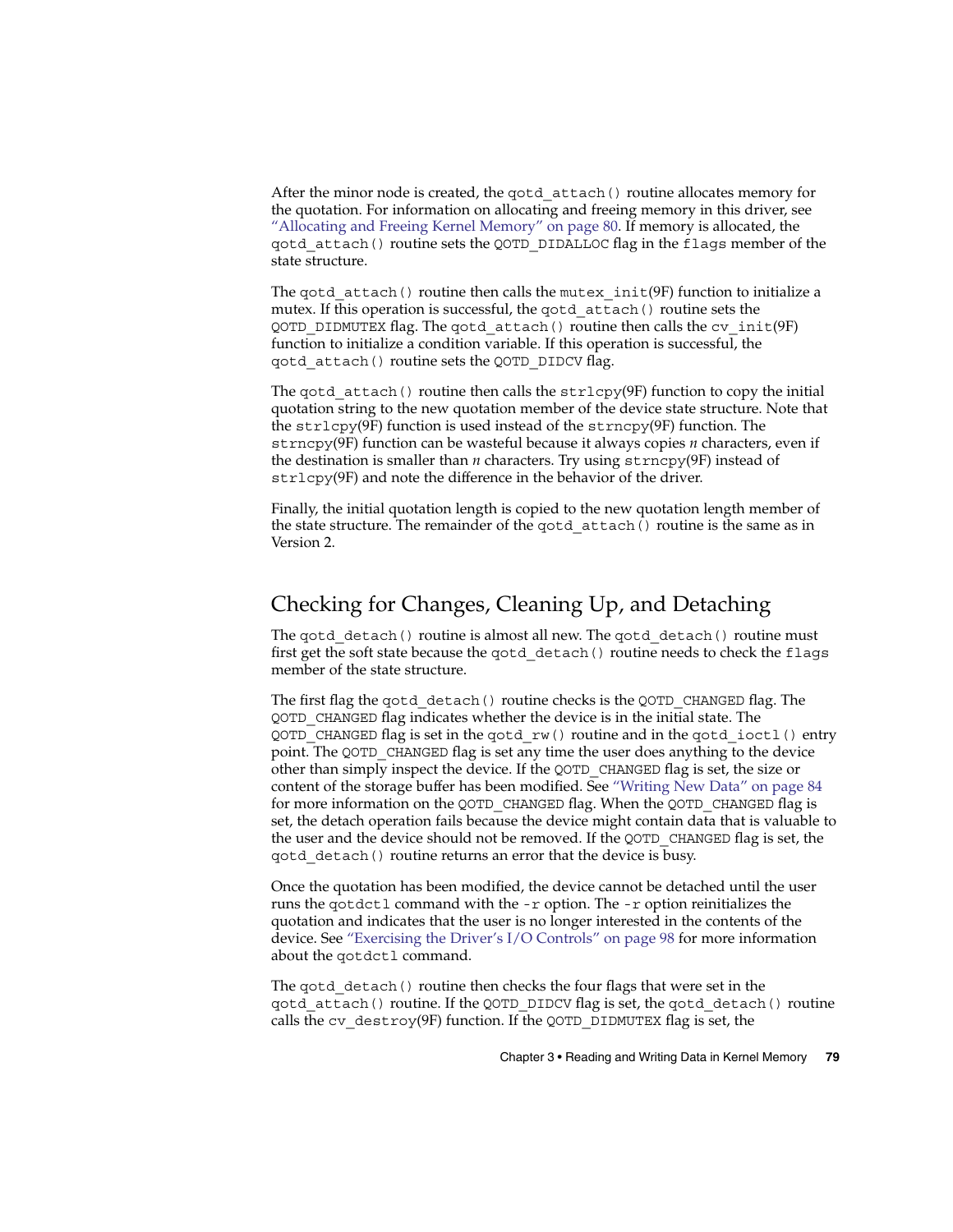After the minor node is created, the `qotd_attach()` routine allocates memory for the quotation. For information on allocating and freeing memory in this driver, see "Allocating and Freeing Kernel Memory" on page 80. If memory is allocated, the `qotd_attach()` routine sets the `QOTD_DIDALLOC` flag in the `flags` member of the state structure.

The `qotd_attach()` routine then calls the `mutex_init`(9F) function to initialize a mutex. If this operation is successful, the `qotd_attach()` routine sets the `QOTD_DIDMUTEX` flag. The `qotd_attach()` routine then calls the `cv_init`(9F) function to initialize a condition variable. If this operation is successful, the `qotd_attach()` routine sets the `QOTD_DIDCV` flag.

The `qotd_attach()` routine then calls the `strlcpy`(9F) function to copy the initial quotation string to the new quotation member of the device state structure. Note that the `strlcpy`(9F) function is used instead of the `strncpy`(9F) function. The `strncpy`(9F) function can be wasteful because it always copies *n* characters, even if the destination is smaller than *n* characters. Try using `strncpy`(9F) instead of `strlcpy`(9F) and note the difference in the behavior of the driver.

Finally, the initial quotation length is copied to the new quotation length member of the state structure. The remainder of the `qotd_attach()` routine is the same as in Version 2.

## Checking for Changes, Cleaning Up, and Detaching

The `qotd_detach()` routine is almost all new. The `qotd_detach()` routine must first get the soft state because the `qotd_detach()` routine needs to check the `flags` member of the state structure.

The first flag the `qotd_detach()` routine checks is the `QOTD_CHANGED` flag. The `QOTD_CHANGED` flag indicates whether the device is in the initial state. The `QOTD_CHANGED` flag is set in the `qotd_rw()` routine and in the `qotd_ioctl()` entry point. The `QOTD_CHANGED` flag is set any time the user does anything to the device other than simply inspect the device. If the `QOTD_CHANGED` flag is set, the size or content of the storage buffer has been modified. See "Writing New Data" on page 84 for more information on the `QOTD_CHANGED` flag. When the `QOTD_CHANGED` flag is set, the detach operation fails because the device might contain data that is valuable to the user and the device should not be removed. If the `QOTD_CHANGED` flag is set, the `qotd_detach()` routine returns an error that the device is busy.

Once the quotation has been modified, the device cannot be detached until the user runs the `qotdctl` command with the `-r` option. The `-r` option reinitializes the quotation and indicates that the user is no longer interested in the contents of the device. See "Exercising the Driver's I/O Controls" on page 98 for more information about the `qotdctl` command.

The `qotd_detach()` routine then checks the four flags that were set in the `qotd_attach()` routine. If the `QOTD_DIDCV` flag is set, the `qotd_detach()` routine calls the `cv_destroy`(9F) function. If the `QOTD_DIDMUTEX` flag is set, the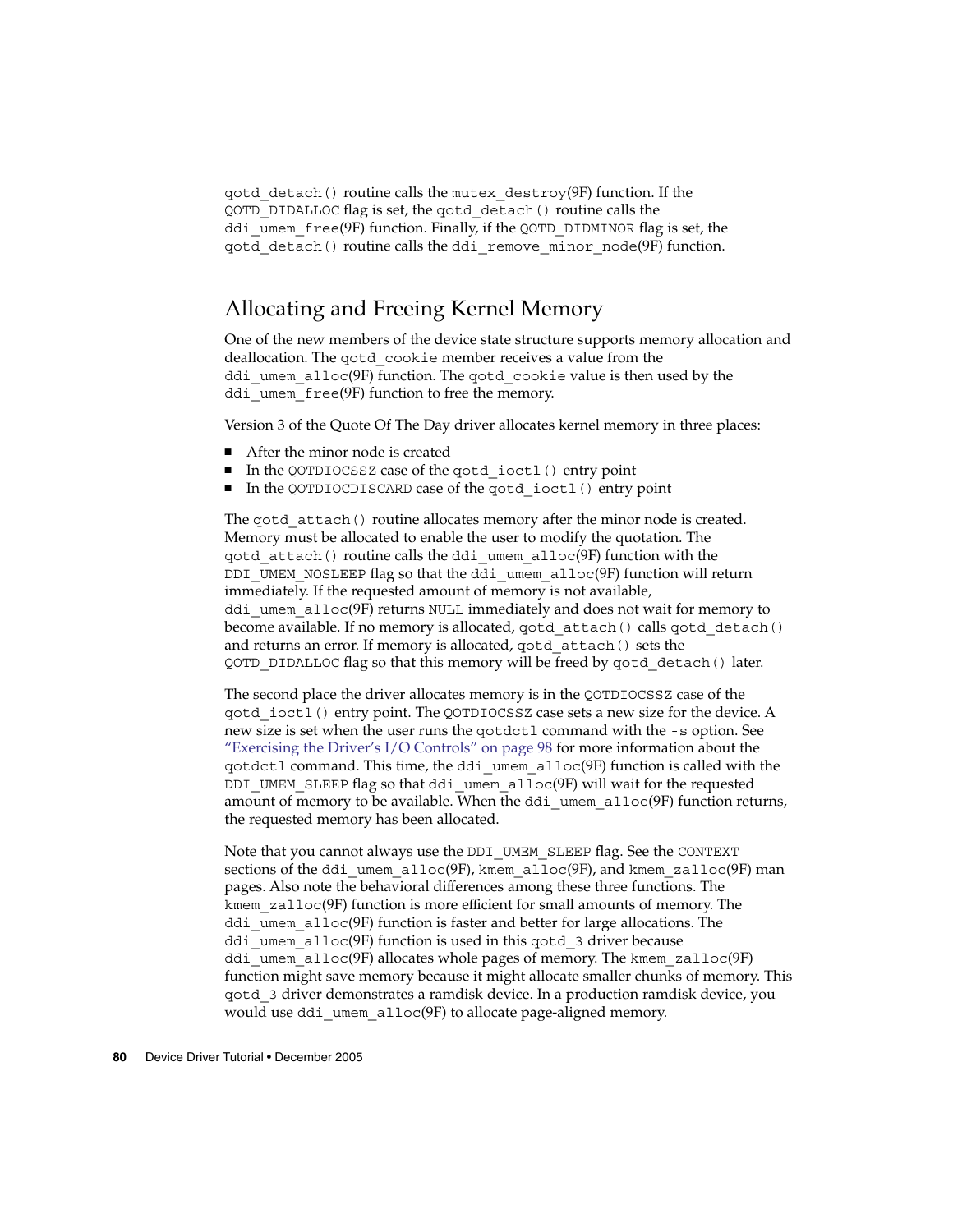qotd_detach() routine calls the mutex_destroy(9F) function. If the QOTD_DIDALLOC flag is set, the qotd_detach() routine calls the ddi_umem_free(9F) function. Finally, if the QOTD_DIDMINOR flag is set, the qotd_detach() routine calls the ddi_remove_minor_node(9F) function.

## Allocating and Freeing Kernel Memory

One of the new members of the device state structure supports memory allocation and deallocation. The qotd_cookie member receives a value from the ddi_umem_alloc(9F) function. The qotd_cookie value is then used by the ddi_umem_free(9F) function to free the memory.

Version 3 of the Quote Of The Day driver allocates kernel memory in three places:

- After the minor node is created
- In the QOTDIOCSSZ case of the qotd_ioctl() entry point
- In the QOTDIOCDISCARD case of the qotd_ioctl() entry point

The qotd_attach() routine allocates memory after the minor node is created. Memory must be allocated to enable the user to modify the quotation. The qotd_attach() routine calls the ddi_umem_alloc(9F) function with the DDI_UMEM_NOSLEEP flag so that the ddi_umem_alloc(9F) function will return immediately. If the requested amount of memory is not available, ddi_umem_alloc(9F) returns NULL immediately and does not wait for memory to become available. If no memory is allocated, qotd_attach() calls qotd_detach() and returns an error. If memory is allocated, qotd_attach() sets the QOTD_DIDALLOC flag so that this memory will be freed by qotd_detach() later.

The second place the driver allocates memory is in the QOTDIOCSSZ case of the qotd_ioctl() entry point. The QOTDIOCSSZ case sets a new size for the device. A new size is set when the user runs the qotdctl command with the -s option. See "Exercising the Driver's I/O Controls" on page 98 for more information about the qotdctl command. This time, the ddi_umem_alloc(9F) function is called with the DDI_UMEM_SLEEP flag so that ddi_umem_alloc(9F) will wait for the requested amount of memory to be available. When the ddi_umem_alloc(9F) function returns, the requested memory has been allocated.

Note that you cannot always use the DDI_UMEM_SLEEP flag. See the CONTEXT sections of the ddi_umem_alloc(9F), kmem_alloc(9F), and kmem_zalloc(9F) man pages. Also note the behavioral differences among these three functions. The kmem_zalloc(9F) function is more efficient for small amounts of memory. The ddi_umem_alloc(9F) function is faster and better for large allocations. The ddi_umem_alloc(9F) function is used in this qotd_3 driver because ddi_umem_alloc(9F) allocates whole pages of memory. The kmem_zalloc(9F) function might save memory because it might allocate smaller chunks of memory. This qotd_3 driver demonstrates a ramdisk device. In a production ramdisk device, you would use ddi_umem_alloc(9F) to allocate page-aligned memory.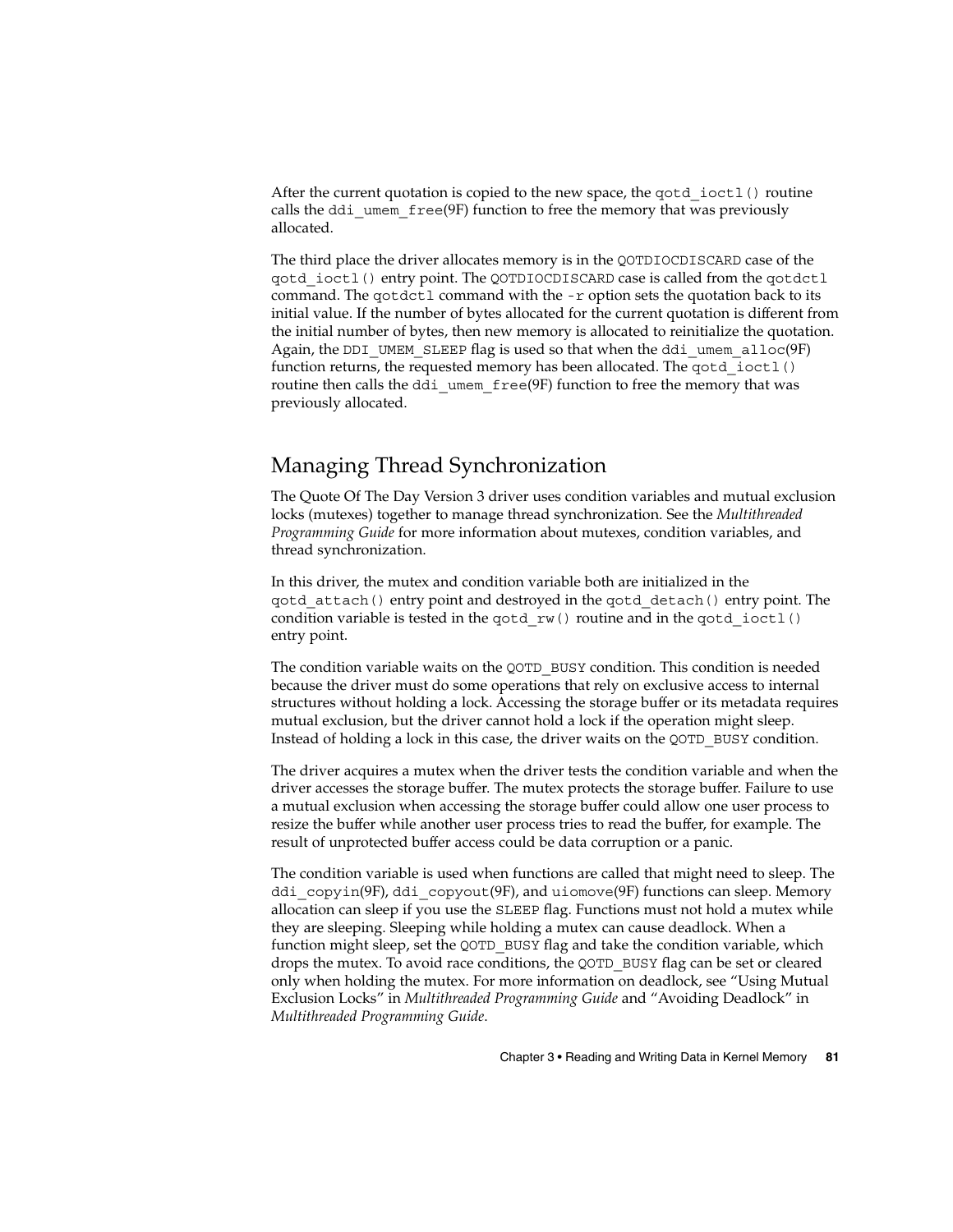After the current quotation is copied to the new space, the `qotd_ioctl()` routine calls the `ddi_umem_free`(9F) function to free the memory that was previously allocated.

The third place the driver allocates memory is in the `QOTDIOCDISCARD` case of the `qotd_ioctl()` entry point. The `QOTDIOCDISCARD` case is called from the `qotdctl` command. The `qotdctl` command with the `-r` option sets the quotation back to its initial value. If the number of bytes allocated for the current quotation is different from the initial number of bytes, then new memory is allocated to reinitialize the quotation. Again, the `DDI_UMEM_SLEEP` flag is used so that when the `ddi_umem_alloc`(9F) function returns, the requested memory has been allocated. The `qotd_ioctl()` routine then calls the `ddi_umem_free`(9F) function to free the memory that was previously allocated.

## Managing Thread Synchronization

The Quote Of The Day Version 3 driver uses condition variables and mutual exclusion locks (mutexes) together to manage thread synchronization. See the *Multithreaded Programming Guide* for more information about mutexes, condition variables, and thread synchronization.

In this driver, the mutex and condition variable both are initialized in the `qotd_attach()` entry point and destroyed in the `qotd_detach()` entry point. The condition variable is tested in the `qotd_rw()` routine and in the `qotd_ioctl()` entry point.

The condition variable waits on the `QOTD_BUSY` condition. This condition is needed because the driver must do some operations that rely on exclusive access to internal structures without holding a lock. Accessing the storage buffer or its metadata requires mutual exclusion, but the driver cannot hold a lock if the operation might sleep. Instead of holding a lock in this case, the driver waits on the `QOTD_BUSY` condition.

The driver acquires a mutex when the driver tests the condition variable and when the driver accesses the storage buffer. The mutex protects the storage buffer. Failure to use a mutual exclusion when accessing the storage buffer could allow one user process to resize the buffer while another user process tries to read the buffer, for example. The result of unprotected buffer access could be data corruption or a panic.

The condition variable is used when functions are called that might need to sleep. The `ddi_copyin`(9F), `ddi_copyout`(9F), and `uiomove`(9F) functions can sleep. Memory allocation can sleep if you use the `SLEEP` flag. Functions must not hold a mutex while they are sleeping. Sleeping while holding a mutex can cause deadlock. When a function might sleep, set the `QOTD_BUSY` flag and take the condition variable, which drops the mutex. To avoid race conditions, the `QOTD_BUSY` flag can be set or cleared only when holding the mutex. For more information on deadlock, see “Using Mutual Exclusion Locks” in *Multithreaded Programming Guide* and “Avoiding Deadlock” in *Multithreaded Programming Guide*.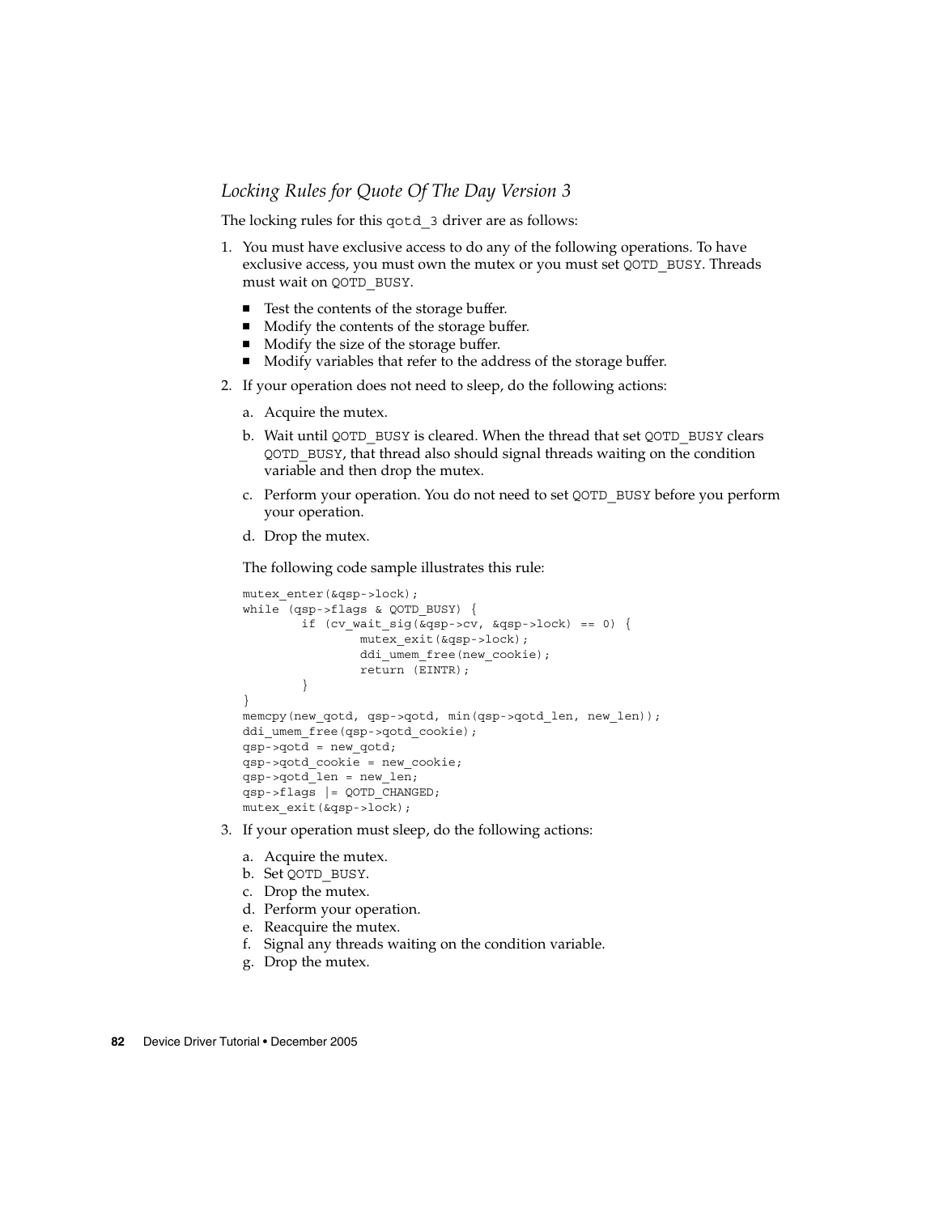### *Locking Rules for Quote Of The Day Version 3*

The locking rules for this qotd_3 driver are as follows:

1. You must have exclusive access to do any of the following operations. To have exclusive access, you must own the mutex or you must set QOTD_BUSY. Threads must wait on QOTD_BUSY.

   - Test the contents of the storage buffer.
   - Modify the contents of the storage buffer.
   - Modify the size of the storage buffer.
   - Modify variables that refer to the address of the storage buffer.

2. If your operation does not need to sleep, do the following actions:

   a. Acquire the mutex.

   b. Wait until QOTD_BUSY is cleared. When the thread that set QOTD_BUSY clears QOTD_BUSY, that thread also should signal threads waiting on the condition variable and then drop the mutex.

   c. Perform your operation. You do not need to set QOTD_BUSY before you perform your operation.

   d. Drop the mutex.

   The following code sample illustrates this rule:

   ```
   mutex_enter(&qsp->lock);
   while (qsp->flags & QOTD_BUSY) {
           if (cv_wait_sig(&qsp->cv, &qsp->lock) == 0) {
                   mutex_exit(&qsp->lock);
                   ddi_umem_free(new_cookie);
                   return (EINTR);
           }
   }
   memcpy(new_qotd, qsp->qotd, min(qsp->qotd_len, new_len));
   ddi_umem_free(qsp->qotd_cookie);
   qsp->qotd = new_qotd;
   qsp->qotd_cookie = new_cookie;
   qsp->qotd_len = new_len;
   qsp->flags |= QOTD_CHANGED;
   mutex_exit(&qsp->lock);
   ```

3. If your operation must sleep, do the following actions:

   a. Acquire the mutex.
   b. Set QOTD_BUSY.
   c. Drop the mutex.
   d. Perform your operation.
   e. Reacquire the mutex.
   f. Signal any threads waiting on the condition variable.
   g. Drop the mutex.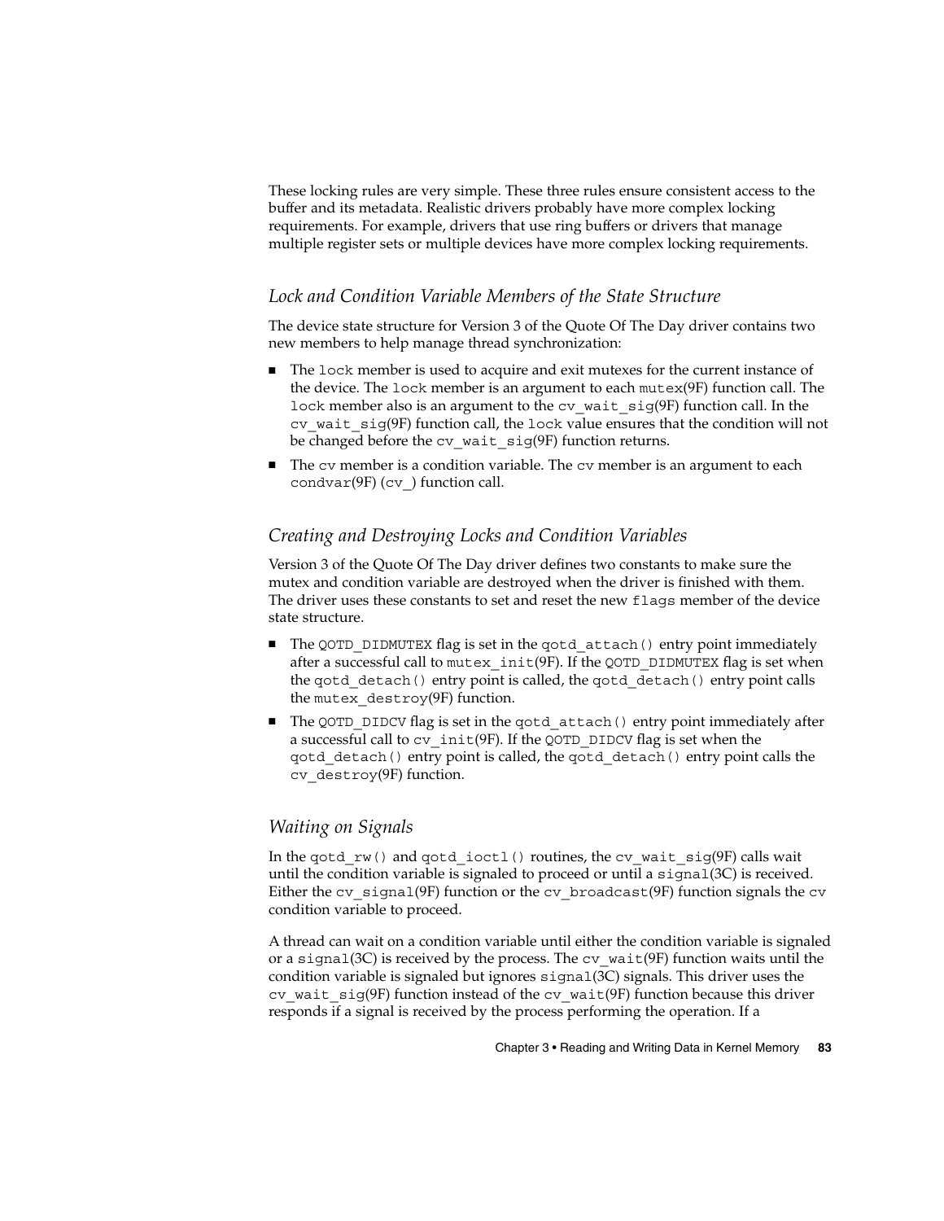These locking rules are very simple. These three rules ensure consistent access to the buffer and its metadata. Realistic drivers probably have more complex locking requirements. For example, drivers that use ring buffers or drivers that manage multiple register sets or multiple devices have more complex locking requirements.

### *Lock and Condition Variable Members of the State Structure*

The device state structure for Version 3 of the Quote Of The Day driver contains two new members to help manage thread synchronization:

- The `lock` member is used to acquire and exit mutexes for the current instance of the device. The `lock` member is an argument to each `mutex`(9F) function call. The `lock` member also is an argument to the `cv_wait_sig`(9F) function call. In the `cv_wait_sig`(9F) function call, the `lock` value ensures that the condition will not be changed before the `cv_wait_sig`(9F) function returns.
- The `cv` member is a condition variable. The `cv` member is an argument to each `condvar`(9F) (`cv_`) function call.

### *Creating and Destroying Locks and Condition Variables*

Version 3 of the Quote Of The Day driver defines two constants to make sure the mutex and condition variable are destroyed when the driver is finished with them. The driver uses these constants to set and reset the new `flags` member of the device state structure.

- The `QOTD_DIDMUTEX` flag is set in the `qotd_attach()` entry point immediately after a successful call to `mutex_init`(9F). If the `QOTD_DIDMUTEX` flag is set when the `qotd_detach()` entry point is called, the `qotd_detach()` entry point calls the `mutex_destroy`(9F) function.
- The `QOTD_DIDCV` flag is set in the `qotd_attach()` entry point immediately after a successful call to `cv_init`(9F). If the `QOTD_DIDCV` flag is set when the `qotd_detach()` entry point is called, the `qotd_detach()` entry point calls the `cv_destroy`(9F) function.

### *Waiting on Signals*

In the `qotd_rw()` and `qotd_ioctl()` routines, the `cv_wait_sig`(9F) calls wait until the condition variable is signaled to proceed or until a `signal`(3C) is received. Either the `cv_signal`(9F) function or the `cv_broadcast`(9F) function signals the `cv` condition variable to proceed.

A thread can wait on a condition variable until either the condition variable is signaled or a `signal`(3C) is received by the process. The `cv_wait`(9F) function waits until the condition variable is signaled but ignores `signal`(3C) signals. This driver uses the `cv_wait_sig`(9F) function instead of the `cv_wait`(9F) function because this driver responds if a signal is received by the process performing the operation. If a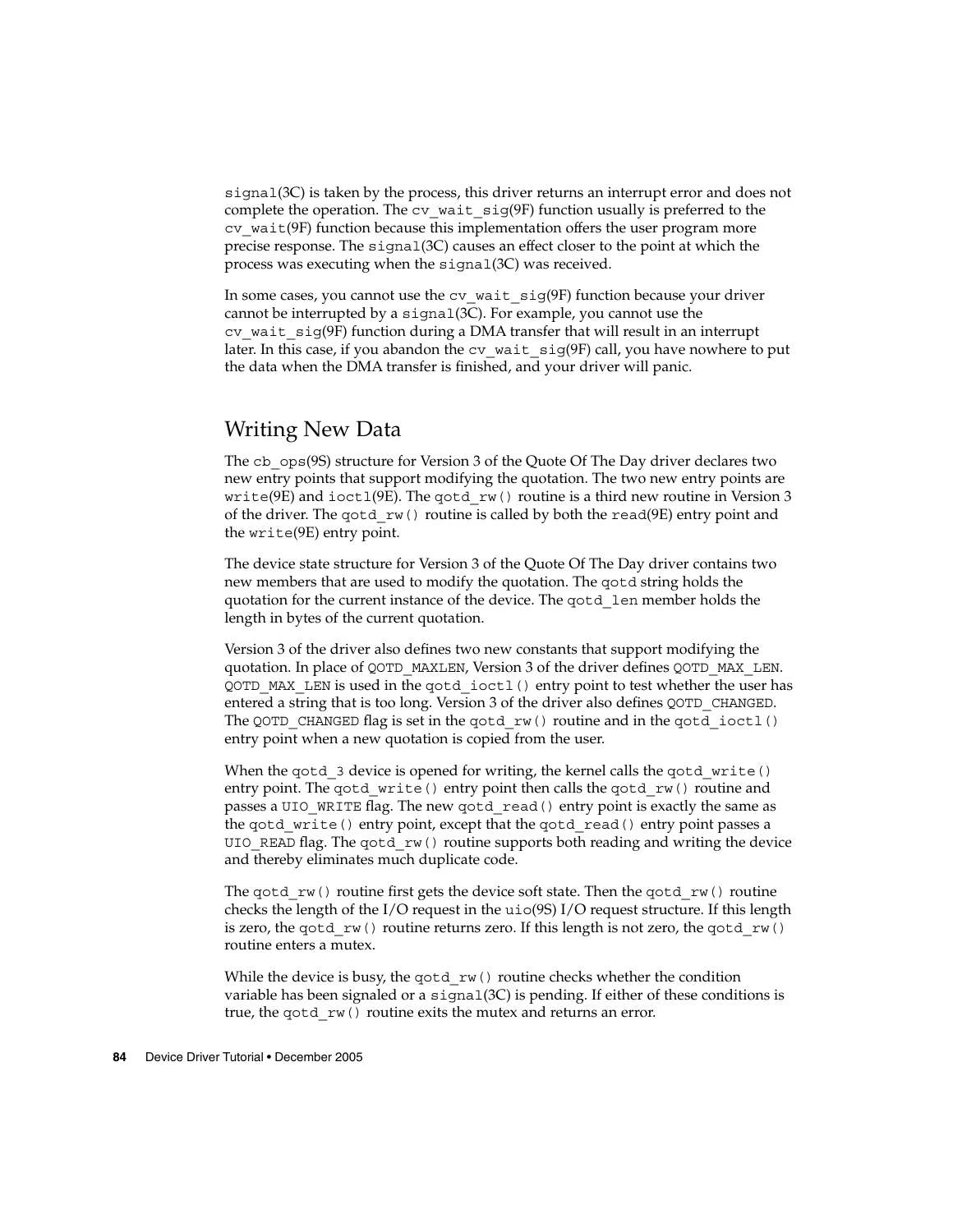signal(3C) is taken by the process, this driver returns an interrupt error and does not complete the operation. The cv_wait_sig(9F) function usually is preferred to the cv_wait(9F) function because this implementation offers the user program more precise response. The signal(3C) causes an effect closer to the point at which the process was executing when the signal(3C) was received.

In some cases, you cannot use the cv_wait_sig(9F) function because your driver cannot be interrupted by a signal(3C). For example, you cannot use the cv_wait_sig(9F) function during a DMA transfer that will result in an interrupt later. In this case, if you abandon the cv_wait_sig(9F) call, you have nowhere to put the data when the DMA transfer is finished, and your driver will panic.

## Writing New Data

The cb_ops(9S) structure for Version 3 of the Quote Of The Day driver declares two new entry points that support modifying the quotation. The two new entry points are write(9E) and ioctl(9E). The qotd_rw() routine is a third new routine in Version 3 of the driver. The qotd_rw() routine is called by both the read(9E) entry point and the write(9E) entry point.

The device state structure for Version 3 of the Quote Of The Day driver contains two new members that are used to modify the quotation. The qotd string holds the quotation for the current instance of the device. The qotd_len member holds the length in bytes of the current quotation.

Version 3 of the driver also defines two new constants that support modifying the quotation. In place of QOTD_MAXLEN, Version 3 of the driver defines QOTD_MAX_LEN. QOTD_MAX_LEN is used in the qotd_ioctl() entry point to test whether the user has entered a string that is too long. Version 3 of the driver also defines QOTD_CHANGED. The QOTD_CHANGED flag is set in the qotd_rw() routine and in the qotd_ioctl() entry point when a new quotation is copied from the user.

When the qotd_3 device is opened for writing, the kernel calls the qotd_write() entry point. The qotd_write() entry point then calls the qotd_rw() routine and passes a UIO_WRITE flag. The new qotd_read() entry point is exactly the same as the qotd_write() entry point, except that the qotd_read() entry point passes a UIO_READ flag. The qotd_rw() routine supports both reading and writing the device and thereby eliminates much duplicate code.

The qotd_rw() routine first gets the device soft state. Then the qotd_rw() routine checks the length of the I/O request in the uio(9S) I/O request structure. If this length is zero, the qotd_rw() routine returns zero. If this length is not zero, the qotd_rw() routine enters a mutex.

While the device is busy, the qotd_rw() routine checks whether the condition variable has been signaled or a signal(3C) is pending. If either of these conditions is true, the qotd_rw() routine exits the mutex and returns an error.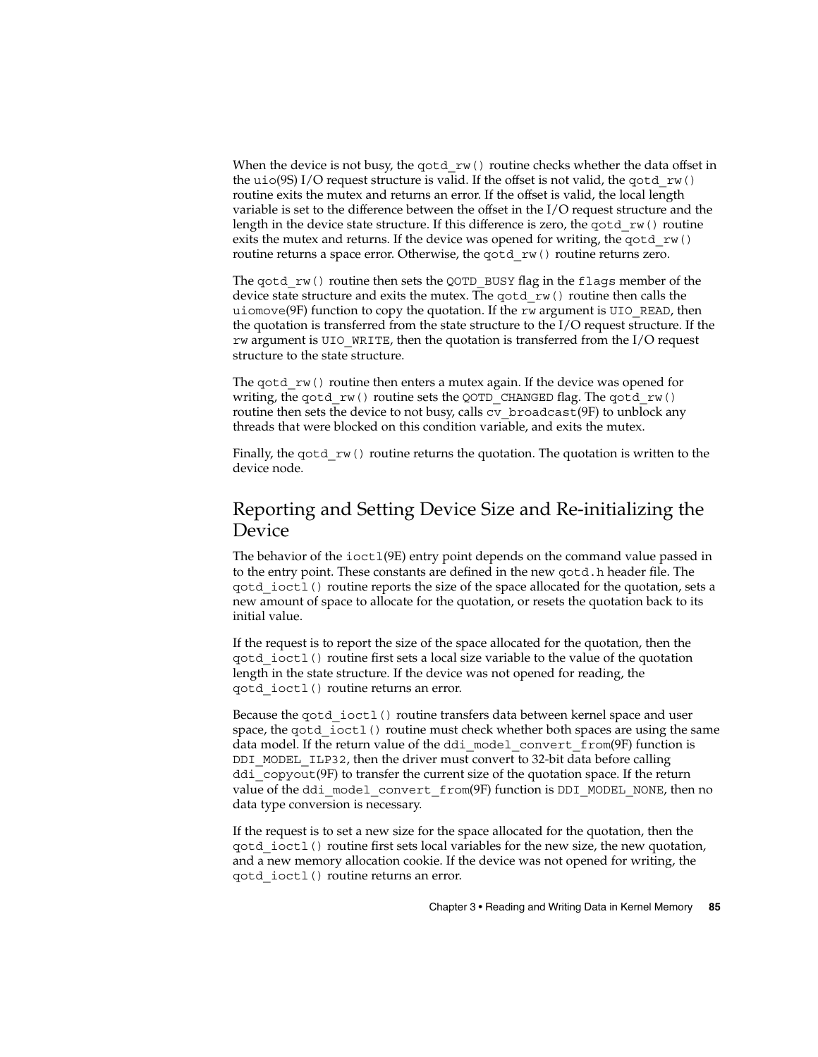When the device is not busy, the `qotd_rw()` routine checks whether the data offset in the `uio`(9S) I/O request structure is valid. If the offset is not valid, the `qotd_rw()` routine exits the mutex and returns an error. If the offset is valid, the local length variable is set to the difference between the offset in the I/O request structure and the length in the device state structure. If this difference is zero, the `qotd_rw()` routine exits the mutex and returns. If the device was opened for writing, the `qotd_rw()` routine returns a space error. Otherwise, the `qotd_rw()` routine returns zero.

The `qotd_rw()` routine then sets the `QOTD_BUSY` flag in the `flags` member of the device state structure and exits the mutex. The `qotd_rw()` routine then calls the `uiomove`(9F) function to copy the quotation. If the `rw` argument is `UIO_READ`, then the quotation is transferred from the state structure to the I/O request structure. If the `rw` argument is `UIO_WRITE`, then the quotation is transferred from the I/O request structure to the state structure.

The `qotd_rw()` routine then enters a mutex again. If the device was opened for writing, the `qotd_rw()` routine sets the `QOTD_CHANGED` flag. The `qotd_rw()` routine then sets the device to not busy, calls `cv_broadcast`(9F) to unblock any threads that were blocked on this condition variable, and exits the mutex.

Finally, the `qotd_rw()` routine returns the quotation. The quotation is written to the device node.

## Reporting and Setting Device Size and Re-initializing the Device

The behavior of the `ioctl`(9E) entry point depends on the command value passed in to the entry point. These constants are defined in the new `qotd.h` header file. The `qotd_ioctl()` routine reports the size of the space allocated for the quotation, sets a new amount of space to allocate for the quotation, or resets the quotation back to its initial value.

If the request is to report the size of the space allocated for the quotation, then the `qotd_ioctl()` routine first sets a local size variable to the value of the quotation length in the state structure. If the device was not opened for reading, the `qotd_ioctl()` routine returns an error.

Because the `qotd_ioctl()` routine transfers data between kernel space and user space, the `qotd_ioctl()` routine must check whether both spaces are using the same data model. If the return value of the `ddi_model_convert_from`(9F) function is `DDI_MODEL_ILP32`, then the driver must convert to 32-bit data before calling `ddi_copyout`(9F) to transfer the current size of the quotation space. If the return value of the `ddi_model_convert_from`(9F) function is `DDI_MODEL_NONE`, then no data type conversion is necessary.

If the request is to set a new size for the space allocated for the quotation, then the `qotd_ioctl()` routine first sets local variables for the new size, the new quotation, and a new memory allocation cookie. If the device was not opened for writing, the `qotd_ioctl()` routine returns an error.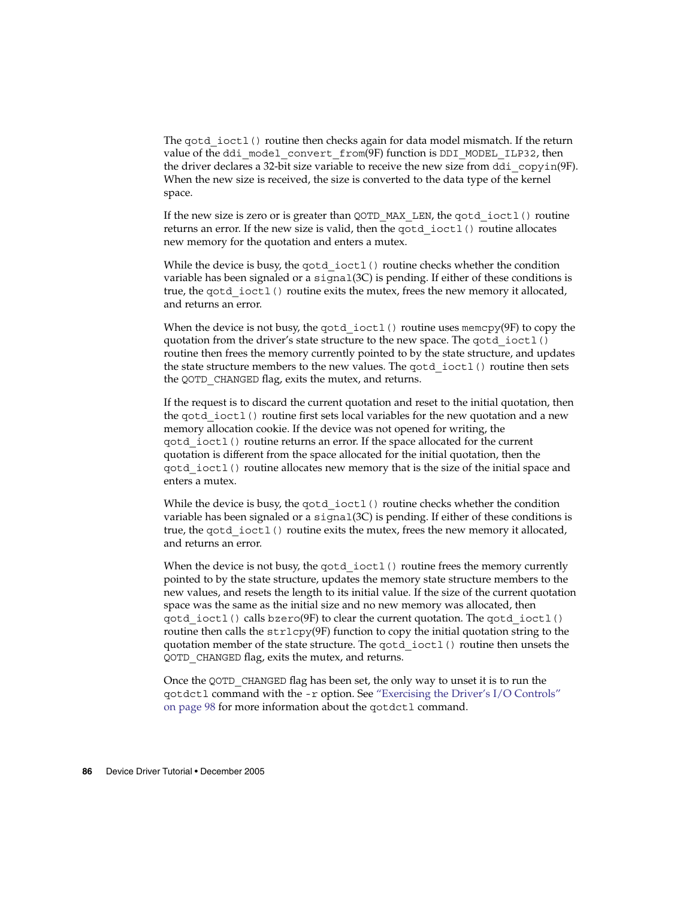The `qotd_ioctl()` routine then checks again for data model mismatch. If the return value of the `ddi_model_convert_from`(9F) function is `DDI_MODEL_ILP32`, then the driver declares a 32-bit size variable to receive the new size from `ddi_copyin`(9F). When the new size is received, the size is converted to the data type of the kernel space.

If the new size is zero or is greater than `QOTD_MAX_LEN`, the `qotd_ioctl()` routine returns an error. If the new size is valid, then the `qotd_ioctl()` routine allocates new memory for the quotation and enters a mutex.

While the device is busy, the `qotd_ioctl()` routine checks whether the condition variable has been signaled or a `signal`(3C) is pending. If either of these conditions is true, the `qotd_ioctl()` routine exits the mutex, frees the new memory it allocated, and returns an error.

When the device is not busy, the `qotd_ioctl()` routine uses `memcpy`(9F) to copy the quotation from the driver's state structure to the new space. The `qotd_ioctl()` routine then frees the memory currently pointed to by the state structure, and updates the state structure members to the new values. The `qotd_ioctl()` routine then sets the `QOTD_CHANGED` flag, exits the mutex, and returns.

If the request is to discard the current quotation and reset to the initial quotation, then the `qotd_ioctl()` routine first sets local variables for the new quotation and a new memory allocation cookie. If the device was not opened for writing, the `qotd_ioctl()` routine returns an error. If the space allocated for the current quotation is different from the space allocated for the initial quotation, then the `qotd_ioctl()` routine allocates new memory that is the size of the initial space and enters a mutex.

While the device is busy, the `qotd_ioctl()` routine checks whether the condition variable has been signaled or a `signal`(3C) is pending. If either of these conditions is true, the `qotd_ioctl()` routine exits the mutex, frees the new memory it allocated, and returns an error.

When the device is not busy, the `qotd_ioctl()` routine frees the memory currently pointed to by the state structure, updates the memory state structure members to the new values, and resets the length to its initial value. If the size of the current quotation space was the same as the initial size and no new memory was allocated, then `qotd_ioctl()` calls `bzero`(9F) to clear the current quotation. The `qotd_ioctl()` routine then calls the `strlcpy`(9F) function to copy the initial quotation string to the quotation member of the state structure. The `qotd_ioctl()` routine then unsets the `QOTD_CHANGED` flag, exits the mutex, and returns.

Once the `QOTD_CHANGED` flag has been set, the only way to unset it is to run the `qotdctl` command with the `-r` option. See "Exercising the Driver's I/O Controls" on page 98 for more information about the `qotdctl` command.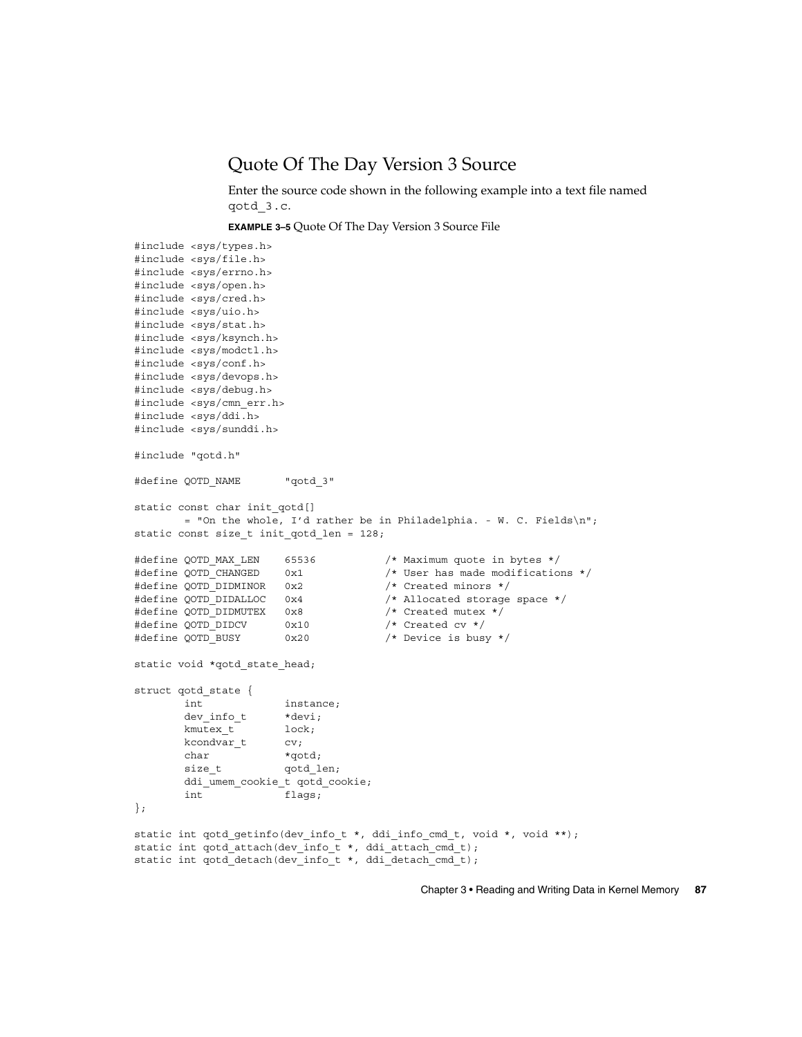## Quote Of The Day Version 3 Source

Enter the source code shown in the following example into a text file named qotd_3.c.

**EXAMPLE 3–5** Quote Of The Day Version 3 Source File

```
#include <sys/types.h>
#include <sys/file.h>
#include <sys/errno.h>
#include <sys/open.h>
#include <sys/cred.h>
#include <sys/uio.h>
#include <sys/stat.h>
#include <sys/ksynch.h>
#include <sys/modctl.h>
#include <sys/conf.h>
#include <sys/devops.h>
#include <sys/debug.h>
#include <sys/cmn_err.h>
#include <sys/ddi.h>
#include <sys/sunddi.h>

#include "qotd.h"

#define QOTD_NAME       "qotd_3"

static const char init_qotd[]
        = "On the whole, I'd rather be in Philadelphia. - W. C. Fields\n";
static const size_t init_qotd_len = 128;

#define QOTD_MAX_LEN    65536           /* Maximum quote in bytes */
#define QOTD_CHANGED    0x1             /* User has made modifications */
#define QOTD_DIDMINOR   0x2             /* Created minors */
#define QOTD_DIDALLOC   0x4             /* Allocated storage space */
#define QOTD_DIDMUTEX   0x8             /* Created mutex */
#define QOTD_DIDCV      0x10            /* Created cv */
#define QOTD_BUSY       0x20            /* Device is busy */

static void *qotd_state_head;

struct qotd_state {
        int             instance;
        dev_info_t      *devi;
        kmutex_t        lock;
        kcondvar_t      cv;
        char            *qotd;
        size_t          qotd_len;
        ddi_umem_cookie_t qotd_cookie;
        int             flags;
};

static int qotd_getinfo(dev_info_t *, ddi_info_cmd_t, void *, void **);
static int qotd_attach(dev_info_t *, ddi_attach_cmd_t);
static int qotd_detach(dev_info_t *, ddi_detach_cmd_t);
```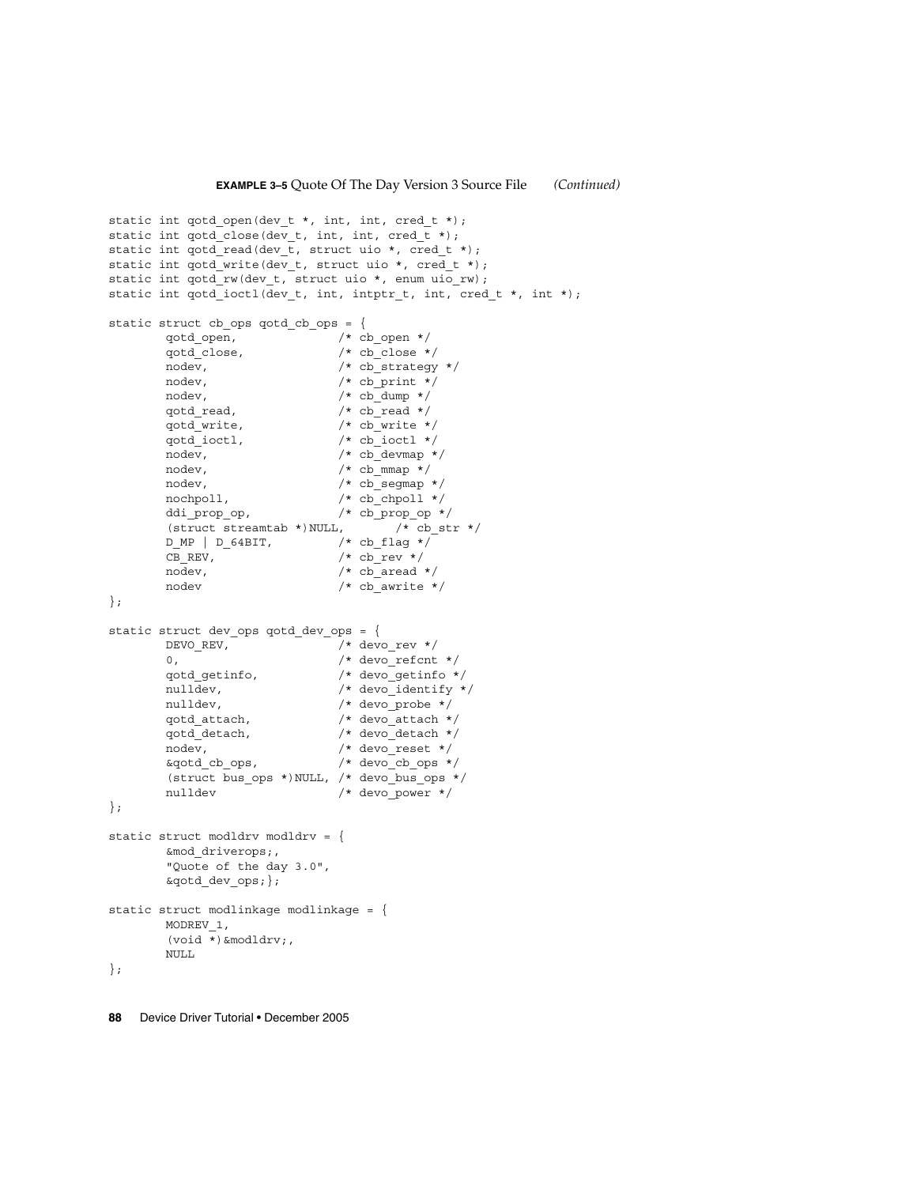**EXAMPLE 3–5** Quote Of The Day Version 3 Source File *(Continued)*

```
static int qotd_open(dev_t *, int, int, cred_t *);
static int qotd_close(dev_t, int, int, cred_t *);
static int qotd_read(dev_t, struct uio *, cred_t *);
static int qotd_write(dev_t, struct uio *, cred_t *);
static int qotd_rw(dev_t, struct uio *, enum uio_rw);
static int qotd_ioctl(dev_t, int, intptr_t, int, cred_t *, int *);

static struct cb_ops qotd_cb_ops = {
        qotd_open,              /* cb_open */
        qotd_close,             /* cb_close */
        nodev,                  /* cb_strategy */
        nodev,                  /* cb_print */
        nodev,                  /* cb_dump */
        qotd_read,              /* cb_read */
        qotd_write,             /* cb_write */
        qotd_ioctl,             /* cb_ioctl */
        nodev,                  /* cb_devmap */
        nodev,                  /* cb_mmap */
        nodev,                  /* cb_segmap */
        nochpoll,               /* cb_chpoll */
        ddi_prop_op,            /* cb_prop_op */
        (struct streamtab *)NULL,       /* cb_str */
        D_MP | D_64BIT,         /* cb_flag */
        CB_REV,                 /* cb_rev */
        nodev,                  /* cb_aread */
        nodev                   /* cb_awrite */
};

static struct dev_ops qotd_dev_ops = {
        DEVO_REV,               /* devo_rev */
        0,                      /* devo_refcnt */
        qotd_getinfo,           /* devo_getinfo */
        nulldev,                /* devo_identify */
        nulldev,                /* devo_probe */
        qotd_attach,            /* devo_attach */
        qotd_detach,            /* devo_detach */
        nodev,                  /* devo_reset */
        &qotd_cb_ops,           /* devo_cb_ops */
        (struct bus_ops *)NULL, /* devo_bus_ops */
        nulldev                 /* devo_power */
};

static struct modldrv modldrv = {
        &mod_driverops;,
        "Quote of the day 3.0",
        &qotd_dev_ops;};

static struct modlinkage modlinkage = {
        MODREV_1,
        (void *)&modldrv;,
        NULL
};
```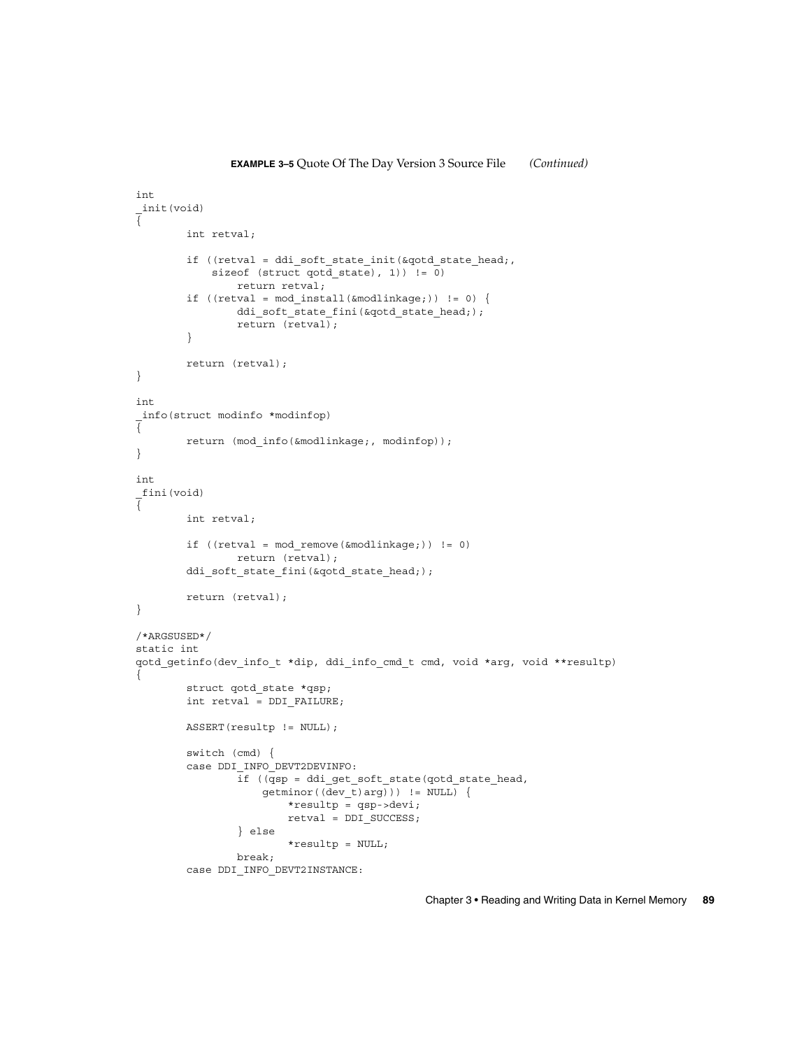**EXAMPLE 3–5** Quote Of The Day Version 3 Source File *(Continued)*

```
int
_init(void)
{
        int retval;

        if ((retval = ddi_soft_state_init(&qotd_state_head;,
            sizeof (struct qotd_state), 1)) != 0)
                return retval;
        if ((retval = mod_install(&modlinkage;)) != 0) {
                ddi_soft_state_fini(&qotd_state_head;);
                return (retval);
        }

        return (retval);
}

int
_info(struct modinfo *modinfop)
{
        return (mod_info(&modlinkage;, modinfop));
}

int
_fini(void)
{
        int retval;

        if ((retval = mod_remove(&modlinkage;)) != 0)
                return (retval);
        ddi_soft_state_fini(&qotd_state_head;);

        return (retval);
}

/*ARGSUSED*/
static int
qotd_getinfo(dev_info_t *dip, ddi_info_cmd_t cmd, void *arg, void **resultp)
{
        struct qotd_state *qsp;
        int retval = DDI_FAILURE;

        ASSERT(resultp != NULL);

        switch (cmd) {
        case DDI_INFO_DEVT2DEVINFO:
                if ((qsp = ddi_get_soft_state(qotd_state_head,
                    getminor((dev_t)arg))) != NULL) {
                        *resultp = qsp->devi;
                        retval = DDI_SUCCESS;
                } else
                        *resultp = NULL;
                break;
        case DDI_INFO_DEVT2INSTANCE:
```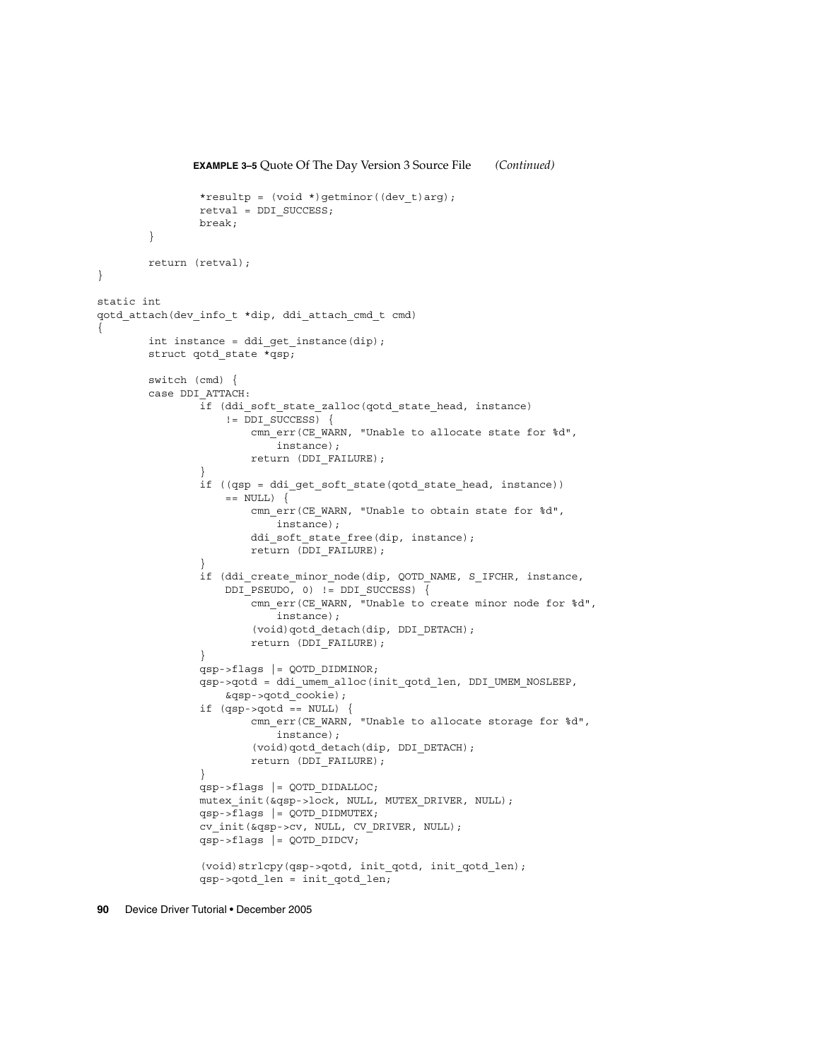**EXAMPLE 3–5** Quote Of The Day Version 3 Source File *(Continued)*

```
                *resultp = (void *)getminor((dev_t)arg);
                retval = DDI_SUCCESS;
                break;
        }

        return (retval);
}

static int
qotd_attach(dev_info_t *dip, ddi_attach_cmd_t cmd)
{
        int instance = ddi_get_instance(dip);
        struct qotd_state *qsp;

        switch (cmd) {
        case DDI_ATTACH:
                if (ddi_soft_state_zalloc(qotd_state_head, instance)
                    != DDI_SUCCESS) {
                        cmn_err(CE_WARN, "Unable to allocate state for %d",
                            instance);
                        return (DDI_FAILURE);
                }
                if ((qsp = ddi_get_soft_state(qotd_state_head, instance))
                    == NULL) {
                        cmn_err(CE_WARN, "Unable to obtain state for %d",
                            instance);
                        ddi_soft_state_free(dip, instance);
                        return (DDI_FAILURE);
                }
                if (ddi_create_minor_node(dip, QOTD_NAME, S_IFCHR, instance,
                    DDI_PSEUDO, 0) != DDI_SUCCESS) {
                        cmn_err(CE_WARN, "Unable to create minor node for %d",
                            instance);
                        (void)qotd_detach(dip, DDI_DETACH);
                        return (DDI_FAILURE);
                }
                qsp->flags |= QOTD_DIDMINOR;
                qsp->qotd = ddi_umem_alloc(init_qotd_len, DDI_UMEM_NOSLEEP,
                    &qsp->qotd_cookie);
                if (qsp->qotd == NULL) {
                        cmn_err(CE_WARN, "Unable to allocate storage for %d",
                            instance);
                        (void)qotd_detach(dip, DDI_DETACH);
                        return (DDI_FAILURE);
                }
                qsp->flags |= QOTD_DIDALLOC;
                mutex_init(&qsp->lock, NULL, MUTEX_DRIVER, NULL);
                qsp->flags |= QOTD_DIDMUTEX;
                cv_init(&qsp->cv, NULL, CV_DRIVER, NULL);
                qsp->flags |= QOTD_DIDCV;

                (void)strlcpy(qsp->qotd, init_qotd, init_qotd_len);
                qsp->qotd_len = init_qotd_len;
```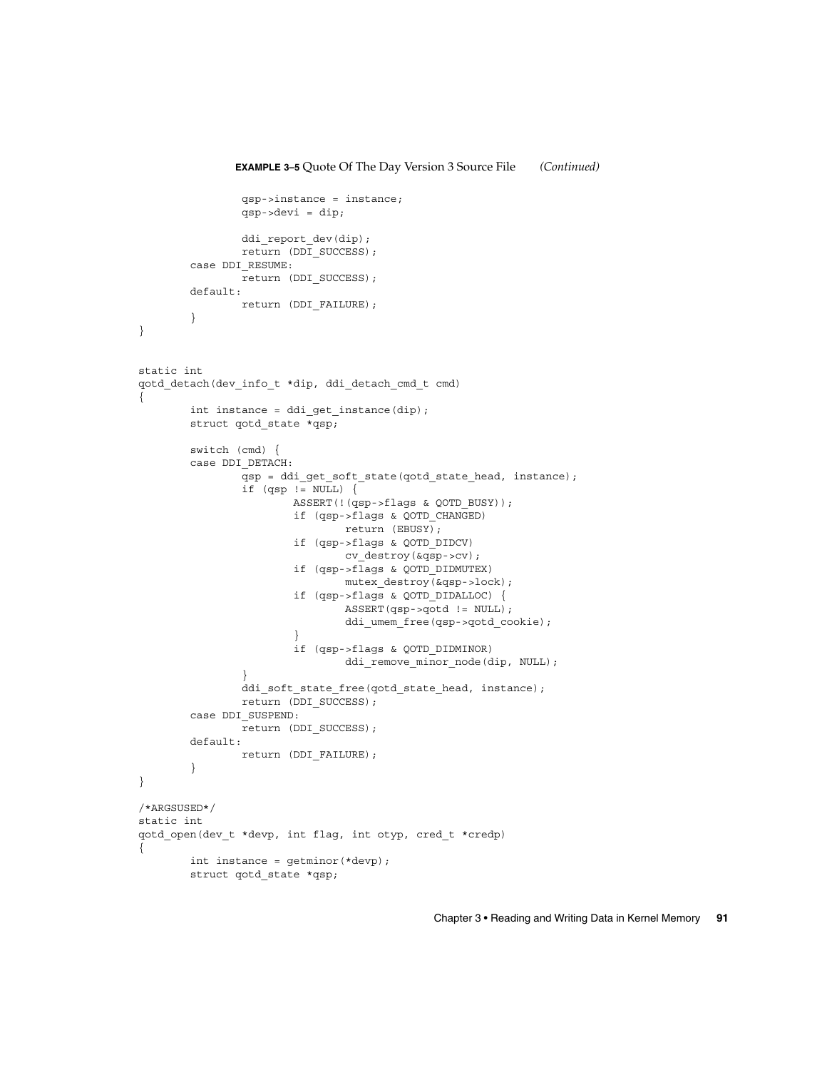**EXAMPLE 3–5** Quote Of The Day Version 3 Source File *(Continued)*

```
                qsp->instance = instance;
                qsp->devi = dip;

                ddi_report_dev(dip);
                return (DDI_SUCCESS);
        case DDI_RESUME:
                return (DDI_SUCCESS);
        default:
                return (DDI_FAILURE);
        }
}


static int
qotd_detach(dev_info_t *dip, ddi_detach_cmd_t cmd)
{
        int instance = ddi_get_instance(dip);
        struct qotd_state *qsp;

        switch (cmd) {
        case DDI_DETACH:
                qsp = ddi_get_soft_state(qotd_state_head, instance);
                if (qsp != NULL) {
                        ASSERT(!(qsp->flags & QOTD_BUSY));
                        if (qsp->flags & QOTD_CHANGED)
                                return (EBUSY);
                        if (qsp->flags & QOTD_DIDCV)
                                cv_destroy(&qsp->cv);
                        if (qsp->flags & QOTD_DIDMUTEX)
                                mutex_destroy(&qsp->lock);
                        if (qsp->flags & QOTD_DIDALLOC) {
                                ASSERT(qsp->qotd != NULL);
                                ddi_umem_free(qsp->qotd_cookie);
                        }
                        if (qsp->flags & QOTD_DIDMINOR)
                                ddi_remove_minor_node(dip, NULL);
                }
                ddi_soft_state_free(qotd_state_head, instance);
                return (DDI_SUCCESS);
        case DDI_SUSPEND:
                return (DDI_SUCCESS);
        default:
                return (DDI_FAILURE);
        }
}

/*ARGSUSED*/
static int
qotd_open(dev_t *devp, int flag, int otyp, cred_t *credp)
{
        int instance = getminor(*devp);
        struct qotd_state *qsp;
```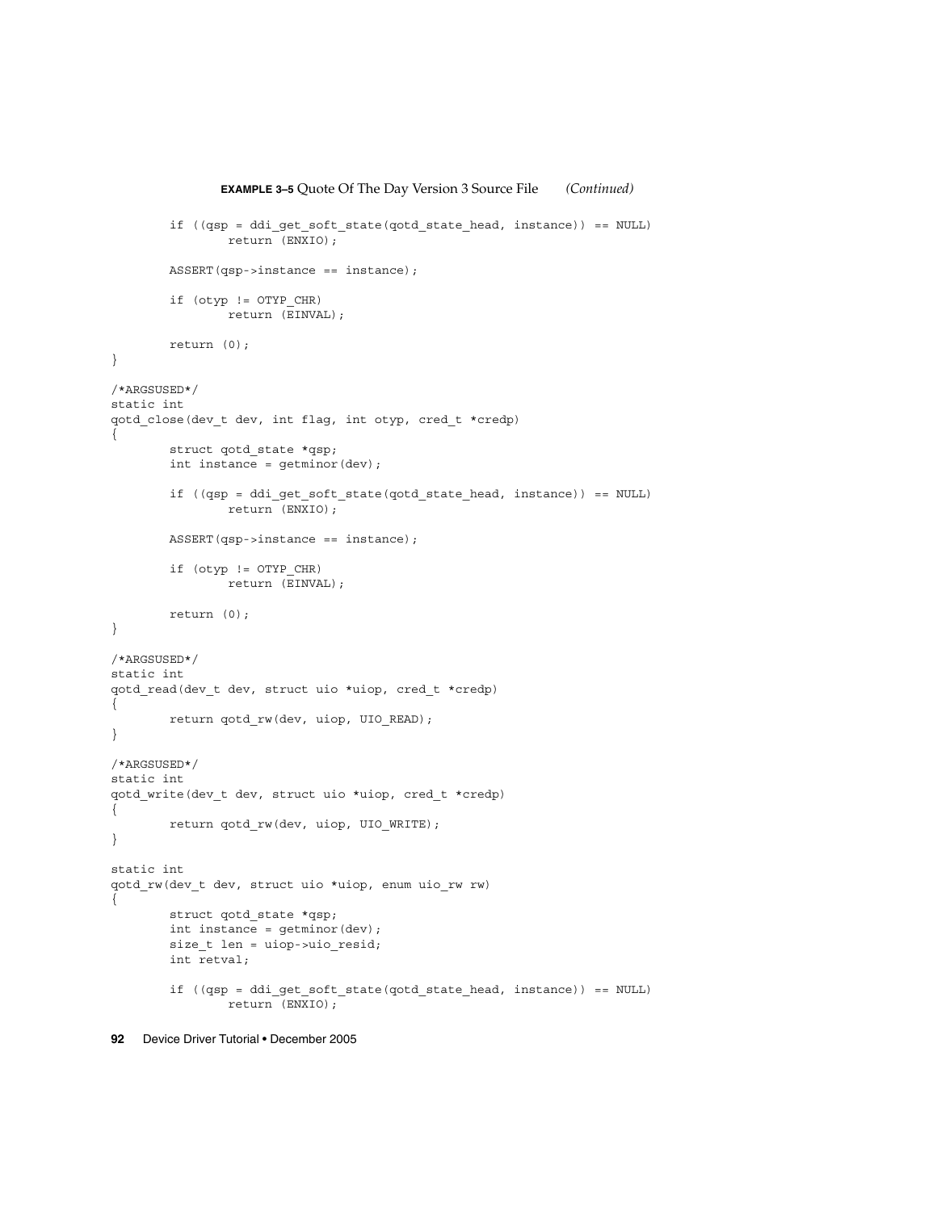**EXAMPLE 3–5** Quote Of The Day Version 3 Source File *(Continued)*

```
        if ((qsp = ddi_get_soft_state(qotd_state_head, instance)) == NULL)
                return (ENXIO);

        ASSERT(qsp->instance == instance);

        if (otyp != OTYP_CHR)
                return (EINVAL);

        return (0);
}

/*ARGSUSED*/
static int
qotd_close(dev_t dev, int flag, int otyp, cred_t *credp)
{
        struct qotd_state *qsp;
        int instance = getminor(dev);

        if ((qsp = ddi_get_soft_state(qotd_state_head, instance)) == NULL)
                return (ENXIO);

        ASSERT(qsp->instance == instance);

        if (otyp != OTYP_CHR)
                return (EINVAL);

        return (0);
}

/*ARGSUSED*/
static int
qotd_read(dev_t dev, struct uio *uiop, cred_t *credp)
{
        return qotd_rw(dev, uiop, UIO_READ);
}

/*ARGSUSED*/
static int
qotd_write(dev_t dev, struct uio *uiop, cred_t *credp)
{
        return qotd_rw(dev, uiop, UIO_WRITE);
}

static int
qotd_rw(dev_t dev, struct uio *uiop, enum uio_rw rw)
{
        struct qotd_state *qsp;
        int instance = getminor(dev);
        size_t len = uiop->uio_resid;
        int retval;

        if ((qsp = ddi_get_soft_state(qotd_state_head, instance)) == NULL)
                return (ENXIO);
```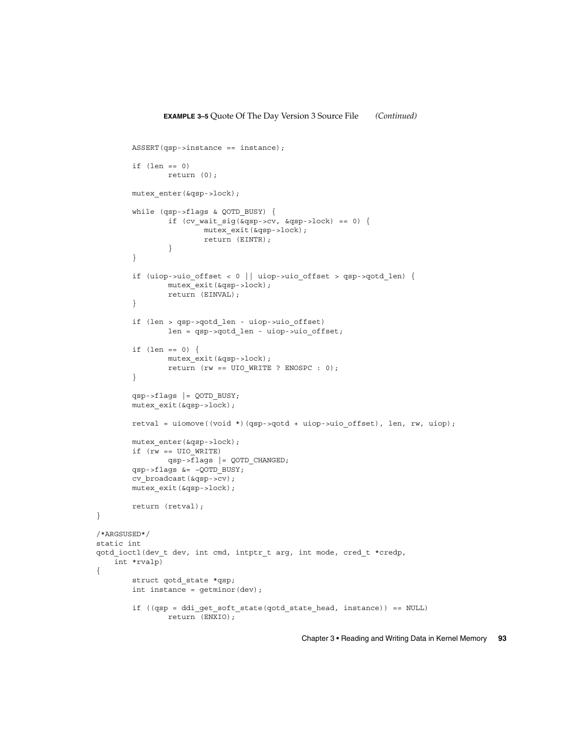**EXAMPLE 3–5** Quote Of The Day Version 3 Source File *(Continued)*

```
        ASSERT(qsp->instance == instance);

        if (len == 0)
                return (0);

        mutex_enter(&qsp->lock);

        while (qsp->flags & QOTD_BUSY) {
                if (cv_wait_sig(&qsp->cv, &qsp->lock) == 0) {
                        mutex_exit(&qsp->lock);
                        return (EINTR);
                }
        }

        if (uiop->uio_offset < 0 || uiop->uio_offset > qsp->qotd_len) {
                mutex_exit(&qsp->lock);
                return (EINVAL);
        }

        if (len > qsp->qotd_len - uiop->uio_offset)
                len = qsp->qotd_len - uiop->uio_offset;

        if (len == 0) {
                mutex_exit(&qsp->lock);
                return (rw == UIO_WRITE ? ENOSPC : 0);
        }

        qsp->flags |= QOTD_BUSY;
        mutex_exit(&qsp->lock);

        retval = uiomove((void *)(qsp->qotd + uiop->uio_offset), len, rw, uiop);

        mutex_enter(&qsp->lock);
        if (rw == UIO_WRITE)
                qsp->flags |= QOTD_CHANGED;
        qsp->flags &= ~QOTD_BUSY;
        cv_broadcast(&qsp->cv);
        mutex_exit(&qsp->lock);

        return (retval);
}

/*ARGSUSED*/
static int
qotd_ioctl(dev_t dev, int cmd, intptr_t arg, int mode, cred_t *credp,
    int *rvalp)
{
        struct qotd_state *qsp;
        int instance = getminor(dev);

        if ((qsp = ddi_get_soft_state(qotd_state_head, instance)) == NULL)
                return (ENXIO);
```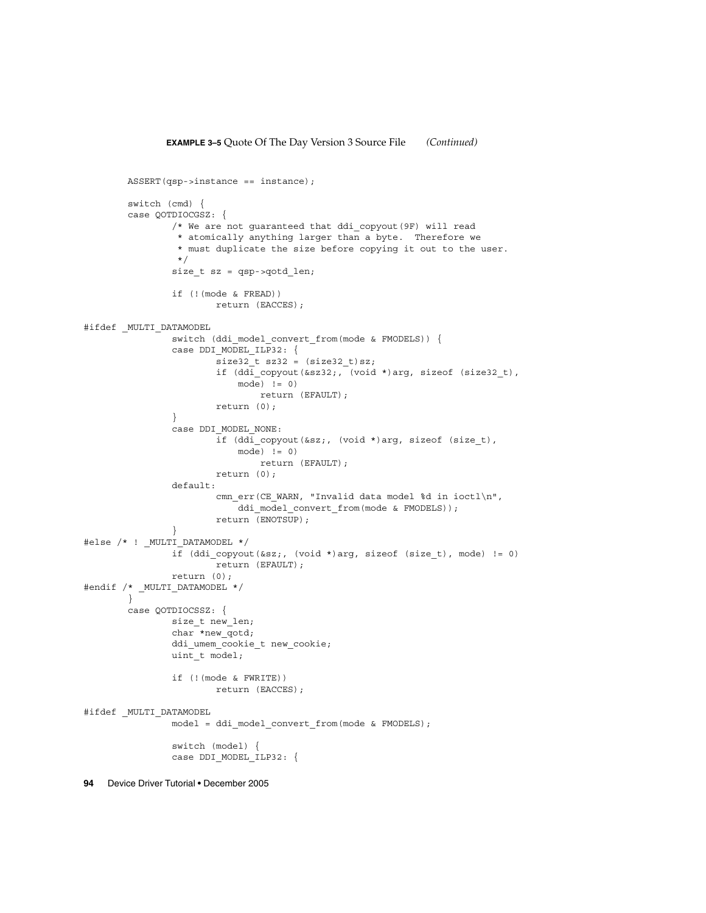**EXAMPLE 3–5** Quote Of The Day Version 3 Source File *(Continued)*

```
        ASSERT(qsp->instance == instance);

        switch (cmd) {
        case QOTDIOCGSZ: {
                /* We are not guaranteed that ddi_copyout(9F) will read
                 * atomically anything larger than a byte.  Therefore we
                 * must duplicate the size before copying it out to the user.
                 */
                size_t sz = qsp->qotd_len;

                if (!(mode & FREAD))
                        return (EACCES);

#ifdef _MULTI_DATAMODEL
                switch (ddi_model_convert_from(mode & FMODELS)) {
                case DDI_MODEL_ILP32: {
                        size32_t sz32 = (size32_t)sz;
                        if (ddi_copyout(&sz32;, (void *)arg, sizeof (size32_t),
                            mode) != 0)
                                return (EFAULT);
                        return (0);
                }
                case DDI_MODEL_NONE:
                        if (ddi_copyout(&sz;, (void *)arg, sizeof (size_t),
                            mode) != 0)
                                return (EFAULT);
                        return (0);
                default:
                        cmn_err(CE_WARN, "Invalid data model %d in ioctl\n",
                            ddi_model_convert_from(mode & FMODELS));
                        return (ENOTSUP);
                }
#else /* ! _MULTI_DATAMODEL */
                if (ddi_copyout(&sz;, (void *)arg, sizeof (size_t), mode) != 0)
                        return (EFAULT);
                return (0);
#endif /* _MULTI_DATAMODEL */
        }
        case QOTDIOCSSZ: {
                size_t new_len;
                char *new_qotd;
                ddi_umem_cookie_t new_cookie;
                uint_t model;

                if (!(mode & FWRITE))
                        return (EACCES);

#ifdef _MULTI_DATAMODEL
                model = ddi_model_convert_from(mode & FMODELS);

                switch (model) {
                case DDI_MODEL_ILP32: {
```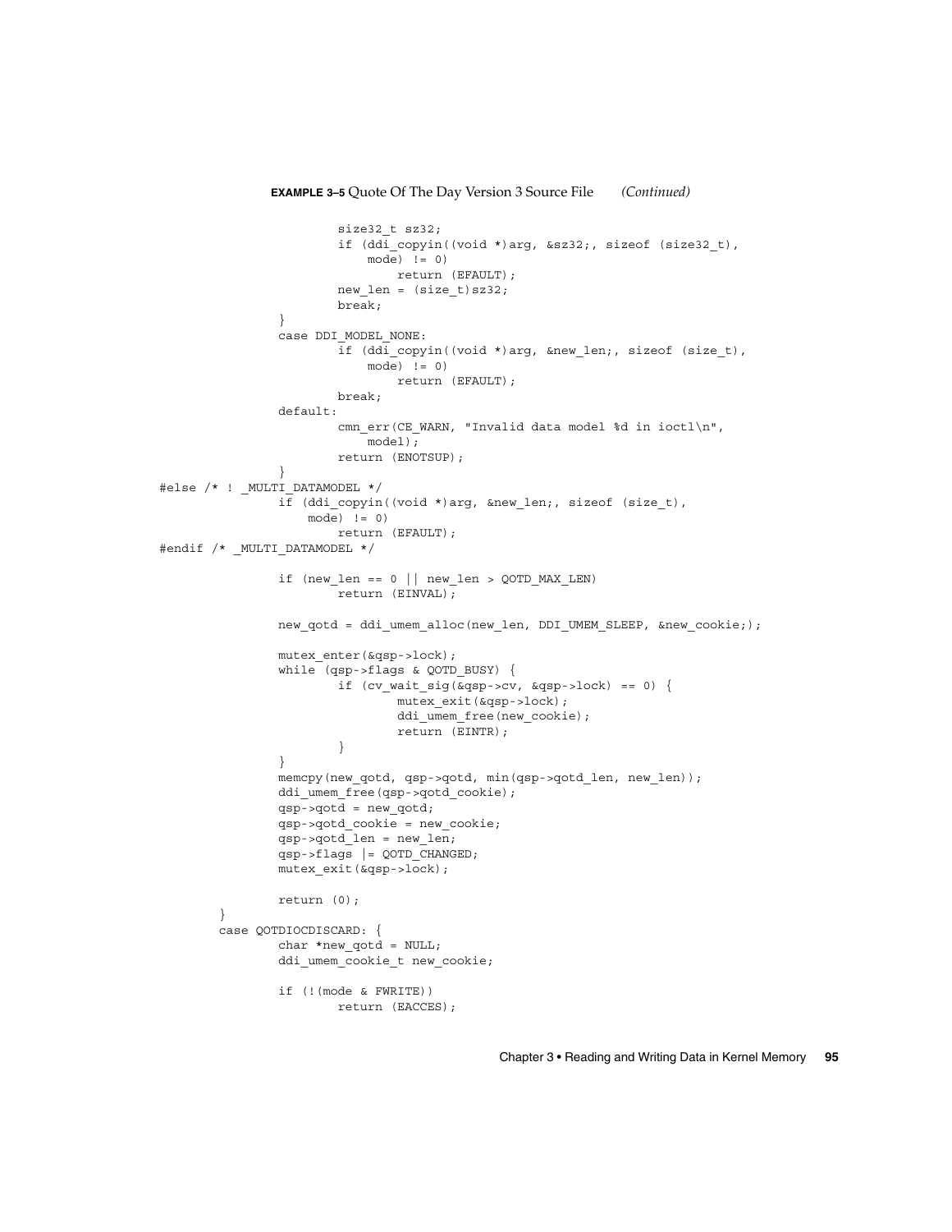**EXAMPLE 3–5** Quote Of The Day Version 3 Source File *(Continued)*

```
                        size32_t sz32;
                        if (ddi_copyin((void *)arg, &sz32;, sizeof (size32_t),
                            mode) != 0)
                                return (EFAULT);
                        new_len = (size_t)sz32;
                        break;
                }
                case DDI_MODEL_NONE:
                        if (ddi_copyin((void *)arg, &new_len;, sizeof (size_t),
                            mode) != 0)
                                return (EFAULT);
                        break;
                default:
                        cmn_err(CE_WARN, "Invalid data model %d in ioctl\n",
                            model);
                        return (ENOTSUP);
                }
#else /* ! _MULTI_DATAMODEL */
                if (ddi_copyin((void *)arg, &new_len;, sizeof (size_t),
                    mode) != 0)
                        return (EFAULT);
#endif /* _MULTI_DATAMODEL */

                if (new_len == 0 || new_len > QOTD_MAX_LEN)
                        return (EINVAL);

                new_qotd = ddi_umem_alloc(new_len, DDI_UMEM_SLEEP, &new_cookie;);

                mutex_enter(&qsp->lock);
                while (qsp->flags & QOTD_BUSY) {
                        if (cv_wait_sig(&qsp->cv, &qsp->lock) == 0) {
                                mutex_exit(&qsp->lock);
                                ddi_umem_free(new_cookie);
                                return (EINTR);
                        }
                }
                memcpy(new_qotd, qsp->qotd, min(qsp->qotd_len, new_len));
                ddi_umem_free(qsp->qotd_cookie);
                qsp->qotd = new_qotd;
                qsp->qotd_cookie = new_cookie;
                qsp->qotd_len = new_len;
                qsp->flags |= QOTD_CHANGED;
                mutex_exit(&qsp->lock);

                return (0);
        }
        case QOTDIOCDISCARD: {
                char *new_qotd = NULL;
                ddi_umem_cookie_t new_cookie;

                if (!(mode & FWRITE))
                        return (EACCES);
```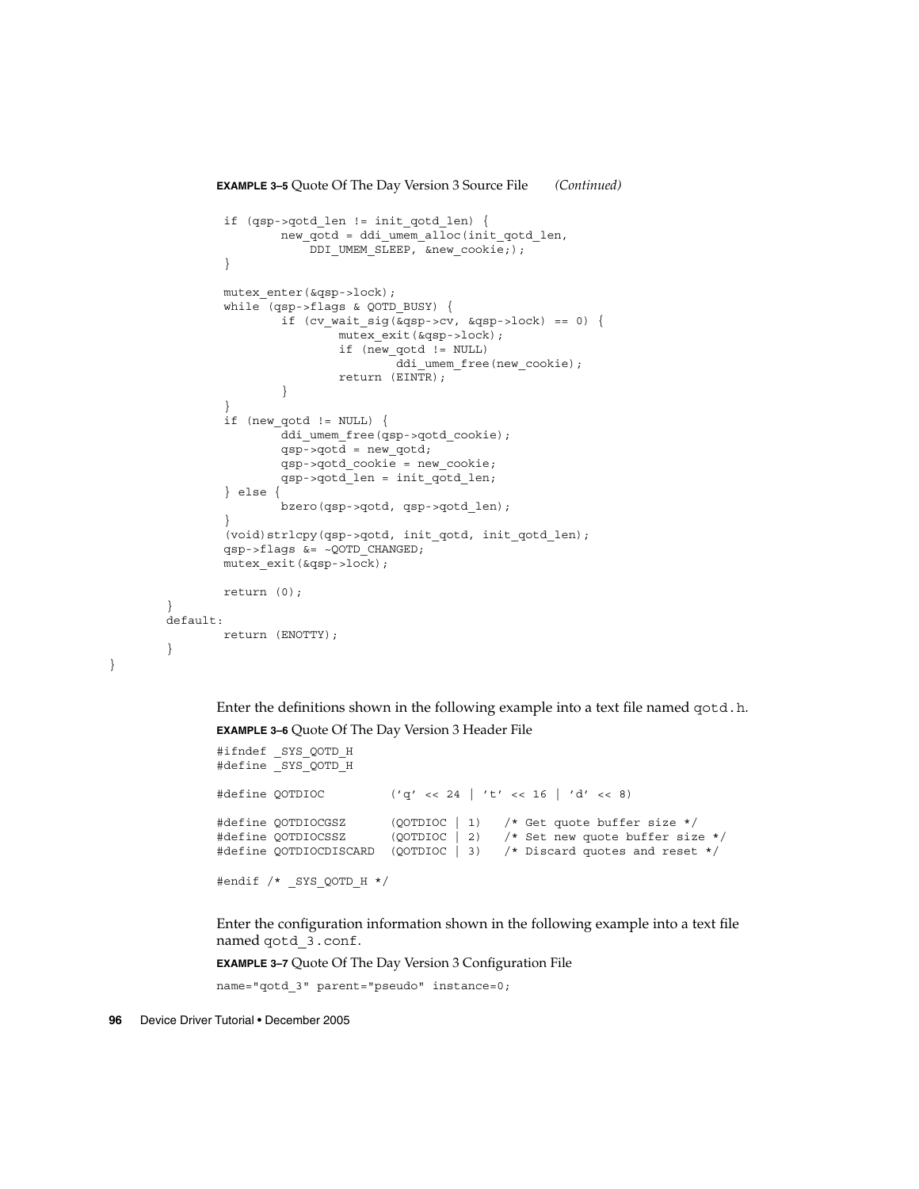**EXAMPLE 3–5** Quote Of The Day Version 3 Source File *(Continued)*

```
                if (qsp->qotd_len != init_qotd_len) {
                        new_qotd = ddi_umem_alloc(init_qotd_len,
                            DDI_UMEM_SLEEP, &new_cookie;);
                }

                mutex_enter(&qsp->lock);
                while (qsp->flags & QOTD_BUSY) {
                        if (cv_wait_sig(&qsp->cv, &qsp->lock) == 0) {
                                mutex_exit(&qsp->lock);
                                if (new_qotd != NULL)
                                        ddi_umem_free(new_cookie);
                                return (EINTR);
                        }
                }
                if (new_qotd != NULL) {
                        ddi_umem_free(qsp->qotd_cookie);
                        qsp->qotd = new_qotd;
                        qsp->qotd_cookie = new_cookie;
                        qsp->qotd_len = init_qotd_len;
                } else {
                        bzero(qsp->qotd, qsp->qotd_len);
                }
                (void)strlcpy(qsp->qotd, init_qotd, init_qotd_len);
                qsp->flags &= ~QOTD_CHANGED;
                mutex_exit(&qsp->lock);

                return (0);
        }
        default:
                return (ENOTTY);
        }
}
```

Enter the definitions shown in the following example into a text file named `qotd.h`.

**EXAMPLE 3–6** Quote Of The Day Version 3 Header File

```
#ifndef _SYS_QOTD_H
#define _SYS_QOTD_H

#define QOTDIOC         ('q' << 24 | 't' << 16 | 'd' << 8)

#define QOTDIOCGSZ      (QOTDIOC | 1)   /* Get quote buffer size */
#define QOTDIOCSSZ      (QOTDIOC | 2)   /* Set new quote buffer size */
#define QOTDIOCDISCARD  (QOTDIOC | 3)   /* Discard quotes and reset */

#endif /* _SYS_QOTD_H */
```

Enter the configuration information shown in the following example into a text file named `qotd_3.conf`.

**EXAMPLE 3–7** Quote Of The Day Version 3 Configuration File

```
name="qotd_3" parent="pseudo" instance=0;
```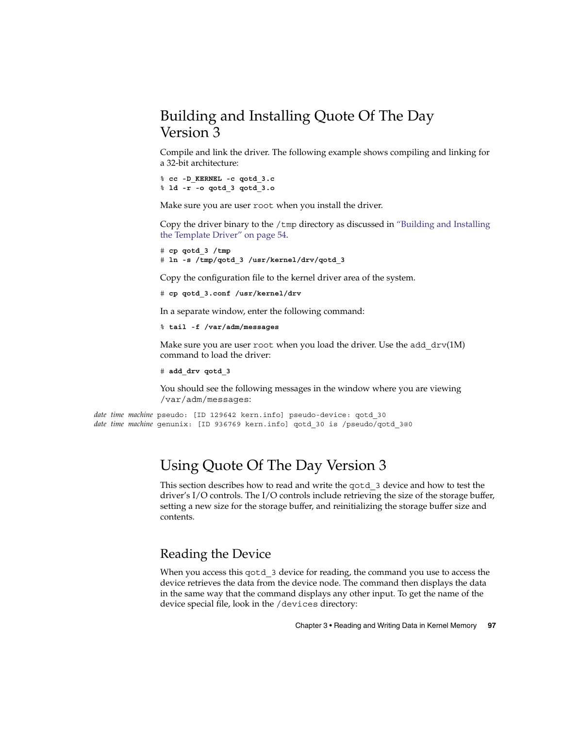## Building and Installing Quote Of The Day Version 3

Compile and link the driver. The following example shows compiling and linking for a 32-bit architecture:

```
% cc -D_KERNEL -c qotd_3.c
% ld -r -o qotd_3 qotd_3.o
```

Make sure you are user `root` when you install the driver.

Copy the driver binary to the `/tmp` directory as discussed in "Building and Installing the Template Driver" on page 54.

```
# cp qotd_3 /tmp
# ln -s /tmp/qotd_3 /usr/kernel/drv/qotd_3
```

Copy the configuration file to the kernel driver area of the system.

```
# cp qotd_3.conf /usr/kernel/drv
```

In a separate window, enter the following command:

```
% tail -f /var/adm/messages
```

Make sure you are user `root` when you load the driver. Use the `add_drv`(1M) command to load the driver:

```
# add_drv qotd_3
```

You should see the following messages in the window where you are viewing `/var/adm/messages`:

```
date time machine pseudo: [ID 129642 kern.info] pseudo-device: qotd_30
date time machine genunix: [ID 936769 kern.info] qotd_30 is /pseudo/qotd_3@0
```

## Using Quote Of The Day Version 3

This section describes how to read and write the `qotd_3` device and how to test the driver's I/O controls. The I/O controls include retrieving the size of the storage buffer, setting a new size for the storage buffer, and reinitializing the storage buffer size and contents.

### Reading the Device

When you access this `qotd_3` device for reading, the command you use to access the device retrieves the data from the device node. The command then displays the data in the same way that the command displays any other input. To get the name of the device special file, look in the `/devices` directory: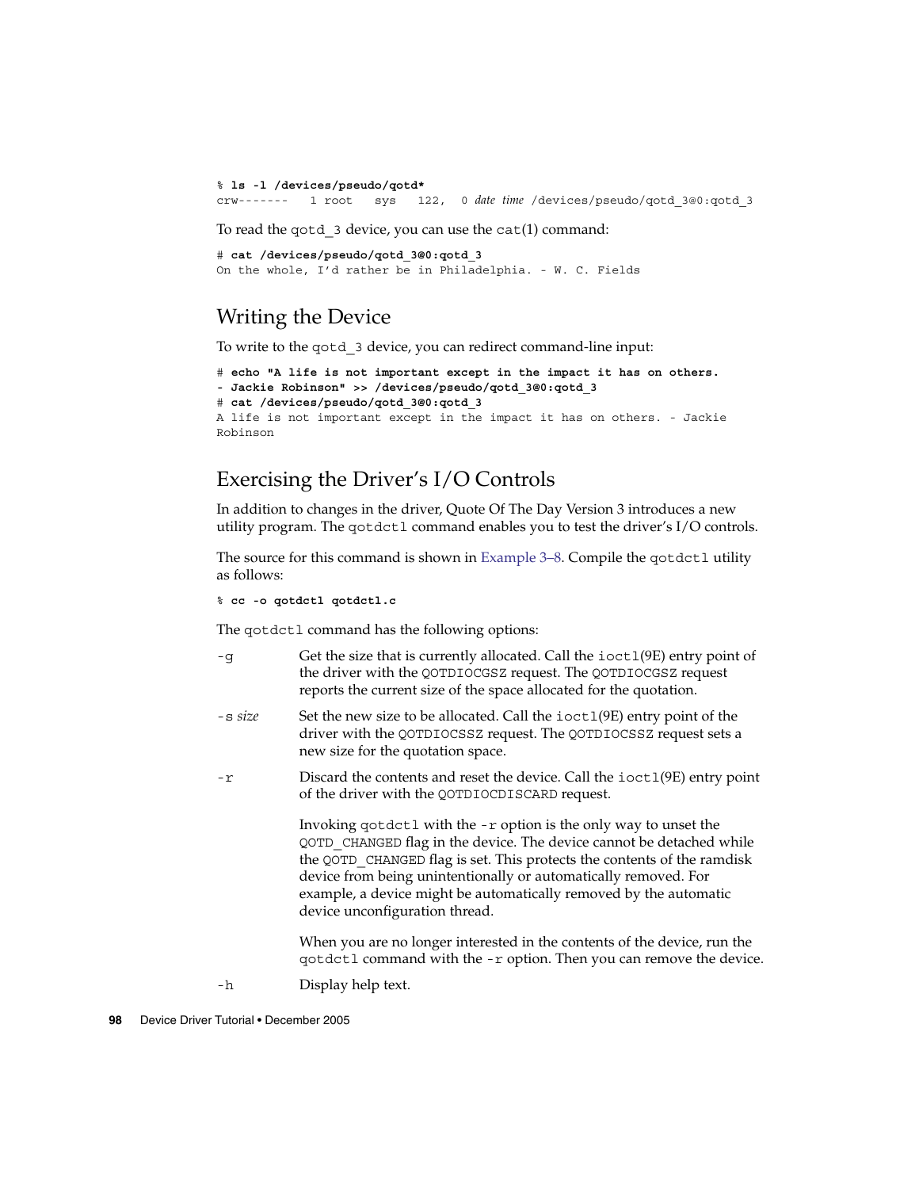```
% ls -l /devices/pseudo/qotd*
crw-------   1 root   sys   122,  0 date time /devices/pseudo/qotd_3@0:qotd_3
```

To read the qotd_3 device, you can use the cat(1) command:

```
# cat /devices/pseudo/qotd_3@0:qotd_3
On the whole, I'd rather be in Philadelphia. - W. C. Fields
```

## Writing the Device

To write to the qotd_3 device, you can redirect command-line input:

```
# echo "A life is not important except in the impact it has on others.
- Jackie Robinson" >> /devices/pseudo/qotd_3@0:qotd_3
# cat /devices/pseudo/qotd_3@0:qotd_3
A life is not important except in the impact it has on others. - Jackie
Robinson
```

## Exercising the Driver's I/O Controls

In addition to changes in the driver, Quote Of The Day Version 3 introduces a new utility program. The qotdctl command enables you to test the driver's I/O controls.

The source for this command is shown in Example 3–8. Compile the qotdctl utility as follows:

```
% cc -o qotdctl qotdctl.c
```

The qotdctl command has the following options:

-g
: Get the size that is currently allocated. Call the ioctl(9E) entry point of the driver with the QOTDIOCGSZ request. The QOTDIOCGSZ request reports the current size of the space allocated for the quotation.

-s *size*
: Set the new size to be allocated. Call the ioctl(9E) entry point of the driver with the QOTDIOCSSZ request. The QOTDIOCSSZ request sets a new size for the quotation space.

-r
: Discard the contents and reset the device. Call the ioctl(9E) entry point of the driver with the QOTDIOCDISCARD request.

  Invoking qotdctl with the -r option is the only way to unset the QOTD_CHANGED flag in the device. The device cannot be detached while the QOTD_CHANGED flag is set. This protects the contents of the ramdisk device from being unintentionally or automatically removed. For example, a device might be automatically removed by the automatic device unconfiguration thread.

  When you are no longer interested in the contents of the device, run the qotdctl command with the -r option. Then you can remove the device.

-h
: Display help text.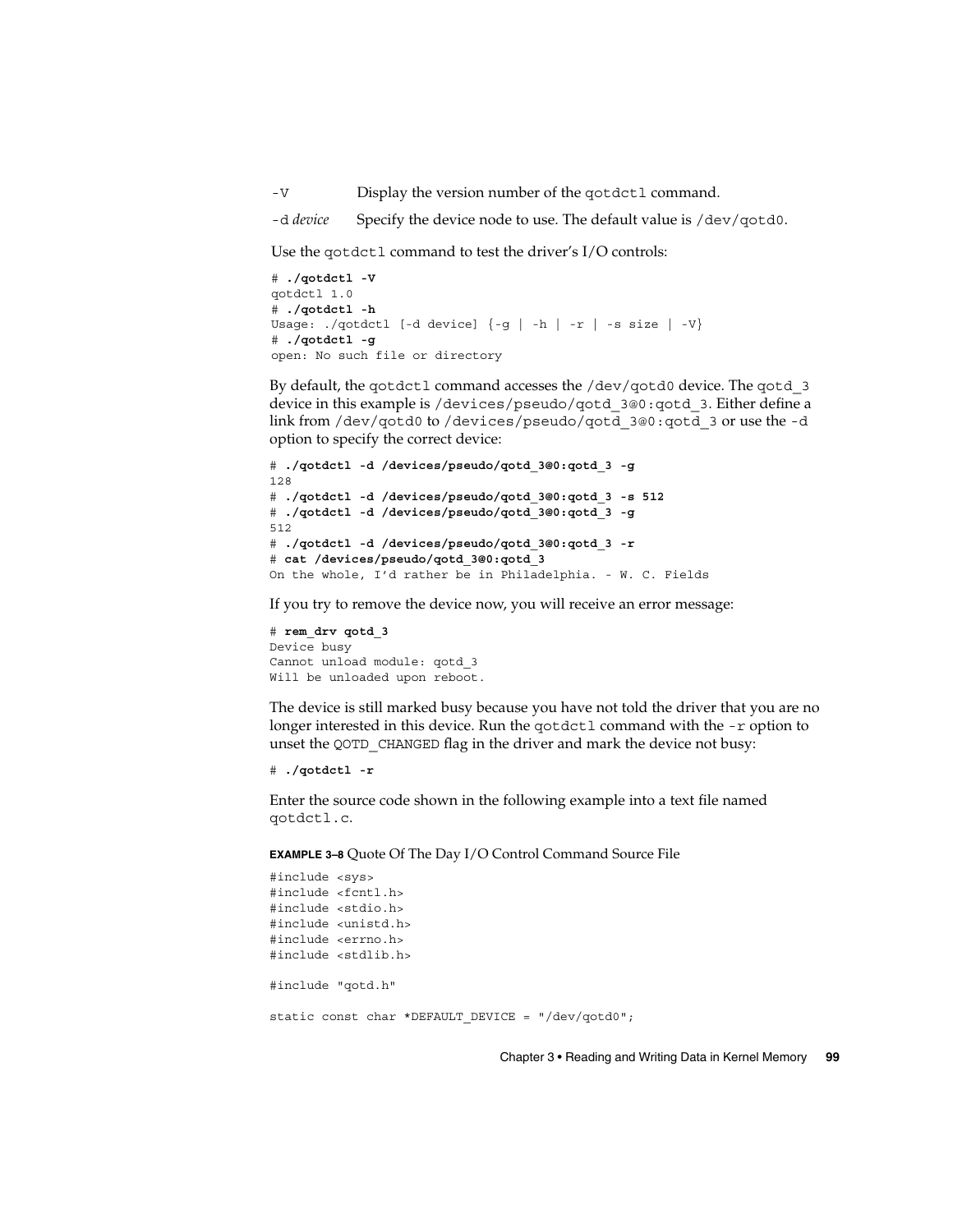-V Display the version number of the qotdctl command.

-d *device* Specify the device node to use. The default value is /dev/qotd0.

Use the qotdctl command to test the driver's I/O controls:

```
# ./qotdctl -V
qotdctl 1.0
# ./qotdctl -h
Usage: ./qotdctl [-d device] {-g | -h | -r | -s size | -V}
# ./qotdctl -g
open: No such file or directory
```

By default, the qotdctl command accesses the /dev/qotd0 device. The qotd_3 device in this example is /devices/pseudo/qotd_3@0:qotd_3. Either define a link from /dev/qotd0 to /devices/pseudo/qotd_3@0:qotd_3 or use the -d option to specify the correct device:

```
# ./qotdctl -d /devices/pseudo/qotd_3@0:qotd_3 -g
128
# ./qotdctl -d /devices/pseudo/qotd_3@0:qotd_3 -s 512
# ./qotdctl -d /devices/pseudo/qotd_3@0:qotd_3 -g
512
# ./qotdctl -d /devices/pseudo/qotd_3@0:qotd_3 -r
# cat /devices/pseudo/qotd_3@0:qotd_3
On the whole, I'd rather be in Philadelphia. - W. C. Fields
```

If you try to remove the device now, you will receive an error message:

```
# rem_drv qotd_3
Device busy
Cannot unload module: qotd_3
Will be unloaded upon reboot.
```

The device is still marked busy because you have not told the driver that you are no longer interested in this device. Run the qotdctl command with the -r option to unset the QOTD_CHANGED flag in the driver and mark the device not busy:

```
# ./qotdctl -r
```

Enter the source code shown in the following example into a text file named qotdctl.c.

**EXAMPLE 3–8** Quote Of The Day I/O Control Command Source File

```
#include <sys>
#include <fcntl.h>
#include <stdio.h>
#include <unistd.h>
#include <errno.h>
#include <stdlib.h>

#include "qotd.h"

static const char *DEFAULT_DEVICE = "/dev/qotd0";
```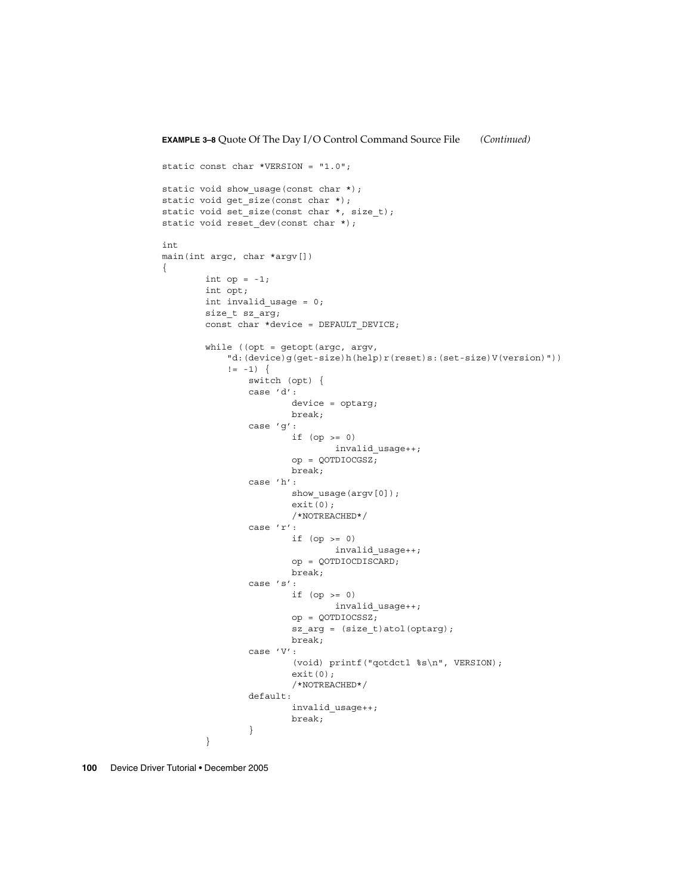**EXAMPLE 3–8** Quote Of The Day I/O Control Command Source File *(Continued)*

```
static const char *VERSION = "1.0";

static void show_usage(const char *);
static void get_size(const char *);
static void set_size(const char *, size_t);
static void reset_dev(const char *);

int
main(int argc, char *argv[])
{
        int op = -1;
        int opt;
        int invalid_usage = 0;
        size_t sz_arg;
        const char *device = DEFAULT_DEVICE;

        while ((opt = getopt(argc, argv,
            "d:(device)g(get-size)h(help)r(reset)s:(set-size)V(version)"))
            != -1) {
                switch (opt) {
                case 'd':
                        device = optarg;
                        break;
                case 'g':
                        if (op >= 0)
                                invalid_usage++;
                        op = QOTDIOCGSZ;
                        break;
                case 'h':
                        show_usage(argv[0]);
                        exit(0);
                        /*NOTREACHED*/
                case 'r':
                        if (op >= 0)
                                invalid_usage++;
                        op = QOTDIOCDISCARD;
                        break;
                case 's':
                        if (op >= 0)
                                invalid_usage++;
                        op = QOTDIOCSSZ;
                        sz_arg = (size_t)atol(optarg);
                        break;
                case 'V':
                        (void) printf("qotdctl %s\n", VERSION);
                        exit(0);
                        /*NOTREACHED*/
                default:
                        invalid_usage++;
                        break;
                }
        }
```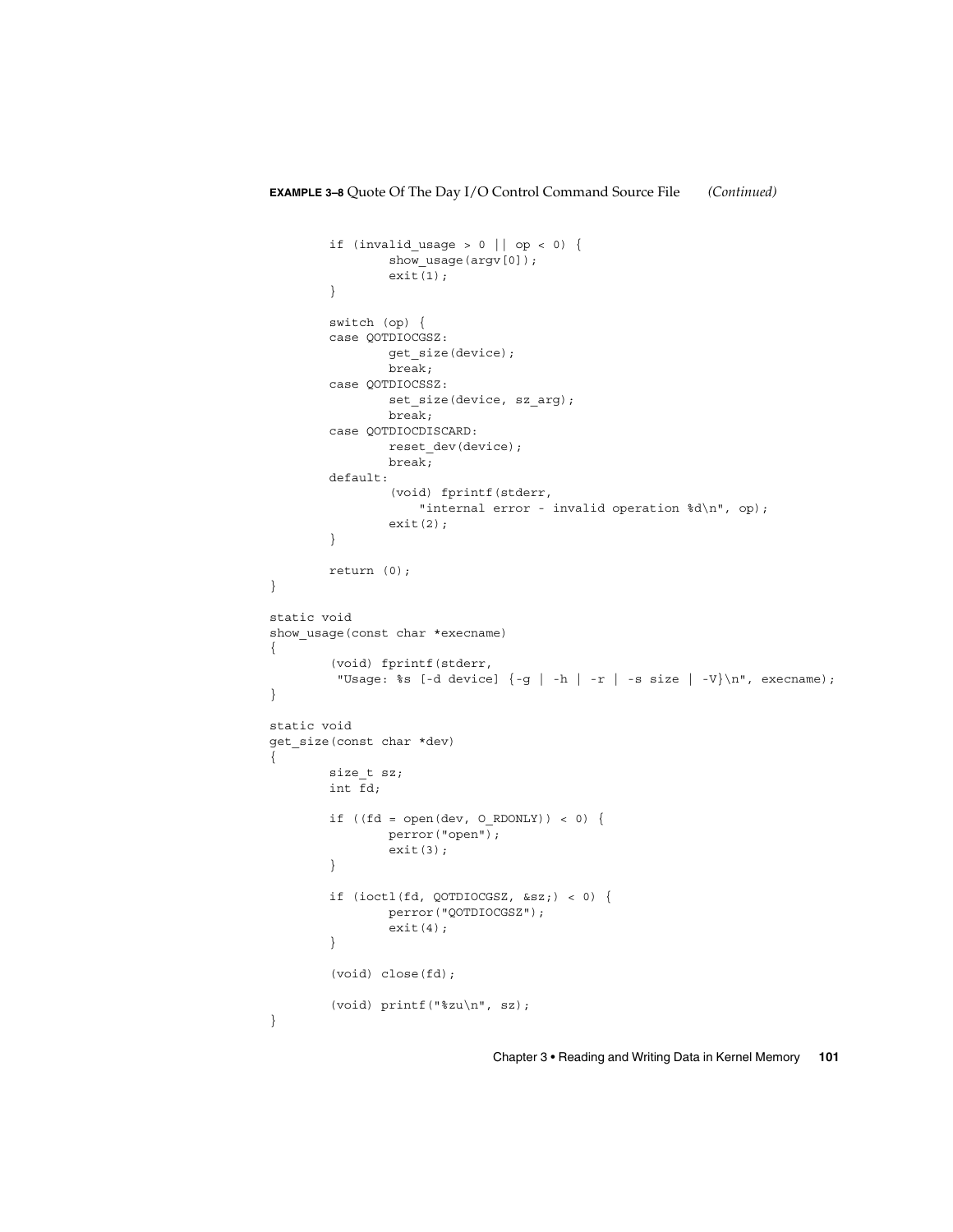**EXAMPLE 3–8** Quote Of The Day I/O Control Command Source File *(Continued)*

```
        if (invalid_usage > 0 || op < 0) {
                show_usage(argv[0]);
                exit(1);
        }

        switch (op) {
        case QOTDIOCGSZ:
                get_size(device);
                break;
        case QOTDIOCSSZ:
                set_size(device, sz_arg);
                break;
        case QOTDIOCDISCARD:
                reset_dev(device);
                break;
        default:
                (void) fprintf(stderr,
                    "internal error - invalid operation %d\n", op);
                exit(2);
        }

        return (0);
}

static void
show_usage(const char *execname)
{
        (void) fprintf(stderr,
         "Usage: %s [-d device] {-g | -h | -r | -s size | -V}\n", execname);
}

static void
get_size(const char *dev)
{
        size_t sz;
        int fd;

        if ((fd = open(dev, O_RDONLY)) < 0) {
                perror("open");
                exit(3);
        }

        if (ioctl(fd, QOTDIOCGSZ, &sz;) < 0) {
                perror("QOTDIOCGSZ");
                exit(4);
        }

        (void) close(fd);

        (void) printf("%zu\n", sz);
}
```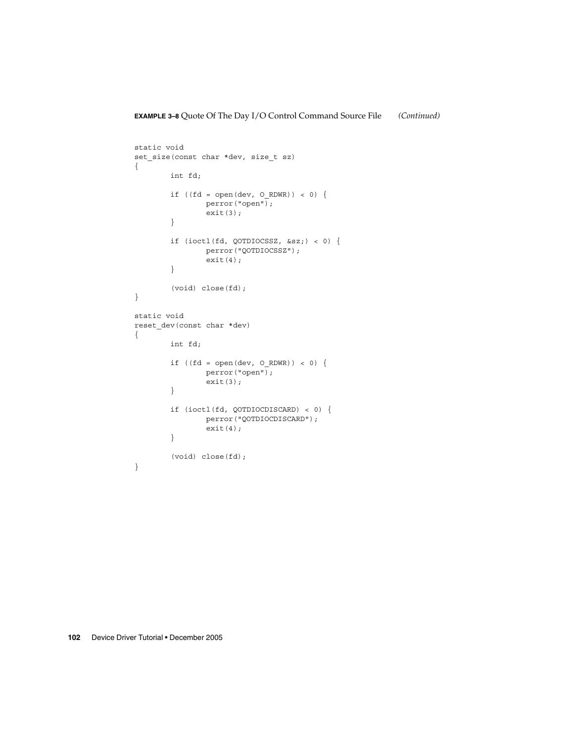**EXAMPLE 3–8** Quote Of The Day I/O Control Command Source File *(Continued)*

```
static void
set_size(const char *dev, size_t sz)
{
        int fd;

        if ((fd = open(dev, O_RDWR)) < 0) {
                perror("open");
                exit(3);
        }

        if (ioctl(fd, QOTDIOCSSZ, &sz;) < 0) {
                perror("QOTDIOCSSZ");
                exit(4);
        }

        (void) close(fd);
}

static void
reset_dev(const char *dev)
{
        int fd;

        if ((fd = open(dev, O_RDWR)) < 0) {
                perror("open");
                exit(3);
        }

        if (ioctl(fd, QOTDIOCDISCARD) < 0) {
                perror("QOTDIOCDISCARD");
                exit(4);
        }

        (void) close(fd);
}
```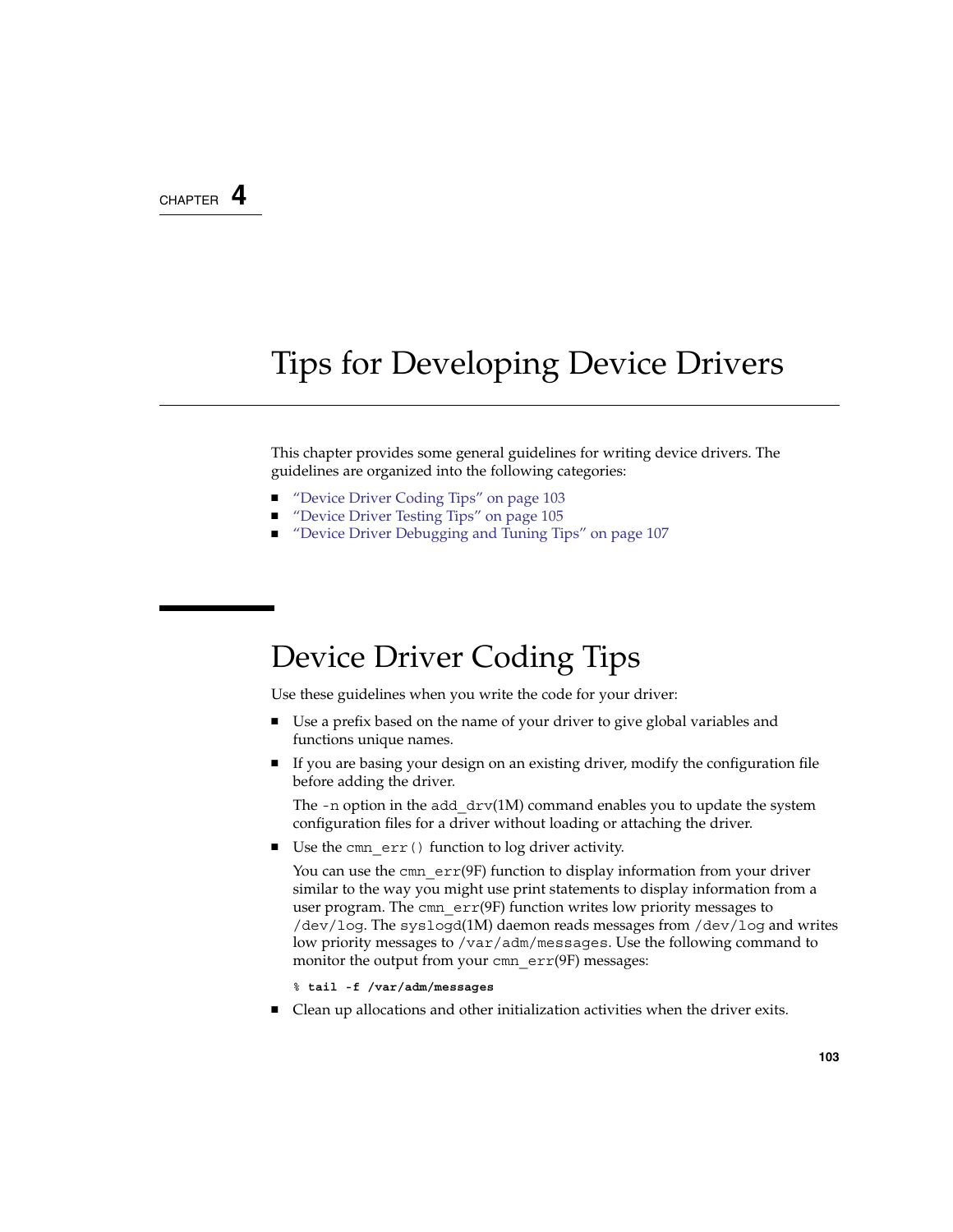CHAPTER 4

# Tips for Developing Device Drivers

This chapter provides some general guidelines for writing device drivers. The guidelines are organized into the following categories:

- "Device Driver Coding Tips" on page 103
- "Device Driver Testing Tips" on page 105
- "Device Driver Debugging and Tuning Tips" on page 107

## Device Driver Coding Tips

Use these guidelines when you write the code for your driver:

- Use a prefix based on the name of your driver to give global variables and functions unique names.
- If you are basing your design on an existing driver, modify the configuration file before adding the driver.

  The `-n` option in the `add_drv`(1M) command enables you to update the system configuration files for a driver without loading or attaching the driver.
- Use the `cmn_err()` function to log driver activity.

  You can use the `cmn_err`(9F) function to display information from your driver similar to the way you might use print statements to display information from a user program. The `cmn_err`(9F) function writes low priority messages to `/dev/log`. The `syslogd`(1M) daemon reads messages from `/dev/log` and writes low priority messages to `/var/adm/messages`. Use the following command to monitor the output from your `cmn_err`(9F) messages:

  ```
  % tail -f /var/adm/messages
  ```
- Clean up allocations and other initialization activities when the driver exits.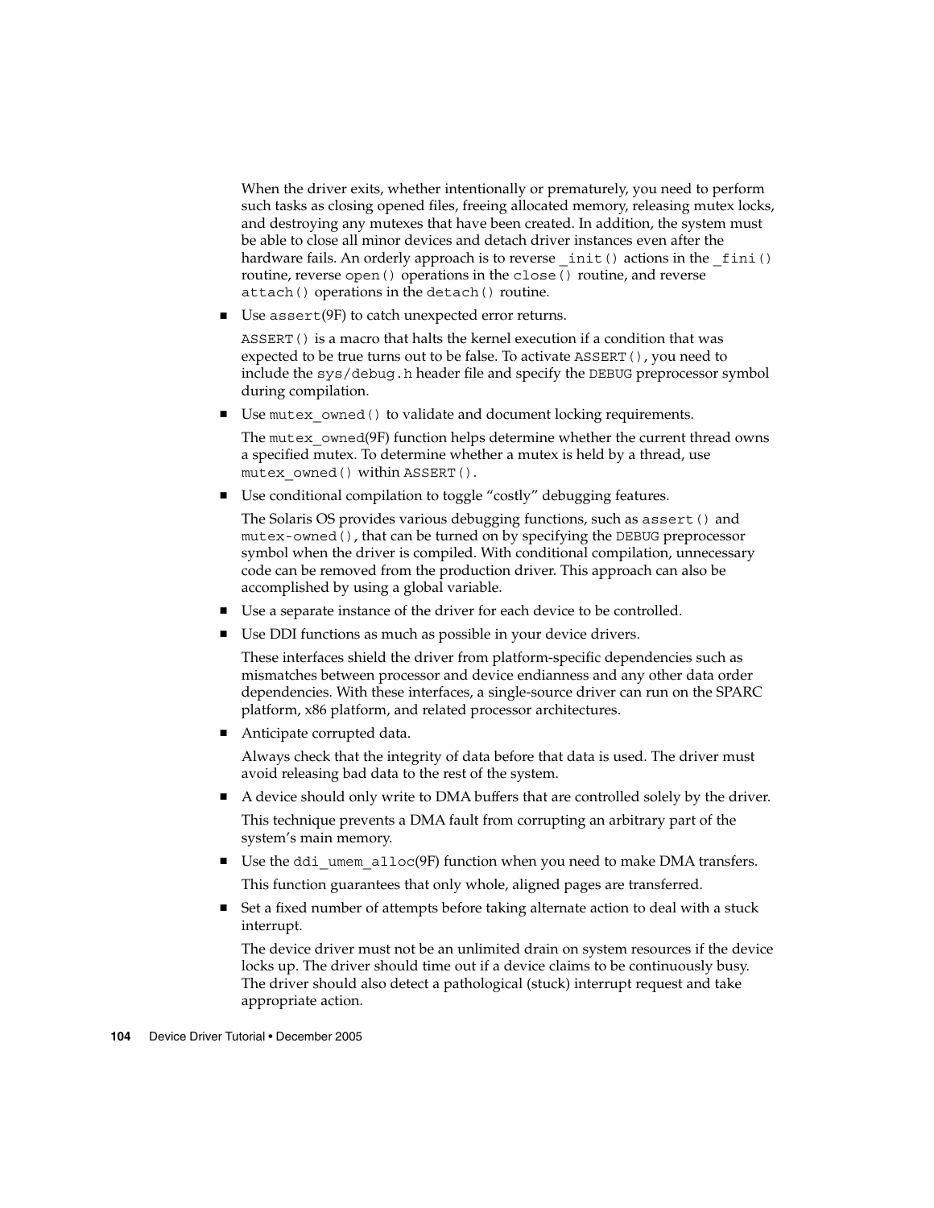When the driver exits, whether intentionally or prematurely, you need to perform such tasks as closing opened files, freeing allocated memory, releasing mutex locks, and destroying any mutexes that have been created. In addition, the system must be able to close all minor devices and detach driver instances even after the hardware fails. An orderly approach is to reverse `_init()` actions in the `_fini()` routine, reverse `open()` operations in the `close()` routine, and reverse `attach()` operations in the `detach()` routine.

- Use `assert`(9F) to catch unexpected error returns.

  `ASSERT()` is a macro that halts the kernel execution if a condition that was expected to be true turns out to be false. To activate `ASSERT()`, you need to include the `sys/debug.h` header file and specify the `DEBUG` preprocessor symbol during compilation.

- Use `mutex_owned()` to validate and document locking requirements.

  The `mutex_owned`(9F) function helps determine whether the current thread owns a specified mutex. To determine whether a mutex is held by a thread, use `mutex_owned()` within `ASSERT()`.

- Use conditional compilation to toggle "costly" debugging features.

  The Solaris OS provides various debugging functions, such as `assert()` and `mutex-owned()`, that can be turned on by specifying the `DEBUG` preprocessor symbol when the driver is compiled. With conditional compilation, unnecessary code can be removed from the production driver. This approach can also be accomplished by using a global variable.

- Use a separate instance of the driver for each device to be controlled.
- Use DDI functions as much as possible in your device drivers.

  These interfaces shield the driver from platform-specific dependencies such as mismatches between processor and device endianness and any other data order dependencies. With these interfaces, a single-source driver can run on the SPARC platform, x86 platform, and related processor architectures.

- Anticipate corrupted data.

  Always check that the integrity of data before that data is used. The driver must avoid releasing bad data to the rest of the system.

- A device should only write to DMA buffers that are controlled solely by the driver.

  This technique prevents a DMA fault from corrupting an arbitrary part of the system's main memory.

- Use the `ddi_umem_alloc`(9F) function when you need to make DMA transfers.

  This function guarantees that only whole, aligned pages are transferred.

- Set a fixed number of attempts before taking alternate action to deal with a stuck interrupt.

  The device driver must not be an unlimited drain on system resources if the device locks up. The driver should time out if a device claims to be continuously busy. The driver should also detect a pathological (stuck) interrupt request and take appropriate action.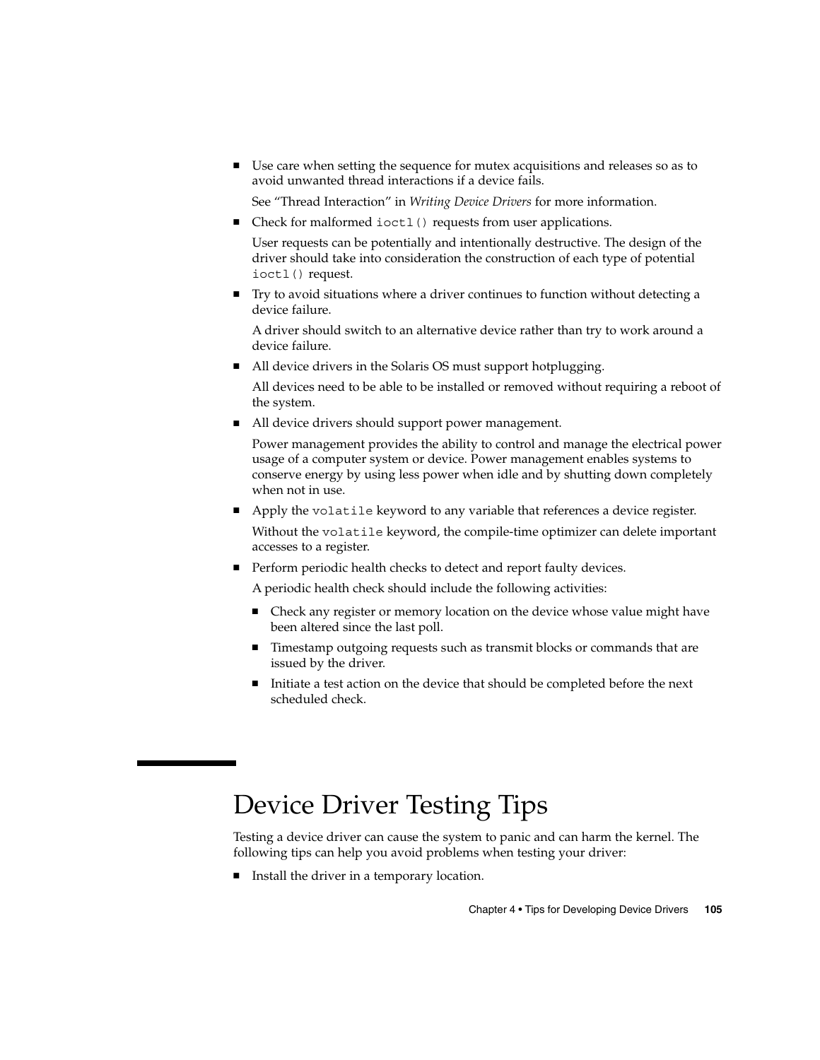- Use care when setting the sequence for mutex acquisitions and releases so as to avoid unwanted thread interactions if a device fails.

  See "Thread Interaction" in *Writing Device Drivers* for more information.

- Check for malformed `ioctl()` requests from user applications.

  User requests can be potentially and intentionally destructive. The design of the driver should take into consideration the construction of each type of potential `ioctl()` request.

- Try to avoid situations where a driver continues to function without detecting a device failure.

  A driver should switch to an alternative device rather than try to work around a device failure.

- All device drivers in the Solaris OS must support hotplugging.

  All devices need to be able to be installed or removed without requiring a reboot of the system.

- All device drivers should support power management.

  Power management provides the ability to control and manage the electrical power usage of a computer system or device. Power management enables systems to conserve energy by using less power when idle and by shutting down completely when not in use.

- Apply the `volatile` keyword to any variable that references a device register.

  Without the `volatile` keyword, the compile-time optimizer can delete important accesses to a register.

- Perform periodic health checks to detect and report faulty devices.

  A periodic health check should include the following activities:

  - Check any register or memory location on the device whose value might have been altered since the last poll.
  - Timestamp outgoing requests such as transmit blocks or commands that are issued by the driver.
  - Initiate a test action on the device that should be completed before the next scheduled check.

# Device Driver Testing Tips

Testing a device driver can cause the system to panic and can harm the kernel. The following tips can help you avoid problems when testing your driver:

- Install the driver in a temporary location.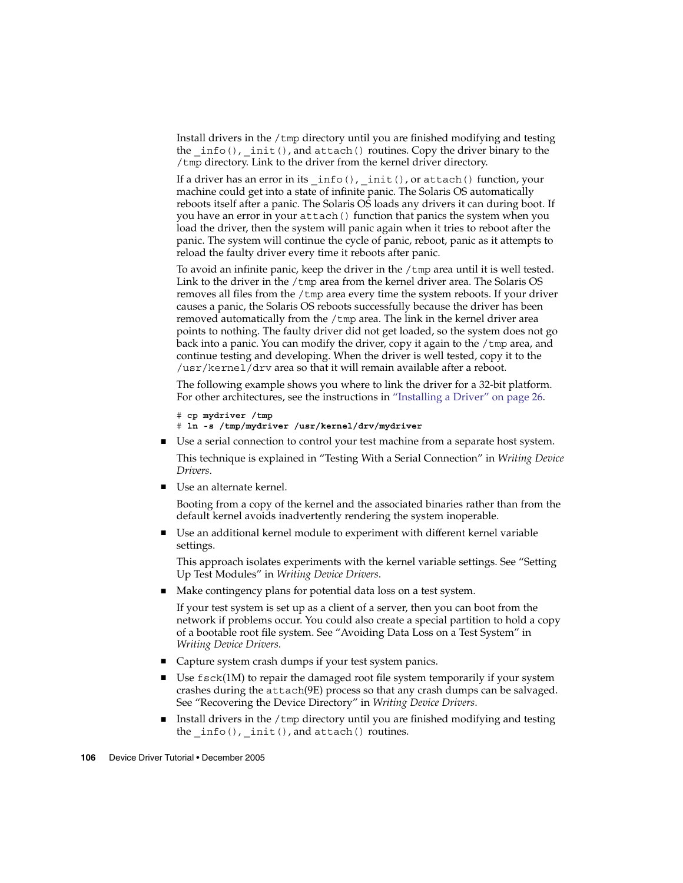Install drivers in the /tmp directory until you are finished modifying and testing the _info(), _init(), and attach() routines. Copy the driver binary to the /tmp directory. Link to the driver from the kernel driver directory.

If a driver has an error in its _info(), _init(), or attach() function, your machine could get into a state of infinite panic. The Solaris OS automatically reboots itself after a panic. The Solaris OS loads any drivers it can during boot. If you have an error in your attach() function that panics the system when you load the driver, then the system will panic again when it tries to reboot after the panic. The system will continue the cycle of panic, reboot, panic as it attempts to reload the faulty driver every time it reboots after panic.

To avoid an infinite panic, keep the driver in the /tmp area until it is well tested. Link to the driver in the /tmp area from the kernel driver area. The Solaris OS removes all files from the /tmp area every time the system reboots. If your driver causes a panic, the Solaris OS reboots successfully because the driver has been removed automatically from the /tmp area. The link in the kernel driver area points to nothing. The faulty driver did not get loaded, so the system does not go back into a panic. You can modify the driver, copy it again to the /tmp area, and continue testing and developing. When the driver is well tested, copy it to the /usr/kernel/drv area so that it will remain available after a reboot.

The following example shows you where to link the driver for a 32-bit platform. For other architectures, see the instructions in "Installing a Driver" on page 26.

```
# cp mydriver /tmp
# ln -s /tmp/mydriver /usr/kernel/drv/mydriver
```

- Use a serial connection to control your test machine from a separate host system.

  This technique is explained in "Testing With a Serial Connection" in *Writing Device Drivers*.

- Use an alternate kernel.

  Booting from a copy of the kernel and the associated binaries rather than from the default kernel avoids inadvertently rendering the system inoperable.

- Use an additional kernel module to experiment with different kernel variable settings.

  This approach isolates experiments with the kernel variable settings. See "Setting Up Test Modules" in *Writing Device Drivers*.

- Make contingency plans for potential data loss on a test system.

  If your test system is set up as a client of a server, then you can boot from the network if problems occur. You could also create a special partition to hold a copy of a bootable root file system. See "Avoiding Data Loss on a Test System" in *Writing Device Drivers*.

- Capture system crash dumps if your test system panics.

- Use fsck(1M) to repair the damaged root file system temporarily if your system crashes during the attach(9E) process so that any crash dumps can be salvaged. See "Recovering the Device Directory" in *Writing Device Drivers*.

- Install drivers in the /tmp directory until you are finished modifying and testing the _info(), _init(), and attach() routines.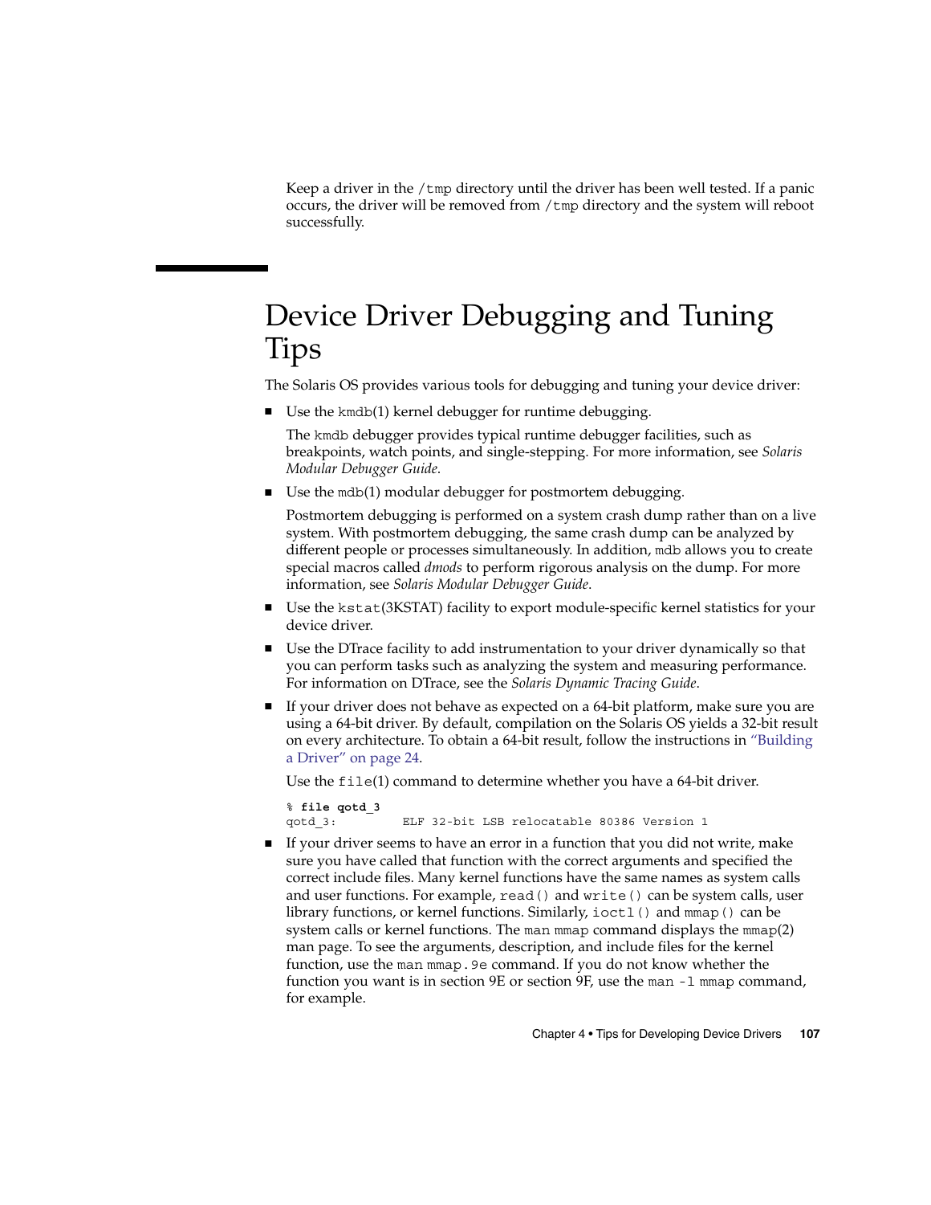Keep a driver in the `/tmp` directory until the driver has been well tested. If a panic occurs, the driver will be removed from `/tmp` directory and the system will reboot successfully.

## Device Driver Debugging and Tuning Tips

The Solaris OS provides various tools for debugging and tuning your device driver:

- Use the `kmdb`(1) kernel debugger for runtime debugging.

  The `kmdb` debugger provides typical runtime debugger facilities, such as breakpoints, watch points, and single-stepping. For more information, see *Solaris Modular Debugger Guide*.

- Use the `mdb`(1) modular debugger for postmortem debugging.

  Postmortem debugging is performed on a system crash dump rather than on a live system. With postmortem debugging, the same crash dump can be analyzed by different people or processes simultaneously. In addition, `mdb` allows you to create special macros called *dmods* to perform rigorous analysis on the dump. For more information, see *Solaris Modular Debugger Guide*.

- Use the `kstat`(3KSTAT) facility to export module-specific kernel statistics for your device driver.

- Use the DTrace facility to add instrumentation to your driver dynamically so that you can perform tasks such as analyzing the system and measuring performance. For information on DTrace, see the *Solaris Dynamic Tracing Guide*.

- If your driver does not behave as expected on a 64-bit platform, make sure you are using a 64-bit driver. By default, compilation on the Solaris OS yields a 32-bit result on every architecture. To obtain a 64-bit result, follow the instructions in "Building a Driver" on page 24.

  Use the `file`(1) command to determine whether you have a 64-bit driver.

  ```
  % file qotd_3
  qotd_3:         ELF 32-bit LSB relocatable 80386 Version 1
  ```

- If your driver seems to have an error in a function that you did not write, make sure you have called that function with the correct arguments and specified the correct include files. Many kernel functions have the same names as system calls and user functions. For example, `read()` and `write()` can be system calls, user library functions, or kernel functions. Similarly, `ioctl()` and `mmap()` can be system calls or kernel functions. The `man mmap` command displays the `mmap`(2) man page. To see the arguments, description, and include files for the kernel function, use the `man mmap.9e` command. If you do not know whether the function you want is in section 9E or section 9F, use the `man -l mmap` command, for example.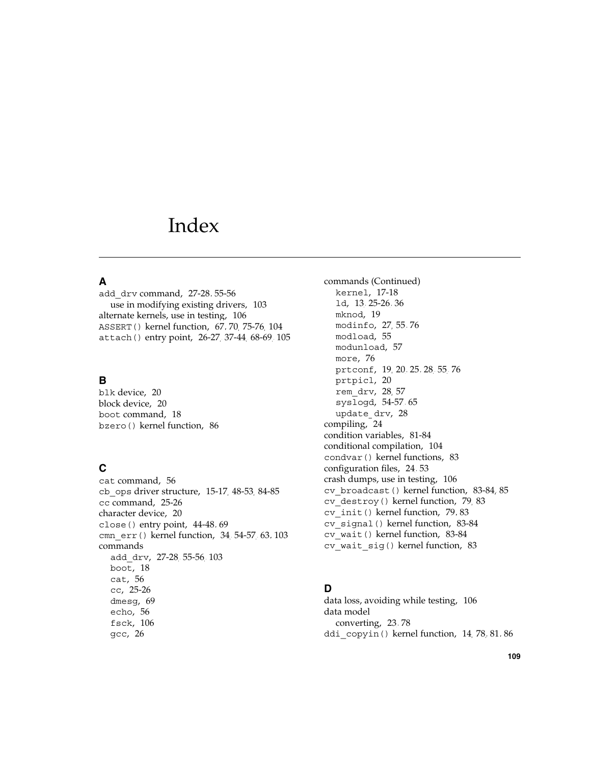# Index

## A

add_drv command, 27-28, 55-56
  use in modifying existing drivers, 103
alternate kernels, use in testing, 106
ASSERT() kernel function, 67, 70, 75-76, 104
attach() entry point, 26-27, 37-44, 68-69, 105

## B

blk device, 20
block device, 20
boot command, 18
bzero() kernel function, 86

## C

cat command, 56
cb_ops driver structure, 15-17, 48-53, 84-85
cc command, 25-26
character device, 20
close() entry point, 44-48, 69
cmn_err() kernel function, 34, 54-57, 63, 103
commands
  add_drv, 27-28, 55-56, 103
  boot, 18
  cat, 56
  cc, 25-26
  dmesg, 69
  echo, 56
  fsck, 106
  gcc, 26

commands (Continued)
  kernel, 17-18
  ld, 13, 25-26, 36
  mknod, 19
  modinfo, 27, 55, 76
  modload, 55
  modunload, 57
  more, 76
  prtconf, 19, 20, 25, 28, 55, 76
  prtpicl, 20
  rem_drv, 28, 57
  syslogd, 54-57, 65
  update_drv, 28
compiling, 24
condition variables, 81-84
conditional compilation, 104
condvar() kernel functions, 83
configuration files, 24, 53
crash dumps, use in testing, 106
cv_broadcast() kernel function, 83-84, 85
cv_destroy() kernel function, 79, 83
cv_init() kernel function, 79, 83
cv_signal() kernel function, 83-84
cv_wait() kernel function, 83-84
cv_wait_sig() kernel function, 83

## D

data loss, avoiding while testing, 106
data model
  converting, 23, 78
ddi_copyin() kernel function, 14, 78, 81, 86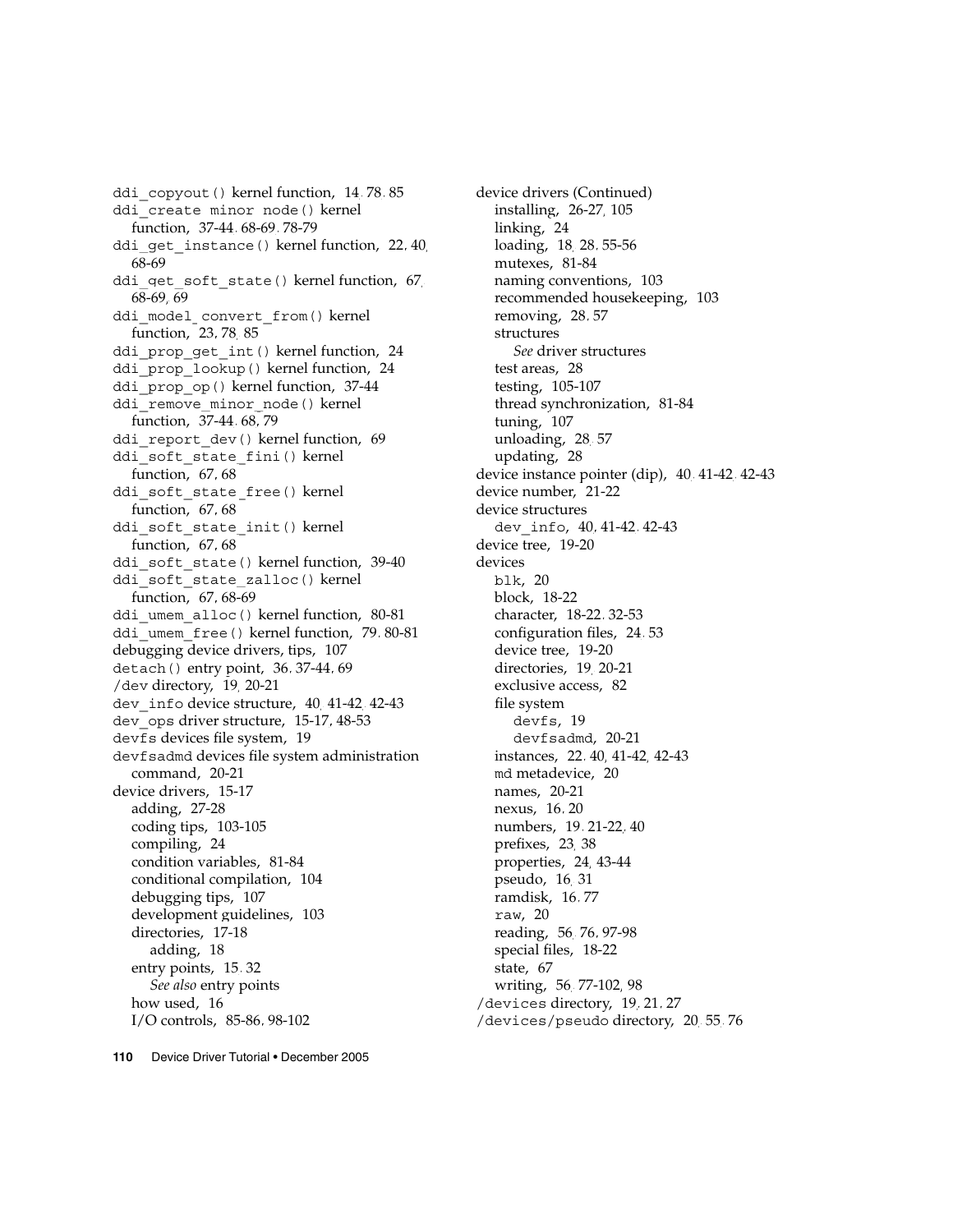ddi_copyout() kernel function, 14, 78, 85
ddi_create_minor_node() kernel function, 37-44, 68-69, 78-79
ddi_get_instance() kernel function, 22, 40, 68-69
ddi_get_soft_state() kernel function, 67, 68-69, 69
ddi_model_convert_from() kernel function, 23, 78, 85
ddi_prop_get_int() kernel function, 24
ddi_prop_lookup() kernel function, 24
ddi_prop_op() kernel function, 37-44
ddi_remove_minor_node() kernel function, 37-44, 68, 79
ddi_report_dev() kernel function, 69
ddi_soft_state_fini() kernel function, 67, 68
ddi_soft_state_free() kernel function, 67, 68
ddi_soft_state_init() kernel function, 67, 68
ddi_soft_state() kernel function, 39-40
ddi_soft_state_zalloc() kernel function, 67, 68-69
ddi_umem_alloc() kernel function, 80-81
ddi_umem_free() kernel function, 79, 80-81
debugging device drivers, tips, 107
detach() entry point, 36, 37-44, 69
/dev directory, 19, 20-21
dev_info device structure, 40, 41-42, 42-43
dev_ops driver structure, 15-17, 48-53
devfs devices file system, 19
devfsadmd devices file system administration command, 20-21
device drivers, 15-17
- adding, 27-28
- coding tips, 103-105
- compiling, 24
- condition variables, 81-84
- conditional compilation, 104
- debugging tips, 107
- development guidelines, 103
- directories, 17-18
  - adding, 18
- entry points, 15, 32
  - *See also* entry points
- how used, 16
- I/O controls, 85-86, 98-102

device drivers (Continued)
- installing, 26-27, 105
- linking, 24
- loading, 18, 28, 55-56
- mutexes, 81-84
- naming conventions, 103
- recommended housekeeping, 103
- removing, 28, 57
- structures
  - *See* driver structures
- test areas, 28
- testing, 105-107
- thread synchronization, 81-84
- tuning, 107
- unloading, 28, 57
- updating, 28

device instance pointer (dip), 40, 41-42, 42-43
device number, 21-22
device structures
- dev_info, 40, 41-42, 42-43

device tree, 19-20
devices
- blk, 20
- block, 18-22
- character, 18-22, 32-53
- configuration files, 24, 53
- device tree, 19-20
- directories, 19, 20-21
- exclusive access, 82
- file system
  - devfs, 19
  - devfsadmd, 20-21
- instances, 22, 40, 41-42, 42-43
- md metadevice, 20
- names, 20-21
- nexus, 16, 20
- numbers, 19, 21-22, 40
- prefixes, 23, 38
- properties, 24, 43-44
- pseudo, 16, 31
- ramdisk, 16, 77
- raw, 20
- reading, 56, 76, 97-98
- special files, 18-22
- state, 67
- writing, 56, 77-102, 98

/devices directory, 19, 21, 27
/devices/pseudo directory, 20, 55, 76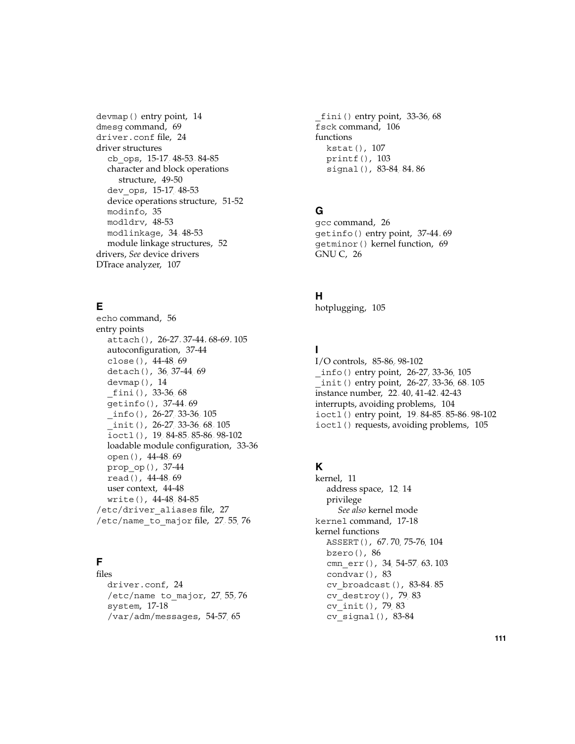devmap() entry point, 14
dmesg command, 69
driver.conf file, 24
driver structures
  cb_ops, 15-17, 48-53, 84-85
  character and block operations
    structure, 49-50
  dev_ops, 15-17, 48-53
  device operations structure, 51-52
  modinfo, 35
  modldrv, 48-53
  modlinkage, 34, 48-53
  module linkage structures, 52
drivers, *See* device drivers
DTrace analyzer, 107

## E

echo command, 56
entry points
  attach(), 26-27, 37-44, 68-69, 105
  autoconfiguration, 37-44
  close(), 44-48, 69
  detach(), 36, 37-44, 69
  devmap(), 14
  _fini(), 33-36, 68
  getinfo(), 37-44, 69
  _info(), 26-27, 33-36, 105
  _init(), 26-27, 33-36, 68, 105
  ioctl(), 19, 84-85, 85-86, 98-102
  loadable module configuration, 33-36
  open(), 44-48, 69
  prop_op(), 37-44
  read(), 44-48, 69
  user context, 44-48
  write(), 44-48, 84-85
/etc/driver_aliases file, 27
/etc/name_to_major file, 27, 55, 76

## F

files
  driver.conf, 24
  /etc/name to_major, 27, 55, 76
  system, 17-18
  /var/adm/messages, 54-57, 65

_fini() entry point, 33-36, 68
fsck command, 106
functions
  kstat(), 107
  printf(), 103
  signal(), 83-84, 84, 86

## G

gcc command, 26
getinfo() entry point, 37-44, 69
getminor() kernel function, 69
GNU C, 26

## H

hotplugging, 105

## I

I/O controls, 85-86, 98-102
_info() entry point, 26-27, 33-36, 105
_init() entry point, 26-27, 33-36, 68, 105
instance number, 22, 40, 41-42, 42-43
interrupts, avoiding problems, 104
ioctl() entry point, 19, 84-85, 85-86, 98-102
ioctl() requests, avoiding problems, 105

## K

kernel, 11
  address space, 12, 14
  privilege
    *See also* kernel mode
kernel command, 17-18
kernel functions
  ASSERT(), 67, 70, 75-76, 104
  bzero(), 86
  cmn_err(), 34, 54-57, 63, 103
  condvar(), 83
  cv_broadcast(), 83-84, 85
  cv_destroy(), 79, 83
  cv_init(), 79, 83
  cv_signal(), 83-84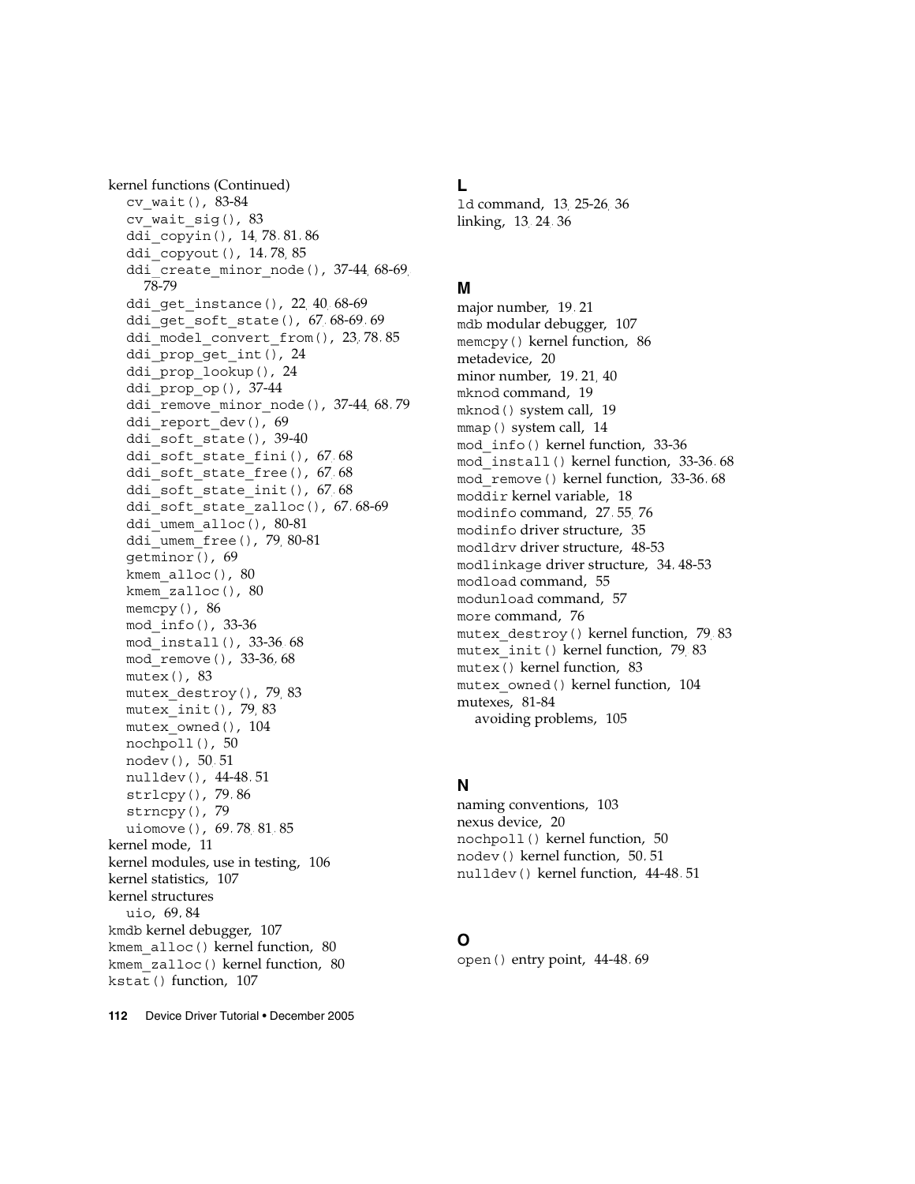kernel functions (Continued)
  cv_wait(), 83-84
  cv_wait_sig(), 83
  ddi_copyin(), 14, 78, 81, 86
  ddi_copyout(), 14, 78, 85
  ddi_create_minor_node(), 37-44, 68-69, 78-79
  ddi_get_instance(), 22, 40, 68-69
  ddi_get_soft_state(), 67, 68-69, 69
  ddi_model_convert_from(), 23, 78, 85
  ddi_prop_get_int(), 24
  ddi_prop_lookup(), 24
  ddi_prop_op(), 37-44
  ddi_remove_minor_node(), 37-44, 68, 79
  ddi_report_dev(), 69
  ddi_soft_state(), 39-40
  ddi_soft_state_fini(), 67, 68
  ddi_soft_state_free(), 67, 68
  ddi_soft_state_init(), 67, 68
  ddi_soft_state_zalloc(), 67, 68-69
  ddi_umem_alloc(), 80-81
  ddi_umem_free(), 79, 80-81
  getminor(), 69
  kmem_alloc(), 80
  kmem_zalloc(), 80
  memcpy(), 86
  mod_info(), 33-36
  mod_install(), 33-36, 68
  mod_remove(), 33-36, 68
  mutex(), 83
  mutex_destroy(), 79, 83
  mutex_init(), 79, 83
  mutex_owned(), 104
  nochpoll(), 50
  nodev(), 50, 51
  nulldev(), 44-48, 51
  strlcpy(), 79, 86
  strncpy(), 79
  uiomove(), 69, 78, 81, 85
kernel mode, 11
kernel modules, use in testing, 106
kernel statistics, 107
kernel structures
  uio, 69, 84
kmdb kernel debugger, 107
kmem_alloc() kernel function, 80
kmem_zalloc() kernel function, 80
kstat() function, 107

## L

ld command, 13, 25-26, 36
linking, 13, 24, 36

## M

major number, 19, 21
mdb modular debugger, 107
memcpy() kernel function, 86
metadevice, 20
minor number, 19, 21, 40
mknod command, 19
mknod() system call, 19
mmap() system call, 14
mod_info() kernel function, 33-36
mod_install() kernel function, 33-36, 68
mod_remove() kernel function, 33-36, 68
moddir kernel variable, 18
modinfo command, 27, 55, 76
modinfo driver structure, 35
modldrv driver structure, 48-53
modlinkage driver structure, 34, 48-53
modload command, 55
modunload command, 57
more command, 76
mutex_destroy() kernel function, 79, 83
mutex_init() kernel function, 79, 83
mutex() kernel function, 83
mutex_owned() kernel function, 104
mutexes, 81-84
  avoiding problems, 105

## N

naming conventions, 103
nexus device, 20
nochpoll() kernel function, 50
nodev() kernel function, 50, 51
nulldev() kernel function, 44-48, 51

## O

open() entry point, 44-48, 69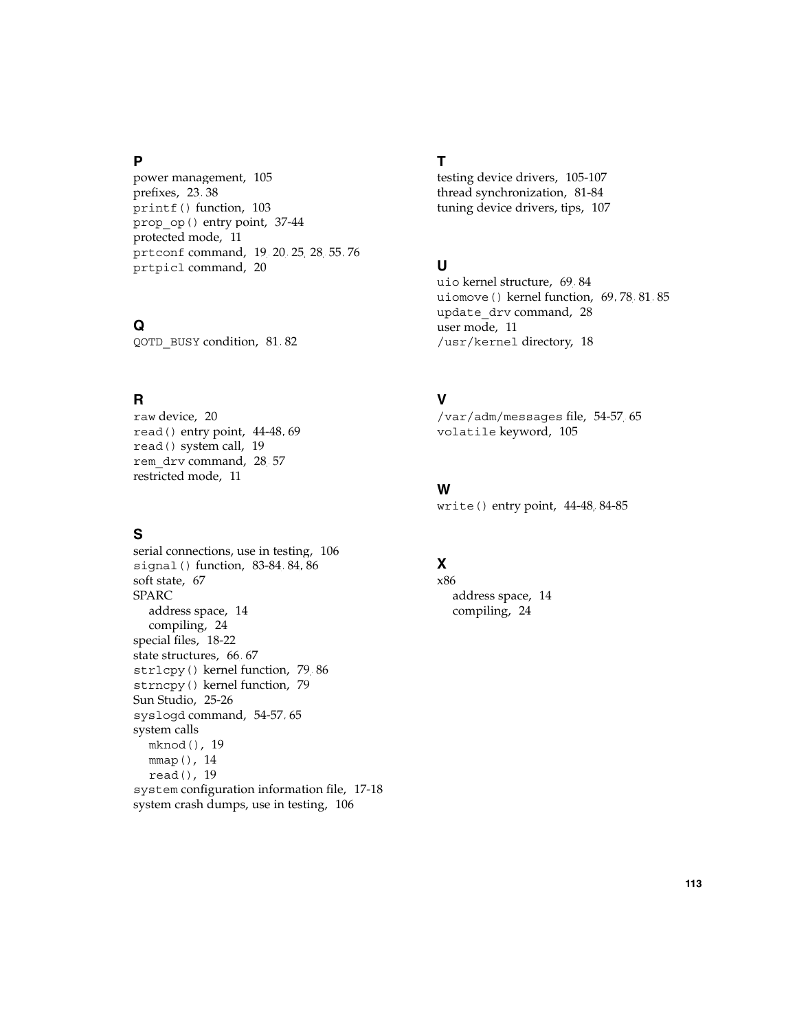## P

power management, 105
prefixes, 23, 38
printf() function, 103
prop_op() entry point, 37-44
protected mode, 11
prtconf command, 19, 20, 25, 28, 55, 76
prtpicl command, 20

## Q

QOTD_BUSY condition, 81, 82

## R

raw device, 20
read() entry point, 44-48, 69
read() system call, 19
rem_drv command, 28, 57
restricted mode, 11

## S

serial connections, use in testing, 106
signal() function, 83-84, 84, 86
soft state, 67
SPARC
  address space, 14
  compiling, 24
special files, 18-22
state structures, 66, 67
strlcpy() kernel function, 79, 86
strncpy() kernel function, 79
Sun Studio, 25-26
syslogd command, 54-57, 65
system calls
  mknod(), 19
  mmap(), 14
  read(), 19
system configuration information file, 17-18
system crash dumps, use in testing, 106

## T

testing device drivers, 105-107
thread synchronization, 81-84
tuning device drivers, tips, 107

## U

uio kernel structure, 69, 84
uiomove() kernel function, 69, 78, 81, 85
update_drv command, 28
user mode, 11
/usr/kernel directory, 18

## V

/var/adm/messages file, 54-57, 65
volatile keyword, 105

## W

write() entry point, 44-48, 84-85

## X

x86
  address space, 14
  compiling, 24